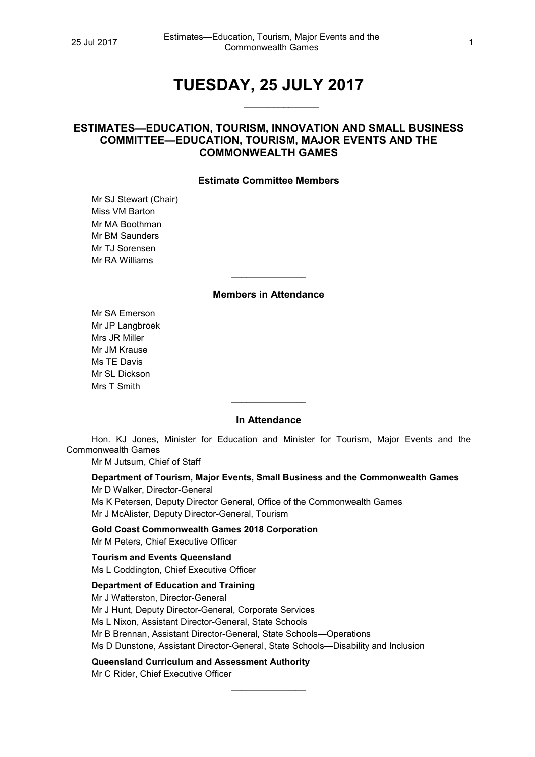# TUESDAY, 25 JULY 2017

## ESTIMATES—EDUCATION, TOURISM, INNOVATION AND SMALL BUSINESS COMMITTEE—EDUCATION, TOURISM, MAJOR EVENTS AND THE COMMONWEALTH GAMES

### Estimate Committee Members

Mr SJ Stewart (Chair)
Miss VM Barton
Mr MA Boothman
Mr BM Saunders
Mr TJ Sorensen
Mr RA Williams

### Members in Attendance

Mr SA Emerson
Mr JP Langbroek
Mrs JR Miller
Mr JM Krause
Ms TE Davis
Mr SL Dickson
Mrs T Smith

### In Attendance

Hon. KJ Jones, Minister for Education and Minister for Tourism, Major Events and the Commonwealth Games
Mr M Jutsum, Chief of Staff

**Department of Tourism, Major Events, Small Business and the Commonwealth Games**
Mr D Walker, Director-General
Ms K Petersen, Deputy Director General, Office of the Commonwealth Games
Mr J McAlister, Deputy Director-General, Tourism

**Gold Coast Commonwealth Games 2018 Corporation**
Mr M Peters, Chief Executive Officer

**Tourism and Events Queensland**
Ms L Coddington, Chief Executive Officer

**Department of Education and Training**
Mr J Watterston, Director-General
Mr J Hunt, Deputy Director-General, Corporate Services
Ms L Nixon, Assistant Director-General, State Schools
Mr B Brennan, Assistant Director-General, State Schools—Operations
Ms D Dunstone, Assistant Director-General, State Schools—Disability and Inclusion

**Queensland Curriculum and Assessment Authority**
Mr C Rider, Chief Executive Officer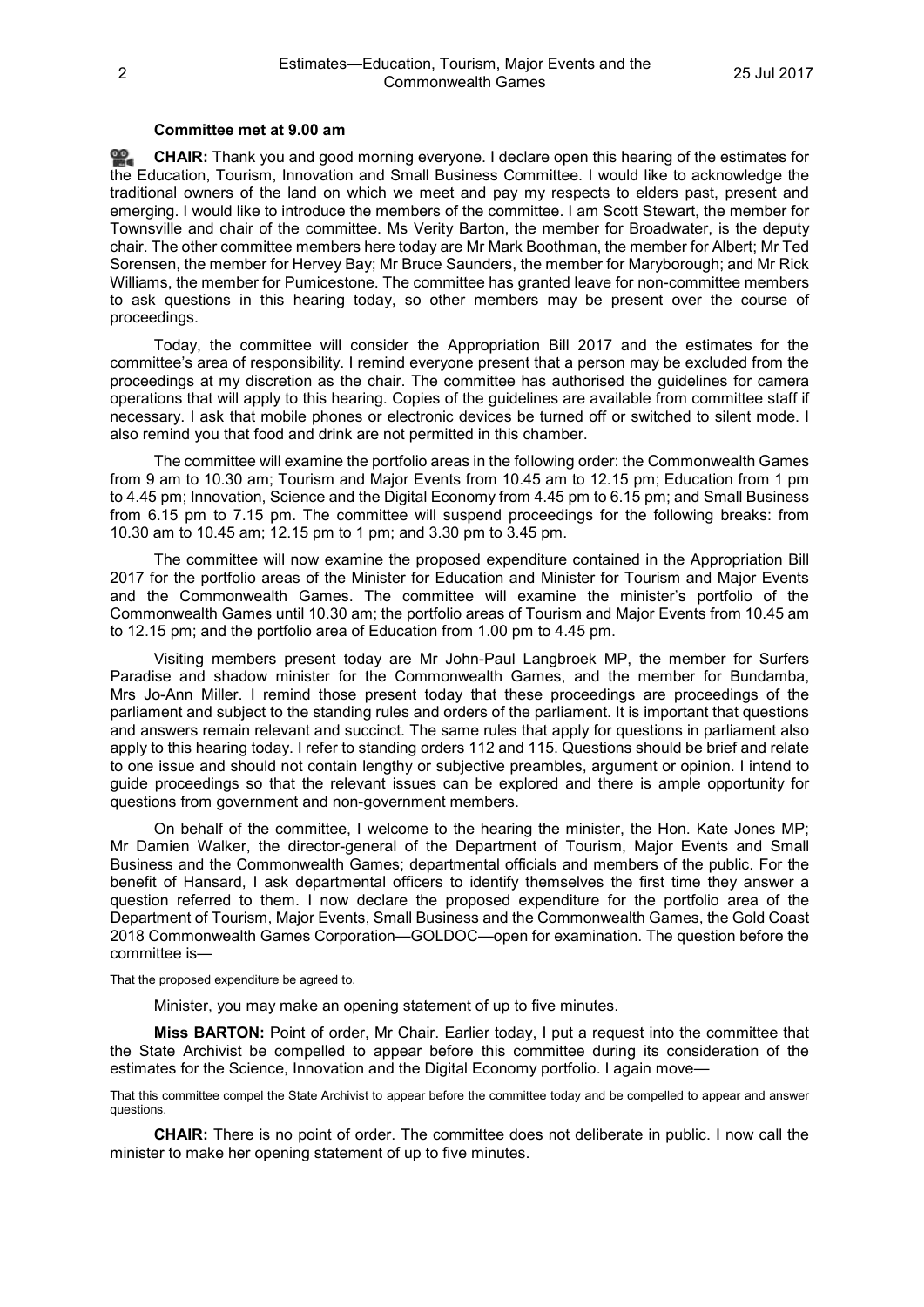**Committee met at 9.00 am**

**CHAIR:** Thank you and good morning everyone. I declare open this hearing of the estimates for the Education, Tourism, Innovation and Small Business Committee. I would like to acknowledge the traditional owners of the land on which we meet and pay my respects to elders past, present and emerging. I would like to introduce the members of the committee. I am Scott Stewart, the member for Townsville and chair of the committee. Ms Verity Barton, the member for Broadwater, is the deputy chair. The other committee members here today are Mr Mark Boothman, the member for Albert; Mr Ted Sorensen, the member for Hervey Bay; Mr Bruce Saunders, the member for Maryborough; and Mr Rick Williams, the member for Pumicestone. The committee has granted leave for non-committee members to ask questions in this hearing today, so other members may be present over the course of proceedings.

Today, the committee will consider the Appropriation Bill 2017 and the estimates for the committee's area of responsibility. I remind everyone present that a person may be excluded from the proceedings at my discretion as the chair. The committee has authorised the guidelines for camera operations that will apply to this hearing. Copies of the guidelines are available from committee staff if necessary. I ask that mobile phones or electronic devices be turned off or switched to silent mode. I also remind you that food and drink are not permitted in this chamber.

The committee will examine the portfolio areas in the following order: the Commonwealth Games from 9 am to 10.30 am; Tourism and Major Events from 10.45 am to 12.15 pm; Education from 1 pm to 4.45 pm; Innovation, Science and the Digital Economy from 4.45 pm to 6.15 pm; and Small Business from 6.15 pm to 7.15 pm. The committee will suspend proceedings for the following breaks: from 10.30 am to 10.45 am; 12.15 pm to 1 pm; and 3.30 pm to 3.45 pm.

The committee will now examine the proposed expenditure contained in the Appropriation Bill 2017 for the portfolio areas of the Minister for Education and Minister for Tourism and Major Events and the Commonwealth Games. The committee will examine the minister's portfolio of the Commonwealth Games until 10.30 am; the portfolio areas of Tourism and Major Events from 10.45 am to 12.15 pm; and the portfolio area of Education from 1.00 pm to 4.45 pm.

Visiting members present today are Mr John-Paul Langbroek MP, the member for Surfers Paradise and shadow minister for the Commonwealth Games, and the member for Bundamba, Mrs Jo-Ann Miller. I remind those present today that these proceedings are proceedings of the parliament and subject to the standing rules and orders of the parliament. It is important that questions and answers remain relevant and succinct. The same rules that apply for questions in parliament also apply to this hearing today. I refer to standing orders 112 and 115. Questions should be brief and relate to one issue and should not contain lengthy or subjective preambles, argument or opinion. I intend to guide proceedings so that the relevant issues can be explored and there is ample opportunity for questions from government and non-government members.

On behalf of the committee, I welcome to the hearing the minister, the Hon. Kate Jones MP; Mr Damien Walker, the director-general of the Department of Tourism, Major Events and Small Business and the Commonwealth Games; departmental officials and members of the public. For the benefit of Hansard, I ask departmental officers to identify themselves the first time they answer a question referred to them. I now declare the proposed expenditure for the portfolio area of the Department of Tourism, Major Events, Small Business and the Commonwealth Games, the Gold Coast 2018 Commonwealth Games Corporation—GOLDOC—open for examination. The question before the committee is—

That the proposed expenditure be agreed to.

Minister, you may make an opening statement of up to five minutes.

**Miss BARTON:** Point of order, Mr Chair. Earlier today, I put a request into the committee that the State Archivist be compelled to appear before this committee during its consideration of the estimates for the Science, Innovation and the Digital Economy portfolio. I again move—

That this committee compel the State Archivist to appear before the committee today and be compelled to appear and answer questions.

**CHAIR:** There is no point of order. The committee does not deliberate in public. I now call the minister to make her opening statement of up to five minutes.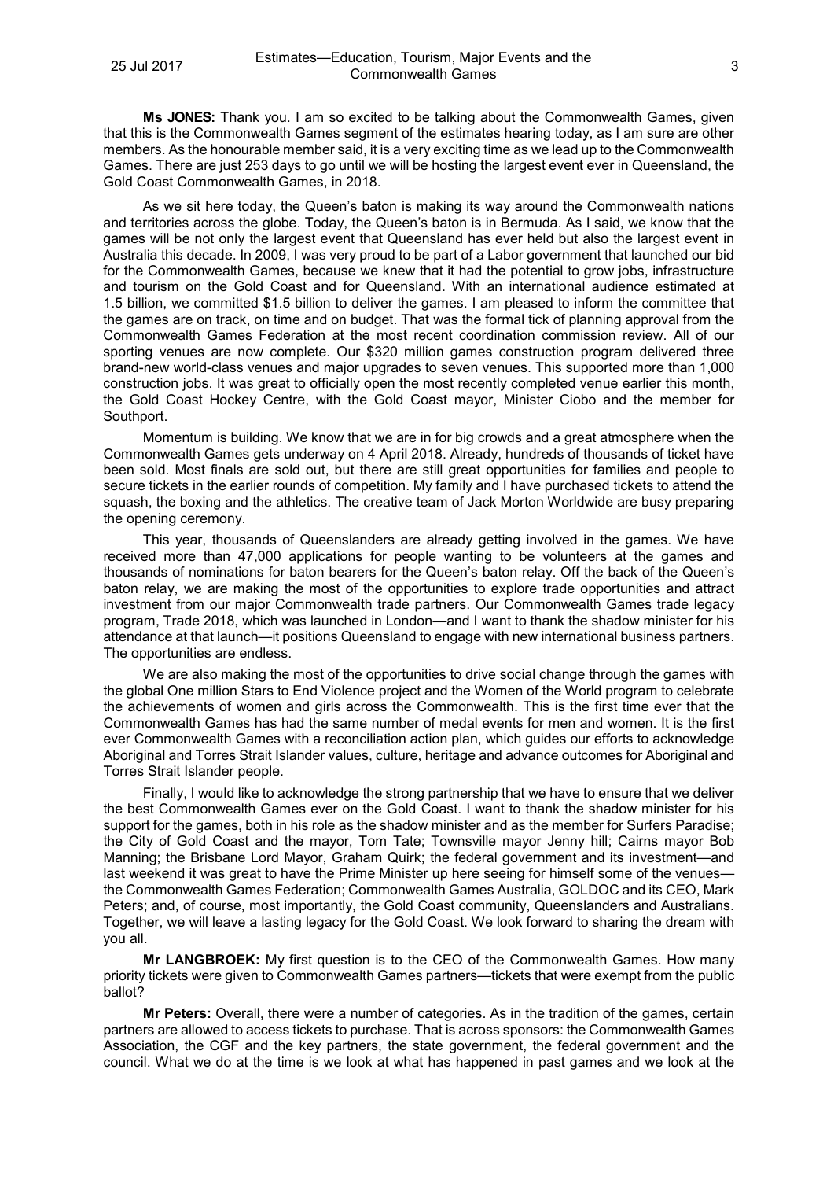**Ms JONES:** Thank you. I am so excited to be talking about the Commonwealth Games, given that this is the Commonwealth Games segment of the estimates hearing today, as I am sure are other members. As the honourable member said, it is a very exciting time as we lead up to the Commonwealth Games. There are just 253 days to go until we will be hosting the largest event ever in Queensland, the Gold Coast Commonwealth Games, in 2018.

As we sit here today, the Queen's baton is making its way around the Commonwealth nations and territories across the globe. Today, the Queen's baton is in Bermuda. As I said, we know that the games will be not only the largest event that Queensland has ever held but also the largest event in Australia this decade. In 2009, I was very proud to be part of a Labor government that launched our bid for the Commonwealth Games, because we knew that it had the potential to grow jobs, infrastructure and tourism on the Gold Coast and for Queensland. With an international audience estimated at 1.5 billion, we committed $1.5 billion to deliver the games. I am pleased to inform the committee that the games are on track, on time and on budget. That was the formal tick of planning approval from the Commonwealth Games Federation at the most recent coordination commission review. All of our sporting venues are now complete. Our $320 million games construction program delivered three brand-new world-class venues and major upgrades to seven venues. This supported more than 1,000 construction jobs. It was great to officially open the most recently completed venue earlier this month, the Gold Coast Hockey Centre, with the Gold Coast mayor, Minister Ciobo and the member for Southport.

Momentum is building. We know that we are in for big crowds and a great atmosphere when the Commonwealth Games gets underway on 4 April 2018. Already, hundreds of thousands of ticket have been sold. Most finals are sold out, but there are still great opportunities for families and people to secure tickets in the earlier rounds of competition. My family and I have purchased tickets to attend the squash, the boxing and the athletics. The creative team of Jack Morton Worldwide are busy preparing the opening ceremony.

This year, thousands of Queenslanders are already getting involved in the games. We have received more than 47,000 applications for people wanting to be volunteers at the games and thousands of nominations for baton bearers for the Queen's baton relay. Off the back of the Queen's baton relay, we are making the most of the opportunities to explore trade opportunities and attract investment from our major Commonwealth trade partners. Our Commonwealth Games trade legacy program, Trade 2018, which was launched in London—and I want to thank the shadow minister for his attendance at that launch—it positions Queensland to engage with new international business partners. The opportunities are endless.

We are also making the most of the opportunities to drive social change through the games with the global One million Stars to End Violence project and the Women of the World program to celebrate the achievements of women and girls across the Commonwealth. This is the first time ever that the Commonwealth Games has had the same number of medal events for men and women. It is the first ever Commonwealth Games with a reconciliation action plan, which guides our efforts to acknowledge Aboriginal and Torres Strait Islander values, culture, heritage and advance outcomes for Aboriginal and Torres Strait Islander people.

Finally, I would like to acknowledge the strong partnership that we have to ensure that we deliver the best Commonwealth Games ever on the Gold Coast. I want to thank the shadow minister for his support for the games, both in his role as the shadow minister and as the member for Surfers Paradise; the City of Gold Coast and the mayor, Tom Tate; Townsville mayor Jenny hill; Cairns mayor Bob Manning; the Brisbane Lord Mayor, Graham Quirk; the federal government and its investment—and last weekend it was great to have the Prime Minister up here seeing for himself some of the venues—the Commonwealth Games Federation; Commonwealth Games Australia, GOLDOC and its CEO, Mark Peters; and, of course, most importantly, the Gold Coast community, Queenslanders and Australians. Together, we will leave a lasting legacy for the Gold Coast. We look forward to sharing the dream with you all.

**Mr LANGBROEK:** My first question is to the CEO of the Commonwealth Games. How many priority tickets were given to Commonwealth Games partners—tickets that were exempt from the public ballot?

**Mr Peters:** Overall, there were a number of categories. As in the tradition of the games, certain partners are allowed to access tickets to purchase. That is across sponsors: the Commonwealth Games Association, the CGF and the key partners, the state government, the federal government and the council. What we do at the time is we look at what has happened in past games and we look at the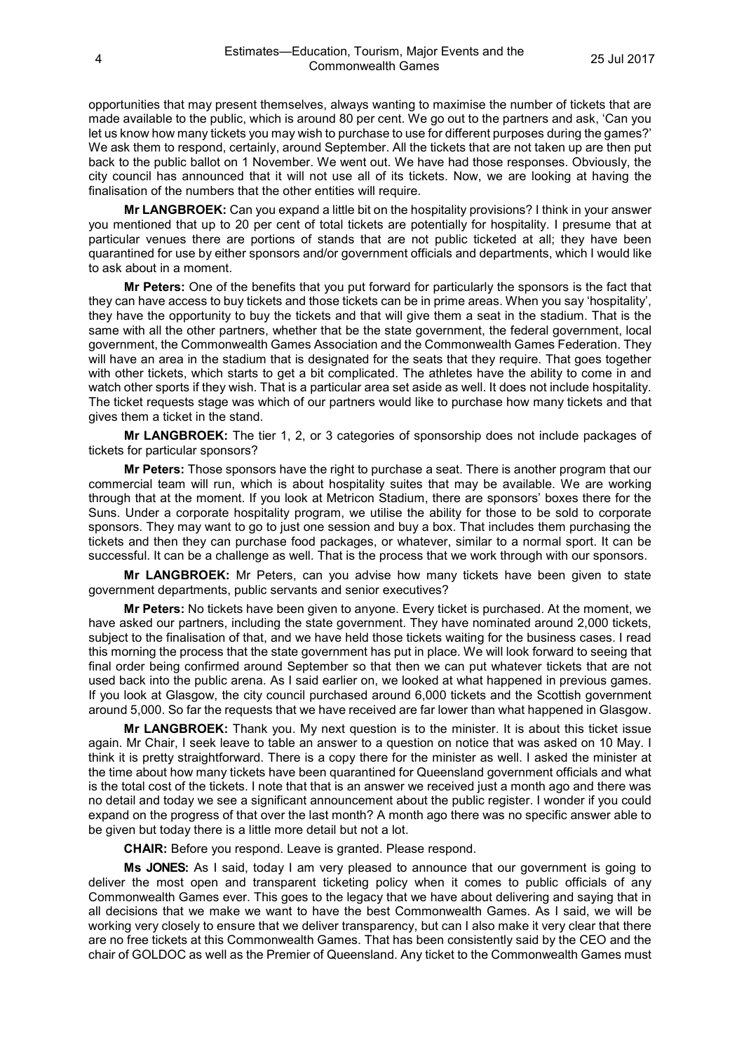opportunities that may present themselves, always wanting to maximise the number of tickets that are made available to the public, which is around 80 per cent. We go out to the partners and ask, 'Can you let us know how many tickets you may wish to purchase to use for different purposes during the games?' We ask them to respond, certainly, around September. All the tickets that are not taken up are then put back to the public ballot on 1 November. We went out. We have had those responses. Obviously, the city council has announced that it will not use all of its tickets. Now, we are looking at having the finalisation of the numbers that the other entities will require.

**Mr LANGBROEK:** Can you expand a little bit on the hospitality provisions? I think in your answer you mentioned that up to 20 per cent of total tickets are potentially for hospitality. I presume that at particular venues there are portions of stands that are not public ticketed at all; they have been quarantined for use by either sponsors and/or government officials and departments, which I would like to ask about in a moment.

**Mr Peters:** One of the benefits that you put forward for particularly the sponsors is the fact that they can have access to buy tickets and those tickets can be in prime areas. When you say 'hospitality', they have the opportunity to buy the tickets and that will give them a seat in the stadium. That is the same with all the other partners, whether that be the state government, the federal government, local government, the Commonwealth Games Association and the Commonwealth Games Federation. They will have an area in the stadium that is designated for the seats that they require. That goes together with other tickets, which starts to get a bit complicated. The athletes have the ability to come in and watch other sports if they wish. That is a particular area set aside as well. It does not include hospitality. The ticket requests stage was which of our partners would like to purchase how many tickets and that gives them a ticket in the stand.

**Mr LANGBROEK:** The tier 1, 2, or 3 categories of sponsorship does not include packages of tickets for particular sponsors?

**Mr Peters:** Those sponsors have the right to purchase a seat. There is another program that our commercial team will run, which is about hospitality suites that may be available. We are working through that at the moment. If you look at Metricon Stadium, there are sponsors' boxes there for the Suns. Under a corporate hospitality program, we utilise the ability for those to be sold to corporate sponsors. They may want to go to just one session and buy a box. That includes them purchasing the tickets and then they can purchase food packages, or whatever, similar to a normal sport. It can be successful. It can be a challenge as well. That is the process that we work through with our sponsors.

**Mr LANGBROEK:** Mr Peters, can you advise how many tickets have been given to state government departments, public servants and senior executives?

**Mr Peters:** No tickets have been given to anyone. Every ticket is purchased. At the moment, we have asked our partners, including the state government. They have nominated around 2,000 tickets, subject to the finalisation of that, and we have held those tickets waiting for the business cases. I read this morning the process that the state government has put in place. We will look forward to seeing that final order being confirmed around September so that then we can put whatever tickets that are not used back into the public arena. As I said earlier on, we looked at what happened in previous games. If you look at Glasgow, the city council purchased around 6,000 tickets and the Scottish government around 5,000. So far the requests that we have received are far lower than what happened in Glasgow.

**Mr LANGBROEK:** Thank you. My next question is to the minister. It is about this ticket issue again. Mr Chair, I seek leave to table an answer to a question on notice that was asked on 10 May. I think it is pretty straightforward. There is a copy there for the minister as well. I asked the minister at the time about how many tickets have been quarantined for Queensland government officials and what is the total cost of the tickets. I note that that is an answer we received just a month ago and there was no detail and today we see a significant announcement about the public register. I wonder if you could expand on the progress of that over the last month? A month ago there was no specific answer able to be given but today there is a little more detail but not a lot.

**CHAIR:** Before you respond. Leave is granted. Please respond.

**Ms JONES:** As I said, today I am very pleased to announce that our government is going to deliver the most open and transparent ticketing policy when it comes to public officials of any Commonwealth Games ever. This goes to the legacy that we have about delivering and saying that in all decisions that we make we want to have the best Commonwealth Games. As I said, we will be working very closely to ensure that we deliver transparency, but can I also make it very clear that there are no free tickets at this Commonwealth Games. That has been consistently said by the CEO and the chair of GOLDOC as well as the Premier of Queensland. Any ticket to the Commonwealth Games must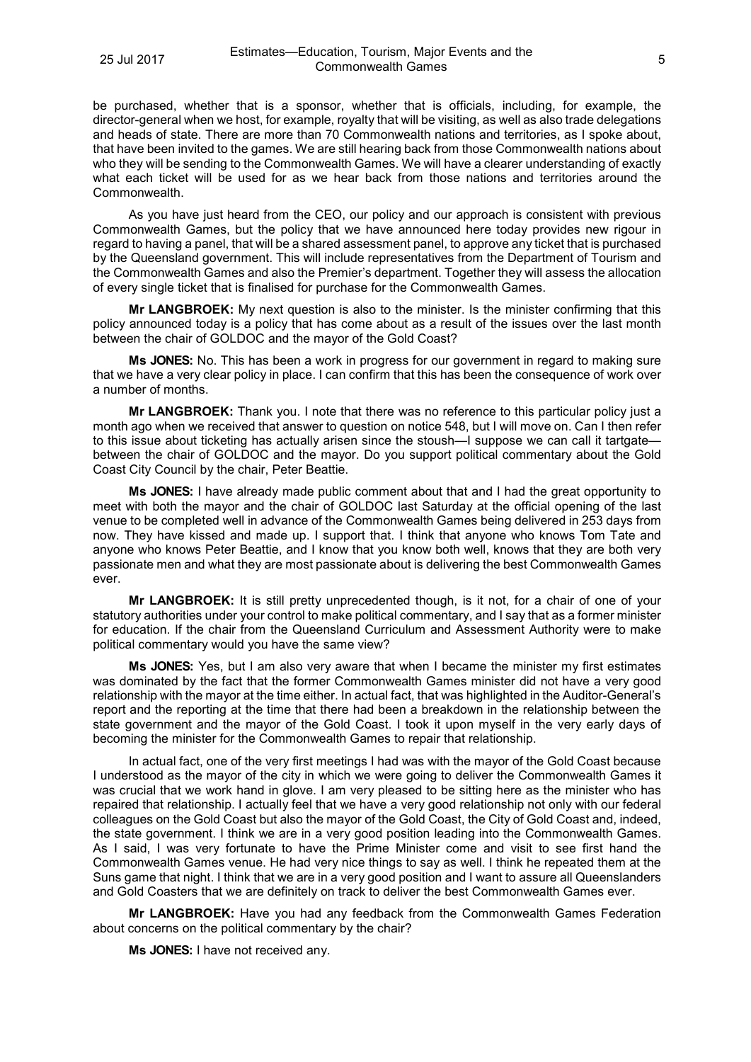be purchased, whether that is a sponsor, whether that is officials, including, for example, the director-general when we host, for example, royalty that will be visiting, as well as also trade delegations and heads of state. There are more than 70 Commonwealth nations and territories, as I spoke about, that have been invited to the games. We are still hearing back from those Commonwealth nations about who they will be sending to the Commonwealth Games. We will have a clearer understanding of exactly what each ticket will be used for as we hear back from those nations and territories around the Commonwealth.

As you have just heard from the CEO, our policy and our approach is consistent with previous Commonwealth Games, but the policy that we have announced here today provides new rigour in regard to having a panel, that will be a shared assessment panel, to approve any ticket that is purchased by the Queensland government. This will include representatives from the Department of Tourism and the Commonwealth Games and also the Premier's department. Together they will assess the allocation of every single ticket that is finalised for purchase for the Commonwealth Games.

**Mr LANGBROEK:** My next question is also to the minister. Is the minister confirming that this policy announced today is a policy that has come about as a result of the issues over the last month between the chair of GOLDOC and the mayor of the Gold Coast?

**Ms JONES:** No. This has been a work in progress for our government in regard to making sure that we have a very clear policy in place. I can confirm that this has been the consequence of work over a number of months.

**Mr LANGBROEK:** Thank you. I note that there was no reference to this particular policy just a month ago when we received that answer to question on notice 548, but I will move on. Can I then refer to this issue about ticketing has actually arisen since the stoush—I suppose we can call it tartgate—between the chair of GOLDOC and the mayor. Do you support political commentary about the Gold Coast City Council by the chair, Peter Beattie.

**Ms JONES:** I have already made public comment about that and I had the great opportunity to meet with both the mayor and the chair of GOLDOC last Saturday at the official opening of the last venue to be completed well in advance of the Commonwealth Games being delivered in 253 days from now. They have kissed and made up. I support that. I think that anyone who knows Tom Tate and anyone who knows Peter Beattie, and I know that you know both well, knows that they are both very passionate men and what they are most passionate about is delivering the best Commonwealth Games ever.

**Mr LANGBROEK:** It is still pretty unprecedented though, is it not, for a chair of one of your statutory authorities under your control to make political commentary, and I say that as a former minister for education. If the chair from the Queensland Curriculum and Assessment Authority were to make political commentary would you have the same view?

**Ms JONES:** Yes, but I am also very aware that when I became the minister my first estimates was dominated by the fact that the former Commonwealth Games minister did not have a very good relationship with the mayor at the time either. In actual fact, that was highlighted in the Auditor-General's report and the reporting at the time that there had been a breakdown in the relationship between the state government and the mayor of the Gold Coast. I took it upon myself in the very early days of becoming the minister for the Commonwealth Games to repair that relationship.

In actual fact, one of the very first meetings I had was with the mayor of the Gold Coast because I understood as the mayor of the city in which we were going to deliver the Commonwealth Games it was crucial that we work hand in glove. I am very pleased to be sitting here as the minister who has repaired that relationship. I actually feel that we have a very good relationship not only with our federal colleagues on the Gold Coast but also the mayor of the Gold Coast, the City of Gold Coast and, indeed, the state government. I think we are in a very good position leading into the Commonwealth Games. As I said, I was very fortunate to have the Prime Minister come and visit to see first hand the Commonwealth Games venue. He had very nice things to say as well. I think he repeated them at the Suns game that night. I think that we are in a very good position and I want to assure all Queenslanders and Gold Coasters that we are definitely on track to deliver the best Commonwealth Games ever.

**Mr LANGBROEK:** Have you had any feedback from the Commonwealth Games Federation about concerns on the political commentary by the chair?

**Ms JONES:** I have not received any.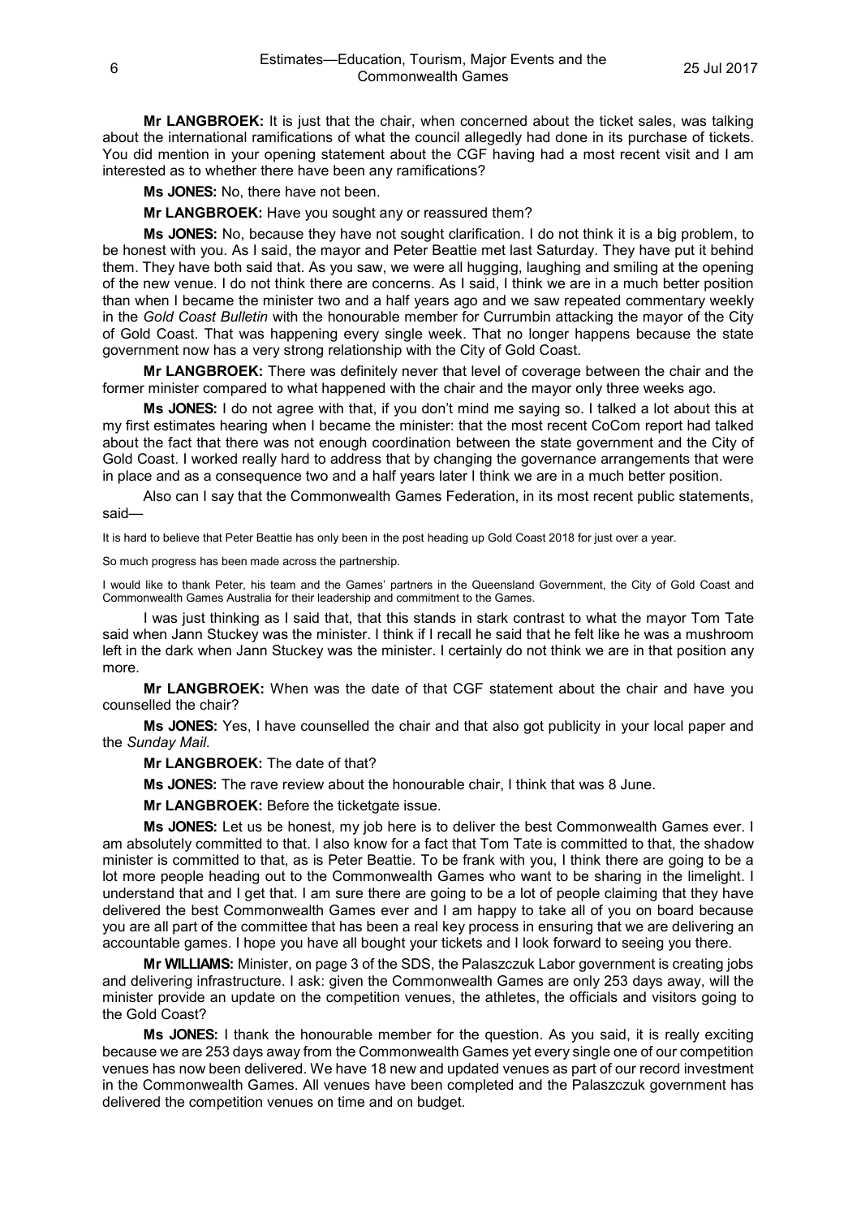**Mr LANGBROEK:** It is just that the chair, when concerned about the ticket sales, was talking about the international ramifications of what the council allegedly had done in its purchase of tickets. You did mention in your opening statement about the CGF having had a most recent visit and I am interested as to whether there have been any ramifications?

**Ms JONES:** No, there have not been.

**Mr LANGBROEK:** Have you sought any or reassured them?

**Ms JONES:** No, because they have not sought clarification. I do not think it is a big problem, to be honest with you. As I said, the mayor and Peter Beattie met last Saturday. They have put it behind them. They have both said that. As you saw, we were all hugging, laughing and smiling at the opening of the new venue. I do not think there are concerns. As I said, I think we are in a much better position than when I became the minister two and a half years ago and we saw repeated commentary weekly in the *Gold Coast Bulletin* with the honourable member for Currumbin attacking the mayor of the City of Gold Coast. That was happening every single week. That no longer happens because the state government now has a very strong relationship with the City of Gold Coast.

**Mr LANGBROEK:** There was definitely never that level of coverage between the chair and the former minister compared to what happened with the chair and the mayor only three weeks ago.

**Ms JONES:** I do not agree with that, if you don't mind me saying so. I talked a lot about this at my first estimates hearing when I became the minister: that the most recent CoCom report had talked about the fact that there was not enough coordination between the state government and the City of Gold Coast. I worked really hard to address that by changing the governance arrangements that were in place and as a consequence two and a half years later I think we are in a much better position.

Also can I say that the Commonwealth Games Federation, in its most recent public statements, said—

> It is hard to believe that Peter Beattie has only been in the post heading up Gold Coast 2018 for just over a year.
>
> So much progress has been made across the partnership.
>
> I would like to thank Peter, his team and the Games' partners in the Queensland Government, the City of Gold Coast and Commonwealth Games Australia for their leadership and commitment to the Games.

I was just thinking as I said that, that this stands in stark contrast to what the mayor Tom Tate said when Jann Stuckey was the minister. I think if I recall he said that he felt like he was a mushroom left in the dark when Jann Stuckey was the minister. I certainly do not think we are in that position any more.

**Mr LANGBROEK:** When was the date of that CGF statement about the chair and have you counselled the chair?

**Ms JONES:** Yes, I have counselled the chair and that also got publicity in your local paper and the *Sunday Mail*.

**Mr LANGBROEK:** The date of that?

**Ms JONES:** The rave review about the honourable chair, I think that was 8 June.

**Mr LANGBROEK:** Before the ticketgate issue.

**Ms JONES:** Let us be honest, my job here is to deliver the best Commonwealth Games ever. I am absolutely committed to that. I also know for a fact that Tom Tate is committed to that, the shadow minister is committed to that, as is Peter Beattie. To be frank with you, I think there are going to be a lot more people heading out to the Commonwealth Games who want to be sharing in the limelight. I understand that and I get that. I am sure there are going to be a lot of people claiming that they have delivered the best Commonwealth Games ever and I am happy to take all of you on board because you are all part of the committee that has been a real key process in ensuring that we are delivering an accountable games. I hope you have all bought your tickets and I look forward to seeing you there.

**Mr WILLIAMS:** Minister, on page 3 of the SDS, the Palaszczuk Labor government is creating jobs and delivering infrastructure. I ask: given the Commonwealth Games are only 253 days away, will the minister provide an update on the competition venues, the athletes, the officials and visitors going to the Gold Coast?

**Ms JONES:** I thank the honourable member for the question. As you said, it is really exciting because we are 253 days away from the Commonwealth Games yet every single one of our competition venues has now been delivered. We have 18 new and updated venues as part of our record investment in the Commonwealth Games. All venues have been completed and the Palaszczuk government has delivered the competition venues on time and on budget.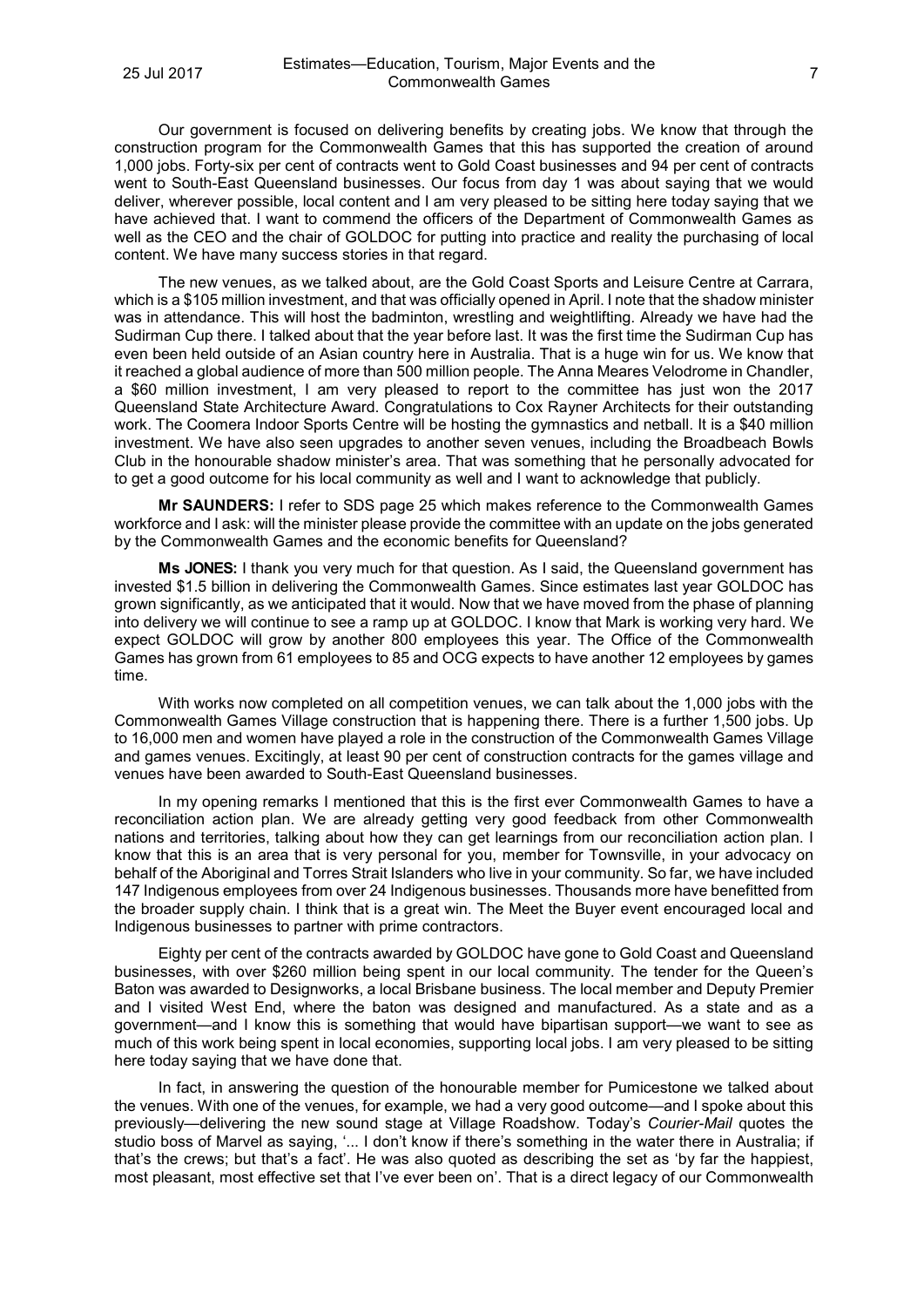Our government is focused on delivering benefits by creating jobs. We know that through the construction program for the Commonwealth Games that this has supported the creation of around 1,000 jobs. Forty-six per cent of contracts went to Gold Coast businesses and 94 per cent of contracts went to South-East Queensland businesses. Our focus from day 1 was about saying that we would deliver, wherever possible, local content and I am very pleased to be sitting here today saying that we have achieved that. I want to commend the officers of the Department of Commonwealth Games as well as the CEO and the chair of GOLDOC for putting into practice and reality the purchasing of local content. We have many success stories in that regard.

The new venues, as we talked about, are the Gold Coast Sports and Leisure Centre at Carrara, which is a $105 million investment, and that was officially opened in April. I note that the shadow minister was in attendance. This will host the badminton, wrestling and weightlifting. Already we have had the Sudirman Cup there. I talked about that the year before last. It was the first time the Sudirman Cup has even been held outside of an Asian country here in Australia. That is a huge win for us. We know that it reached a global audience of more than 500 million people. The Anna Meares Velodrome in Chandler, a $60 million investment, I am very pleased to report to the committee has just won the 2017 Queensland State Architecture Award. Congratulations to Cox Rayner Architects for their outstanding work. The Coomera Indoor Sports Centre will be hosting the gymnastics and netball. It is a $40 million investment. We have also seen upgrades to another seven venues, including the Broadbeach Bowls Club in the honourable shadow minister's area. That was something that he personally advocated for to get a good outcome for his local community as well and I want to acknowledge that publicly.

**Mr SAUNDERS:** I refer to SDS page 25 which makes reference to the Commonwealth Games workforce and I ask: will the minister please provide the committee with an update on the jobs generated by the Commonwealth Games and the economic benefits for Queensland?

**Ms JONES:** I thank you very much for that question. As I said, the Queensland government has invested $1.5 billion in delivering the Commonwealth Games. Since estimates last year GOLDOC has grown significantly, as we anticipated that it would. Now that we have moved from the phase of planning into delivery we will continue to see a ramp up at GOLDOC. I know that Mark is working very hard. We expect GOLDOC will grow by another 800 employees this year. The Office of the Commonwealth Games has grown from 61 employees to 85 and OCG expects to have another 12 employees by games time.

With works now completed on all competition venues, we can talk about the 1,000 jobs with the Commonwealth Games Village construction that is happening there. There is a further 1,500 jobs. Up to 16,000 men and women have played a role in the construction of the Commonwealth Games Village and games venues. Excitingly, at least 90 per cent of construction contracts for the games village and venues have been awarded to South-East Queensland businesses.

In my opening remarks I mentioned that this is the first ever Commonwealth Games to have a reconciliation action plan. We are already getting very good feedback from other Commonwealth nations and territories, talking about how they can get learnings from our reconciliation action plan. I know that this is an area that is very personal for you, member for Townsville, in your advocacy on behalf of the Aboriginal and Torres Strait Islanders who live in your community. So far, we have included 147 Indigenous employees from over 24 Indigenous businesses. Thousands more have benefitted from the broader supply chain. I think that is a great win. The Meet the Buyer event encouraged local and Indigenous businesses to partner with prime contractors.

Eighty per cent of the contracts awarded by GOLDOC have gone to Gold Coast and Queensland businesses, with over $260 million being spent in our local community. The tender for the Queen's Baton was awarded to Designworks, a local Brisbane business. The local member and Deputy Premier and I visited West End, where the baton was designed and manufactured. As a state and as a government—and I know this is something that would have bipartisan support—we want to see as much of this work being spent in local economies, supporting local jobs. I am very pleased to be sitting here today saying that we have done that.

In fact, in answering the question of the honourable member for Pumicestone we talked about the venues. With one of the venues, for example, we had a very good outcome—and I spoke about this previously—delivering the new sound stage at Village Roadshow. Today's *Courier-Mail* quotes the studio boss of Marvel as saying, '... I don't know if there's something in the water there in Australia; if that's the crews; but that's a fact'. He was also quoted as describing the set as 'by far the happiest, most pleasant, most effective set that I've ever been on'. That is a direct legacy of our Commonwealth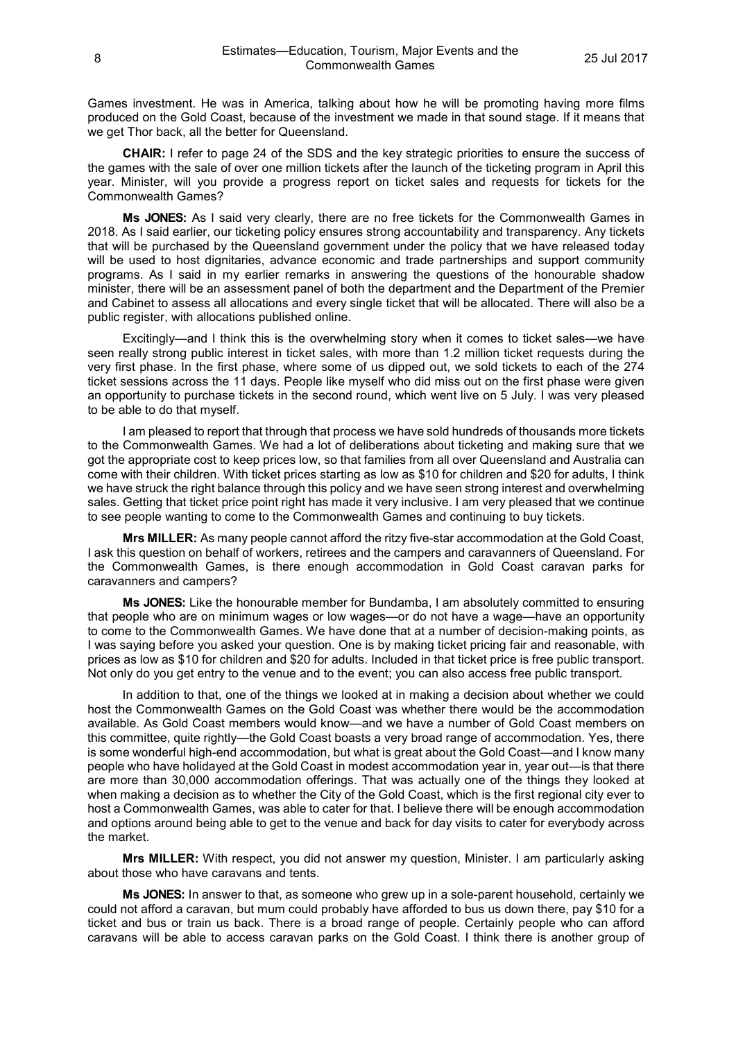Games investment. He was in America, talking about how he will be promoting having more films produced on the Gold Coast, because of the investment we made in that sound stage. If it means that we get Thor back, all the better for Queensland.

**CHAIR:** I refer to page 24 of the SDS and the key strategic priorities to ensure the success of the games with the sale of over one million tickets after the launch of the ticketing program in April this year. Minister, will you provide a progress report on ticket sales and requests for tickets for the Commonwealth Games?

**Ms JONES:** As I said very clearly, there are no free tickets for the Commonwealth Games in 2018. As I said earlier, our ticketing policy ensures strong accountability and transparency. Any tickets that will be purchased by the Queensland government under the policy that we have released today will be used to host dignitaries, advance economic and trade partnerships and support community programs. As I said in my earlier remarks in answering the questions of the honourable shadow minister, there will be an assessment panel of both the department and the Department of the Premier and Cabinet to assess all allocations and every single ticket that will be allocated. There will also be a public register, with allocations published online.

Excitingly—and I think this is the overwhelming story when it comes to ticket sales—we have seen really strong public interest in ticket sales, with more than 1.2 million ticket requests during the very first phase. In the first phase, where some of us dipped out, we sold tickets to each of the 274 ticket sessions across the 11 days. People like myself who did miss out on the first phase were given an opportunity to purchase tickets in the second round, which went live on 5 July. I was very pleased to be able to do that myself.

I am pleased to report that through that process we have sold hundreds of thousands more tickets to the Commonwealth Games. We had a lot of deliberations about ticketing and making sure that we got the appropriate cost to keep prices low, so that families from all over Queensland and Australia can come with their children. With ticket prices starting as low as $10 for children and $20 for adults, I think we have struck the right balance through this policy and we have seen strong interest and overwhelming sales. Getting that ticket price point right has made it very inclusive. I am very pleased that we continue to see people wanting to come to the Commonwealth Games and continuing to buy tickets.

**Mrs MILLER:** As many people cannot afford the ritzy five-star accommodation at the Gold Coast, I ask this question on behalf of workers, retirees and the campers and caravanners of Queensland. For the Commonwealth Games, is there enough accommodation in Gold Coast caravan parks for caravanners and campers?

**Ms JONES:** Like the honourable member for Bundamba, I am absolutely committed to ensuring that people who are on minimum wages or low wages—or do not have a wage—have an opportunity to come to the Commonwealth Games. We have done that at a number of decision-making points, as I was saying before you asked your question. One is by making ticket pricing fair and reasonable, with prices as low as $10 for children and $20 for adults. Included in that ticket price is free public transport. Not only do you get entry to the venue and to the event; you can also access free public transport.

In addition to that, one of the things we looked at in making a decision about whether we could host the Commonwealth Games on the Gold Coast was whether there would be the accommodation available. As Gold Coast members would know—and we have a number of Gold Coast members on this committee, quite rightly—the Gold Coast boasts a very broad range of accommodation. Yes, there is some wonderful high-end accommodation, but what is great about the Gold Coast—and I know many people who have holidayed at the Gold Coast in modest accommodation year in, year out—is that there are more than 30,000 accommodation offerings. That was actually one of the things they looked at when making a decision as to whether the City of the Gold Coast, which is the first regional city ever to host a Commonwealth Games, was able to cater for that. I believe there will be enough accommodation and options around being able to get to the venue and back for day visits to cater for everybody across the market.

**Mrs MILLER:** With respect, you did not answer my question, Minister. I am particularly asking about those who have caravans and tents.

**Ms JONES:** In answer to that, as someone who grew up in a sole-parent household, certainly we could not afford a caravan, but mum could probably have afforded to bus us down there, pay $10 for a ticket and bus or train us back. There is a broad range of people. Certainly people who can afford caravans will be able to access caravan parks on the Gold Coast. I think there is another group of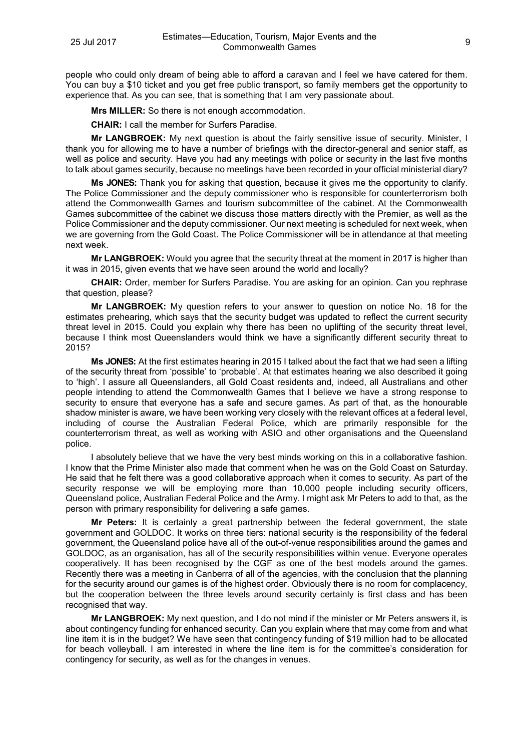people who could only dream of being able to afford a caravan and I feel we have catered for them. You can buy a $10 ticket and you get free public transport, so family members get the opportunity to experience that. As you can see, that is something that I am very passionate about.

**Mrs MILLER:** So there is not enough accommodation.

**CHAIR:** I call the member for Surfers Paradise.

**Mr LANGBROEK:** My next question is about the fairly sensitive issue of security. Minister, I thank you for allowing me to have a number of briefings with the director-general and senior staff, as well as police and security. Have you had any meetings with police or security in the last five months to talk about games security, because no meetings have been recorded in your official ministerial diary?

**Ms JONES:** Thank you for asking that question, because it gives me the opportunity to clarify. The Police Commissioner and the deputy commissioner who is responsible for counterterrorism both attend the Commonwealth Games and tourism subcommittee of the cabinet. At the Commonwealth Games subcommittee of the cabinet we discuss those matters directly with the Premier, as well as the Police Commissioner and the deputy commissioner. Our next meeting is scheduled for next week, when we are governing from the Gold Coast. The Police Commissioner will be in attendance at that meeting next week.

**Mr LANGBROEK:** Would you agree that the security threat at the moment in 2017 is higher than it was in 2015, given events that we have seen around the world and locally?

**CHAIR:** Order, member for Surfers Paradise. You are asking for an opinion. Can you rephrase that question, please?

**Mr LANGBROEK:** My question refers to your answer to question on notice No. 18 for the estimates prehearing, which says that the security budget was updated to reflect the current security threat level in 2015. Could you explain why there has been no uplifting of the security threat level, because I think most Queenslanders would think we have a significantly different security threat to 2015?

**Ms JONES:** At the first estimates hearing in 2015 I talked about the fact that we had seen a lifting of the security threat from 'possible' to 'probable'. At that estimates hearing we also described it going to 'high'. I assure all Queenslanders, all Gold Coast residents and, indeed, all Australians and other people intending to attend the Commonwealth Games that I believe we have a strong response to security to ensure that everyone has a safe and secure games. As part of that, as the honourable shadow minister is aware, we have been working very closely with the relevant offices at a federal level, including of course the Australian Federal Police, which are primarily responsible for the counterterrorism threat, as well as working with ASIO and other organisations and the Queensland police.

I absolutely believe that we have the very best minds working on this in a collaborative fashion. I know that the Prime Minister also made that comment when he was on the Gold Coast on Saturday. He said that he felt there was a good collaborative approach when it comes to security. As part of the security response we will be employing more than 10,000 people including security officers, Queensland police, Australian Federal Police and the Army. I might ask Mr Peters to add to that, as the person with primary responsibility for delivering a safe games.

**Mr Peters:** It is certainly a great partnership between the federal government, the state government and GOLDOC. It works on three tiers: national security is the responsibility of the federal government, the Queensland police have all of the out-of-venue responsibilities around the games and GOLDOC, as an organisation, has all of the security responsibilities within venue. Everyone operates cooperatively. It has been recognised by the CGF as one of the best models around the games. Recently there was a meeting in Canberra of all of the agencies, with the conclusion that the planning for the security around our games is of the highest order. Obviously there is no room for complacency, but the cooperation between the three levels around security certainly is first class and has been recognised that way.

**Mr LANGBROEK:** My next question, and I do not mind if the minister or Mr Peters answers it, is about contingency funding for enhanced security. Can you explain where that may come from and what line item it is in the budget? We have seen that contingency funding of $19 million had to be allocated for beach volleyball. I am interested in where the line item is for the committee's consideration for contingency for security, as well as for the changes in venues.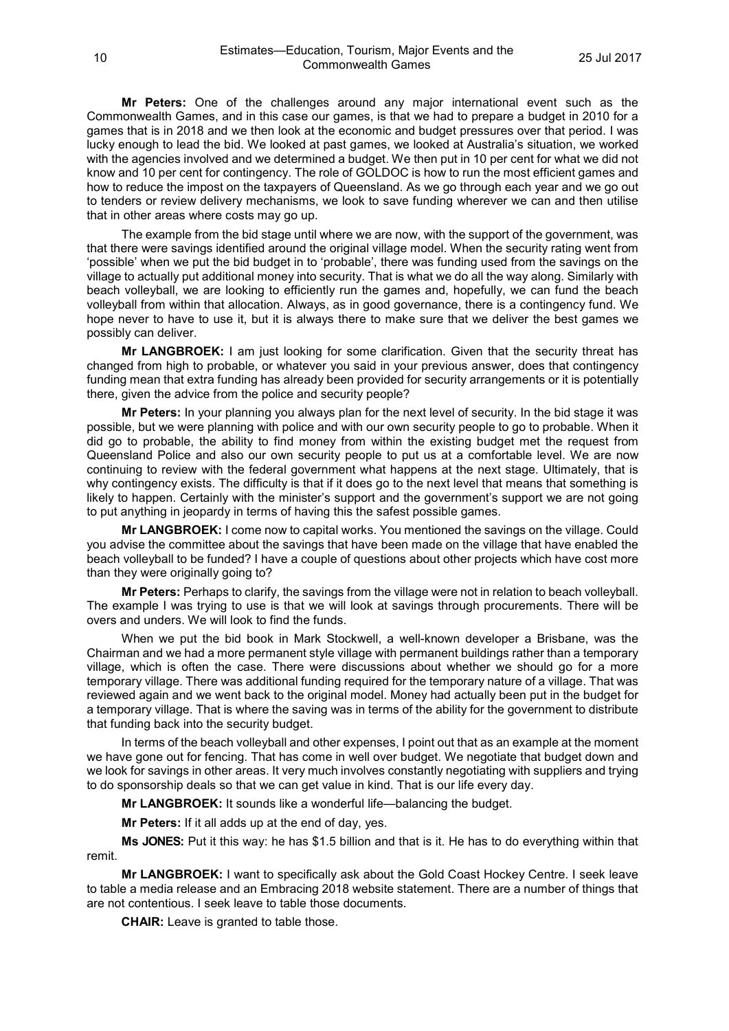**Mr Peters:** One of the challenges around any major international event such as the Commonwealth Games, and in this case our games, is that we had to prepare a budget in 2010 for a games that is in 2018 and we then look at the economic and budget pressures over that period. I was lucky enough to lead the bid. We looked at past games, we looked at Australia's situation, we worked with the agencies involved and we determined a budget. We then put in 10 per cent for what we did not know and 10 per cent for contingency. The role of GOLDOC is how to run the most efficient games and how to reduce the impost on the taxpayers of Queensland. As we go through each year and we go out to tenders or review delivery mechanisms, we look to save funding wherever we can and then utilise that in other areas where costs may go up.

The example from the bid stage until where we are now, with the support of the government, was that there were savings identified around the original village model. When the security rating went from 'possible' when we put the bid budget in to 'probable', there was funding used from the savings on the village to actually put additional money into security. That is what we do all the way along. Similarly with beach volleyball, we are looking to efficiently run the games and, hopefully, we can fund the beach volleyball from within that allocation. Always, as in good governance, there is a contingency fund. We hope never to have to use it, but it is always there to make sure that we deliver the best games we possibly can deliver.

**Mr LANGBROEK:** I am just looking for some clarification. Given that the security threat has changed from high to probable, or whatever you said in your previous answer, does that contingency funding mean that extra funding has already been provided for security arrangements or it is potentially there, given the advice from the police and security people?

**Mr Peters:** In your planning you always plan for the next level of security. In the bid stage it was possible, but we were planning with police and with our own security people to go to probable. When it did go to probable, the ability to find money from within the existing budget met the request from Queensland Police and also our own security people to put us at a comfortable level. We are now continuing to review with the federal government what happens at the next stage. Ultimately, that is why contingency exists. The difficulty is that if it does go to the next level that means that something is likely to happen. Certainly with the minister's support and the government's support we are not going to put anything in jeopardy in terms of having this the safest possible games.

**Mr LANGBROEK:** I come now to capital works. You mentioned the savings on the village. Could you advise the committee about the savings that have been made on the village that have enabled the beach volleyball to be funded? I have a couple of questions about other projects which have cost more than they were originally going to?

**Mr Peters:** Perhaps to clarify, the savings from the village were not in relation to beach volleyball. The example I was trying to use is that we will look at savings through procurements. There will be overs and unders. We will look to find the funds.

When we put the bid book in Mark Stockwell, a well-known developer a Brisbane, was the Chairman and we had a more permanent style village with permanent buildings rather than a temporary village, which is often the case. There were discussions about whether we should go for a more temporary village. There was additional funding required for the temporary nature of a village. That was reviewed again and we went back to the original model. Money had actually been put in the budget for a temporary village. That is where the saving was in terms of the ability for the government to distribute that funding back into the security budget.

In terms of the beach volleyball and other expenses, I point out that as an example at the moment we have gone out for fencing. That has come in well over budget. We negotiate that budget down and we look for savings in other areas. It very much involves constantly negotiating with suppliers and trying to do sponsorship deals so that we can get value in kind. That is our life every day.

**Mr LANGBROEK:** It sounds like a wonderful life—balancing the budget.

**Mr Peters:** If it all adds up at the end of day, yes.

**Ms JONES:** Put it this way: he has $1.5 billion and that is it. He has to do everything within that remit.

**Mr LANGBROEK:** I want to specifically ask about the Gold Coast Hockey Centre. I seek leave to table a media release and an Embracing 2018 website statement. There are a number of things that are not contentious. I seek leave to table those documents.

**CHAIR:** Leave is granted to table those.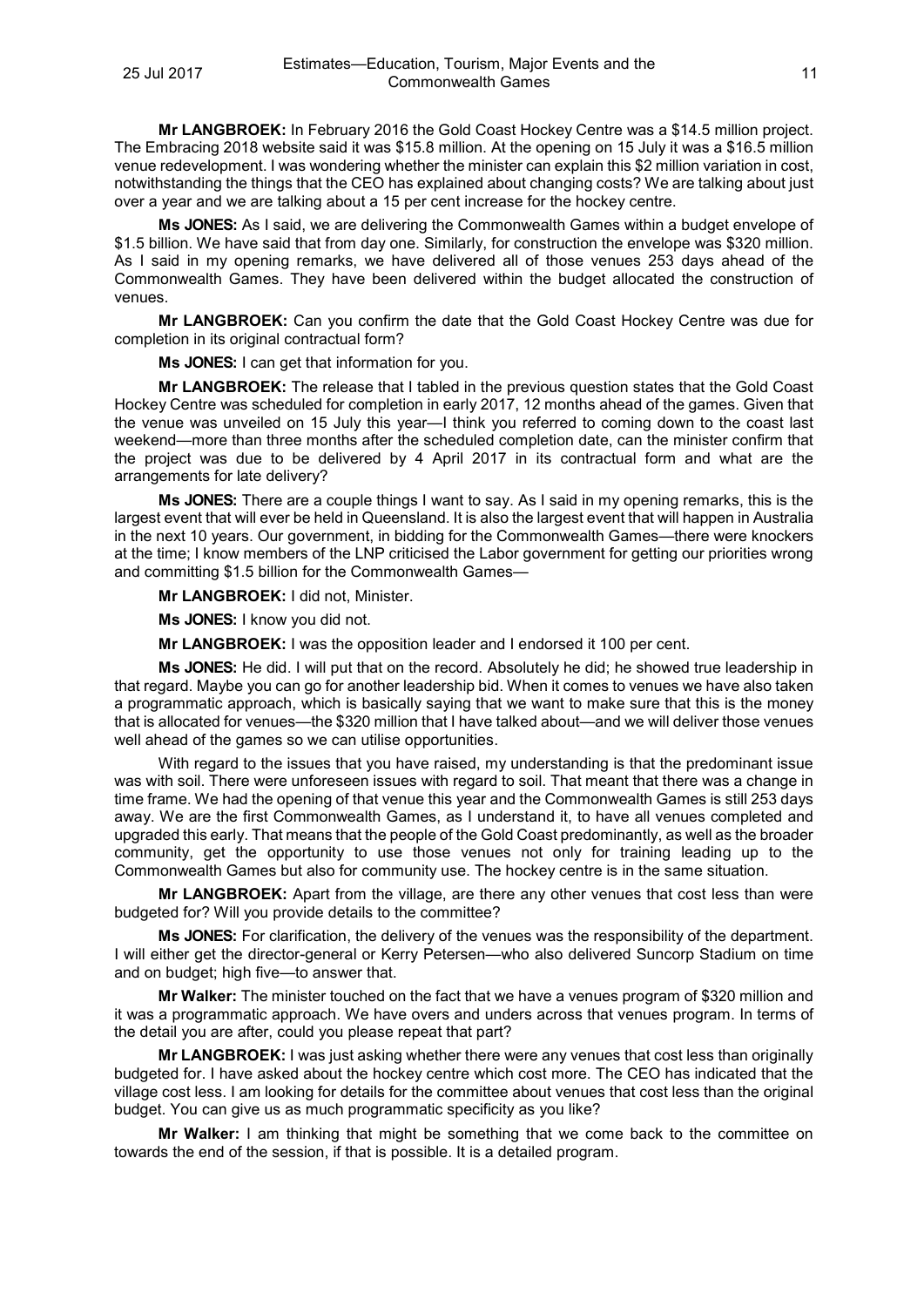**Mr LANGBROEK:** In February 2016 the Gold Coast Hockey Centre was a $14.5 million project. The Embracing 2018 website said it was $15.8 million. At the opening on 15 July it was a $16.5 million venue redevelopment. I was wondering whether the minister can explain this $2 million variation in cost, notwithstanding the things that the CEO has explained about changing costs? We are talking about just over a year and we are talking about a 15 per cent increase for the hockey centre.

**Ms JONES:** As I said, we are delivering the Commonwealth Games within a budget envelope of $1.5 billion. We have said that from day one. Similarly, for construction the envelope was $320 million. As I said in my opening remarks, we have delivered all of those venues 253 days ahead of the Commonwealth Games. They have been delivered within the budget allocated the construction of venues.

**Mr LANGBROEK:** Can you confirm the date that the Gold Coast Hockey Centre was due for completion in its original contractual form?

**Ms JONES:** I can get that information for you.

**Mr LANGBROEK:** The release that I tabled in the previous question states that the Gold Coast Hockey Centre was scheduled for completion in early 2017, 12 months ahead of the games. Given that the venue was unveiled on 15 July this year—I think you referred to coming down to the coast last weekend—more than three months after the scheduled completion date, can the minister confirm that the project was due to be delivered by 4 April 2017 in its contractual form and what are the arrangements for late delivery?

**Ms JONES:** There are a couple things I want to say. As I said in my opening remarks, this is the largest event that will ever be held in Queensland. It is also the largest event that will happen in Australia in the next 10 years. Our government, in bidding for the Commonwealth Games—there were knockers at the time; I know members of the LNP criticised the Labor government for getting our priorities wrong and committing $1.5 billion for the Commonwealth Games—

**Mr LANGBROEK:** I did not, Minister.

**Ms JONES:** I know you did not.

**Mr LANGBROEK:** I was the opposition leader and I endorsed it 100 per cent.

**Ms JONES:** He did. I will put that on the record. Absolutely he did; he showed true leadership in that regard. Maybe you can go for another leadership bid. When it comes to venues we have also taken a programmatic approach, which is basically saying that we want to make sure that this is the money that is allocated for venues—the $320 million that I have talked about—and we will deliver those venues well ahead of the games so we can utilise opportunities.

With regard to the issues that you have raised, my understanding is that the predominant issue was with soil. There were unforeseen issues with regard to soil. That meant that there was a change in time frame. We had the opening of that venue this year and the Commonwealth Games is still 253 days away. We are the first Commonwealth Games, as I understand it, to have all venues completed and upgraded this early. That means that the people of the Gold Coast predominantly, as well as the broader community, get the opportunity to use those venues not only for training leading up to the Commonwealth Games but also for community use. The hockey centre is in the same situation.

**Mr LANGBROEK:** Apart from the village, are there any other venues that cost less than were budgeted for? Will you provide details to the committee?

**Ms JONES:** For clarification, the delivery of the venues was the responsibility of the department. I will either get the director-general or Kerry Petersen—who also delivered Suncorp Stadium on time and on budget; high five—to answer that.

**Mr Walker:** The minister touched on the fact that we have a venues program of $320 million and it was a programmatic approach. We have overs and unders across that venues program. In terms of the detail you are after, could you please repeat that part?

**Mr LANGBROEK:** I was just asking whether there were any venues that cost less than originally budgeted for. I have asked about the hockey centre which cost more. The CEO has indicated that the village cost less. I am looking for details for the committee about venues that cost less than the original budget. You can give us as much programmatic specificity as you like?

**Mr Walker:** I am thinking that might be something that we come back to the committee on towards the end of the session, if that is possible. It is a detailed program.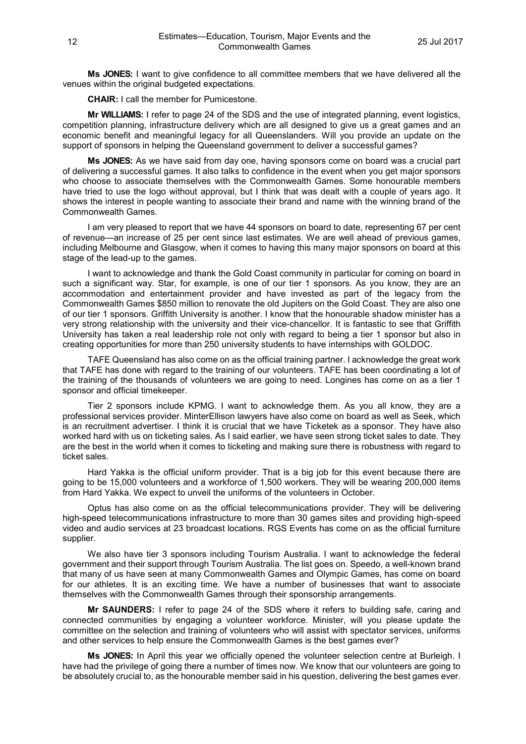**Ms JONES:** I want to give confidence to all committee members that we have delivered all the venues within the original budgeted expectations.

**CHAIR:** I call the member for Pumicestone.

**Mr WILLIAMS:** I refer to page 24 of the SDS and the use of integrated planning, event logistics, competition planning, infrastructure delivery which are all designed to give us a great games and an economic benefit and meaningful legacy for all Queenslanders. Will you provide an update on the support of sponsors in helping the Queensland government to deliver a successful games?

**Ms JONES:** As we have said from day one, having sponsors come on board was a crucial part of delivering a successful games. It also talks to confidence in the event when you get major sponsors who choose to associate themselves with the Commonwealth Games. Some honourable members have tried to use the logo without approval, but I think that was dealt with a couple of years ago. It shows the interest in people wanting to associate their brand and name with the winning brand of the Commonwealth Games.

I am very pleased to report that we have 44 sponsors on board to date, representing 67 per cent of revenue—an increase of 25 per cent since last estimates. We are well ahead of previous games, including Melbourne and Glasgow, when it comes to having this many major sponsors on board at this stage of the lead-up to the games.

I want to acknowledge and thank the Gold Coast community in particular for coming on board in such a significant way. Star, for example, is one of our tier 1 sponsors. As you know, they are an accommodation and entertainment provider and have invested as part of the legacy from the Commonwealth Games $850 million to renovate the old Jupiters on the Gold Coast. They are also one of our tier 1 sponsors. Griffith University is another. I know that the honourable shadow minister has a very strong relationship with the university and their vice-chancellor. It is fantastic to see that Griffith University has taken a real leadership role not only with regard to being a tier 1 sponsor but also in creating opportunities for more than 250 university students to have internships with GOLDOC.

TAFE Queensland has also come on as the official training partner. I acknowledge the great work that TAFE has done with regard to the training of our volunteers. TAFE has been coordinating a lot of the training of the thousands of volunteers we are going to need. Longines has come on as a tier 1 sponsor and official timekeeper.

Tier 2 sponsors include KPMG. I want to acknowledge them. As you all know, they are a professional services provider. MinterEllison lawyers have also come on board as well as Seek, which is an recruitment advertiser. I think it is crucial that we have Ticketek as a sponsor. They have also worked hard with us on ticketing sales. As I said earlier, we have seen strong ticket sales to date. They are the best in the world when it comes to ticketing and making sure there is robustness with regard to ticket sales.

Hard Yakka is the official uniform provider. That is a big job for this event because there are going to be 15,000 volunteers and a workforce of 1,500 workers. They will be wearing 200,000 items from Hard Yakka. We expect to unveil the uniforms of the volunteers in October.

Optus has also come on as the official telecommunications provider. They will be delivering high-speed telecommunications infrastructure to more than 30 games sites and providing high-speed video and audio services at 23 broadcast locations. RGS Events has come on as the official furniture supplier.

We also have tier 3 sponsors including Tourism Australia. I want to acknowledge the federal government and their support through Tourism Australia. The list goes on. Speedo, a well-known brand that many of us have seen at many Commonwealth Games and Olympic Games, has come on board for our athletes. It is an exciting time. We have a number of businesses that want to associate themselves with the Commonwealth Games through their sponsorship arrangements.

**Mr SAUNDERS:** I refer to page 24 of the SDS where it refers to building safe, caring and connected communities by engaging a volunteer workforce. Minister, will you please update the committee on the selection and training of volunteers who will assist with spectator services, uniforms and other services to help ensure the Commonwealth Games is the best games ever?

**Ms JONES:** In April this year we officially opened the volunteer selection centre at Burleigh. I have had the privilege of going there a number of times now. We know that our volunteers are going to be absolutely crucial to, as the honourable member said in his question, delivering the best games ever.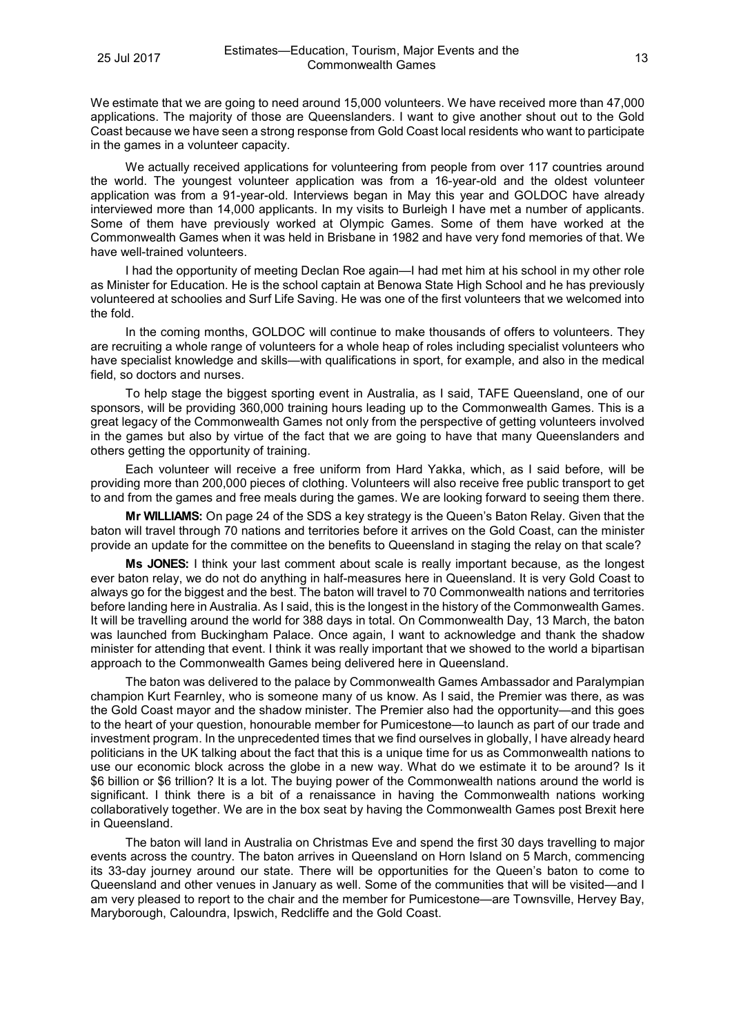We estimate that we are going to need around 15,000 volunteers. We have received more than 47,000 applications. The majority of those are Queenslanders. I want to give another shout out to the Gold Coast because we have seen a strong response from Gold Coast local residents who want to participate in the games in a volunteer capacity.

We actually received applications for volunteering from people from over 117 countries around the world. The youngest volunteer application was from a 16-year-old and the oldest volunteer application was from a 91-year-old. Interviews began in May this year and GOLDOC have already interviewed more than 14,000 applicants. In my visits to Burleigh I have met a number of applicants. Some of them have previously worked at Olympic Games. Some of them have worked at the Commonwealth Games when it was held in Brisbane in 1982 and have very fond memories of that. We have well-trained volunteers.

I had the opportunity of meeting Declan Roe again—I had met him at his school in my other role as Minister for Education. He is the school captain at Benowa State High School and he has previously volunteered at schoolies and Surf Life Saving. He was one of the first volunteers that we welcomed into the fold.

In the coming months, GOLDOC will continue to make thousands of offers to volunteers. They are recruiting a whole range of volunteers for a whole heap of roles including specialist volunteers who have specialist knowledge and skills—with qualifications in sport, for example, and also in the medical field, so doctors and nurses.

To help stage the biggest sporting event in Australia, as I said, TAFE Queensland, one of our sponsors, will be providing 360,000 training hours leading up to the Commonwealth Games. This is a great legacy of the Commonwealth Games not only from the perspective of getting volunteers involved in the games but also by virtue of the fact that we are going to have that many Queenslanders and others getting the opportunity of training.

Each volunteer will receive a free uniform from Hard Yakka, which, as I said before, will be providing more than 200,000 pieces of clothing. Volunteers will also receive free public transport to get to and from the games and free meals during the games. We are looking forward to seeing them there.

**Mr WILLIAMS:** On page 24 of the SDS a key strategy is the Queen's Baton Relay. Given that the baton will travel through 70 nations and territories before it arrives on the Gold Coast, can the minister provide an update for the committee on the benefits to Queensland in staging the relay on that scale?

**Ms JONES:** I think your last comment about scale is really important because, as the longest ever baton relay, we do not do anything in half-measures here in Queensland. It is very Gold Coast to always go for the biggest and the best. The baton will travel to 70 Commonwealth nations and territories before landing here in Australia. As I said, this is the longest in the history of the Commonwealth Games. It will be travelling around the world for 388 days in total. On Commonwealth Day, 13 March, the baton was launched from Buckingham Palace. Once again, I want to acknowledge and thank the shadow minister for attending that event. I think it was really important that we showed to the world a bipartisan approach to the Commonwealth Games being delivered here in Queensland.

The baton was delivered to the palace by Commonwealth Games Ambassador and Paralympian champion Kurt Fearnley, who is someone many of us know. As I said, the Premier was there, as was the Gold Coast mayor and the shadow minister. The Premier also had the opportunity—and this goes to the heart of your question, honourable member for Pumicestone—to launch as part of our trade and investment program. In the unprecedented times that we find ourselves in globally, I have already heard politicians in the UK talking about the fact that this is a unique time for us as Commonwealth nations to use our economic block across the globe in a new way. What do we estimate it to be around? Is it \$6 billion or \$6 trillion? It is a lot. The buying power of the Commonwealth nations around the world is significant. I think there is a bit of a renaissance in having the Commonwealth nations working collaboratively together. We are in the box seat by having the Commonwealth Games post Brexit here in Queensland.

The baton will land in Australia on Christmas Eve and spend the first 30 days travelling to major events across the country. The baton arrives in Queensland on Horn Island on 5 March, commencing its 33-day journey around our state. There will be opportunities for the Queen's baton to come to Queensland and other venues in January as well. Some of the communities that will be visited—and I am very pleased to report to the chair and the member for Pumicestone—are Townsville, Hervey Bay, Maryborough, Caloundra, Ipswich, Redcliffe and the Gold Coast.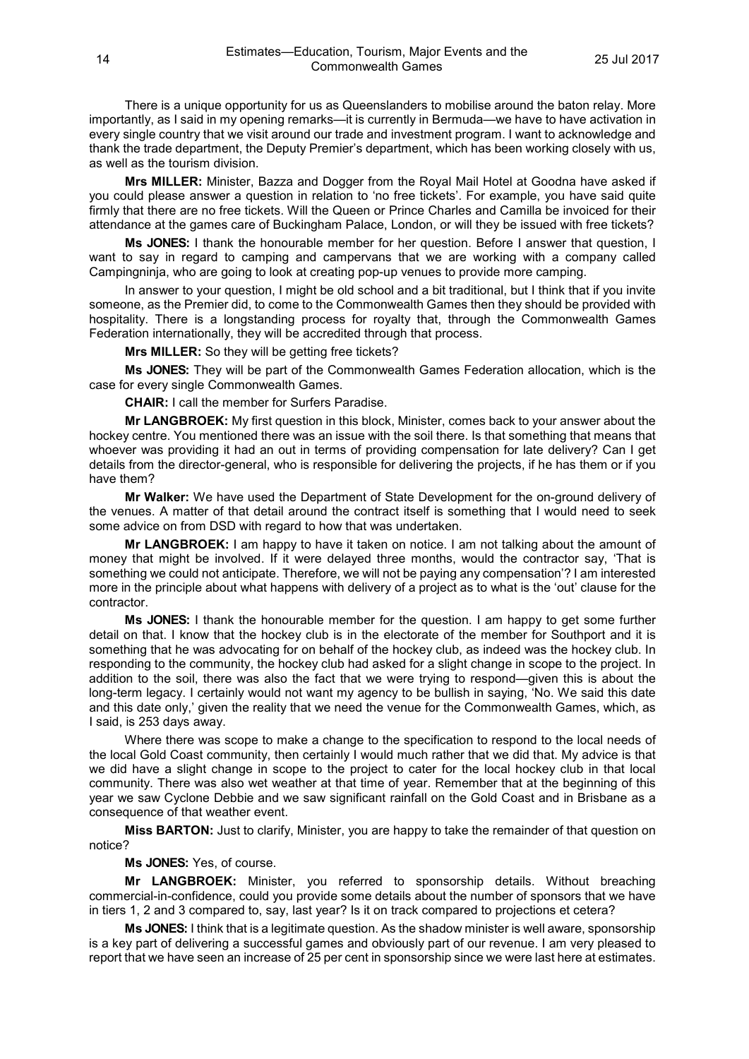There is a unique opportunity for us as Queenslanders to mobilise around the baton relay. More importantly, as I said in my opening remarks—it is currently in Bermuda—we have to have activation in every single country that we visit around our trade and investment program. I want to acknowledge and thank the trade department, the Deputy Premier's department, which has been working closely with us, as well as the tourism division.

**Mrs MILLER:** Minister, Bazza and Dogger from the Royal Mail Hotel at Goodna have asked if you could please answer a question in relation to 'no free tickets'. For example, you have said quite firmly that there are no free tickets. Will the Queen or Prince Charles and Camilla be invoiced for their attendance at the games care of Buckingham Palace, London, or will they be issued with free tickets?

**Ms JONES:** I thank the honourable member for her question. Before I answer that question, I want to say in regard to camping and campervans that we are working with a company called Campingninja, who are going to look at creating pop-up venues to provide more camping.

In answer to your question, I might be old school and a bit traditional, but I think that if you invite someone, as the Premier did, to come to the Commonwealth Games then they should be provided with hospitality. There is a longstanding process for royalty that, through the Commonwealth Games Federation internationally, they will be accredited through that process.

**Mrs MILLER:** So they will be getting free tickets?

**Ms JONES:** They will be part of the Commonwealth Games Federation allocation, which is the case for every single Commonwealth Games.

**CHAIR:** I call the member for Surfers Paradise.

**Mr LANGBROEK:** My first question in this block, Minister, comes back to your answer about the hockey centre. You mentioned there was an issue with the soil there. Is that something that means that whoever was providing it had an out in terms of providing compensation for late delivery? Can I get details from the director-general, who is responsible for delivering the projects, if he has them or if you have them?

**Mr Walker:** We have used the Department of State Development for the on-ground delivery of the venues. A matter of that detail around the contract itself is something that I would need to seek some advice on from DSD with regard to how that was undertaken.

**Mr LANGBROEK:** I am happy to have it taken on notice. I am not talking about the amount of money that might be involved. If it were delayed three months, would the contractor say, 'That is something we could not anticipate. Therefore, we will not be paying any compensation'? I am interested more in the principle about what happens with delivery of a project as to what is the 'out' clause for the contractor.

**Ms JONES:** I thank the honourable member for the question. I am happy to get some further detail on that. I know that the hockey club is in the electorate of the member for Southport and it is something that he was advocating for on behalf of the hockey club, as indeed was the hockey club. In responding to the community, the hockey club had asked for a slight change in scope to the project. In addition to the soil, there was also the fact that we were trying to respond—given this is about the long-term legacy. I certainly would not want my agency to be bullish in saying, 'No. We said this date and this date only,' given the reality that we need the venue for the Commonwealth Games, which, as I said, is 253 days away.

Where there was scope to make a change to the specification to respond to the local needs of the local Gold Coast community, then certainly I would much rather that we did that. My advice is that we did have a slight change in scope to the project to cater for the local hockey club in that local community. There was also wet weather at that time of year. Remember that at the beginning of this year we saw Cyclone Debbie and we saw significant rainfall on the Gold Coast and in Brisbane as a consequence of that weather event.

**Miss BARTON:** Just to clarify, Minister, you are happy to take the remainder of that question on notice?

**Ms JONES:** Yes, of course.

**Mr LANGBROEK:** Minister, you referred to sponsorship details. Without breaching commercial-in-confidence, could you provide some details about the number of sponsors that we have in tiers 1, 2 and 3 compared to, say, last year? Is it on track compared to projections et cetera?

**Ms JONES:** I think that is a legitimate question. As the shadow minister is well aware, sponsorship is a key part of delivering a successful games and obviously part of our revenue. I am very pleased to report that we have seen an increase of 25 per cent in sponsorship since we were last here at estimates.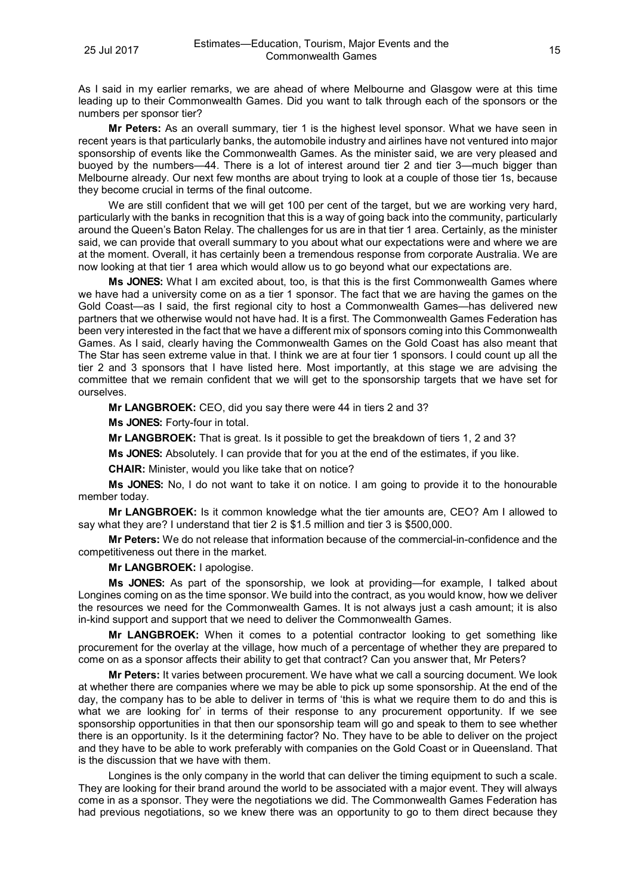As I said in my earlier remarks, we are ahead of where Melbourne and Glasgow were at this time leading up to their Commonwealth Games. Did you want to talk through each of the sponsors or the numbers per sponsor tier?

**Mr Peters:** As an overall summary, tier 1 is the highest level sponsor. What we have seen in recent years is that particularly banks, the automobile industry and airlines have not ventured into major sponsorship of events like the Commonwealth Games. As the minister said, we are very pleased and buoyed by the numbers—44. There is a lot of interest around tier 2 and tier 3—much bigger than Melbourne already. Our next few months are about trying to look at a couple of those tier 1s, because they become crucial in terms of the final outcome.

We are still confident that we will get 100 per cent of the target, but we are working very hard, particularly with the banks in recognition that this is a way of going back into the community, particularly around the Queen's Baton Relay. The challenges for us are in that tier 1 area. Certainly, as the minister said, we can provide that overall summary to you about what our expectations were and where we are at the moment. Overall, it has certainly been a tremendous response from corporate Australia. We are now looking at that tier 1 area which would allow us to go beyond what our expectations are.

**Ms JONES:** What I am excited about, too, is that this is the first Commonwealth Games where we have had a university come on as a tier 1 sponsor. The fact that we are having the games on the Gold Coast—as I said, the first regional city to host a Commonwealth Games—has delivered new partners that we otherwise would not have had. It is a first. The Commonwealth Games Federation has been very interested in the fact that we have a different mix of sponsors coming into this Commonwealth Games. As I said, clearly having the Commonwealth Games on the Gold Coast has also meant that The Star has seen extreme value in that. I think we are at four tier 1 sponsors. I could count up all the tier 2 and 3 sponsors that I have listed here. Most importantly, at this stage we are advising the committee that we remain confident that we will get to the sponsorship targets that we have set for ourselves.

**Mr LANGBROEK:** CEO, did you say there were 44 in tiers 2 and 3?

**Ms JONES:** Forty-four in total.

**Mr LANGBROEK:** That is great. Is it possible to get the breakdown of tiers 1, 2 and 3?

**Ms JONES:** Absolutely. I can provide that for you at the end of the estimates, if you like.

**CHAIR:** Minister, would you like take that on notice?

**Ms JONES:** No, I do not want to take it on notice. I am going to provide it to the honourable member today.

**Mr LANGBROEK:** Is it common knowledge what the tier amounts are, CEO? Am I allowed to say what they are? I understand that tier 2 is $1.5 million and tier 3 is $500,000.

**Mr Peters:** We do not release that information because of the commercial-in-confidence and the competitiveness out there in the market.

**Mr LANGBROEK:** I apologise.

**Ms JONES:** As part of the sponsorship, we look at providing—for example, I talked about Longines coming on as the time sponsor. We build into the contract, as you would know, how we deliver the resources we need for the Commonwealth Games. It is not always just a cash amount; it is also in-kind support and support that we need to deliver the Commonwealth Games.

**Mr LANGBROEK:** When it comes to a potential contractor looking to get something like procurement for the overlay at the village, how much of a percentage of whether they are prepared to come on as a sponsor affects their ability to get that contract? Can you answer that, Mr Peters?

**Mr Peters:** It varies between procurement. We have what we call a sourcing document. We look at whether there are companies where we may be able to pick up some sponsorship. At the end of the day, the company has to be able to deliver in terms of 'this is what we require them to do and this is what we are looking for' in terms of their response to any procurement opportunity. If we see sponsorship opportunities in that then our sponsorship team will go and speak to them to see whether there is an opportunity. Is it the determining factor? No. They have to be able to deliver on the project and they have to be able to work preferably with companies on the Gold Coast or in Queensland. That is the discussion that we have with them.

Longines is the only company in the world that can deliver the timing equipment to such a scale. They are looking for their brand around the world to be associated with a major event. They will always come in as a sponsor. They were the negotiations we did. The Commonwealth Games Federation has had previous negotiations, so we knew there was an opportunity to go to them direct because they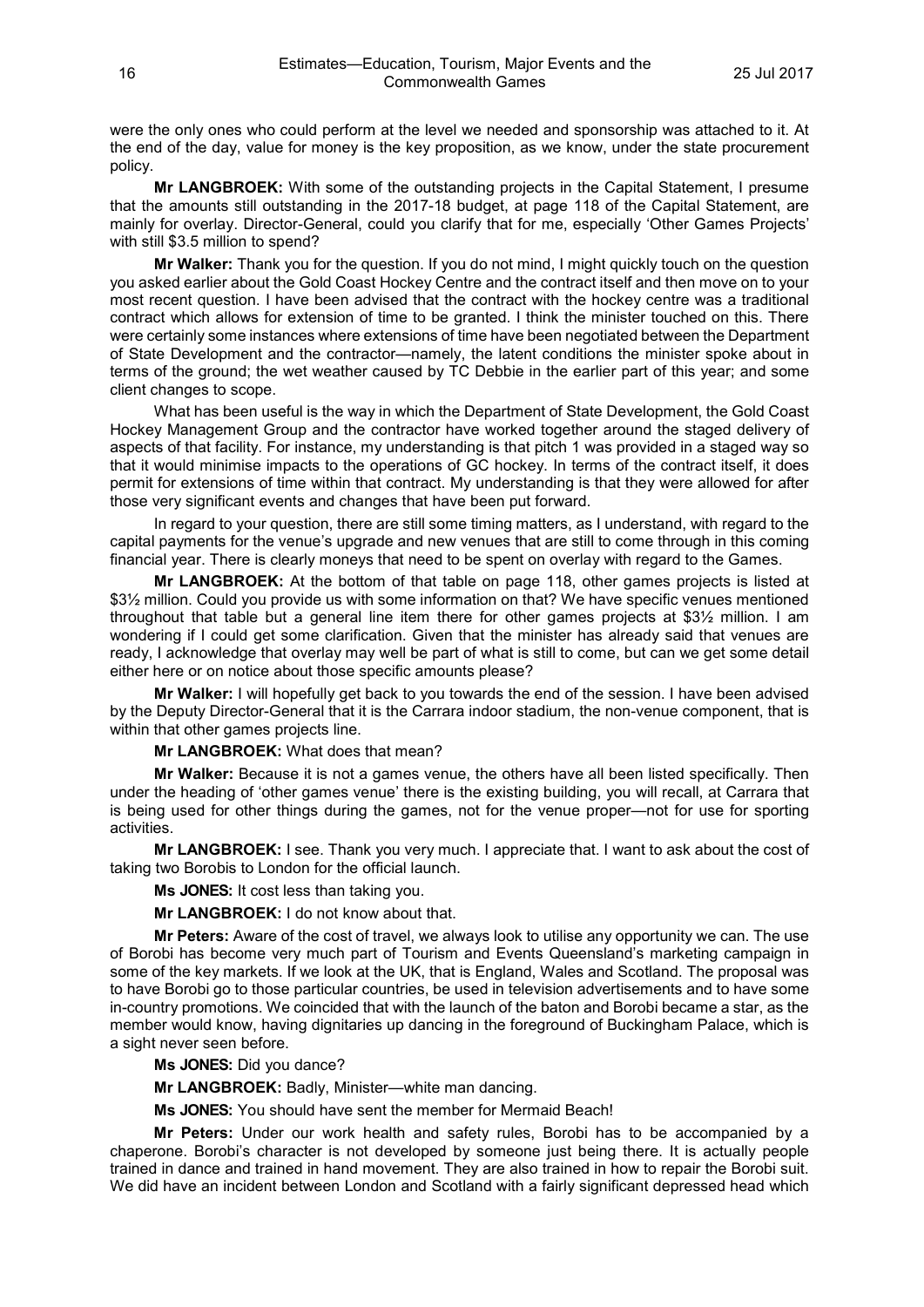were the only ones who could perform at the level we needed and sponsorship was attached to it. At the end of the day, value for money is the key proposition, as we know, under the state procurement policy.

**Mr LANGBROEK:** With some of the outstanding projects in the Capital Statement, I presume that the amounts still outstanding in the 2017-18 budget, at page 118 of the Capital Statement, are mainly for overlay. Director-General, could you clarify that for me, especially 'Other Games Projects' with still $3.5 million to spend?

**Mr Walker:** Thank you for the question. If you do not mind, I might quickly touch on the question you asked earlier about the Gold Coast Hockey Centre and the contract itself and then move on to your most recent question. I have been advised that the contract with the hockey centre was a traditional contract which allows for extension of time to be granted. I think the minister touched on this. There were certainly some instances where extensions of time have been negotiated between the Department of State Development and the contractor—namely, the latent conditions the minister spoke about in terms of the ground; the wet weather caused by TC Debbie in the earlier part of this year; and some client changes to scope.

What has been useful is the way in which the Department of State Development, the Gold Coast Hockey Management Group and the contractor have worked together around the staged delivery of aspects of that facility. For instance, my understanding is that pitch 1 was provided in a staged way so that it would minimise impacts to the operations of GC hockey. In terms of the contract itself, it does permit for extensions of time within that contract. My understanding is that they were allowed for after those very significant events and changes that have been put forward.

In regard to your question, there are still some timing matters, as I understand, with regard to the capital payments for the venue's upgrade and new venues that are still to come through in this coming financial year. There is clearly moneys that need to be spent on overlay with regard to the Games.

**Mr LANGBROEK:** At the bottom of that table on page 118, other games projects is listed at $3½ million. Could you provide us with some information on that? We have specific venues mentioned throughout that table but a general line item there for other games projects at $3½ million. I am wondering if I could get some clarification. Given that the minister has already said that venues are ready, I acknowledge that overlay may well be part of what is still to come, but can we get some detail either here or on notice about those specific amounts please?

**Mr Walker:** I will hopefully get back to you towards the end of the session. I have been advised by the Deputy Director-General that it is the Carrara indoor stadium, the non-venue component, that is within that other games projects line.

**Mr LANGBROEK:** What does that mean?

**Mr Walker:** Because it is not a games venue, the others have all been listed specifically. Then under the heading of 'other games venue' there is the existing building, you will recall, at Carrara that is being used for other things during the games, not for the venue proper—not for use for sporting activities.

**Mr LANGBROEK:** I see. Thank you very much. I appreciate that. I want to ask about the cost of taking two Borobis to London for the official launch.

**Ms JONES:** It cost less than taking you.

**Mr LANGBROEK:** I do not know about that.

**Mr Peters:** Aware of the cost of travel, we always look to utilise any opportunity we can. The use of Borobi has become very much part of Tourism and Events Queensland's marketing campaign in some of the key markets. If we look at the UK, that is England, Wales and Scotland. The proposal was to have Borobi go to those particular countries, be used in television advertisements and to have some in-country promotions. We coincided that with the launch of the baton and Borobi became a star, as the member would know, having dignitaries up dancing in the foreground of Buckingham Palace, which is a sight never seen before.

**Ms JONES:** Did you dance?

**Mr LANGBROEK:** Badly, Minister—white man dancing.

**Ms JONES:** You should have sent the member for Mermaid Beach!

**Mr Peters:** Under our work health and safety rules, Borobi has to be accompanied by a chaperone. Borobi's character is not developed by someone just being there. It is actually people trained in dance and trained in hand movement. They are also trained in how to repair the Borobi suit. We did have an incident between London and Scotland with a fairly significant depressed head which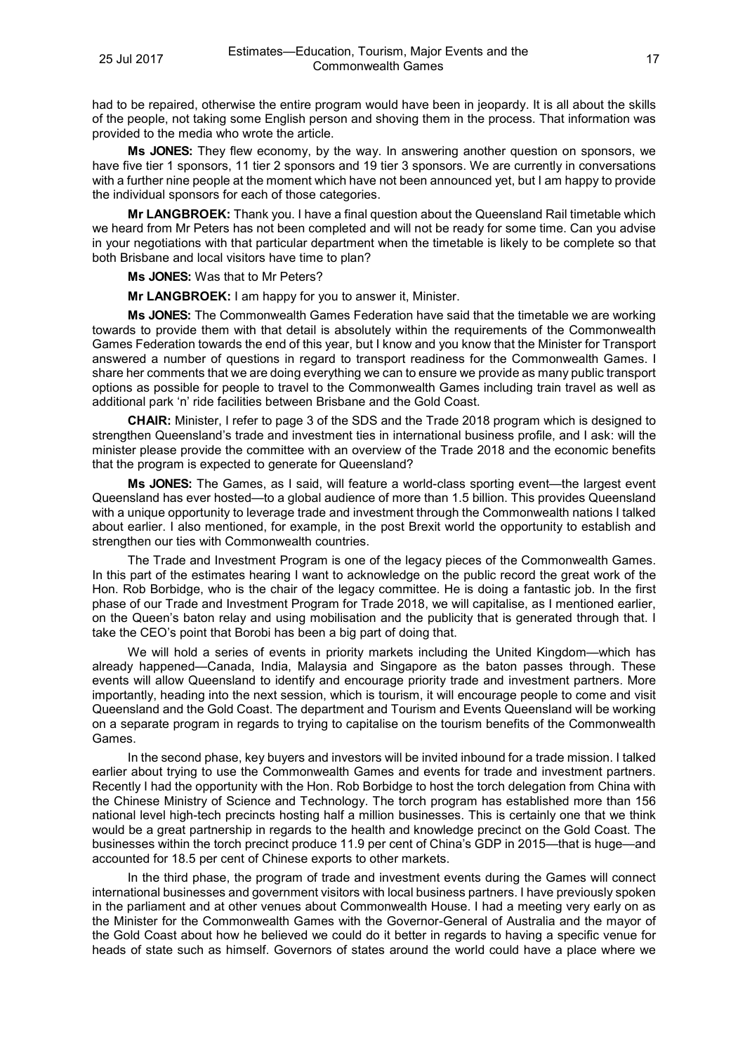had to be repaired, otherwise the entire program would have been in jeopardy. It is all about the skills of the people, not taking some English person and shoving them in the process. That information was provided to the media who wrote the article.

**Ms JONES:** They flew economy, by the way. In answering another question on sponsors, we have five tier 1 sponsors, 11 tier 2 sponsors and 19 tier 3 sponsors. We are currently in conversations with a further nine people at the moment which have not been announced yet, but I am happy to provide the individual sponsors for each of those categories.

**Mr LANGBROEK:** Thank you. I have a final question about the Queensland Rail timetable which we heard from Mr Peters has not been completed and will not be ready for some time. Can you advise in your negotiations with that particular department when the timetable is likely to be complete so that both Brisbane and local visitors have time to plan?

**Ms JONES:** Was that to Mr Peters?

**Mr LANGBROEK:** I am happy for you to answer it, Minister.

**Ms JONES:** The Commonwealth Games Federation have said that the timetable we are working towards to provide them with that detail is absolutely within the requirements of the Commonwealth Games Federation towards the end of this year, but I know and you know that the Minister for Transport answered a number of questions in regard to transport readiness for the Commonwealth Games. I share her comments that we are doing everything we can to ensure we provide as many public transport options as possible for people to travel to the Commonwealth Games including train travel as well as additional park 'n' ride facilities between Brisbane and the Gold Coast.

**CHAIR:** Minister, I refer to page 3 of the SDS and the Trade 2018 program which is designed to strengthen Queensland's trade and investment ties in international business profile, and I ask: will the minister please provide the committee with an overview of the Trade 2018 and the economic benefits that the program is expected to generate for Queensland?

**Ms JONES:** The Games, as I said, will feature a world-class sporting event—the largest event Queensland has ever hosted—to a global audience of more than 1.5 billion. This provides Queensland with a unique opportunity to leverage trade and investment through the Commonwealth nations I talked about earlier. I also mentioned, for example, in the post Brexit world the opportunity to establish and strengthen our ties with Commonwealth countries.

The Trade and Investment Program is one of the legacy pieces of the Commonwealth Games. In this part of the estimates hearing I want to acknowledge on the public record the great work of the Hon. Rob Borbidge, who is the chair of the legacy committee. He is doing a fantastic job. In the first phase of our Trade and Investment Program for Trade 2018, we will capitalise, as I mentioned earlier, on the Queen's baton relay and using mobilisation and the publicity that is generated through that. I take the CEO's point that Borobi has been a big part of doing that.

We will hold a series of events in priority markets including the United Kingdom—which has already happened—Canada, India, Malaysia and Singapore as the baton passes through. These events will allow Queensland to identify and encourage priority trade and investment partners. More importantly, heading into the next session, which is tourism, it will encourage people to come and visit Queensland and the Gold Coast. The department and Tourism and Events Queensland will be working on a separate program in regards to trying to capitalise on the tourism benefits of the Commonwealth Games.

In the second phase, key buyers and investors will be invited inbound for a trade mission. I talked earlier about trying to use the Commonwealth Games and events for trade and investment partners. Recently I had the opportunity with the Hon. Rob Borbidge to host the torch delegation from China with the Chinese Ministry of Science and Technology. The torch program has established more than 156 national level high-tech precincts hosting half a million businesses. This is certainly one that we think would be a great partnership in regards to the health and knowledge precinct on the Gold Coast. The businesses within the torch precinct produce 11.9 per cent of China's GDP in 2015—that is huge—and accounted for 18.5 per cent of Chinese exports to other markets.

In the third phase, the program of trade and investment events during the Games will connect international businesses and government visitors with local business partners. I have previously spoken in the parliament and at other venues about Commonwealth House. I had a meeting very early on as the Minister for the Commonwealth Games with the Governor-General of Australia and the mayor of the Gold Coast about how he believed we could do it better in regards to having a specific venue for heads of state such as himself. Governors of states around the world could have a place where we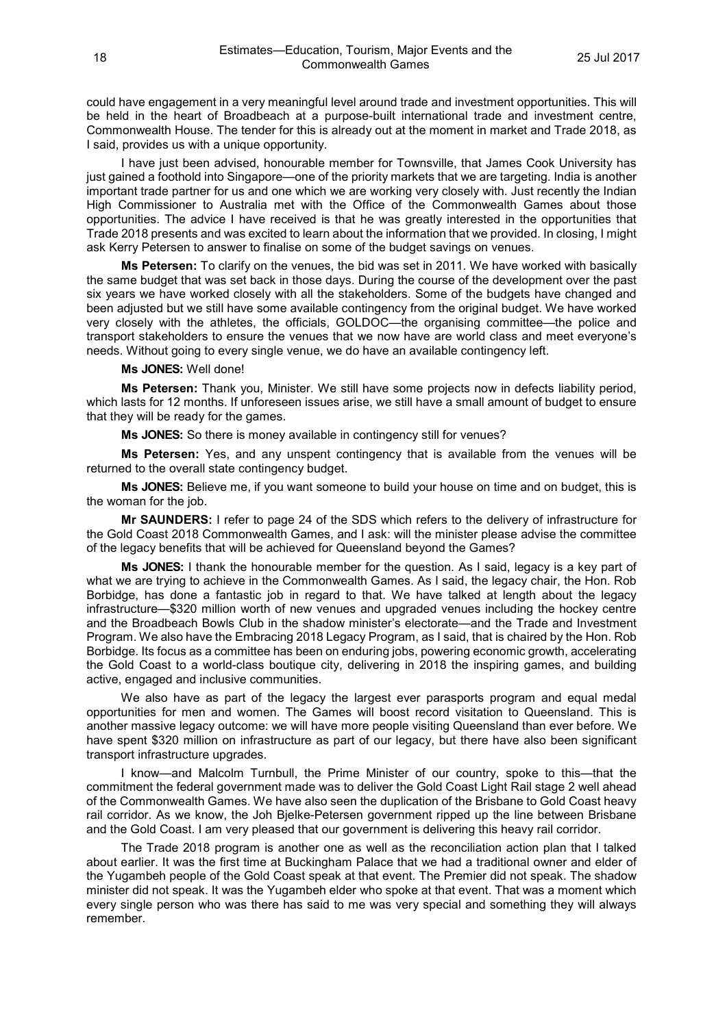could have engagement in a very meaningful level around trade and investment opportunities. This will be held in the heart of Broadbeach at a purpose-built international trade and investment centre, Commonwealth House. The tender for this is already out at the moment in market and Trade 2018, as I said, provides us with a unique opportunity.

I have just been advised, honourable member for Townsville, that James Cook University has just gained a foothold into Singapore—one of the priority markets that we are targeting. India is another important trade partner for us and one which we are working very closely with. Just recently the Indian High Commissioner to Australia met with the Office of the Commonwealth Games about those opportunities. The advice I have received is that he was greatly interested in the opportunities that Trade 2018 presents and was excited to learn about the information that we provided. In closing, I might ask Kerry Petersen to answer to finalise on some of the budget savings on venues.

**Ms Petersen:** To clarify on the venues, the bid was set in 2011. We have worked with basically the same budget that was set back in those days. During the course of the development over the past six years we have worked closely with all the stakeholders. Some of the budgets have changed and been adjusted but we still have some available contingency from the original budget. We have worked very closely with the athletes, the officials, GOLDOC—the organising committee—the police and transport stakeholders to ensure the venues that we now have are world class and meet everyone's needs. Without going to every single venue, we do have an available contingency left.

**Ms JONES:** Well done!

**Ms Petersen:** Thank you, Minister. We still have some projects now in defects liability period, which lasts for 12 months. If unforeseen issues arise, we still have a small amount of budget to ensure that they will be ready for the games.

**Ms JONES:** So there is money available in contingency still for venues?

**Ms Petersen:** Yes, and any unspent contingency that is available from the venues will be returned to the overall state contingency budget.

**Ms JONES:** Believe me, if you want someone to build your house on time and on budget, this is the woman for the job.

**Mr SAUNDERS:** I refer to page 24 of the SDS which refers to the delivery of infrastructure for the Gold Coast 2018 Commonwealth Games, and I ask: will the minister please advise the committee of the legacy benefits that will be achieved for Queensland beyond the Games?

**Ms JONES:** I thank the honourable member for the question. As I said, legacy is a key part of what we are trying to achieve in the Commonwealth Games. As I said, the legacy chair, the Hon. Rob Borbidge, has done a fantastic job in regard to that. We have talked at length about the legacy infrastructure—$320 million worth of new venues and upgraded venues including the hockey centre and the Broadbeach Bowls Club in the shadow minister's electorate—and the Trade and Investment Program. We also have the Embracing 2018 Legacy Program, as I said, that is chaired by the Hon. Rob Borbidge. Its focus as a committee has been on enduring jobs, powering economic growth, accelerating the Gold Coast to a world-class boutique city, delivering in 2018 the inspiring games, and building active, engaged and inclusive communities.

We also have as part of the legacy the largest ever parasports program and equal medal opportunities for men and women. The Games will boost record visitation to Queensland. This is another massive legacy outcome: we will have more people visiting Queensland than ever before. We have spent $320 million on infrastructure as part of our legacy, but there have also been significant transport infrastructure upgrades.

I know—and Malcolm Turnbull, the Prime Minister of our country, spoke to this—that the commitment the federal government made was to deliver the Gold Coast Light Rail stage 2 well ahead of the Commonwealth Games. We have also seen the duplication of the Brisbane to Gold Coast heavy rail corridor. As we know, the Joh Bjelke-Petersen government ripped up the line between Brisbane and the Gold Coast. I am very pleased that our government is delivering this heavy rail corridor.

The Trade 2018 program is another one as well as the reconciliation action plan that I talked about earlier. It was the first time at Buckingham Palace that we had a traditional owner and elder of the Yugambeh people of the Gold Coast speak at that event. The Premier did not speak. The shadow minister did not speak. It was the Yugambeh elder who spoke at that event. That was a moment which every single person who was there has said to me was very special and something they will always remember.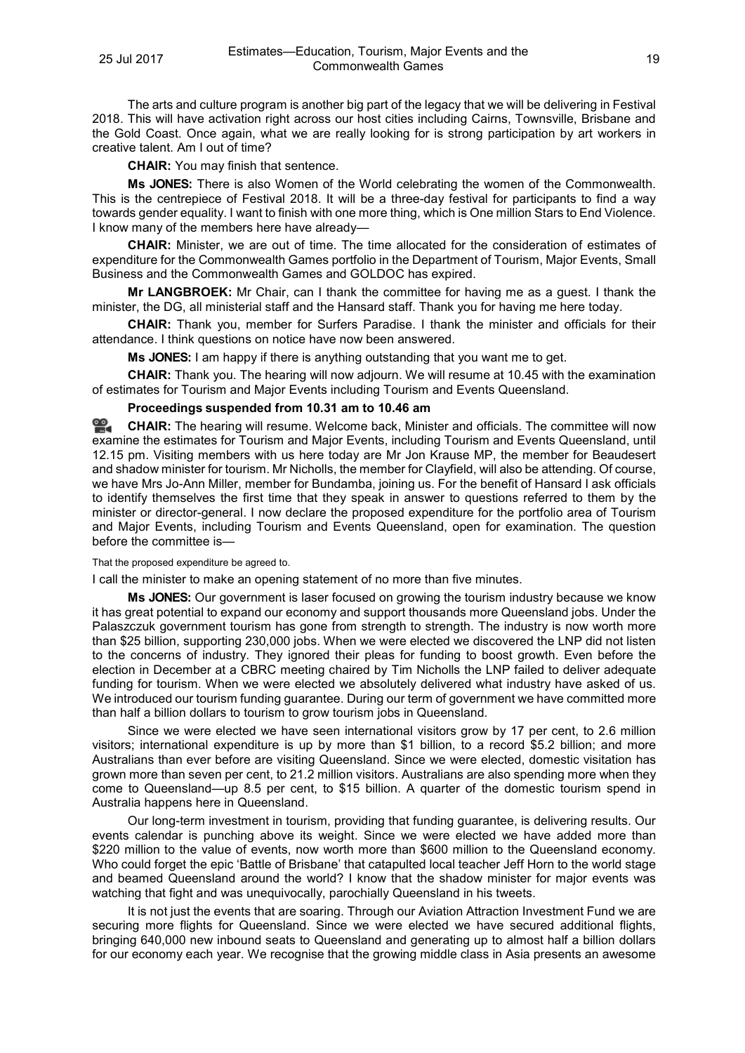The arts and culture program is another big part of the legacy that we will be delivering in Festival 2018. This will have activation right across our host cities including Cairns, Townsville, Brisbane and the Gold Coast. Once again, what we are really looking for is strong participation by art workers in creative talent. Am I out of time?

**CHAIR:** You may finish that sentence.

**Ms JONES:** There is also Women of the World celebrating the women of the Commonwealth. This is the centrepiece of Festival 2018. It will be a three-day festival for participants to find a way towards gender equality. I want to finish with one more thing, which is One million Stars to End Violence. I know many of the members here have already—

**CHAIR:** Minister, we are out of time. The time allocated for the consideration of estimates of expenditure for the Commonwealth Games portfolio in the Department of Tourism, Major Events, Small Business and the Commonwealth Games and GOLDOC has expired.

**Mr LANGBROEK:** Mr Chair, can I thank the committee for having me as a guest. I thank the minister, the DG, all ministerial staff and the Hansard staff. Thank you for having me here today.

**CHAIR:** Thank you, member for Surfers Paradise. I thank the minister and officials for their attendance. I think questions on notice have now been answered.

**Ms JONES:** I am happy if there is anything outstanding that you want me to get.

**CHAIR:** Thank you. The hearing will now adjourn. We will resume at 10.45 with the examination of estimates for Tourism and Major Events including Tourism and Events Queensland.

**Proceedings suspended from 10.31 am to 10.46 am**

**CHAIR:** The hearing will resume. Welcome back, Minister and officials. The committee will now examine the estimates for Tourism and Major Events, including Tourism and Events Queensland, until 12.15 pm. Visiting members with us here today are Mr Jon Krause MP, the member for Beaudesert and shadow minister for tourism. Mr Nicholls, the member for Clayfield, will also be attending. Of course, we have Mrs Jo-Ann Miller, member for Bundamba, joining us. For the benefit of Hansard I ask officials to identify themselves the first time that they speak in answer to questions referred to them by the minister or director-general. I now declare the proposed expenditure for the portfolio area of Tourism and Major Events, including Tourism and Events Queensland, open for examination. The question before the committee is—

That the proposed expenditure be agreed to.

I call the minister to make an opening statement of no more than five minutes.

**Ms JONES:** Our government is laser focused on growing the tourism industry because we know it has great potential to expand our economy and support thousands more Queensland jobs. Under the Palaszczuk government tourism has gone from strength to strength. The industry is now worth more than $25 billion, supporting 230,000 jobs. When we were elected we discovered the LNP did not listen to the concerns of industry. They ignored their pleas for funding to boost growth. Even before the election in December at a CBRC meeting chaired by Tim Nicholls the LNP failed to deliver adequate funding for tourism. When we were elected we absolutely delivered what industry have asked of us. We introduced our tourism funding guarantee. During our term of government we have committed more than half a billion dollars to tourism to grow tourism jobs in Queensland.

Since we were elected we have seen international visitors grow by 17 per cent, to 2.6 million visitors; international expenditure is up by more than $1 billion, to a record $5.2 billion; and more Australians than ever before are visiting Queensland. Since we were elected, domestic visitation has grown more than seven per cent, to 21.2 million visitors. Australians are also spending more when they come to Queensland—up 8.5 per cent, to $15 billion. A quarter of the domestic tourism spend in Australia happens here in Queensland.

Our long-term investment in tourism, providing that funding guarantee, is delivering results. Our events calendar is punching above its weight. Since we were elected we have added more than $220 million to the value of events, now worth more than $600 million to the Queensland economy. Who could forget the epic 'Battle of Brisbane' that catapulted local teacher Jeff Horn to the world stage and beamed Queensland around the world? I know that the shadow minister for major events was watching that fight and was unequivocally, parochially Queensland in his tweets.

It is not just the events that are soaring. Through our Aviation Attraction Investment Fund we are securing more flights for Queensland. Since we were elected we have secured additional flights, bringing 640,000 new inbound seats to Queensland and generating up to almost half a billion dollars for our economy each year. We recognise that the growing middle class in Asia presents an awesome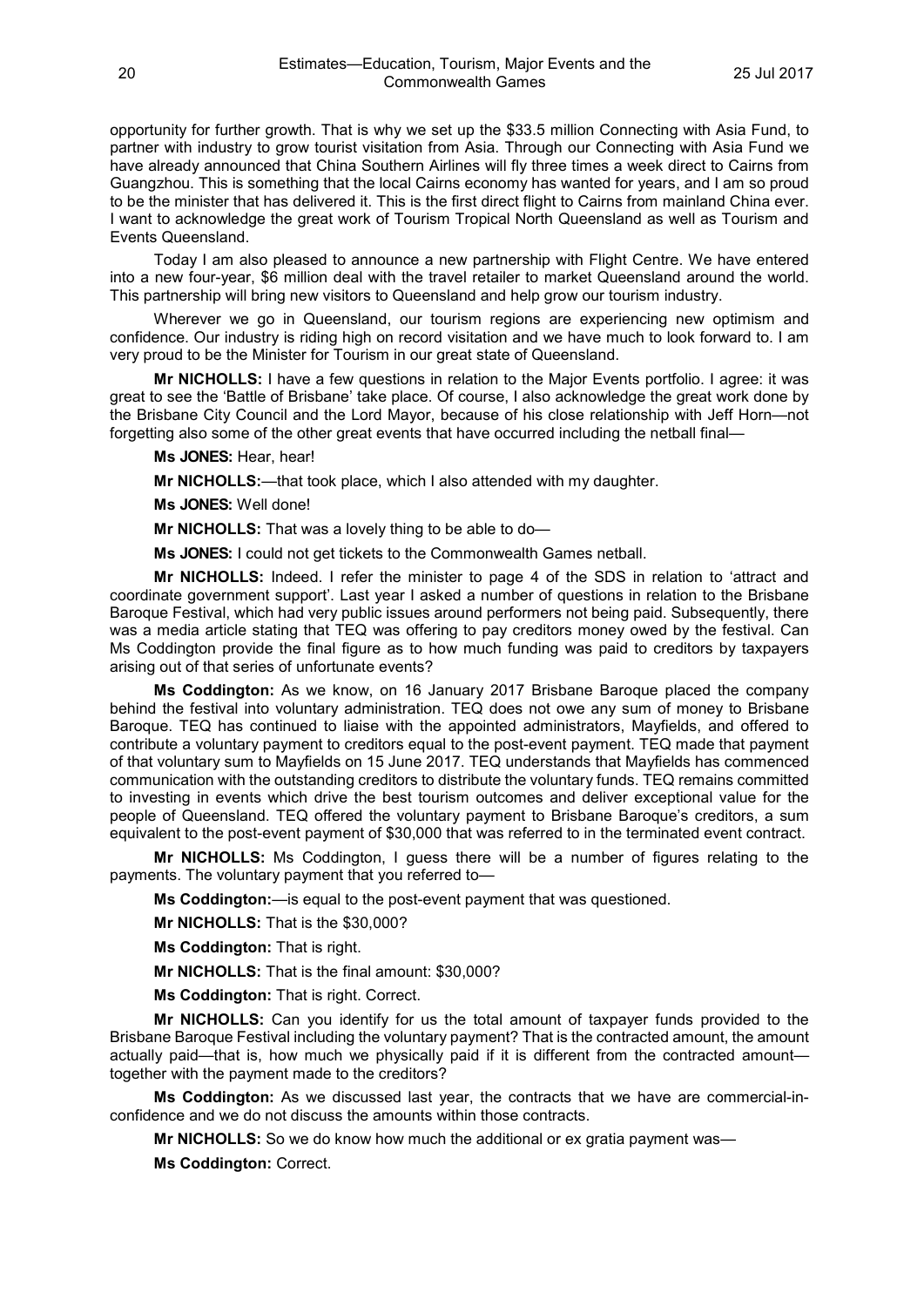opportunity for further growth. That is why we set up the $33.5 million Connecting with Asia Fund, to partner with industry to grow tourist visitation from Asia. Through our Connecting with Asia Fund we have already announced that China Southern Airlines will fly three times a week direct to Cairns from Guangzhou. This is something that the local Cairns economy has wanted for years, and I am so proud to be the minister that has delivered it. This is the first direct flight to Cairns from mainland China ever. I want to acknowledge the great work of Tourism Tropical North Queensland as well as Tourism and Events Queensland.

Today I am also pleased to announce a new partnership with Flight Centre. We have entered into a new four-year, $6 million deal with the travel retailer to market Queensland around the world. This partnership will bring new visitors to Queensland and help grow our tourism industry.

Wherever we go in Queensland, our tourism regions are experiencing new optimism and confidence. Our industry is riding high on record visitation and we have much to look forward to. I am very proud to be the Minister for Tourism in our great state of Queensland.

**Mr NICHOLLS:** I have a few questions in relation to the Major Events portfolio. I agree: it was great to see the 'Battle of Brisbane' take place. Of course, I also acknowledge the great work done by the Brisbane City Council and the Lord Mayor, because of his close relationship with Jeff Horn—not forgetting also some of the other great events that have occurred including the netball final—

**Ms JONES:** Hear, hear!

**Mr NICHOLLS:**—that took place, which I also attended with my daughter.

**Ms JONES:** Well done!

**Mr NICHOLLS:** That was a lovely thing to be able to do—

**Ms JONES:** I could not get tickets to the Commonwealth Games netball.

**Mr NICHOLLS:** Indeed. I refer the minister to page 4 of the SDS in relation to 'attract and coordinate government support'. Last year I asked a number of questions in relation to the Brisbane Baroque Festival, which had very public issues around performers not being paid. Subsequently, there was a media article stating that TEQ was offering to pay creditors money owed by the festival. Can Ms Coddington provide the final figure as to how much funding was paid to creditors by taxpayers arising out of that series of unfortunate events?

**Ms Coddington:** As we know, on 16 January 2017 Brisbane Baroque placed the company behind the festival into voluntary administration. TEQ does not owe any sum of money to Brisbane Baroque. TEQ has continued to liaise with the appointed administrators, Mayfields, and offered to contribute a voluntary payment to creditors equal to the post-event payment. TEQ made that payment of that voluntary sum to Mayfields on 15 June 2017. TEQ understands that Mayfields has commenced communication with the outstanding creditors to distribute the voluntary funds. TEQ remains committed to investing in events which drive the best tourism outcomes and deliver exceptional value for the people of Queensland. TEQ offered the voluntary payment to Brisbane Baroque's creditors, a sum equivalent to the post-event payment of $30,000 that was referred to in the terminated event contract.

**Mr NICHOLLS:** Ms Coddington, I guess there will be a number of figures relating to the payments. The voluntary payment that you referred to—

**Ms Coddington:**—is equal to the post-event payment that was questioned.

**Mr NICHOLLS:** That is the $30,000?

**Ms Coddington:** That is right.

**Mr NICHOLLS:** That is the final amount: $30,000?

**Ms Coddington:** That is right. Correct.

**Mr NICHOLLS:** Can you identify for us the total amount of taxpayer funds provided to the Brisbane Baroque Festival including the voluntary payment? That is the contracted amount, the amount actually paid—that is, how much we physically paid if it is different from the contracted amount—together with the payment made to the creditors?

**Ms Coddington:** As we discussed last year, the contracts that we have are commercial-in-confidence and we do not discuss the amounts within those contracts.

**Mr NICHOLLS:** So we do know how much the additional or ex gratia payment was—

**Ms Coddington:** Correct.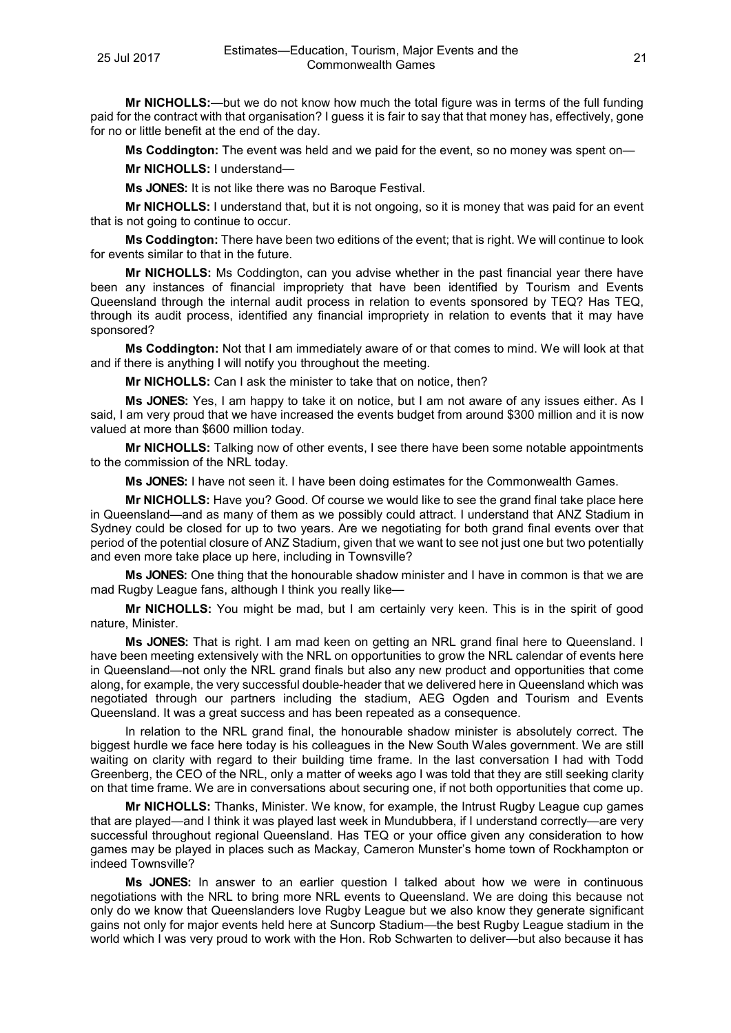**Mr NICHOLLS:**—but we do not know how much the total figure was in terms of the full funding paid for the contract with that organisation? I guess it is fair to say that that money has, effectively, gone for no or little benefit at the end of the day.

**Ms Coddington:** The event was held and we paid for the event, so no money was spent on—

**Mr NICHOLLS:** I understand—

**Ms JONES:** It is not like there was no Baroque Festival.

**Mr NICHOLLS:** I understand that, but it is not ongoing, so it is money that was paid for an event that is not going to continue to occur.

**Ms Coddington:** There have been two editions of the event; that is right. We will continue to look for events similar to that in the future.

**Mr NICHOLLS:** Ms Coddington, can you advise whether in the past financial year there have been any instances of financial impropriety that have been identified by Tourism and Events Queensland through the internal audit process in relation to events sponsored by TEQ? Has TEQ, through its audit process, identified any financial impropriety in relation to events that it may have sponsored?

**Ms Coddington:** Not that I am immediately aware of or that comes to mind. We will look at that and if there is anything I will notify you throughout the meeting.

**Mr NICHOLLS:** Can I ask the minister to take that on notice, then?

**Ms JONES:** Yes, I am happy to take it on notice, but I am not aware of any issues either. As I said, I am very proud that we have increased the events budget from around $300 million and it is now valued at more than $600 million today.

**Mr NICHOLLS:** Talking now of other events, I see there have been some notable appointments to the commission of the NRL today.

**Ms JONES:** I have not seen it. I have been doing estimates for the Commonwealth Games.

**Mr NICHOLLS:** Have you? Good. Of course we would like to see the grand final take place here in Queensland—and as many of them as we possibly could attract. I understand that ANZ Stadium in Sydney could be closed for up to two years. Are we negotiating for both grand final events over that period of the potential closure of ANZ Stadium, given that we want to see not just one but two potentially and even more take place up here, including in Townsville?

**Ms JONES:** One thing that the honourable shadow minister and I have in common is that we are mad Rugby League fans, although I think you really like—

**Mr NICHOLLS:** You might be mad, but I am certainly very keen. This is in the spirit of good nature, Minister.

**Ms JONES:** That is right. I am mad keen on getting an NRL grand final here to Queensland. I have been meeting extensively with the NRL on opportunities to grow the NRL calendar of events here in Queensland—not only the NRL grand finals but also any new product and opportunities that come along, for example, the very successful double-header that we delivered here in Queensland which was negotiated through our partners including the stadium, AEG Ogden and Tourism and Events Queensland. It was a great success and has been repeated as a consequence.

In relation to the NRL grand final, the honourable shadow minister is absolutely correct. The biggest hurdle we face here today is his colleagues in the New South Wales government. We are still waiting on clarity with regard to their building time frame. In the last conversation I had with Todd Greenberg, the CEO of the NRL, only a matter of weeks ago I was told that they are still seeking clarity on that time frame. We are in conversations about securing one, if not both opportunities that come up.

**Mr NICHOLLS:** Thanks, Minister. We know, for example, the Intrust Rugby League cup games that are played—and I think it was played last week in Mundubbera, if I understand correctly—are very successful throughout regional Queensland. Has TEQ or your office given any consideration to how games may be played in places such as Mackay, Cameron Munster's home town of Rockhampton or indeed Townsville?

**Ms JONES:** In answer to an earlier question I talked about how we were in continuous negotiations with the NRL to bring more NRL events to Queensland. We are doing this because not only do we know that Queenslanders love Rugby League but we also know they generate significant gains not only for major events held here at Suncorp Stadium—the best Rugby League stadium in the world which I was very proud to work with the Hon. Rob Schwarten to deliver—but also because it has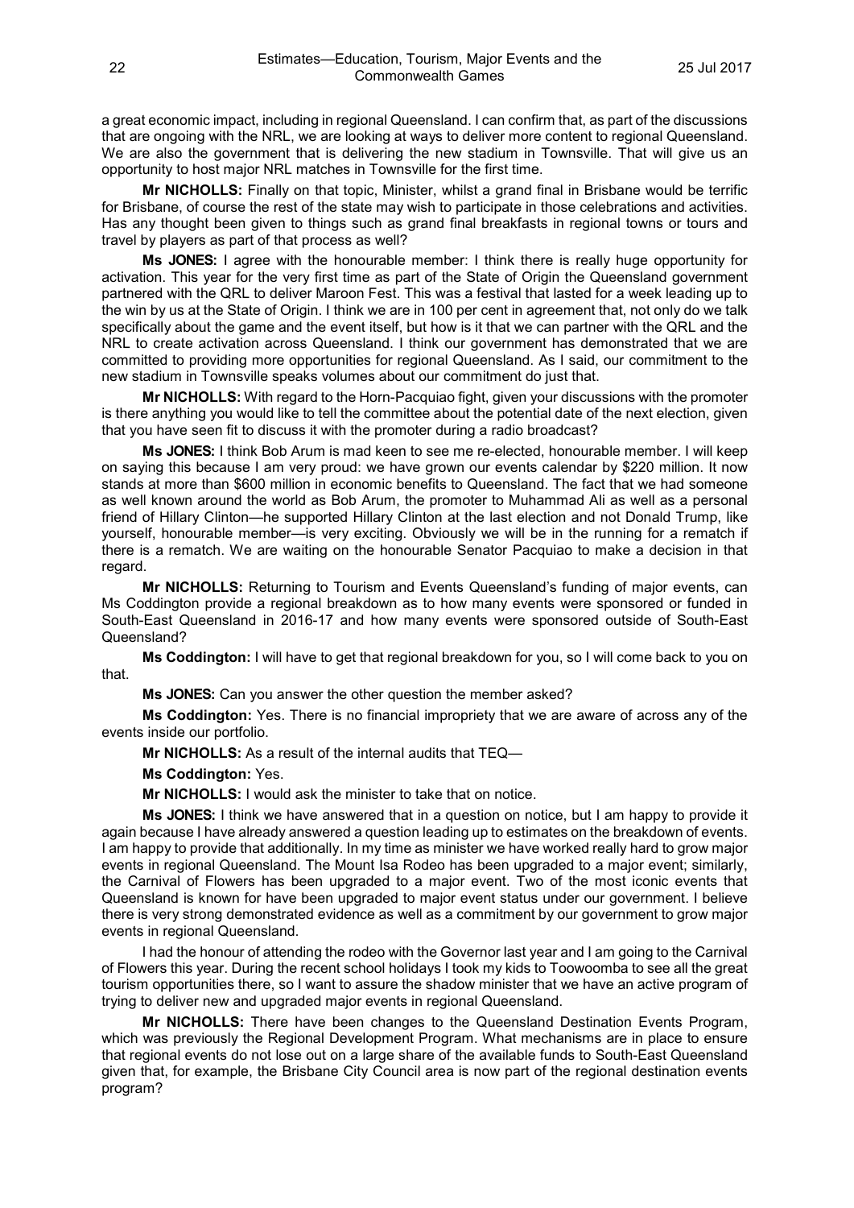a great economic impact, including in regional Queensland. I can confirm that, as part of the discussions that are ongoing with the NRL, we are looking at ways to deliver more content to regional Queensland. We are also the government that is delivering the new stadium in Townsville. That will give us an opportunity to host major NRL matches in Townsville for the first time.

**Mr NICHOLLS:** Finally on that topic, Minister, whilst a grand final in Brisbane would be terrific for Brisbane, of course the rest of the state may wish to participate in those celebrations and activities. Has any thought been given to things such as grand final breakfasts in regional towns or tours and travel by players as part of that process as well?

**Ms JONES:** I agree with the honourable member: I think there is really huge opportunity for activation. This year for the very first time as part of the State of Origin the Queensland government partnered with the QRL to deliver Maroon Fest. This was a festival that lasted for a week leading up to the win by us at the State of Origin. I think we are in 100 per cent in agreement that, not only do we talk specifically about the game and the event itself, but how is it that we can partner with the QRL and the NRL to create activation across Queensland. I think our government has demonstrated that we are committed to providing more opportunities for regional Queensland. As I said, our commitment to the new stadium in Townsville speaks volumes about our commitment do just that.

**Mr NICHOLLS:** With regard to the Horn-Pacquiao fight, given your discussions with the promoter is there anything you would like to tell the committee about the potential date of the next election, given that you have seen fit to discuss it with the promoter during a radio broadcast?

**Ms JONES:** I think Bob Arum is mad keen to see me re-elected, honourable member. I will keep on saying this because I am very proud: we have grown our events calendar by $220 million. It now stands at more than $600 million in economic benefits to Queensland. The fact that we had someone as well known around the world as Bob Arum, the promoter to Muhammad Ali as well as a personal friend of Hillary Clinton—he supported Hillary Clinton at the last election and not Donald Trump, like yourself, honourable member—is very exciting. Obviously we will be in the running for a rematch if there is a rematch. We are waiting on the honourable Senator Pacquiao to make a decision in that regard.

**Mr NICHOLLS:** Returning to Tourism and Events Queensland's funding of major events, can Ms Coddington provide a regional breakdown as to how many events were sponsored or funded in South-East Queensland in 2016-17 and how many events were sponsored outside of South-East Queensland?

**Ms Coddington:** I will have to get that regional breakdown for you, so I will come back to you on that.

**Ms JONES:** Can you answer the other question the member asked?

**Ms Coddington:** Yes. There is no financial impropriety that we are aware of across any of the events inside our portfolio.

**Mr NICHOLLS:** As a result of the internal audits that TEQ—

**Ms Coddington:** Yes.

**Mr NICHOLLS:** I would ask the minister to take that on notice.

**Ms JONES:** I think we have answered that in a question on notice, but I am happy to provide it again because I have already answered a question leading up to estimates on the breakdown of events. I am happy to provide that additionally. In my time as minister we have worked really hard to grow major events in regional Queensland. The Mount Isa Rodeo has been upgraded to a major event; similarly, the Carnival of Flowers has been upgraded to a major event. Two of the most iconic events that Queensland is known for have been upgraded to major event status under our government. I believe there is very strong demonstrated evidence as well as a commitment by our government to grow major events in regional Queensland.

I had the honour of attending the rodeo with the Governor last year and I am going to the Carnival of Flowers this year. During the recent school holidays I took my kids to Toowoomba to see all the great tourism opportunities there, so I want to assure the shadow minister that we have an active program of trying to deliver new and upgraded major events in regional Queensland.

**Mr NICHOLLS:** There have been changes to the Queensland Destination Events Program, which was previously the Regional Development Program. What mechanisms are in place to ensure that regional events do not lose out on a large share of the available funds to South-East Queensland given that, for example, the Brisbane City Council area is now part of the regional destination events program?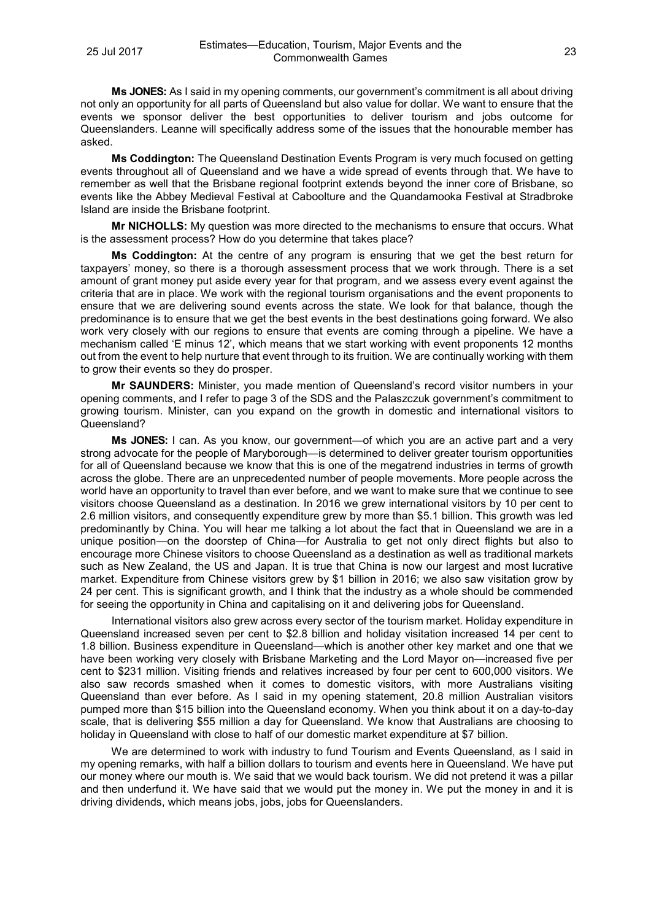**Ms JONES:** As I said in my opening comments, our government's commitment is all about driving not only an opportunity for all parts of Queensland but also value for dollar. We want to ensure that the events we sponsor deliver the best opportunities to deliver tourism and jobs outcome for Queenslanders. Leanne will specifically address some of the issues that the honourable member has asked.

**Ms Coddington:** The Queensland Destination Events Program is very much focused on getting events throughout all of Queensland and we have a wide spread of events through that. We have to remember as well that the Brisbane regional footprint extends beyond the inner core of Brisbane, so events like the Abbey Medieval Festival at Caboolture and the Quandamooka Festival at Stradbroke Island are inside the Brisbane footprint.

**Mr NICHOLLS:** My question was more directed to the mechanisms to ensure that occurs. What is the assessment process? How do you determine that takes place?

**Ms Coddington:** At the centre of any program is ensuring that we get the best return for taxpayers' money, so there is a thorough assessment process that we work through. There is a set amount of grant money put aside every year for that program, and we assess every event against the criteria that are in place. We work with the regional tourism organisations and the event proponents to ensure that we are delivering sound events across the state. We look for that balance, though the predominance is to ensure that we get the best events in the best destinations going forward. We also work very closely with our regions to ensure that events are coming through a pipeline. We have a mechanism called 'E minus 12', which means that we start working with event proponents 12 months out from the event to help nurture that event through to its fruition. We are continually working with them to grow their events so they do prosper.

**Mr SAUNDERS:** Minister, you made mention of Queensland's record visitor numbers in your opening comments, and I refer to page 3 of the SDS and the Palaszczuk government's commitment to growing tourism. Minister, can you expand on the growth in domestic and international visitors to Queensland?

**Ms JONES:** I can. As you know, our government—of which you are an active part and a very strong advocate for the people of Maryborough—is determined to deliver greater tourism opportunities for all of Queensland because we know that this is one of the megatrend industries in terms of growth across the globe. There are an unprecedented number of people movements. More people across the world have an opportunity to travel than ever before, and we want to make sure that we continue to see visitors choose Queensland as a destination. In 2016 we grew international visitors by 10 per cent to 2.6 million visitors, and consequently expenditure grew by more than $5.1 billion. This growth was led predominantly by China. You will hear me talking a lot about the fact that in Queensland we are in a unique position—on the doorstep of China—for Australia to get not only direct flights but also to encourage more Chinese visitors to choose Queensland as a destination as well as traditional markets such as New Zealand, the US and Japan. It is true that China is now our largest and most lucrative market. Expenditure from Chinese visitors grew by $1 billion in 2016; we also saw visitation grow by 24 per cent. This is significant growth, and I think that the industry as a whole should be commended for seeing the opportunity in China and capitalising on it and delivering jobs for Queensland.

International visitors also grew across every sector of the tourism market. Holiday expenditure in Queensland increased seven per cent to $2.8 billion and holiday visitation increased 14 per cent to 1.8 billion. Business expenditure in Queensland—which is another other key market and one that we have been working very closely with Brisbane Marketing and the Lord Mayor on—increased five per cent to $231 million. Visiting friends and relatives increased by four per cent to 600,000 visitors. We also saw records smashed when it comes to domestic visitors, with more Australians visiting Queensland than ever before. As I said in my opening statement, 20.8 million Australian visitors pumped more than $15 billion into the Queensland economy. When you think about it on a day-to-day scale, that is delivering $55 million a day for Queensland. We know that Australians are choosing to holiday in Queensland with close to half of our domestic market expenditure at $7 billion.

We are determined to work with industry to fund Tourism and Events Queensland, as I said in my opening remarks, with half a billion dollars to tourism and events here in Queensland. We have put our money where our mouth is. We said that we would back tourism. We did not pretend it was a pillar and then underfund it. We have said that we would put the money in. We put the money in and it is driving dividends, which means jobs, jobs, jobs for Queenslanders.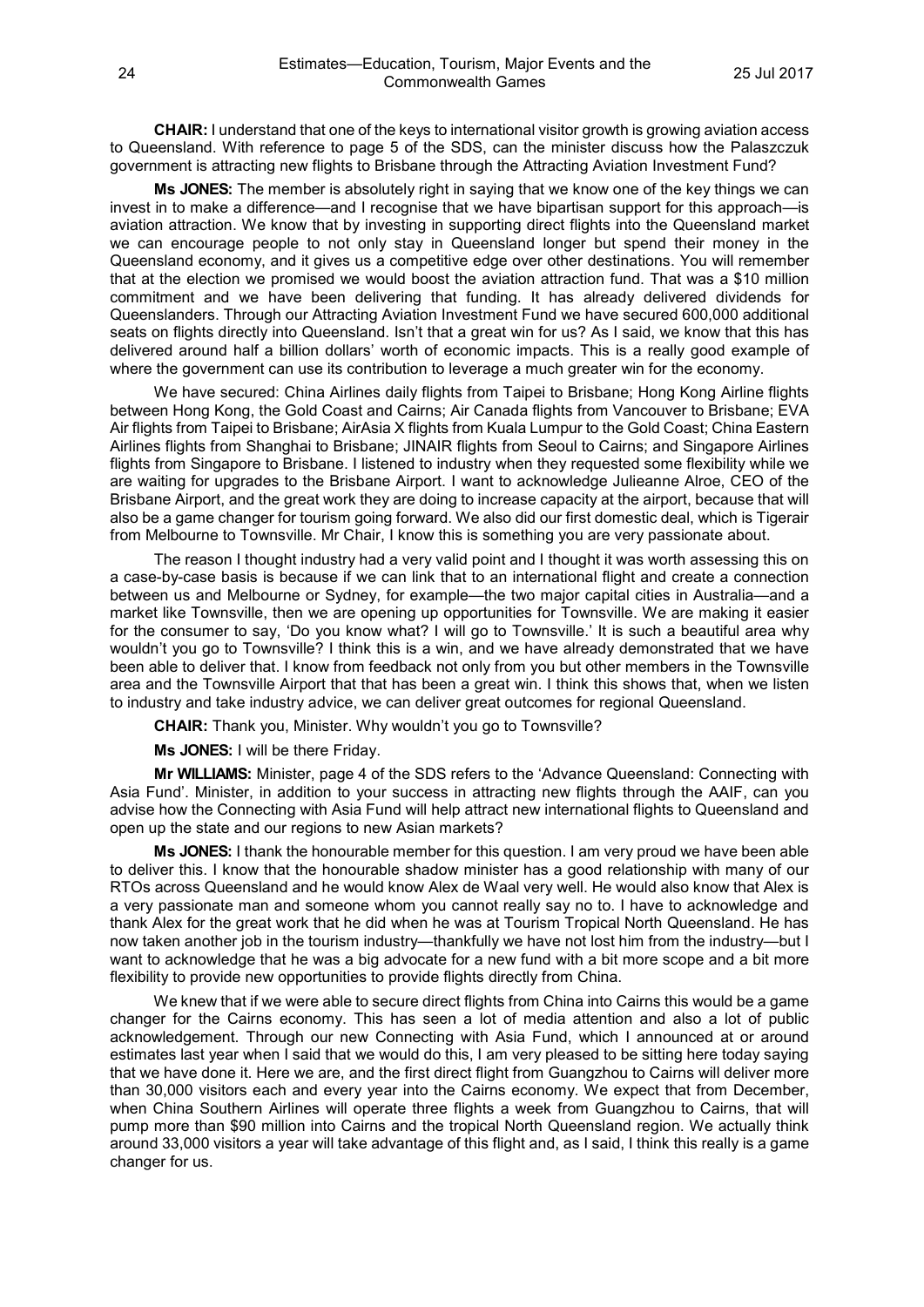**CHAIR:** I understand that one of the keys to international visitor growth is growing aviation access to Queensland. With reference to page 5 of the SDS, can the minister discuss how the Palaszczuk government is attracting new flights to Brisbane through the Attracting Aviation Investment Fund?

**Ms JONES:** The member is absolutely right in saying that we know one of the key things we can invest in to make a difference—and I recognise that we have bipartisan support for this approach—is aviation attraction. We know that by investing in supporting direct flights into the Queensland market we can encourage people to not only stay in Queensland longer but spend their money in the Queensland economy, and it gives us a competitive edge over other destinations. You will remember that at the election we promised we would boost the aviation attraction fund. That was a $10 million commitment and we have been delivering that funding. It has already delivered dividends for Queenslanders. Through our Attracting Aviation Investment Fund we have secured 600,000 additional seats on flights directly into Queensland. Isn't that a great win for us? As I said, we know that this has delivered around half a billion dollars' worth of economic impacts. This is a really good example of where the government can use its contribution to leverage a much greater win for the economy.

We have secured: China Airlines daily flights from Taipei to Brisbane; Hong Kong Airline flights between Hong Kong, the Gold Coast and Cairns; Air Canada flights from Vancouver to Brisbane; EVA Air flights from Taipei to Brisbane; AirAsia X flights from Kuala Lumpur to the Gold Coast; China Eastern Airlines flights from Shanghai to Brisbane; JINAIR flights from Seoul to Cairns; and Singapore Airlines flights from Singapore to Brisbane. I listened to industry when they requested some flexibility while we are waiting for upgrades to the Brisbane Airport. I want to acknowledge Julieanne Alroe, CEO of the Brisbane Airport, and the great work they are doing to increase capacity at the airport, because that will also be a game changer for tourism going forward. We also did our first domestic deal, which is Tigerair from Melbourne to Townsville. Mr Chair, I know this is something you are very passionate about.

The reason I thought industry had a very valid point and I thought it was worth assessing this on a case-by-case basis is because if we can link that to an international flight and create a connection between us and Melbourne or Sydney, for example—the two major capital cities in Australia—and a market like Townsville, then we are opening up opportunities for Townsville. We are making it easier for the consumer to say, 'Do you know what? I will go to Townsville.' It is such a beautiful area why wouldn't you go to Townsville? I think this is a win, and we have already demonstrated that we have been able to deliver that. I know from feedback not only from you but other members in the Townsville area and the Townsville Airport that that has been a great win. I think this shows that, when we listen to industry and take industry advice, we can deliver great outcomes for regional Queensland.

**CHAIR:** Thank you, Minister. Why wouldn't you go to Townsville?

**Ms JONES:** I will be there Friday.

**Mr WILLIAMS:** Minister, page 4 of the SDS refers to the 'Advance Queensland: Connecting with Asia Fund'. Minister, in addition to your success in attracting new flights through the AAIF, can you advise how the Connecting with Asia Fund will help attract new international flights to Queensland and open up the state and our regions to new Asian markets?

**Ms JONES:** I thank the honourable member for this question. I am very proud we have been able to deliver this. I know that the honourable shadow minister has a good relationship with many of our RTOs across Queensland and he would know Alex de Waal very well. He would also know that Alex is a very passionate man and someone whom you cannot really say no to. I have to acknowledge and thank Alex for the great work that he did when he was at Tourism Tropical North Queensland. He has now taken another job in the tourism industry—thankfully we have not lost him from the industry—but I want to acknowledge that he was a big advocate for a new fund with a bit more scope and a bit more flexibility to provide new opportunities to provide flights directly from China.

We knew that if we were able to secure direct flights from China into Cairns this would be a game changer for the Cairns economy. This has seen a lot of media attention and also a lot of public acknowledgement. Through our new Connecting with Asia Fund, which I announced at or around estimates last year when I said that we would do this, I am very pleased to be sitting here today saying that we have done it. Here we are, and the first direct flight from Guangzhou to Cairns will deliver more than 30,000 visitors each and every year into the Cairns economy. We expect that from December, when China Southern Airlines will operate three flights a week from Guangzhou to Cairns, that will pump more than $90 million into Cairns and the tropical North Queensland region. We actually think around 33,000 visitors a year will take advantage of this flight and, as I said, I think this really is a game changer for us.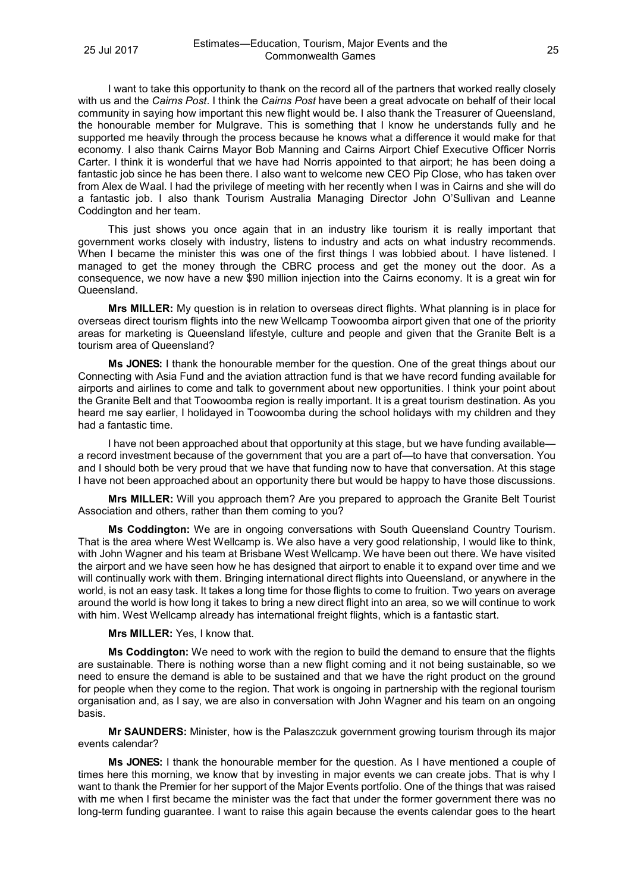I want to take this opportunity to thank on the record all of the partners that worked really closely with us and the *Cairns Post*. I think the *Cairns Post* have been a great advocate on behalf of their local community in saying how important this new flight would be. I also thank the Treasurer of Queensland, the honourable member for Mulgrave. This is something that I know he understands fully and he supported me heavily through the process because he knows what a difference it would make for that economy. I also thank Cairns Mayor Bob Manning and Cairns Airport Chief Executive Officer Norris Carter. I think it is wonderful that we have had Norris appointed to that airport; he has been doing a fantastic job since he has been there. I also want to welcome new CEO Pip Close, who has taken over from Alex de Waal. I had the privilege of meeting with her recently when I was in Cairns and she will do a fantastic job. I also thank Tourism Australia Managing Director John O'Sullivan and Leanne Coddington and her team.

This just shows you once again that in an industry like tourism it is really important that government works closely with industry, listens to industry and acts on what industry recommends. When I became the minister this was one of the first things I was lobbied about. I have listened. I managed to get the money through the CBRC process and get the money out the door. As a consequence, we now have a new $90 million injection into the Cairns economy. It is a great win for Queensland.

**Mrs MILLER:** My question is in relation to overseas direct flights. What planning is in place for overseas direct tourism flights into the new Wellcamp Toowoomba airport given that one of the priority areas for marketing is Queensland lifestyle, culture and people and given that the Granite Belt is a tourism area of Queensland?

**Ms JONES:** I thank the honourable member for the question. One of the great things about our Connecting with Asia Fund and the aviation attraction fund is that we have record funding available for airports and airlines to come and talk to government about new opportunities. I think your point about the Granite Belt and that Toowoomba region is really important. It is a great tourism destination. As you heard me say earlier, I holidayed in Toowoomba during the school holidays with my children and they had a fantastic time.

I have not been approached about that opportunity at this stage, but we have funding available—a record investment because of the government that you are a part of—to have that conversation. You and I should both be very proud that we have that funding now to have that conversation. At this stage I have not been approached about an opportunity there but would be happy to have those discussions.

**Mrs MILLER:** Will you approach them? Are you prepared to approach the Granite Belt Tourist Association and others, rather than them coming to you?

**Ms Coddington:** We are in ongoing conversations with South Queensland Country Tourism. That is the area where West Wellcamp is. We also have a very good relationship, I would like to think, with John Wagner and his team at Brisbane West Wellcamp. We have been out there. We have visited the airport and we have seen how he has designed that airport to enable it to expand over time and we will continually work with them. Bringing international direct flights into Queensland, or anywhere in the world, is not an easy task. It takes a long time for those flights to come to fruition. Two years on average around the world is how long it takes to bring a new direct flight into an area, so we will continue to work with him. West Wellcamp already has international freight flights, which is a fantastic start.

**Mrs MILLER:** Yes, I know that.

**Ms Coddington:** We need to work with the region to build the demand to ensure that the flights are sustainable. There is nothing worse than a new flight coming and it not being sustainable, so we need to ensure the demand is able to be sustained and that we have the right product on the ground for people when they come to the region. That work is ongoing in partnership with the regional tourism organisation and, as I say, we are also in conversation with John Wagner and his team on an ongoing basis.

**Mr SAUNDERS:** Minister, how is the Palaszczuk government growing tourism through its major events calendar?

**Ms JONES:** I thank the honourable member for the question. As I have mentioned a couple of times here this morning, we know that by investing in major events we can create jobs. That is why I want to thank the Premier for her support of the Major Events portfolio. One of the things that was raised with me when I first became the minister was the fact that under the former government there was no long-term funding guarantee. I want to raise this again because the events calendar goes to the heart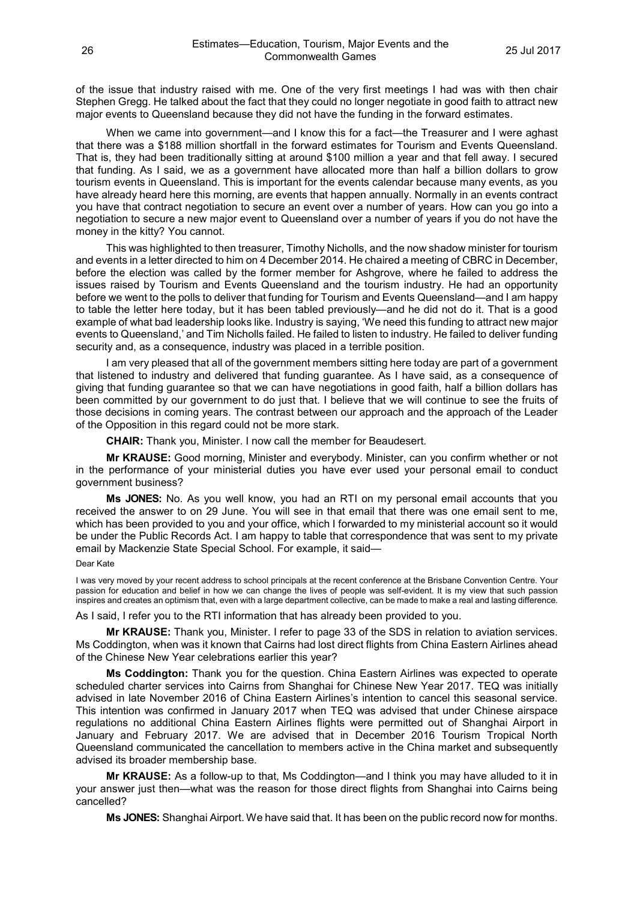of the issue that industry raised with me. One of the very first meetings I had was with then chair Stephen Gregg. He talked about the fact that they could no longer negotiate in good faith to attract new major events to Queensland because they did not have the funding in the forward estimates.

When we came into government—and I know this for a fact—the Treasurer and I were aghast that there was a $188 million shortfall in the forward estimates for Tourism and Events Queensland. That is, they had been traditionally sitting at around $100 million a year and that fell away. I secured that funding. As I said, we as a government have allocated more than half a billion dollars to grow tourism events in Queensland. This is important for the events calendar because many events, as you have already heard here this morning, are events that happen annually. Normally in an events contract you have that contract negotiation to secure an event over a number of years. How can you go into a negotiation to secure a new major event to Queensland over a number of years if you do not have the money in the kitty? You cannot.

This was highlighted to then treasurer, Timothy Nicholls, and the now shadow minister for tourism and events in a letter directed to him on 4 December 2014. He chaired a meeting of CBRC in December, before the election was called by the former member for Ashgrove, where he failed to address the issues raised by Tourism and Events Queensland and the tourism industry. He had an opportunity before we went to the polls to deliver that funding for Tourism and Events Queensland—and I am happy to table the letter here today, but it has been tabled previously—and he did not do it. That is a good example of what bad leadership looks like. Industry is saying, 'We need this funding to attract new major events to Queensland,' and Tim Nicholls failed. He failed to listen to industry. He failed to deliver funding security and, as a consequence, industry was placed in a terrible position.

I am very pleased that all of the government members sitting here today are part of a government that listened to industry and delivered that funding guarantee. As I have said, as a consequence of giving that funding guarantee so that we can have negotiations in good faith, half a billion dollars has been committed by our government to do just that. I believe that we will continue to see the fruits of those decisions in coming years. The contrast between our approach and the approach of the Leader of the Opposition in this regard could not be more stark.

**CHAIR:** Thank you, Minister. I now call the member for Beaudesert.

**Mr KRAUSE:** Good morning, Minister and everybody. Minister, can you confirm whether or not in the performance of your ministerial duties you have ever used your personal email to conduct government business?

**Ms JONES:** No. As you well know, you had an RTI on my personal email accounts that you received the answer to on 29 June. You will see in that email that there was one email sent to me, which has been provided to you and your office, which I forwarded to my ministerial account so it would be under the Public Records Act. I am happy to table that correspondence that was sent to my private email by Mackenzie State Special School. For example, it said—

Dear Kate

I was very moved by your recent address to school principals at the recent conference at the Brisbane Convention Centre. Your passion for education and belief in how we can change the lives of people was self-evident. It is my view that such passion inspires and creates an optimism that, even with a large department collective, can be made to make a real and lasting difference.

As I said, I refer you to the RTI information that has already been provided to you.

**Mr KRAUSE:** Thank you, Minister. I refer to page 33 of the SDS in relation to aviation services. Ms Coddington, when was it known that Cairns had lost direct flights from China Eastern Airlines ahead of the Chinese New Year celebrations earlier this year?

**Ms Coddington:** Thank you for the question. China Eastern Airlines was expected to operate scheduled charter services into Cairns from Shanghai for Chinese New Year 2017. TEQ was initially advised in late November 2016 of China Eastern Airlines's intention to cancel this seasonal service. This intention was confirmed in January 2017 when TEQ was advised that under Chinese airspace regulations no additional China Eastern Airlines flights were permitted out of Shanghai Airport in January and February 2017. We are advised that in December 2016 Tourism Tropical North Queensland communicated the cancellation to members active in the China market and subsequently advised its broader membership base.

**Mr KRAUSE:** As a follow-up to that, Ms Coddington—and I think you may have alluded to it in your answer just then—what was the reason for those direct flights from Shanghai into Cairns being cancelled?

**Ms JONES:** Shanghai Airport. We have said that. It has been on the public record now for months.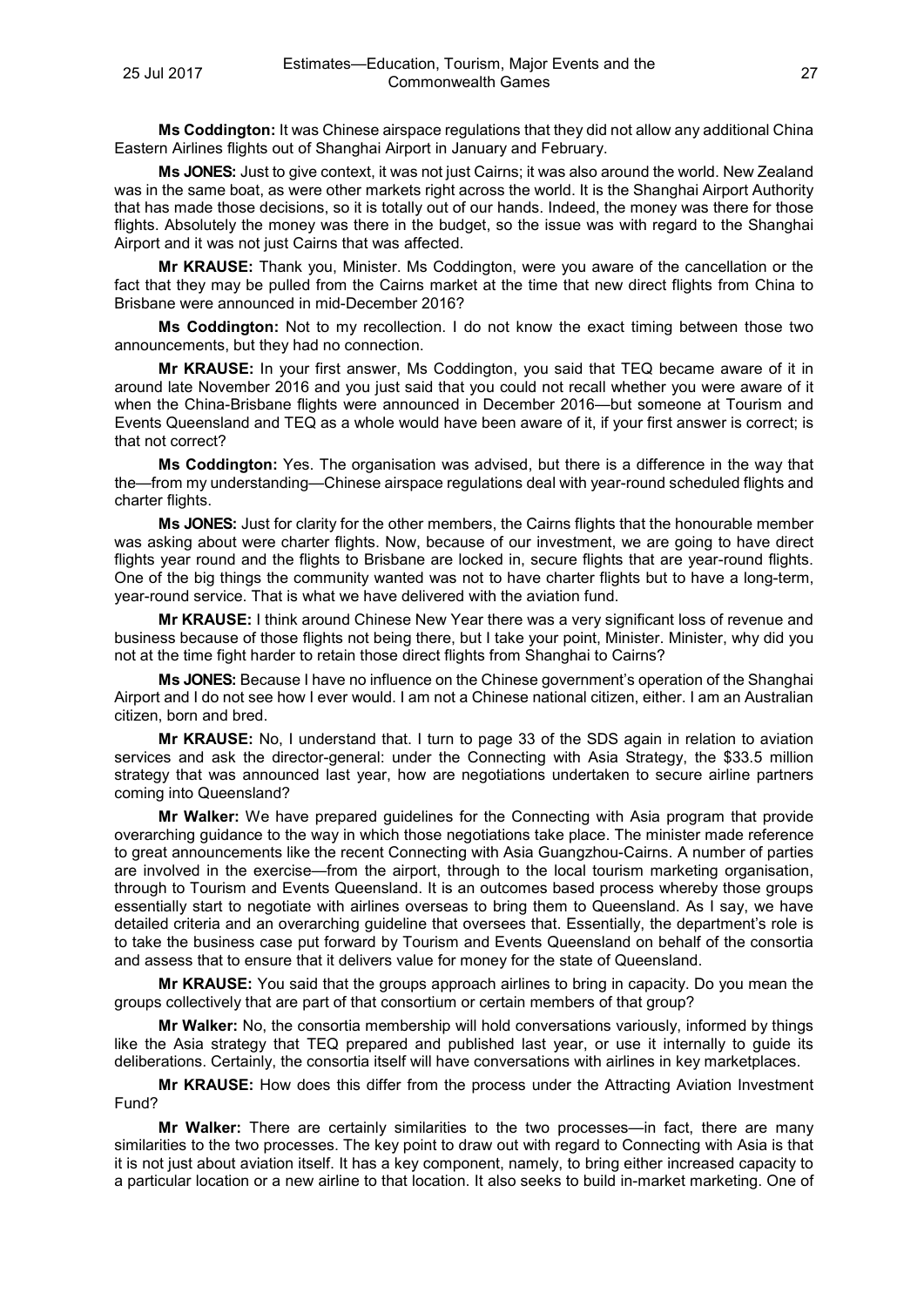**Ms Coddington:** It was Chinese airspace regulations that they did not allow any additional China Eastern Airlines flights out of Shanghai Airport in January and February.

**Ms JONES:** Just to give context, it was not just Cairns; it was also around the world. New Zealand was in the same boat, as were other markets right across the world. It is the Shanghai Airport Authority that has made those decisions, so it is totally out of our hands. Indeed, the money was there for those flights. Absolutely the money was there in the budget, so the issue was with regard to the Shanghai Airport and it was not just Cairns that was affected.

**Mr KRAUSE:** Thank you, Minister. Ms Coddington, were you aware of the cancellation or the fact that they may be pulled from the Cairns market at the time that new direct flights from China to Brisbane were announced in mid-December 2016?

**Ms Coddington:** Not to my recollection. I do not know the exact timing between those two announcements, but they had no connection.

**Mr KRAUSE:** In your first answer, Ms Coddington, you said that TEQ became aware of it in around late November 2016 and you just said that you could not recall whether you were aware of it when the China-Brisbane flights were announced in December 2016—but someone at Tourism and Events Queensland and TEQ as a whole would have been aware of it, if your first answer is correct; is that not correct?

**Ms Coddington:** Yes. The organisation was advised, but there is a difference in the way that the—from my understanding—Chinese airspace regulations deal with year-round scheduled flights and charter flights.

**Ms JONES:** Just for clarity for the other members, the Cairns flights that the honourable member was asking about were charter flights. Now, because of our investment, we are going to have direct flights year round and the flights to Brisbane are locked in, secure flights that are year-round flights. One of the big things the community wanted was not to have charter flights but to have a long-term, year-round service. That is what we have delivered with the aviation fund.

**Mr KRAUSE:** I think around Chinese New Year there was a very significant loss of revenue and business because of those flights not being there, but I take your point, Minister. Minister, why did you not at the time fight harder to retain those direct flights from Shanghai to Cairns?

**Ms JONES:** Because I have no influence on the Chinese government's operation of the Shanghai Airport and I do not see how I ever would. I am not a Chinese national citizen, either. I am an Australian citizen, born and bred.

**Mr KRAUSE:** No, I understand that. I turn to page 33 of the SDS again in relation to aviation services and ask the director-general: under the Connecting with Asia Strategy, the $33.5 million strategy that was announced last year, how are negotiations undertaken to secure airline partners coming into Queensland?

**Mr Walker:** We have prepared guidelines for the Connecting with Asia program that provide overarching guidance to the way in which those negotiations take place. The minister made reference to great announcements like the recent Connecting with Asia Guangzhou-Cairns. A number of parties are involved in the exercise—from the airport, through to the local tourism marketing organisation, through to Tourism and Events Queensland. It is an outcomes based process whereby those groups essentially start to negotiate with airlines overseas to bring them to Queensland. As I say, we have detailed criteria and an overarching guideline that oversees that. Essentially, the department's role is to take the business case put forward by Tourism and Events Queensland on behalf of the consortia and assess that to ensure that it delivers value for money for the state of Queensland.

**Mr KRAUSE:** You said that the groups approach airlines to bring in capacity. Do you mean the groups collectively that are part of that consortium or certain members of that group?

**Mr Walker:** No, the consortia membership will hold conversations variously, informed by things like the Asia strategy that TEQ prepared and published last year, or use it internally to guide its deliberations. Certainly, the consortia itself will have conversations with airlines in key marketplaces.

**Mr KRAUSE:** How does this differ from the process under the Attracting Aviation Investment Fund?

**Mr Walker:** There are certainly similarities to the two processes—in fact, there are many similarities to the two processes. The key point to draw out with regard to Connecting with Asia is that it is not just about aviation itself. It has a key component, namely, to bring either increased capacity to a particular location or a new airline to that location. It also seeks to build in-market marketing. One of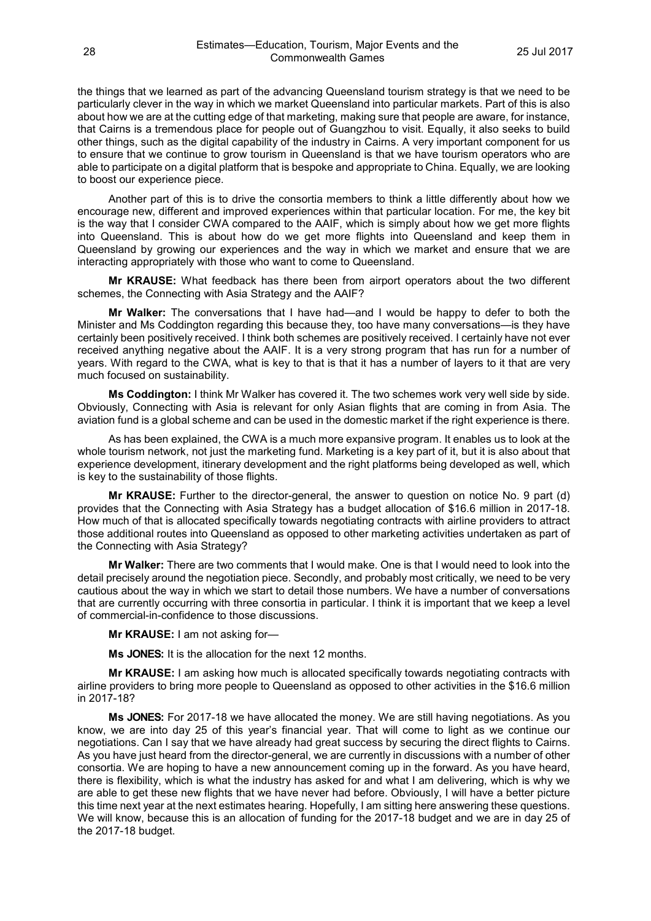the things that we learned as part of the advancing Queensland tourism strategy is that we need to be particularly clever in the way in which we market Queensland into particular markets. Part of this is also about how we are at the cutting edge of that marketing, making sure that people are aware, for instance, that Cairns is a tremendous place for people out of Guangzhou to visit. Equally, it also seeks to build other things, such as the digital capability of the industry in Cairns. A very important component for us to ensure that we continue to grow tourism in Queensland is that we have tourism operators who are able to participate on a digital platform that is bespoke and appropriate to China. Equally, we are looking to boost our experience piece.

Another part of this is to drive the consortia members to think a little differently about how we encourage new, different and improved experiences within that particular location. For me, the key bit is the way that I consider CWA compared to the AAIF, which is simply about how we get more flights into Queensland. This is about how do we get more flights into Queensland and keep them in Queensland by growing our experiences and the way in which we market and ensure that we are interacting appropriately with those who want to come to Queensland.

**Mr KRAUSE:** What feedback has there been from airport operators about the two different schemes, the Connecting with Asia Strategy and the AAIF?

**Mr Walker:** The conversations that I have had—and I would be happy to defer to both the Minister and Ms Coddington regarding this because they, too have many conversations—is they have certainly been positively received. I think both schemes are positively received. I certainly have not ever received anything negative about the AAIF. It is a very strong program that has run for a number of years. With regard to the CWA, what is key to that is that it has a number of layers to it that are very much focused on sustainability.

**Ms Coddington:** I think Mr Walker has covered it. The two schemes work very well side by side. Obviously, Connecting with Asia is relevant for only Asian flights that are coming in from Asia. The aviation fund is a global scheme and can be used in the domestic market if the right experience is there.

As has been explained, the CWA is a much more expansive program. It enables us to look at the whole tourism network, not just the marketing fund. Marketing is a key part of it, but it is also about that experience development, itinerary development and the right platforms being developed as well, which is key to the sustainability of those flights.

**Mr KRAUSE:** Further to the director-general, the answer to question on notice No. 9 part (d) provides that the Connecting with Asia Strategy has a budget allocation of $16.6 million in 2017-18. How much of that is allocated specifically towards negotiating contracts with airline providers to attract those additional routes into Queensland as opposed to other marketing activities undertaken as part of the Connecting with Asia Strategy?

**Mr Walker:** There are two comments that I would make. One is that I would need to look into the detail precisely around the negotiation piece. Secondly, and probably most critically, we need to be very cautious about the way in which we start to detail those numbers. We have a number of conversations that are currently occurring with three consortia in particular. I think it is important that we keep a level of commercial-in-confidence to those discussions.

**Mr KRAUSE:** I am not asking for—

**Ms JONES:** It is the allocation for the next 12 months.

**Mr KRAUSE:** I am asking how much is allocated specifically towards negotiating contracts with airline providers to bring more people to Queensland as opposed to other activities in the $16.6 million in 2017-18?

**Ms JONES:** For 2017-18 we have allocated the money. We are still having negotiations. As you know, we are into day 25 of this year's financial year. That will come to light as we continue our negotiations. Can I say that we have already had great success by securing the direct flights to Cairns. As you have just heard from the director-general, we are currently in discussions with a number of other consortia. We are hoping to have a new announcement coming up in the forward. As you have heard, there is flexibility, which is what the industry has asked for and what I am delivering, which is why we are able to get these new flights that we have never had before. Obviously, I will have a better picture this time next year at the next estimates hearing. Hopefully, I am sitting here answering these questions. We will know, because this is an allocation of funding for the 2017-18 budget and we are in day 25 of the 2017-18 budget.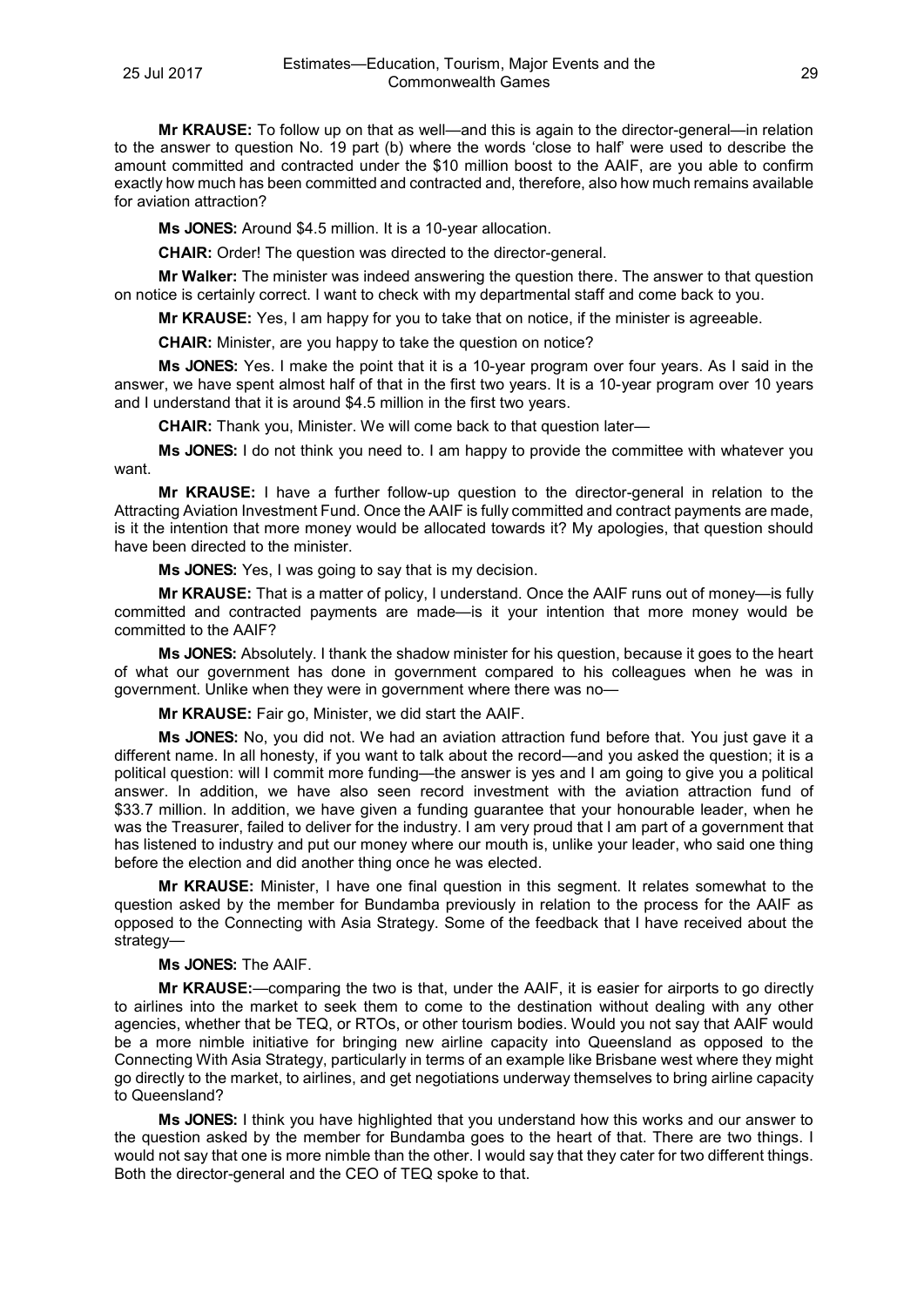**Mr KRAUSE:** To follow up on that as well—and this is again to the director-general—in relation to the answer to question No. 19 part (b) where the words 'close to half' were used to describe the amount committed and contracted under the $10 million boost to the AAIF, are you able to confirm exactly how much has been committed and contracted and, therefore, also how much remains available for aviation attraction?

**Ms JONES:** Around $4.5 million. It is a 10-year allocation.

**CHAIR:** Order! The question was directed to the director-general.

**Mr Walker:** The minister was indeed answering the question there. The answer to that question on notice is certainly correct. I want to check with my departmental staff and come back to you.

**Mr KRAUSE:** Yes, I am happy for you to take that on notice, if the minister is agreeable.

**CHAIR:** Minister, are you happy to take the question on notice?

**Ms JONES:** Yes. I make the point that it is a 10-year program over four years. As I said in the answer, we have spent almost half of that in the first two years. It is a 10-year program over 10 years and I understand that it is around $4.5 million in the first two years.

**CHAIR:** Thank you, Minister. We will come back to that question later—

**Ms JONES:** I do not think you need to. I am happy to provide the committee with whatever you want.

**Mr KRAUSE:** I have a further follow-up question to the director-general in relation to the Attracting Aviation Investment Fund. Once the AAIF is fully committed and contract payments are made, is it the intention that more money would be allocated towards it? My apologies, that question should have been directed to the minister.

**Ms JONES:** Yes, I was going to say that is my decision.

**Mr KRAUSE:** That is a matter of policy, I understand. Once the AAIF runs out of money—is fully committed and contracted payments are made—is it your intention that more money would be committed to the AAIF?

**Ms JONES:** Absolutely. I thank the shadow minister for his question, because it goes to the heart of what our government has done in government compared to his colleagues when he was in government. Unlike when they were in government where there was no—

**Mr KRAUSE:** Fair go, Minister, we did start the AAIF.

**Ms JONES:** No, you did not. We had an aviation attraction fund before that. You just gave it a different name. In all honesty, if you want to talk about the record—and you asked the question; it is a political question: will I commit more funding—the answer is yes and I am going to give you a political answer. In addition, we have also seen record investment with the aviation attraction fund of $33.7 million. In addition, we have given a funding guarantee that your honourable leader, when he was the Treasurer, failed to deliver for the industry. I am very proud that I am part of a government that has listened to industry and put our money where our mouth is, unlike your leader, who said one thing before the election and did another thing once he was elected.

**Mr KRAUSE:** Minister, I have one final question in this segment. It relates somewhat to the question asked by the member for Bundamba previously in relation to the process for the AAIF as opposed to the Connecting with Asia Strategy. Some of the feedback that I have received about the strategy—

**Ms JONES:** The AAIF.

**Mr KRAUSE:**—comparing the two is that, under the AAIF, it is easier for airports to go directly to airlines into the market to seek them to come to the destination without dealing with any other agencies, whether that be TEQ, or RTOs, or other tourism bodies. Would you not say that AAIF would be a more nimble initiative for bringing new airline capacity into Queensland as opposed to the Connecting With Asia Strategy, particularly in terms of an example like Brisbane west where they might go directly to the market, to airlines, and get negotiations underway themselves to bring airline capacity to Queensland?

**Ms JONES:** I think you have highlighted that you understand how this works and our answer to the question asked by the member for Bundamba goes to the heart of that. There are two things. I would not say that one is more nimble than the other. I would say that they cater for two different things. Both the director-general and the CEO of TEQ spoke to that.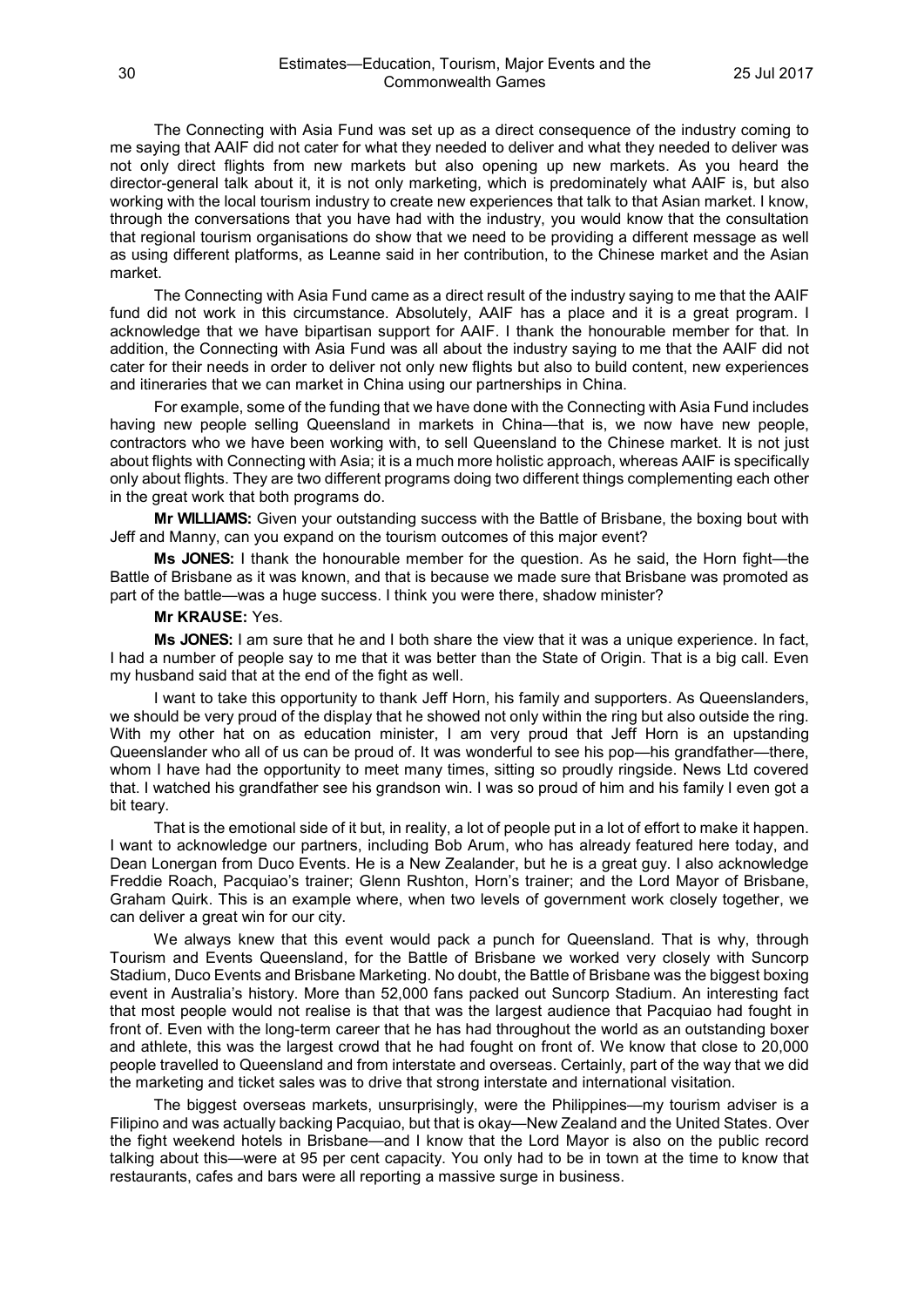The Connecting with Asia Fund was set up as a direct consequence of the industry coming to me saying that AAIF did not cater for what they needed to deliver and what they needed to deliver was not only direct flights from new markets but also opening up new markets. As you heard the director-general talk about it, it is not only marketing, which is predominately what AAIF is, but also working with the local tourism industry to create new experiences that talk to that Asian market. I know, through the conversations that you have had with the industry, you would know that the consultation that regional tourism organisations do show that we need to be providing a different message as well as using different platforms, as Leanne said in her contribution, to the Chinese market and the Asian market.

The Connecting with Asia Fund came as a direct result of the industry saying to me that the AAIF fund did not work in this circumstance. Absolutely, AAIF has a place and it is a great program. I acknowledge that we have bipartisan support for AAIF. I thank the honourable member for that. In addition, the Connecting with Asia Fund was all about the industry saying to me that the AAIF did not cater for their needs in order to deliver not only new flights but also to build content, new experiences and itineraries that we can market in China using our partnerships in China.

For example, some of the funding that we have done with the Connecting with Asia Fund includes having new people selling Queensland in markets in China—that is, we now have new people, contractors who we have been working with, to sell Queensland to the Chinese market. It is not just about flights with Connecting with Asia; it is a much more holistic approach, whereas AAIF is specifically only about flights. They are two different programs doing two different things complementing each other in the great work that both programs do.

**Mr WILLIAMS:** Given your outstanding success with the Battle of Brisbane, the boxing bout with Jeff and Manny, can you expand on the tourism outcomes of this major event?

**Ms JONES:** I thank the honourable member for the question. As he said, the Horn fight—the Battle of Brisbane as it was known, and that is because we made sure that Brisbane was promoted as part of the battle—was a huge success. I think you were there, shadow minister?

**Mr KRAUSE:** Yes.

**Ms JONES:** I am sure that he and I both share the view that it was a unique experience. In fact, I had a number of people say to me that it was better than the State of Origin. That is a big call. Even my husband said that at the end of the fight as well.

I want to take this opportunity to thank Jeff Horn, his family and supporters. As Queenslanders, we should be very proud of the display that he showed not only within the ring but also outside the ring. With my other hat on as education minister, I am very proud that Jeff Horn is an upstanding Queenslander who all of us can be proud of. It was wonderful to see his pop—his grandfather—there, whom I have had the opportunity to meet many times, sitting so proudly ringside. News Ltd covered that. I watched his grandfather see his grandson win. I was so proud of him and his family I even got a bit teary.

That is the emotional side of it but, in reality, a lot of people put in a lot of effort to make it happen. I want to acknowledge our partners, including Bob Arum, who has already featured here today, and Dean Lonergan from Duco Events. He is a New Zealander, but he is a great guy. I also acknowledge Freddie Roach, Pacquiao's trainer; Glenn Rushton, Horn's trainer; and the Lord Mayor of Brisbane, Graham Quirk. This is an example where, when two levels of government work closely together, we can deliver a great win for our city.

We always knew that this event would pack a punch for Queensland. That is why, through Tourism and Events Queensland, for the Battle of Brisbane we worked very closely with Suncorp Stadium, Duco Events and Brisbane Marketing. No doubt, the Battle of Brisbane was the biggest boxing event in Australia's history. More than 52,000 fans packed out Suncorp Stadium. An interesting fact that most people would not realise is that that was the largest audience that Pacquiao had fought in front of. Even with the long-term career that he has had throughout the world as an outstanding boxer and athlete, this was the largest crowd that he had fought on front of. We know that close to 20,000 people travelled to Queensland and from interstate and overseas. Certainly, part of the way that we did the marketing and ticket sales was to drive that strong interstate and international visitation.

The biggest overseas markets, unsurprisingly, were the Philippines—my tourism adviser is a Filipino and was actually backing Pacquiao, but that is okay—New Zealand and the United States. Over the fight weekend hotels in Brisbane—and I know that the Lord Mayor is also on the public record talking about this—were at 95 per cent capacity. You only had to be in town at the time to know that restaurants, cafes and bars were all reporting a massive surge in business.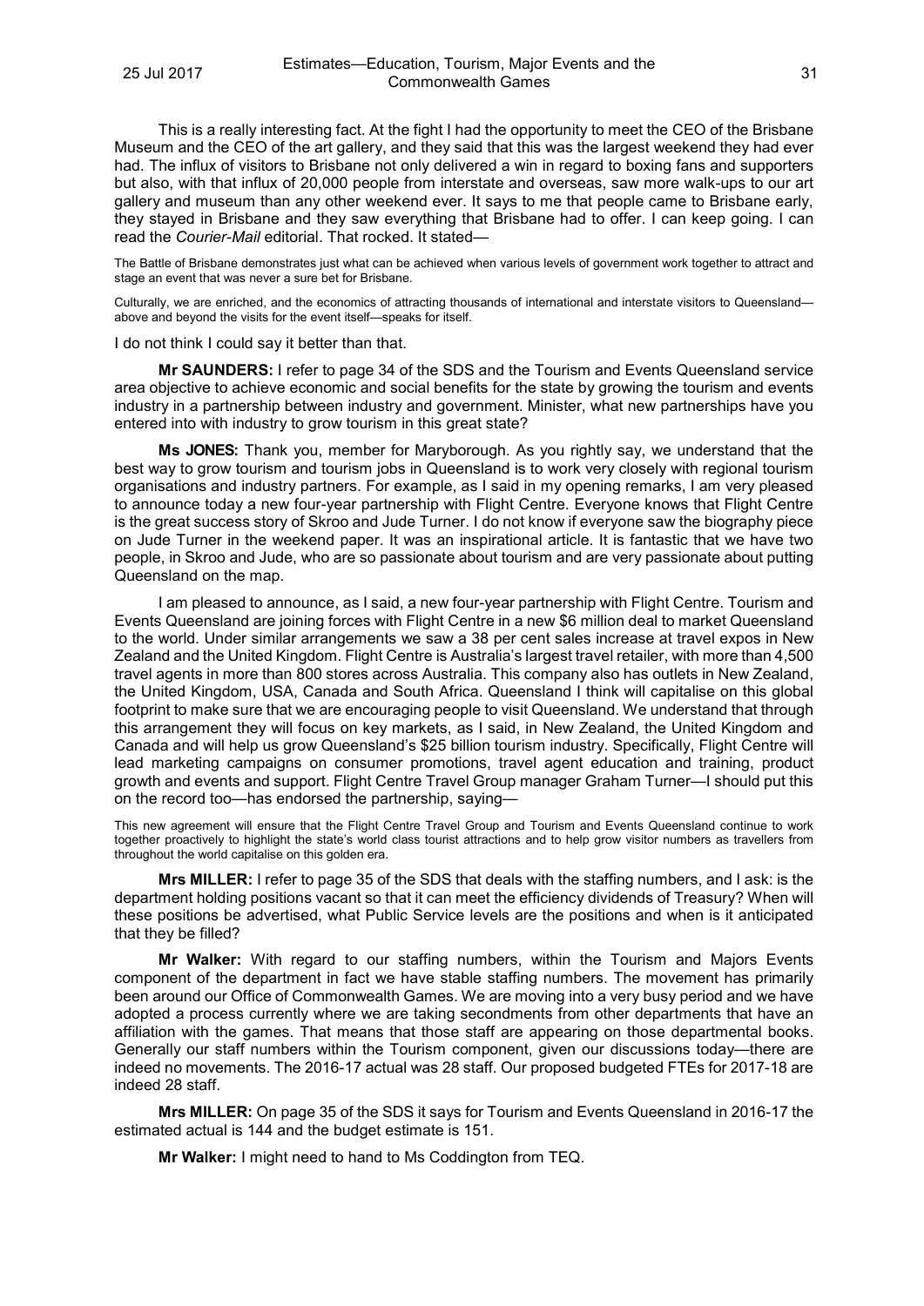This is a really interesting fact. At the fight I had the opportunity to meet the CEO of the Brisbane Museum and the CEO of the art gallery, and they said that this was the largest weekend they had ever had. The influx of visitors to Brisbane not only delivered a win in regard to boxing fans and supporters but also, with that influx of 20,000 people from interstate and overseas, saw more walk-ups to our art gallery and museum than any other weekend ever. It says to me that people came to Brisbane early, they stayed in Brisbane and they saw everything that Brisbane had to offer. I can keep going. I can read the *Courier-Mail* editorial. That rocked. It stated—

> The Battle of Brisbane demonstrates just what can be achieved when various levels of government work together to attract and stage an event that was never a sure bet for Brisbane.
>
> Culturally, we are enriched, and the economics of attracting thousands of international and interstate visitors to Queensland—above and beyond the visits for the event itself—speaks for itself.

I do not think I could say it better than that.

**Mr SAUNDERS:** I refer to page 34 of the SDS and the Tourism and Events Queensland service area objective to achieve economic and social benefits for the state by growing the tourism and events industry in a partnership between industry and government. Minister, what new partnerships have you entered into with industry to grow tourism in this great state?

**Ms JONES:** Thank you, member for Maryborough. As you rightly say, we understand that the best way to grow tourism and tourism jobs in Queensland is to work very closely with regional tourism organisations and industry partners. For example, as I said in my opening remarks, I am very pleased to announce today a new four-year partnership with Flight Centre. Everyone knows that Flight Centre is the great success story of Skroo and Jude Turner. I do not know if everyone saw the biography piece on Jude Turner in the weekend paper. It was an inspirational article. It is fantastic that we have two people, in Skroo and Jude, who are so passionate about tourism and are very passionate about putting Queensland on the map.

I am pleased to announce, as I said, a new four-year partnership with Flight Centre. Tourism and Events Queensland are joining forces with Flight Centre in a new $6 million deal to market Queensland to the world. Under similar arrangements we saw a 38 per cent sales increase at travel expos in New Zealand and the United Kingdom. Flight Centre is Australia's largest travel retailer, with more than 4,500 travel agents in more than 800 stores across Australia. This company also has outlets in New Zealand, the United Kingdom, USA, Canada and South Africa. Queensland I think will capitalise on this global footprint to make sure that we are encouraging people to visit Queensland. We understand that through this arrangement they will focus on key markets, as I said, in New Zealand, the United Kingdom and Canada and will help us grow Queensland's $25 billion tourism industry. Specifically, Flight Centre will lead marketing campaigns on consumer promotions, travel agent education and training, product growth and events and support. Flight Centre Travel Group manager Graham Turner—I should put this on the record too—has endorsed the partnership, saying—

> This new agreement will ensure that the Flight Centre Travel Group and Tourism and Events Queensland continue to work together proactively to highlight the state's world class tourist attractions and to help grow visitor numbers as travellers from throughout the world capitalise on this golden era.

**Mrs MILLER:** I refer to page 35 of the SDS that deals with the staffing numbers, and I ask: is the department holding positions vacant so that it can meet the efficiency dividends of Treasury? When will these positions be advertised, what Public Service levels are the positions and when is it anticipated that they be filled?

**Mr Walker:** With regard to our staffing numbers, within the Tourism and Majors Events component of the department in fact we have stable staffing numbers. The movement has primarily been around our Office of Commonwealth Games. We are moving into a very busy period and we have adopted a process currently where we are taking secondments from other departments that have an affiliation with the games. That means that those staff are appearing on those departmental books. Generally our staff numbers within the Tourism component, given our discussions today—there are indeed no movements. The 2016-17 actual was 28 staff. Our proposed budgeted FTEs for 2017-18 are indeed 28 staff.

**Mrs MILLER:** On page 35 of the SDS it says for Tourism and Events Queensland in 2016-17 the estimated actual is 144 and the budget estimate is 151.

**Mr Walker:** I might need to hand to Ms Coddington from TEQ.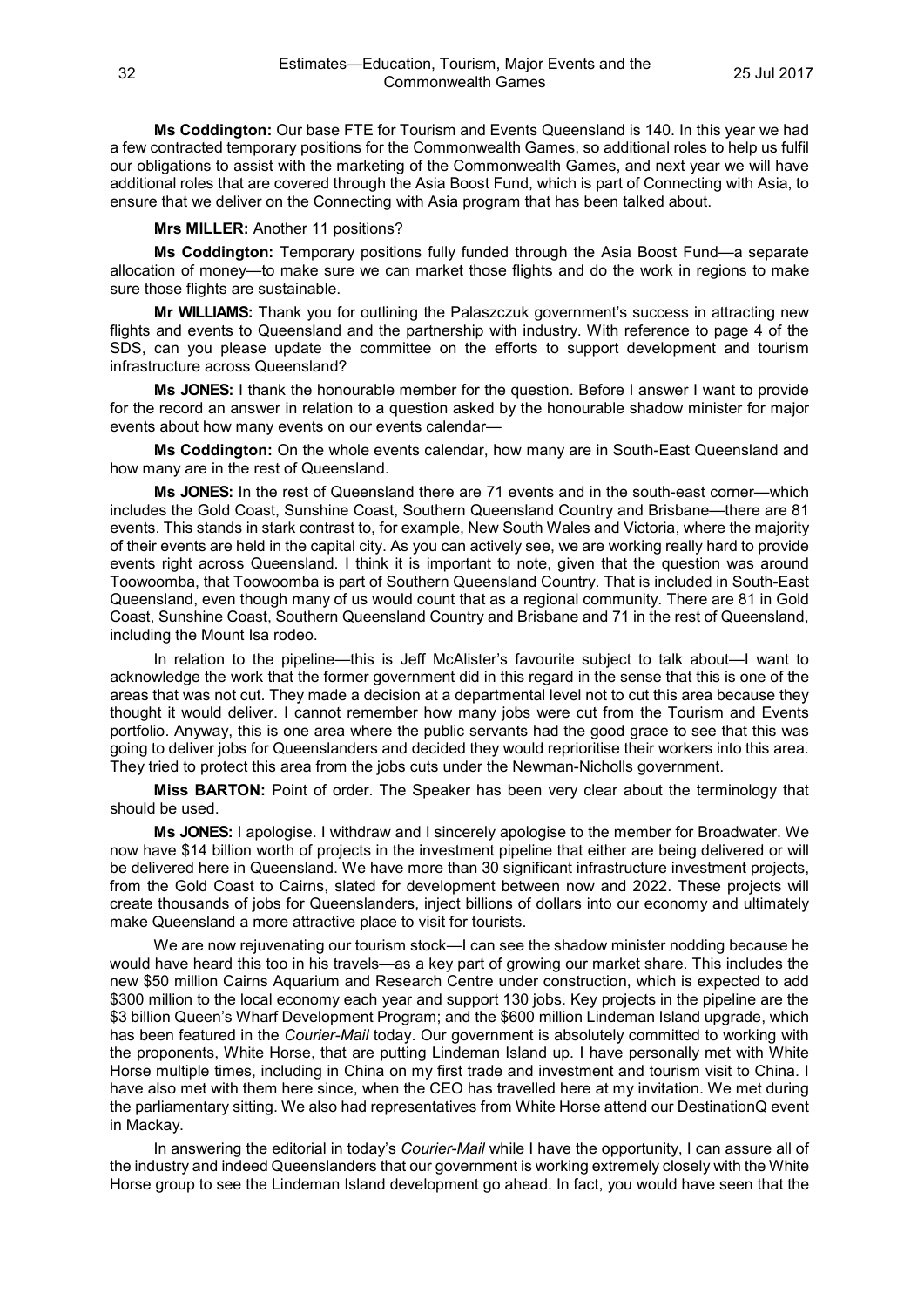**Ms Coddington:** Our base FTE for Tourism and Events Queensland is 140. In this year we had a few contracted temporary positions for the Commonwealth Games, so additional roles to help us fulfil our obligations to assist with the marketing of the Commonwealth Games, and next year we will have additional roles that are covered through the Asia Boost Fund, which is part of Connecting with Asia, to ensure that we deliver on the Connecting with Asia program that has been talked about.

**Mrs MILLER:** Another 11 positions?

**Ms Coddington:** Temporary positions fully funded through the Asia Boost Fund—a separate allocation of money—to make sure we can market those flights and do the work in regions to make sure those flights are sustainable.

**Mr WILLIAMS:** Thank you for outlining the Palaszczuk government's success in attracting new flights and events to Queensland and the partnership with industry. With reference to page 4 of the SDS, can you please update the committee on the efforts to support development and tourism infrastructure across Queensland?

**Ms JONES:** I thank the honourable member for the question. Before I answer I want to provide for the record an answer in relation to a question asked by the honourable shadow minister for major events about how many events on our events calendar—

**Ms Coddington:** On the whole events calendar, how many are in South-East Queensland and how many are in the rest of Queensland.

**Ms JONES:** In the rest of Queensland there are 71 events and in the south-east corner—which includes the Gold Coast, Sunshine Coast, Southern Queensland Country and Brisbane—there are 81 events. This stands in stark contrast to, for example, New South Wales and Victoria, where the majority of their events are held in the capital city. As you can actively see, we are working really hard to provide events right across Queensland. I think it is important to note, given that the question was around Toowoomba, that Toowoomba is part of Southern Queensland Country. That is included in South-East Queensland, even though many of us would count that as a regional community. There are 81 in Gold Coast, Sunshine Coast, Southern Queensland Country and Brisbane and 71 in the rest of Queensland, including the Mount Isa rodeo.

In relation to the pipeline—this is Jeff McAlister's favourite subject to talk about—I want to acknowledge the work that the former government did in this regard in the sense that this is one of the areas that was not cut. They made a decision at a departmental level not to cut this area because they thought it would deliver. I cannot remember how many jobs were cut from the Tourism and Events portfolio. Anyway, this is one area where the public servants had the good grace to see that this was going to deliver jobs for Queenslanders and decided they would reprioritise their workers into this area. They tried to protect this area from the jobs cuts under the Newman-Nicholls government.

**Miss BARTON:** Point of order. The Speaker has been very clear about the terminology that should be used.

**Ms JONES:** I apologise. I withdraw and I sincerely apologise to the member for Broadwater. We now have $14 billion worth of projects in the investment pipeline that either are being delivered or will be delivered here in Queensland. We have more than 30 significant infrastructure investment projects, from the Gold Coast to Cairns, slated for development between now and 2022. These projects will create thousands of jobs for Queenslanders, inject billions of dollars into our economy and ultimately make Queensland a more attractive place to visit for tourists.

We are now rejuvenating our tourism stock—I can see the shadow minister nodding because he would have heard this too in his travels—as a key part of growing our market share. This includes the new $50 million Cairns Aquarium and Research Centre under construction, which is expected to add $300 million to the local economy each year and support 130 jobs. Key projects in the pipeline are the $3 billion Queen's Wharf Development Program; and the $600 million Lindeman Island upgrade, which has been featured in the *Courier-Mail* today. Our government is absolutely committed to working with the proponents, White Horse, that are putting Lindeman Island up. I have personally met with White Horse multiple times, including in China on my first trade and investment and tourism visit to China. I have also met with them here since, when the CEO has travelled here at my invitation. We met during the parliamentary sitting. We also had representatives from White Horse attend our DestinationQ event in Mackay.

In answering the editorial in today's *Courier-Mail* while I have the opportunity, I can assure all of the industry and indeed Queenslanders that our government is working extremely closely with the White Horse group to see the Lindeman Island development go ahead. In fact, you would have seen that the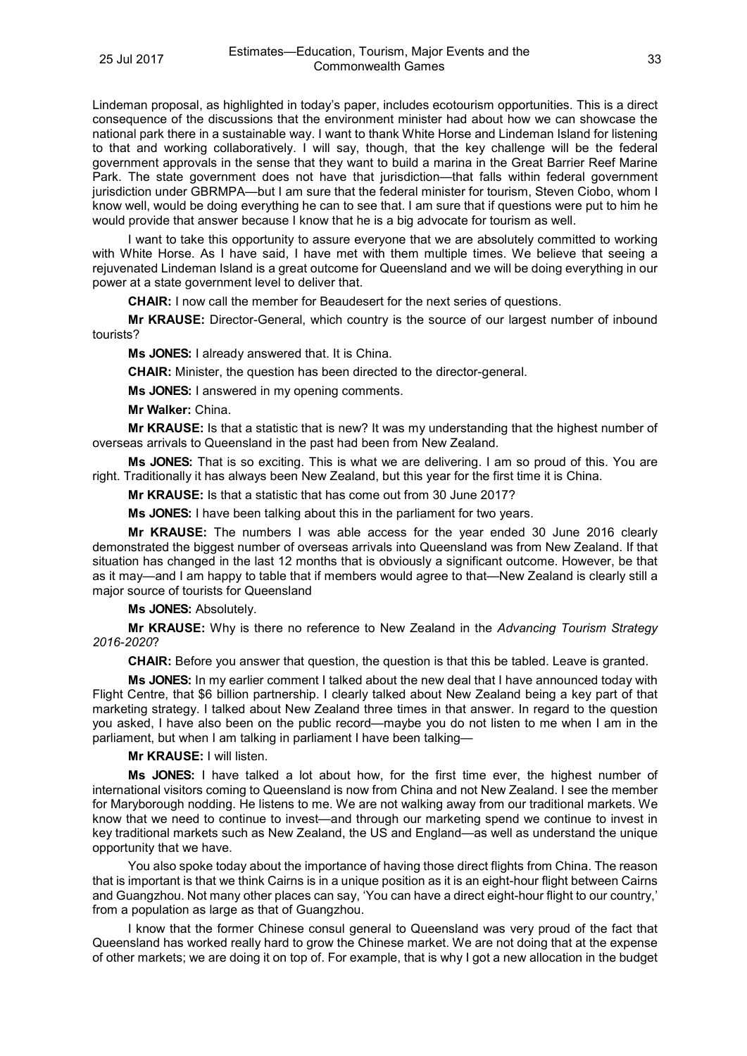Lindeman proposal, as highlighted in today's paper, includes ecotourism opportunities. This is a direct consequence of the discussions that the environment minister had about how we can showcase the national park there in a sustainable way. I want to thank White Horse and Lindeman Island for listening to that and working collaboratively. I will say, though, that the key challenge will be the federal government approvals in the sense that they want to build a marina in the Great Barrier Reef Marine Park. The state government does not have that jurisdiction—that falls within federal government jurisdiction under GBRMPA—but I am sure that the federal minister for tourism, Steven Ciobo, whom I know well, would be doing everything he can to see that. I am sure that if questions were put to him he would provide that answer because I know that he is a big advocate for tourism as well.

I want to take this opportunity to assure everyone that we are absolutely committed to working with White Horse. As I have said, I have met with them multiple times. We believe that seeing a rejuvenated Lindeman Island is a great outcome for Queensland and we will be doing everything in our power at a state government level to deliver that.

**CHAIR:** I now call the member for Beaudesert for the next series of questions.

**Mr KRAUSE:** Director-General, which country is the source of our largest number of inbound tourists?

**Ms JONES:** I already answered that. It is China.

**CHAIR:** Minister, the question has been directed to the director-general.

**Ms JONES:** I answered in my opening comments.

**Mr Walker:** China.

**Mr KRAUSE:** Is that a statistic that is new? It was my understanding that the highest number of overseas arrivals to Queensland in the past had been from New Zealand.

**Ms JONES:** That is so exciting. This is what we are delivering. I am so proud of this. You are right. Traditionally it has always been New Zealand, but this year for the first time it is China.

**Mr KRAUSE:** Is that a statistic that has come out from 30 June 2017?

**Ms JONES:** I have been talking about this in the parliament for two years.

**Mr KRAUSE:** The numbers I was able access for the year ended 30 June 2016 clearly demonstrated the biggest number of overseas arrivals into Queensland was from New Zealand. If that situation has changed in the last 12 months that is obviously a significant outcome. However, be that as it may—and I am happy to table that if members would agree to that—New Zealand is clearly still a major source of tourists for Queensland

**Ms JONES:** Absolutely.

**Mr KRAUSE:** Why is there no reference to New Zealand in the *Advancing Tourism Strategy 2016-2020*?

**CHAIR:** Before you answer that question, the question is that this be tabled. Leave is granted.

**Ms JONES:** In my earlier comment I talked about the new deal that I have announced today with Flight Centre, that $6 billion partnership. I clearly talked about New Zealand being a key part of that marketing strategy. I talked about New Zealand three times in that answer. In regard to the question you asked, I have also been on the public record—maybe you do not listen to me when I am in the parliament, but when I am talking in parliament I have been talking—

**Mr KRAUSE:** I will listen.

**Ms JONES:** I have talked a lot about how, for the first time ever, the highest number of international visitors coming to Queensland is now from China and not New Zealand. I see the member for Maryborough nodding. He listens to me. We are not walking away from our traditional markets. We know that we need to continue to invest—and through our marketing spend we continue to invest in key traditional markets such as New Zealand, the US and England—as well as understand the unique opportunity that we have.

You also spoke today about the importance of having those direct flights from China. The reason that is important is that we think Cairns is in a unique position as it is an eight-hour flight between Cairns and Guangzhou. Not many other places can say, 'You can have a direct eight-hour flight to our country,' from a population as large as that of Guangzhou.

I know that the former Chinese consul general to Queensland was very proud of the fact that Queensland has worked really hard to grow the Chinese market. We are not doing that at the expense of other markets; we are doing it on top of. For example, that is why I got a new allocation in the budget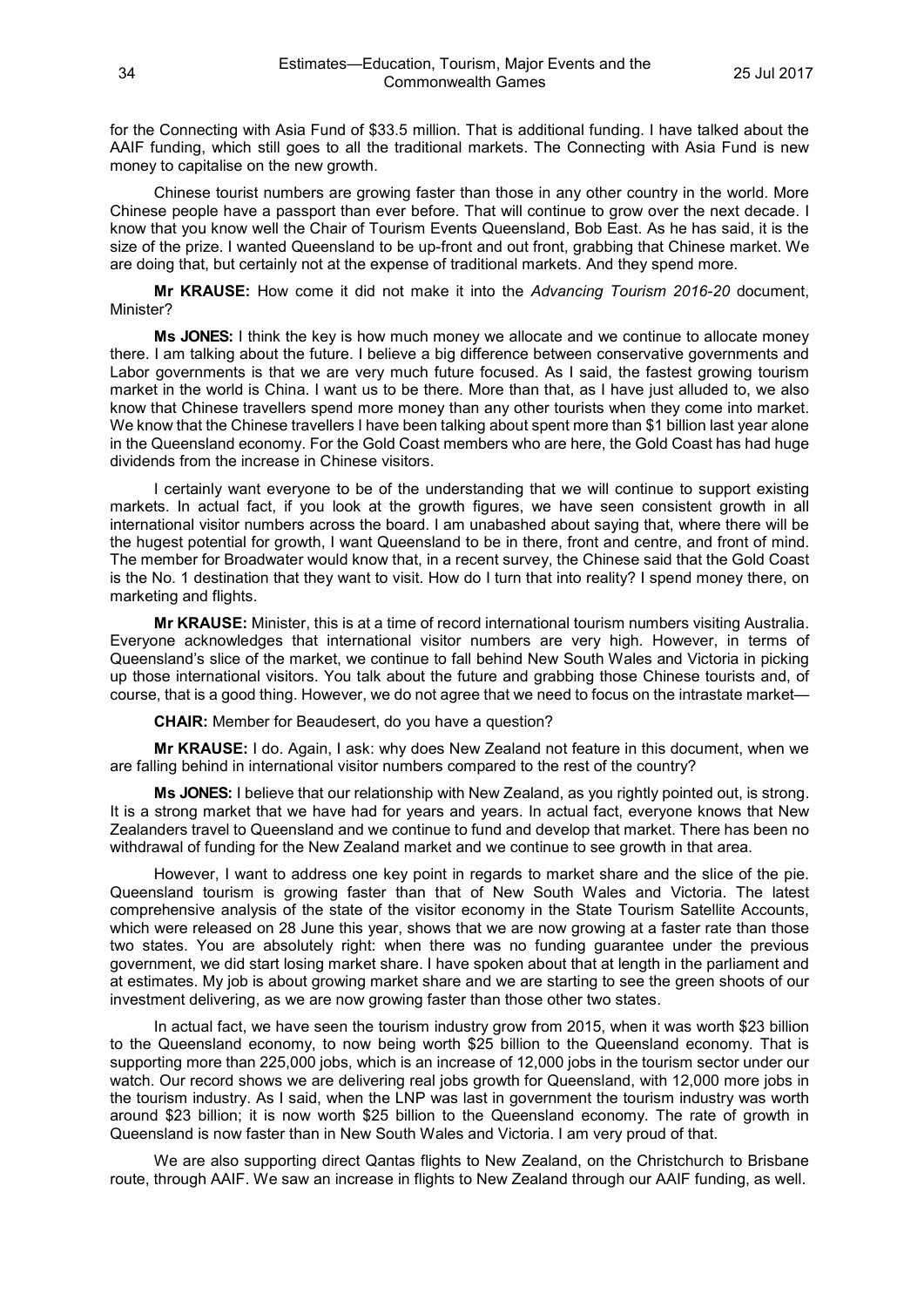for the Connecting with Asia Fund of $33.5 million. That is additional funding. I have talked about the AAIF funding, which still goes to all the traditional markets. The Connecting with Asia Fund is new money to capitalise on the new growth.

Chinese tourist numbers are growing faster than those in any other country in the world. More Chinese people have a passport than ever before. That will continue to grow over the next decade. I know that you know well the Chair of Tourism Events Queensland, Bob East. As he has said, it is the size of the prize. I wanted Queensland to be up-front and out front, grabbing that Chinese market. We are doing that, but certainly not at the expense of traditional markets. And they spend more.

**Mr KRAUSE:** How come it did not make it into the *Advancing Tourism 2016-20* document, Minister?

**Ms JONES:** I think the key is how much money we allocate and we continue to allocate money there. I am talking about the future. I believe a big difference between conservative governments and Labor governments is that we are very much future focused. As I said, the fastest growing tourism market in the world is China. I want us to be there. More than that, as I have just alluded to, we also know that Chinese travellers spend more money than any other tourists when they come into market. We know that the Chinese travellers I have been talking about spent more than $1 billion last year alone in the Queensland economy. For the Gold Coast members who are here, the Gold Coast has had huge dividends from the increase in Chinese visitors.

I certainly want everyone to be of the understanding that we will continue to support existing markets. In actual fact, if you look at the growth figures, we have seen consistent growth in all international visitor numbers across the board. I am unabashed about saying that, where there will be the hugest potential for growth, I want Queensland to be in there, front and centre, and front of mind. The member for Broadwater would know that, in a recent survey, the Chinese said that the Gold Coast is the No. 1 destination that they want to visit. How do I turn that into reality? I spend money there, on marketing and flights.

**Mr KRAUSE:** Minister, this is at a time of record international tourism numbers visiting Australia. Everyone acknowledges that international visitor numbers are very high. However, in terms of Queensland's slice of the market, we continue to fall behind New South Wales and Victoria in picking up those international visitors. You talk about the future and grabbing those Chinese tourists and, of course, that is a good thing. However, we do not agree that we need to focus on the intrastate market—

**CHAIR:** Member for Beaudesert, do you have a question?

**Mr KRAUSE:** I do. Again, I ask: why does New Zealand not feature in this document, when we are falling behind in international visitor numbers compared to the rest of the country?

**Ms JONES:** I believe that our relationship with New Zealand, as you rightly pointed out, is strong. It is a strong market that we have had for years and years. In actual fact, everyone knows that New Zealanders travel to Queensland and we continue to fund and develop that market. There has been no withdrawal of funding for the New Zealand market and we continue to see growth in that area.

However, I want to address one key point in regards to market share and the slice of the pie. Queensland tourism is growing faster than that of New South Wales and Victoria. The latest comprehensive analysis of the state of the visitor economy in the State Tourism Satellite Accounts, which were released on 28 June this year, shows that we are now growing at a faster rate than those two states. You are absolutely right: when there was no funding guarantee under the previous government, we did start losing market share. I have spoken about that at length in the parliament and at estimates. My job is about growing market share and we are starting to see the green shoots of our investment delivering, as we are now growing faster than those other two states.

In actual fact, we have seen the tourism industry grow from 2015, when it was worth $23 billion to the Queensland economy, to now being worth $25 billion to the Queensland economy. That is supporting more than 225,000 jobs, which is an increase of 12,000 jobs in the tourism sector under our watch. Our record shows we are delivering real jobs growth for Queensland, with 12,000 more jobs in the tourism industry. As I said, when the LNP was last in government the tourism industry was worth around $23 billion; it is now worth $25 billion to the Queensland economy. The rate of growth in Queensland is now faster than in New South Wales and Victoria. I am very proud of that.

We are also supporting direct Qantas flights to New Zealand, on the Christchurch to Brisbane route, through AAIF. We saw an increase in flights to New Zealand through our AAIF funding, as well.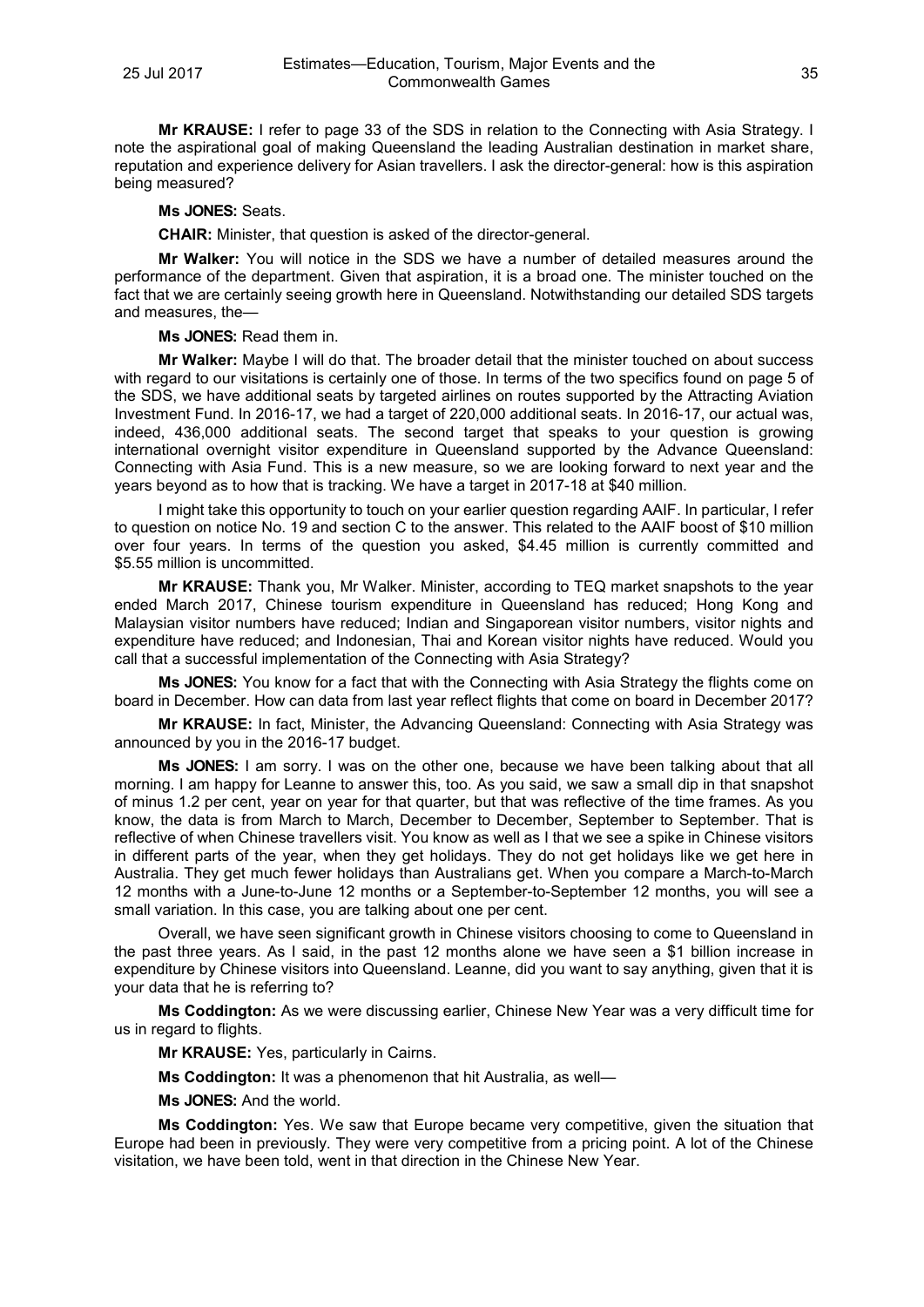**Mr KRAUSE:** I refer to page 33 of the SDS in relation to the Connecting with Asia Strategy. I note the aspirational goal of making Queensland the leading Australian destination in market share, reputation and experience delivery for Asian travellers. I ask the director-general: how is this aspiration being measured?

**Ms JONES:** Seats.

**CHAIR:** Minister, that question is asked of the director-general.

**Mr Walker:** You will notice in the SDS we have a number of detailed measures around the performance of the department. Given that aspiration, it is a broad one. The minister touched on the fact that we are certainly seeing growth here in Queensland. Notwithstanding our detailed SDS targets and measures, the—

**Ms JONES:** Read them in.

**Mr Walker:** Maybe I will do that. The broader detail that the minister touched on about success with regard to our visitations is certainly one of those. In terms of the two specifics found on page 5 of the SDS, we have additional seats by targeted airlines on routes supported by the Attracting Aviation Investment Fund. In 2016-17, we had a target of 220,000 additional seats. In 2016-17, our actual was, indeed, 436,000 additional seats. The second target that speaks to your question is growing international overnight visitor expenditure in Queensland supported by the Advance Queensland: Connecting with Asia Fund. This is a new measure, so we are looking forward to next year and the years beyond as to how that is tracking. We have a target in 2017-18 at $40 million.

I might take this opportunity to touch on your earlier question regarding AAIF. In particular, I refer to question on notice No. 19 and section C to the answer. This related to the AAIF boost of $10 million over four years. In terms of the question you asked, $4.45 million is currently committed and $5.55 million is uncommitted.

**Mr KRAUSE:** Thank you, Mr Walker. Minister, according to TEQ market snapshots to the year ended March 2017, Chinese tourism expenditure in Queensland has reduced; Hong Kong and Malaysian visitor numbers have reduced; Indian and Singaporean visitor numbers, visitor nights and expenditure have reduced; and Indonesian, Thai and Korean visitor nights have reduced. Would you call that a successful implementation of the Connecting with Asia Strategy?

**Ms JONES:** You know for a fact that with the Connecting with Asia Strategy the flights come on board in December. How can data from last year reflect flights that come on board in December 2017?

**Mr KRAUSE:** In fact, Minister, the Advancing Queensland: Connecting with Asia Strategy was announced by you in the 2016-17 budget.

**Ms JONES:** I am sorry. I was on the other one, because we have been talking about that all morning. I am happy for Leanne to answer this, too. As you said, we saw a small dip in that snapshot of minus 1.2 per cent, year on year for that quarter, but that was reflective of the time frames. As you know, the data is from March to March, December to December, September to September. That is reflective of when Chinese travellers visit. You know as well as I that we see a spike in Chinese visitors in different parts of the year, when they get holidays. They do not get holidays like we get here in Australia. They get much fewer holidays than Australians get. When you compare a March-to-March 12 months with a June-to-June 12 months or a September-to-September 12 months, you will see a small variation. In this case, you are talking about one per cent.

Overall, we have seen significant growth in Chinese visitors choosing to come to Queensland in the past three years. As I said, in the past 12 months alone we have seen a $1 billion increase in expenditure by Chinese visitors into Queensland. Leanne, did you want to say anything, given that it is your data that he is referring to?

**Ms Coddington:** As we were discussing earlier, Chinese New Year was a very difficult time for us in regard to flights.

**Mr KRAUSE:** Yes, particularly in Cairns.

**Ms Coddington:** It was a phenomenon that hit Australia, as well—

**Ms JONES:** And the world.

**Ms Coddington:** Yes. We saw that Europe became very competitive, given the situation that Europe had been in previously. They were very competitive from a pricing point. A lot of the Chinese visitation, we have been told, went in that direction in the Chinese New Year.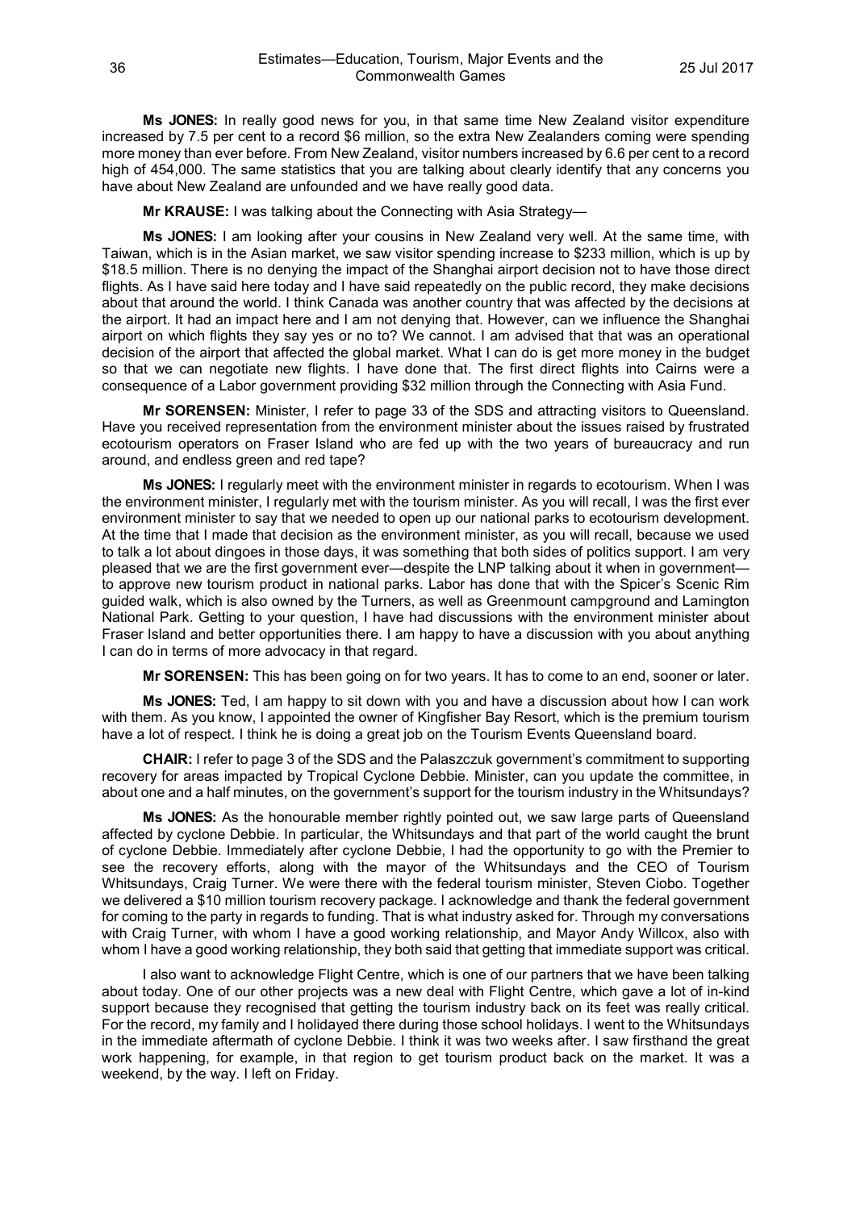**Ms JONES:** In really good news for you, in that same time New Zealand visitor expenditure increased by 7.5 per cent to a record $6 million, so the extra New Zealanders coming were spending more money than ever before. From New Zealand, visitor numbers increased by 6.6 per cent to a record high of 454,000. The same statistics that you are talking about clearly identify that any concerns you have about New Zealand are unfounded and we have really good data.

**Mr KRAUSE:** I was talking about the Connecting with Asia Strategy—

**Ms JONES:** I am looking after your cousins in New Zealand very well. At the same time, with Taiwan, which is in the Asian market, we saw visitor spending increase to $233 million, which is up by $18.5 million. There is no denying the impact of the Shanghai airport decision not to have those direct flights. As I have said here today and I have said repeatedly on the public record, they make decisions about that around the world. I think Canada was another country that was affected by the decisions at the airport. It had an impact here and I am not denying that. However, can we influence the Shanghai airport on which flights they say yes or no to? We cannot. I am advised that that was an operational decision of the airport that affected the global market. What I can do is get more money in the budget so that we can negotiate new flights. I have done that. The first direct flights into Cairns were a consequence of a Labor government providing $32 million through the Connecting with Asia Fund.

**Mr SORENSEN:** Minister, I refer to page 33 of the SDS and attracting visitors to Queensland. Have you received representation from the environment minister about the issues raised by frustrated ecotourism operators on Fraser Island who are fed up with the two years of bureaucracy and run around, and endless green and red tape?

**Ms JONES:** I regularly meet with the environment minister in regards to ecotourism. When I was the environment minister, I regularly met with the tourism minister. As you will recall, I was the first ever environment minister to say that we needed to open up our national parks to ecotourism development. At the time that I made that decision as the environment minister, as you will recall, because we used to talk a lot about dingoes in those days, it was something that both sides of politics support. I am very pleased that we are the first government ever—despite the LNP talking about it when in government—to approve new tourism product in national parks. Labor has done that with the Spicer's Scenic Rim guided walk, which is also owned by the Turners, as well as Greenmount campground and Lamington National Park. Getting to your question, I have had discussions with the environment minister about Fraser Island and better opportunities there. I am happy to have a discussion with you about anything I can do in terms of more advocacy in that regard.

**Mr SORENSEN:** This has been going on for two years. It has to come to an end, sooner or later.

**Ms JONES:** Ted, I am happy to sit down with you and have a discussion about how I can work with them. As you know, I appointed the owner of Kingfisher Bay Resort, which is the premium tourism have a lot of respect. I think he is doing a great job on the Tourism Events Queensland board.

**CHAIR:** I refer to page 3 of the SDS and the Palaszczuk government's commitment to supporting recovery for areas impacted by Tropical Cyclone Debbie. Minister, can you update the committee, in about one and a half minutes, on the government's support for the tourism industry in the Whitsundays?

**Ms JONES:** As the honourable member rightly pointed out, we saw large parts of Queensland affected by cyclone Debbie. In particular, the Whitsundays and that part of the world caught the brunt of cyclone Debbie. Immediately after cyclone Debbie, I had the opportunity to go with the Premier to see the recovery efforts, along with the mayor of the Whitsundays and the CEO of Tourism Whitsundays, Craig Turner. We were there with the federal tourism minister, Steven Ciobo. Together we delivered a $10 million tourism recovery package. I acknowledge and thank the federal government for coming to the party in regards to funding. That is what industry asked for. Through my conversations with Craig Turner, with whom I have a good working relationship, and Mayor Andy Willcox, also with whom I have a good working relationship, they both said that getting that immediate support was critical.

I also want to acknowledge Flight Centre, which is one of our partners that we have been talking about today. One of our other projects was a new deal with Flight Centre, which gave a lot of in-kind support because they recognised that getting the tourism industry back on its feet was really critical. For the record, my family and I holidayed there during those school holidays. I went to the Whitsundays in the immediate aftermath of cyclone Debbie. I think it was two weeks after. I saw firsthand the great work happening, for example, in that region to get tourism product back on the market. It was a weekend, by the way. I left on Friday.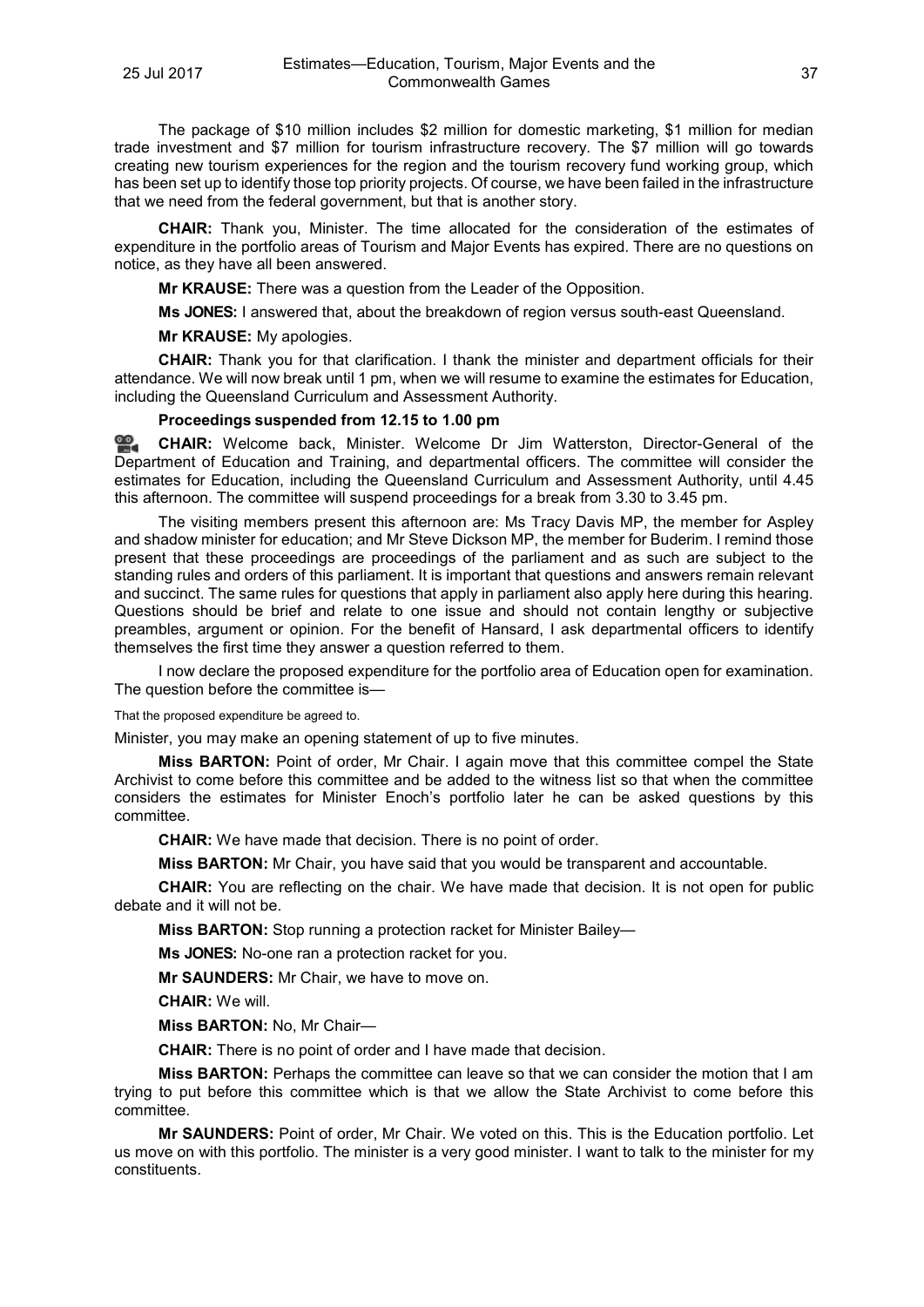The package of $10 million includes $2 million for domestic marketing, $1 million for median trade investment and $7 million for tourism infrastructure recovery. The $7 million will go towards creating new tourism experiences for the region and the tourism recovery fund working group, which has been set up to identify those top priority projects. Of course, we have been failed in the infrastructure that we need from the federal government, but that is another story.

**CHAIR:** Thank you, Minister. The time allocated for the consideration of the estimates of expenditure in the portfolio areas of Tourism and Major Events has expired. There are no questions on notice, as they have all been answered.

**Mr KRAUSE:** There was a question from the Leader of the Opposition.

**Ms JONES:** I answered that, about the breakdown of region versus south-east Queensland.

**Mr KRAUSE:** My apologies.

**CHAIR:** Thank you for that clarification. I thank the minister and department officials for their attendance. We will now break until 1 pm, when we will resume to examine the estimates for Education, including the Queensland Curriculum and Assessment Authority.

**Proceedings suspended from 12.15 to 1.00 pm**

**CHAIR:** Welcome back, Minister. Welcome Dr Jim Watterston, Director-General of the Department of Education and Training, and departmental officers. The committee will consider the estimates for Education, including the Queensland Curriculum and Assessment Authority, until 4.45 this afternoon. The committee will suspend proceedings for a break from 3.30 to 3.45 pm.

The visiting members present this afternoon are: Ms Tracy Davis MP, the member for Aspley and shadow minister for education; and Mr Steve Dickson MP, the member for Buderim. I remind those present that these proceedings are proceedings of the parliament and as such are subject to the standing rules and orders of this parliament. It is important that questions and answers remain relevant and succinct. The same rules for questions that apply in parliament also apply here during this hearing. Questions should be brief and relate to one issue and should not contain lengthy or subjective preambles, argument or opinion. For the benefit of Hansard, I ask departmental officers to identify themselves the first time they answer a question referred to them.

I now declare the proposed expenditure for the portfolio area of Education open for examination. The question before the committee is—

That the proposed expenditure be agreed to.

Minister, you may make an opening statement of up to five minutes.

**Miss BARTON:** Point of order, Mr Chair. I again move that this committee compel the State Archivist to come before this committee and be added to the witness list so that when the committee considers the estimates for Minister Enoch's portfolio later he can be asked questions by this committee.

**CHAIR:** We have made that decision. There is no point of order.

**Miss BARTON:** Mr Chair, you have said that you would be transparent and accountable.

**CHAIR:** You are reflecting on the chair. We have made that decision. It is not open for public debate and it will not be.

**Miss BARTON:** Stop running a protection racket for Minister Bailey—

**Ms JONES:** No-one ran a protection racket for you.

**Mr SAUNDERS:** Mr Chair, we have to move on.

**CHAIR:** We will.

**Miss BARTON:** No, Mr Chair—

**CHAIR:** There is no point of order and I have made that decision.

**Miss BARTON:** Perhaps the committee can leave so that we can consider the motion that I am trying to put before this committee which is that we allow the State Archivist to come before this committee.

**Mr SAUNDERS:** Point of order, Mr Chair. We voted on this. This is the Education portfolio. Let us move on with this portfolio. The minister is a very good minister. I want to talk to the minister for my constituents.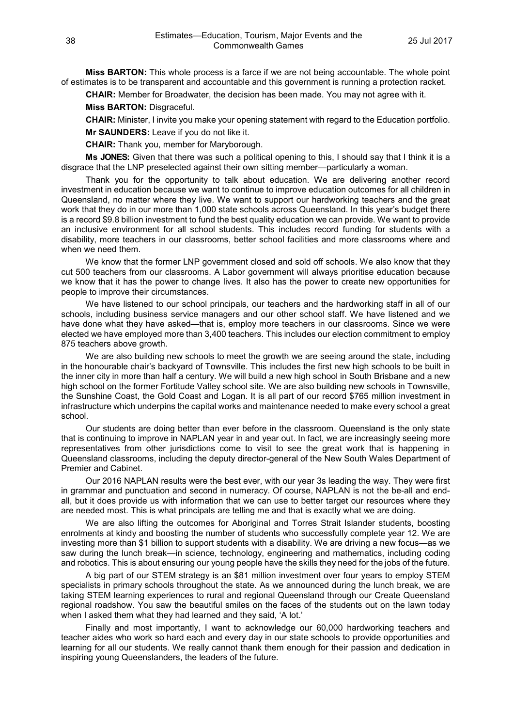**Miss BARTON:** This whole process is a farce if we are not being accountable. The whole point of estimates is to be transparent and accountable and this government is running a protection racket.

**CHAIR:** Member for Broadwater, the decision has been made. You may not agree with it.

**Miss BARTON:** Disgraceful.

**CHAIR:** Minister, I invite you make your opening statement with regard to the Education portfolio.

**Mr SAUNDERS:** Leave if you do not like it.

**CHAIR:** Thank you, member for Maryborough.

**Ms JONES:** Given that there was such a political opening to this, I should say that I think it is a disgrace that the LNP preselected against their own sitting member—particularly a woman.

Thank you for the opportunity to talk about education. We are delivering another record investment in education because we want to continue to improve education outcomes for all children in Queensland, no matter where they live. We want to support our hardworking teachers and the great work that they do in our more than 1,000 state schools across Queensland. In this year's budget there is a record $9.8 billion investment to fund the best quality education we can provide. We want to provide an inclusive environment for all school students. This includes record funding for students with a disability, more teachers in our classrooms, better school facilities and more classrooms where and when we need them.

We know that the former LNP government closed and sold off schools. We also know that they cut 500 teachers from our classrooms. A Labor government will always prioritise education because we know that it has the power to change lives. It also has the power to create new opportunities for people to improve their circumstances.

We have listened to our school principals, our teachers and the hardworking staff in all of our schools, including business service managers and our other school staff. We have listened and we have done what they have asked—that is, employ more teachers in our classrooms. Since we were elected we have employed more than 3,400 teachers. This includes our election commitment to employ 875 teachers above growth.

We are also building new schools to meet the growth we are seeing around the state, including in the honourable chair's backyard of Townsville. This includes the first new high schools to be built in the inner city in more than half a century. We will build a new high school in South Brisbane and a new high school on the former Fortitude Valley school site. We are also building new schools in Townsville, the Sunshine Coast, the Gold Coast and Logan. It is all part of our record $765 million investment in infrastructure which underpins the capital works and maintenance needed to make every school a great school.

Our students are doing better than ever before in the classroom. Queensland is the only state that is continuing to improve in NAPLAN year in and year out. In fact, we are increasingly seeing more representatives from other jurisdictions come to visit to see the great work that is happening in Queensland classrooms, including the deputy director-general of the New South Wales Department of Premier and Cabinet.

Our 2016 NAPLAN results were the best ever, with our year 3s leading the way. They were first in grammar and punctuation and second in numeracy. Of course, NAPLAN is not the be-all and end-all, but it does provide us with information that we can use to better target our resources where they are needed most. This is what principals are telling me and that is exactly what we are doing.

We are also lifting the outcomes for Aboriginal and Torres Strait Islander students, boosting enrolments at kindy and boosting the number of students who successfully complete year 12. We are investing more than $1 billion to support students with a disability. We are driving a new focus—as we saw during the lunch break—in science, technology, engineering and mathematics, including coding and robotics. This is about ensuring our young people have the skills they need for the jobs of the future.

A big part of our STEM strategy is an $81 million investment over four years to employ STEM specialists in primary schools throughout the state. As we announced during the lunch break, we are taking STEM learning experiences to rural and regional Queensland through our Create Queensland regional roadshow. You saw the beautiful smiles on the faces of the students out on the lawn today when I asked them what they had learned and they said, 'A lot.'

Finally and most importantly, I want to acknowledge our 60,000 hardworking teachers and teacher aides who work so hard each and every day in our state schools to provide opportunities and learning for all our students. We really cannot thank them enough for their passion and dedication in inspiring young Queenslanders, the leaders of the future.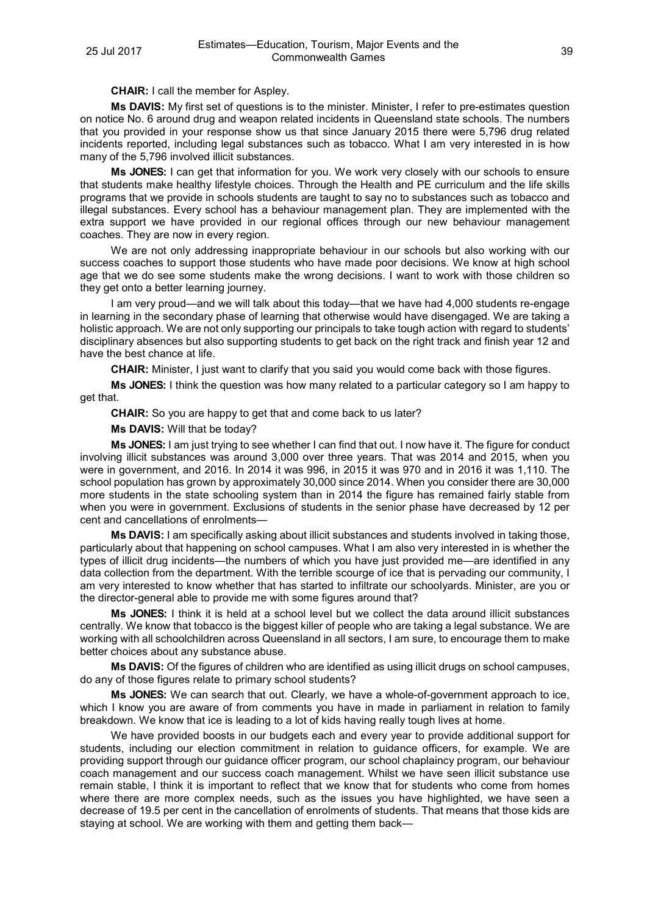**CHAIR:** I call the member for Aspley.

**Ms DAVIS:** My first set of questions is to the minister. Minister, I refer to pre-estimates question on notice No. 6 around drug and weapon related incidents in Queensland state schools. The numbers that you provided in your response show us that since January 2015 there were 5,796 drug related incidents reported, including legal substances such as tobacco. What I am very interested in is how many of the 5,796 involved illicit substances.

**Ms JONES:** I can get that information for you. We work very closely with our schools to ensure that students make healthy lifestyle choices. Through the Health and PE curriculum and the life skills programs that we provide in schools students are taught to say no to substances such as tobacco and illegal substances. Every school has a behaviour management plan. They are implemented with the extra support we have provided in our regional offices through our new behaviour management coaches. They are now in every region.

We are not only addressing inappropriate behaviour in our schools but also working with our success coaches to support those students who have made poor decisions. We know at high school age that we do see some students make the wrong decisions. I want to work with those children so they get onto a better learning journey.

I am very proud—and we will talk about this today—that we have had 4,000 students re-engage in learning in the secondary phase of learning that otherwise would have disengaged. We are taking a holistic approach. We are not only supporting our principals to take tough action with regard to students' disciplinary absences but also supporting students to get back on the right track and finish year 12 and have the best chance at life.

**CHAIR:** Minister, I just want to clarify that you said you would come back with those figures.

**Ms JONES:** I think the question was how many related to a particular category so I am happy to get that.

**CHAIR:** So you are happy to get that and come back to us later?

**Ms DAVIS:** Will that be today?

**Ms JONES:** I am just trying to see whether I can find that out. I now have it. The figure for conduct involving illicit substances was around 3,000 over three years. That was 2014 and 2015, when you were in government, and 2016. In 2014 it was 996, in 2015 it was 970 and in 2016 it was 1,110. The school population has grown by approximately 30,000 since 2014. When you consider there are 30,000 more students in the state schooling system than in 2014 the figure has remained fairly stable from when you were in government. Exclusions of students in the senior phase have decreased by 12 per cent and cancellations of enrolments—

**Ms DAVIS:** I am specifically asking about illicit substances and students involved in taking those, particularly about that happening on school campuses. What I am also very interested in is whether the types of illicit drug incidents—the numbers of which you have just provided me—are identified in any data collection from the department. With the terrible scourge of ice that is pervading our community, I am very interested to know whether that has started to infiltrate our schoolyards. Minister, are you or the director-general able to provide me with some figures around that?

**Ms JONES:** I think it is held at a school level but we collect the data around illicit substances centrally. We know that tobacco is the biggest killer of people who are taking a legal substance. We are working with all schoolchildren across Queensland in all sectors, I am sure, to encourage them to make better choices about any substance abuse.

**Ms DAVIS:** Of the figures of children who are identified as using illicit drugs on school campuses, do any of those figures relate to primary school students?

**Ms JONES:** We can search that out. Clearly, we have a whole-of-government approach to ice, which I know you are aware of from comments you have in made in parliament in relation to family breakdown. We know that ice is leading to a lot of kids having really tough lives at home.

We have provided boosts in our budgets each and every year to provide additional support for students, including our election commitment in relation to guidance officers, for example. We are providing support through our guidance officer program, our school chaplaincy program, our behaviour coach management and our success coach management. Whilst we have seen illicit substance use remain stable, I think it is important to reflect that we know that for students who come from homes where there are more complex needs, such as the issues you have highlighted, we have seen a decrease of 19.5 per cent in the cancellation of enrolments of students. That means that those kids are staying at school. We are working with them and getting them back—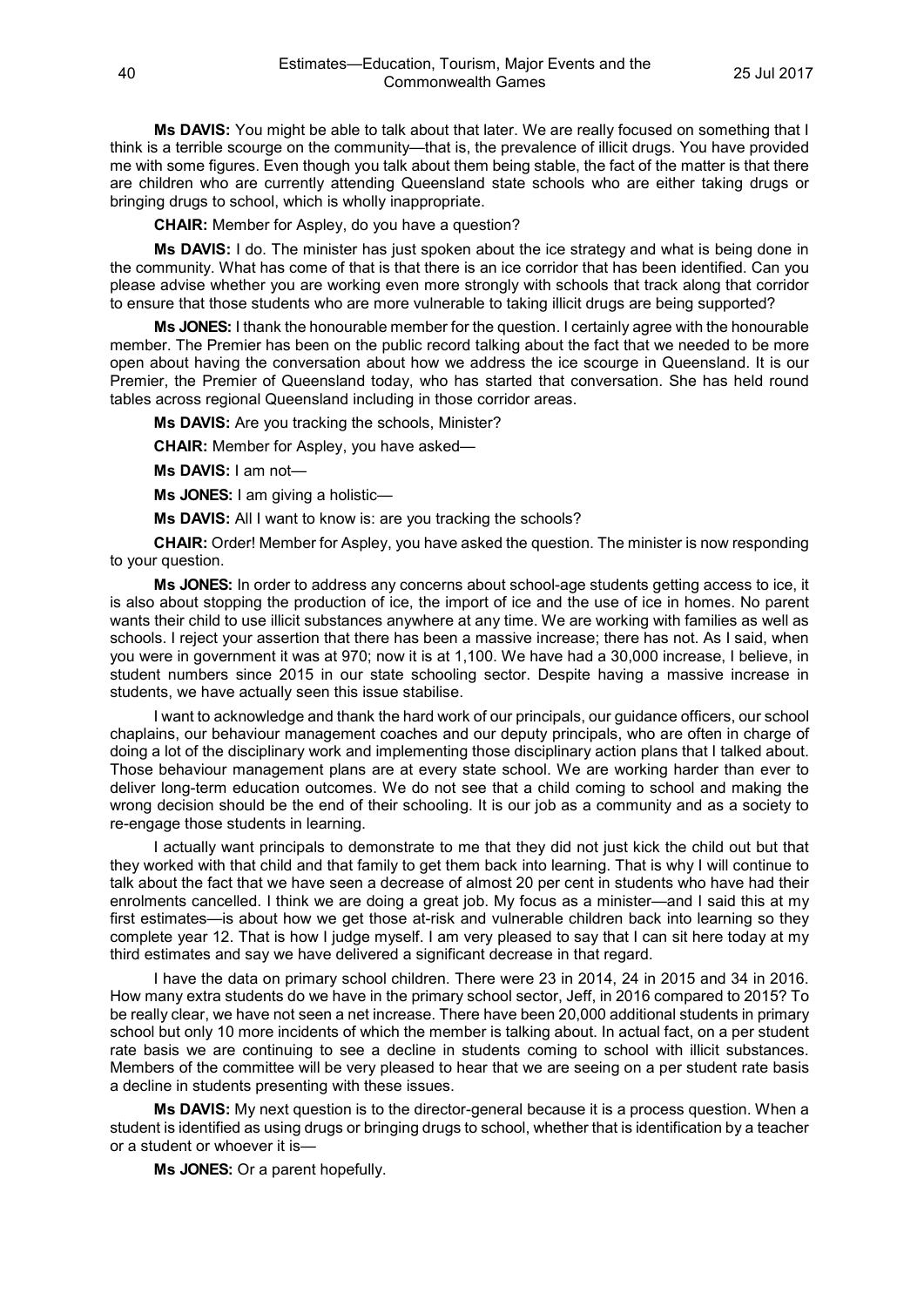**Ms DAVIS:** You might be able to talk about that later. We are really focused on something that I think is a terrible scourge on the community—that is, the prevalence of illicit drugs. You have provided me with some figures. Even though you talk about them being stable, the fact of the matter is that there are children who are currently attending Queensland state schools who are either taking drugs or bringing drugs to school, which is wholly inappropriate.

**CHAIR:** Member for Aspley, do you have a question?

**Ms DAVIS:** I do. The minister has just spoken about the ice strategy and what is being done in the community. What has come of that is that there is an ice corridor that has been identified. Can you please advise whether you are working even more strongly with schools that track along that corridor to ensure that those students who are more vulnerable to taking illicit drugs are being supported?

**Ms JONES:** I thank the honourable member for the question. I certainly agree with the honourable member. The Premier has been on the public record talking about the fact that we needed to be more open about having the conversation about how we address the ice scourge in Queensland. It is our Premier, the Premier of Queensland today, who has started that conversation. She has held round tables across regional Queensland including in those corridor areas.

**Ms DAVIS:** Are you tracking the schools, Minister?

**CHAIR:** Member for Aspley, you have asked—

**Ms DAVIS:** I am not—

**Ms JONES:** I am giving a holistic—

**Ms DAVIS:** All I want to know is: are you tracking the schools?

**CHAIR:** Order! Member for Aspley, you have asked the question. The minister is now responding to your question.

**Ms JONES:** In order to address any concerns about school-age students getting access to ice, it is also about stopping the production of ice, the import of ice and the use of ice in homes. No parent wants their child to use illicit substances anywhere at any time. We are working with families as well as schools. I reject your assertion that there has been a massive increase; there has not. As I said, when you were in government it was at 970; now it is at 1,100. We have had a 30,000 increase, I believe, in student numbers since 2015 in our state schooling sector. Despite having a massive increase in students, we have actually seen this issue stabilise.

I want to acknowledge and thank the hard work of our principals, our guidance officers, our school chaplains, our behaviour management coaches and our deputy principals, who are often in charge of doing a lot of the disciplinary work and implementing those disciplinary action plans that I talked about. Those behaviour management plans are at every state school. We are working harder than ever to deliver long-term education outcomes. We do not see that a child coming to school and making the wrong decision should be the end of their schooling. It is our job as a community and as a society to re-engage those students in learning.

I actually want principals to demonstrate to me that they did not just kick the child out but that they worked with that child and that family to get them back into learning. That is why I will continue to talk about the fact that we have seen a decrease of almost 20 per cent in students who have had their enrolments cancelled. I think we are doing a great job. My focus as a minister—and I said this at my first estimates—is about how we get those at-risk and vulnerable children back into learning so they complete year 12. That is how I judge myself. I am very pleased to say that I can sit here today at my third estimates and say we have delivered a significant decrease in that regard.

I have the data on primary school children. There were 23 in 2014, 24 in 2015 and 34 in 2016. How many extra students do we have in the primary school sector, Jeff, in 2016 compared to 2015? To be really clear, we have not seen a net increase. There have been 20,000 additional students in primary school but only 10 more incidents of which the member is talking about. In actual fact, on a per student rate basis we are continuing to see a decline in students coming to school with illicit substances. Members of the committee will be very pleased to hear that we are seeing on a per student rate basis a decline in students presenting with these issues.

**Ms DAVIS:** My next question is to the director-general because it is a process question. When a student is identified as using drugs or bringing drugs to school, whether that is identification by a teacher or a student or whoever it is—

**Ms JONES:** Or a parent hopefully.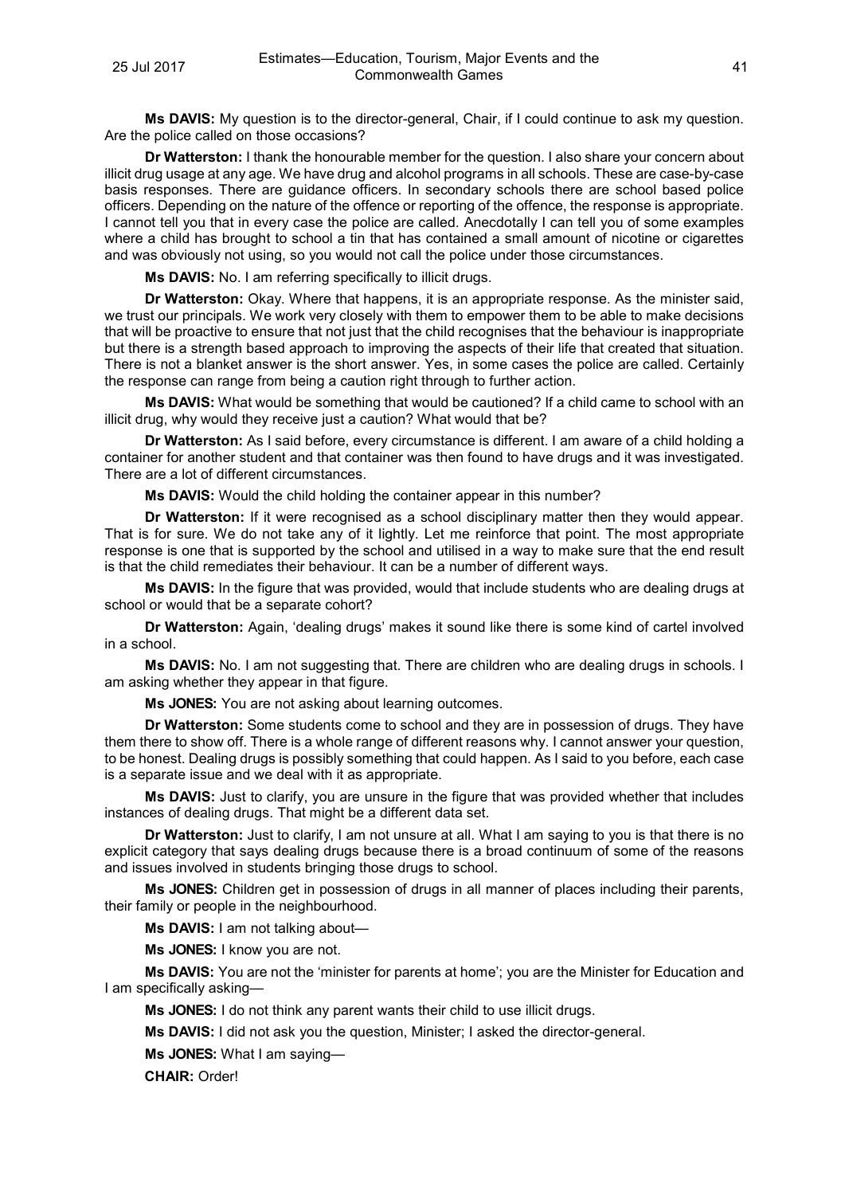**Ms DAVIS:** My question is to the director-general, Chair, if I could continue to ask my question. Are the police called on those occasions?

**Dr Watterston:** I thank the honourable member for the question. I also share your concern about illicit drug usage at any age. We have drug and alcohol programs in all schools. These are case-by-case basis responses. There are guidance officers. In secondary schools there are school based police officers. Depending on the nature of the offence or reporting of the offence, the response is appropriate. I cannot tell you that in every case the police are called. Anecdotally I can tell you of some examples where a child has brought to school a tin that has contained a small amount of nicotine or cigarettes and was obviously not using, so you would not call the police under those circumstances.

**Ms DAVIS:** No. I am referring specifically to illicit drugs.

**Dr Watterston:** Okay. Where that happens, it is an appropriate response. As the minister said, we trust our principals. We work very closely with them to empower them to be able to make decisions that will be proactive to ensure that not just that the child recognises that the behaviour is inappropriate but there is a strength based approach to improving the aspects of their life that created that situation. There is not a blanket answer is the short answer. Yes, in some cases the police are called. Certainly the response can range from being a caution right through to further action.

**Ms DAVIS:** What would be something that would be cautioned? If a child came to school with an illicit drug, why would they receive just a caution? What would that be?

**Dr Watterston:** As I said before, every circumstance is different. I am aware of a child holding a container for another student and that container was then found to have drugs and it was investigated. There are a lot of different circumstances.

**Ms DAVIS:** Would the child holding the container appear in this number?

**Dr Watterston:** If it were recognised as a school disciplinary matter then they would appear. That is for sure. We do not take any of it lightly. Let me reinforce that point. The most appropriate response is one that is supported by the school and utilised in a way to make sure that the end result is that the child remediates their behaviour. It can be a number of different ways.

**Ms DAVIS:** In the figure that was provided, would that include students who are dealing drugs at school or would that be a separate cohort?

**Dr Watterston:** Again, 'dealing drugs' makes it sound like there is some kind of cartel involved in a school.

**Ms DAVIS:** No. I am not suggesting that. There are children who are dealing drugs in schools. I am asking whether they appear in that figure.

**Ms JONES:** You are not asking about learning outcomes.

**Dr Watterston:** Some students come to school and they are in possession of drugs. They have them there to show off. There is a whole range of different reasons why. I cannot answer your question, to be honest. Dealing drugs is possibly something that could happen. As I said to you before, each case is a separate issue and we deal with it as appropriate.

**Ms DAVIS:** Just to clarify, you are unsure in the figure that was provided whether that includes instances of dealing drugs. That might be a different data set.

**Dr Watterston:** Just to clarify, I am not unsure at all. What I am saying to you is that there is no explicit category that says dealing drugs because there is a broad continuum of some of the reasons and issues involved in students bringing those drugs to school.

**Ms JONES:** Children get in possession of drugs in all manner of places including their parents, their family or people in the neighbourhood.

**Ms DAVIS:** I am not talking about—

**Ms JONES:** I know you are not.

**Ms DAVIS:** You are not the 'minister for parents at home'; you are the Minister for Education and I am specifically asking—

**Ms JONES:** I do not think any parent wants their child to use illicit drugs.

**Ms DAVIS:** I did not ask you the question, Minister; I asked the director-general.

**Ms JONES:** What I am saying—

**CHAIR:** Order!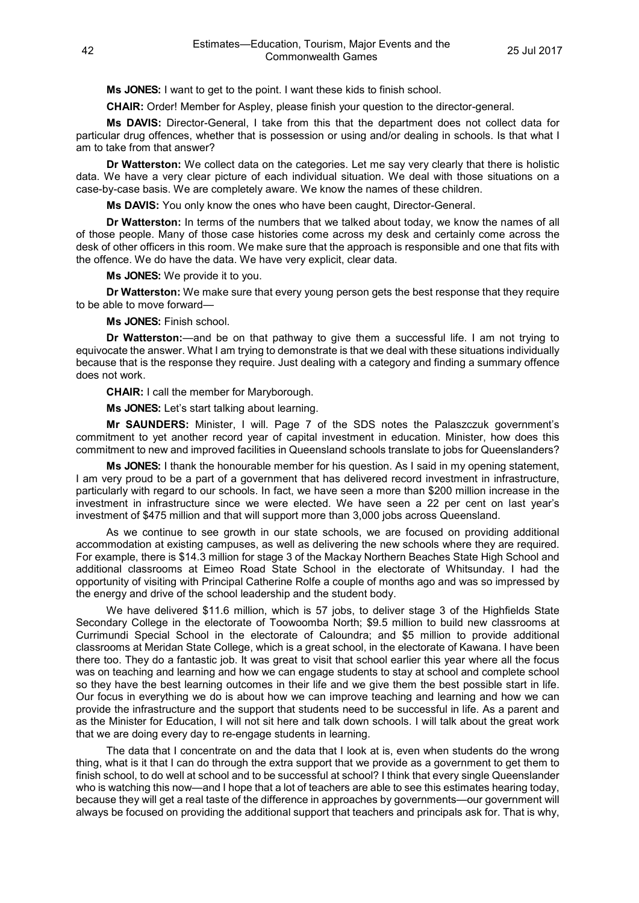**Ms JONES:** I want to get to the point. I want these kids to finish school.

**CHAIR:** Order! Member for Aspley, please finish your question to the director-general.

**Ms DAVIS:** Director-General, I take from this that the department does not collect data for particular drug offences, whether that is possession or using and/or dealing in schools. Is that what I am to take from that answer?

**Dr Watterston:** We collect data on the categories. Let me say very clearly that there is holistic data. We have a very clear picture of each individual situation. We deal with those situations on a case-by-case basis. We are completely aware. We know the names of these children.

**Ms DAVIS:** You only know the ones who have been caught, Director-General.

**Dr Watterston:** In terms of the numbers that we talked about today, we know the names of all of those people. Many of those case histories come across my desk and certainly come across the desk of other officers in this room. We make sure that the approach is responsible and one that fits with the offence. We do have the data. We have very explicit, clear data.

**Ms JONES:** We provide it to you.

**Dr Watterston:** We make sure that every young person gets the best response that they require to be able to move forward—

**Ms JONES:** Finish school.

**Dr Watterston:**—and be on that pathway to give them a successful life. I am not trying to equivocate the answer. What I am trying to demonstrate is that we deal with these situations individually because that is the response they require. Just dealing with a category and finding a summary offence does not work.

**CHAIR:** I call the member for Maryborough.

**Ms JONES:** Let's start talking about learning.

**Mr SAUNDERS:** Minister, I will. Page 7 of the SDS notes the Palaszczuk government's commitment to yet another record year of capital investment in education. Minister, how does this commitment to new and improved facilities in Queensland schools translate to jobs for Queenslanders?

**Ms JONES:** I thank the honourable member for his question. As I said in my opening statement, I am very proud to be a part of a government that has delivered record investment in infrastructure, particularly with regard to our schools. In fact, we have seen a more than $200 million increase in the investment in infrastructure since we were elected. We have seen a 22 per cent on last year's investment of $475 million and that will support more than 3,000 jobs across Queensland.

As we continue to see growth in our state schools, we are focused on providing additional accommodation at existing campuses, as well as delivering the new schools where they are required. For example, there is $14.3 million for stage 3 of the Mackay Northern Beaches State High School and additional classrooms at Eimeo Road State School in the electorate of Whitsunday. I had the opportunity of visiting with Principal Catherine Rolfe a couple of months ago and was so impressed by the energy and drive of the school leadership and the student body.

We have delivered $11.6 million, which is 57 jobs, to deliver stage 3 of the Highfields State Secondary College in the electorate of Toowoomba North; $9.5 million to build new classrooms at Currimundi Special School in the electorate of Caloundra; and $5 million to provide additional classrooms at Meridan State College, which is a great school, in the electorate of Kawana. I have been there too. They do a fantastic job. It was great to visit that school earlier this year where all the focus was on teaching and learning and how we can engage students to stay at school and complete school so they have the best learning outcomes in their life and we give them the best possible start in life. Our focus in everything we do is about how we can improve teaching and learning and how we can provide the infrastructure and the support that students need to be successful in life. As a parent and as the Minister for Education, I will not sit here and talk down schools. I will talk about the great work that we are doing every day to re-engage students in learning.

The data that I concentrate on and the data that I look at is, even when students do the wrong thing, what is it that I can do through the extra support that we provide as a government to get them to finish school, to do well at school and to be successful at school? I think that every single Queenslander who is watching this now—and I hope that a lot of teachers are able to see this estimates hearing today, because they will get a real taste of the difference in approaches by governments—our government will always be focused on providing the additional support that teachers and principals ask for. That is why,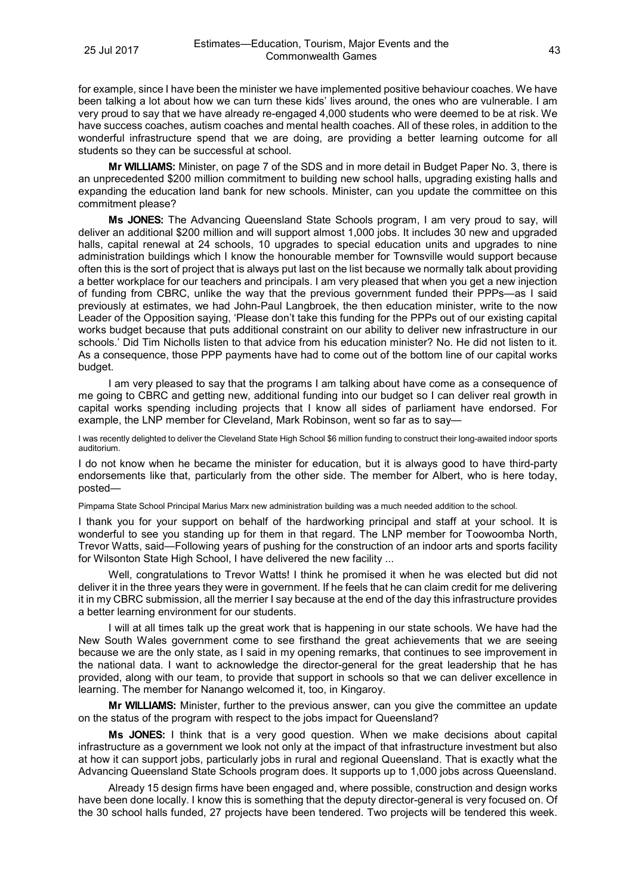for example, since I have been the minister we have implemented positive behaviour coaches. We have been talking a lot about how we can turn these kids' lives around, the ones who are vulnerable. I am very proud to say that we have already re-engaged 4,000 students who were deemed to be at risk. We have success coaches, autism coaches and mental health coaches. All of these roles, in addition to the wonderful infrastructure spend that we are doing, are providing a better learning outcome for all students so they can be successful at school.

**Mr WILLIAMS:** Minister, on page 7 of the SDS and in more detail in Budget Paper No. 3, there is an unprecedented $200 million commitment to building new school halls, upgrading existing halls and expanding the education land bank for new schools. Minister, can you update the committee on this commitment please?

**Ms JONES:** The Advancing Queensland State Schools program, I am very proud to say, will deliver an additional $200 million and will support almost 1,000 jobs. It includes 30 new and upgraded halls, capital renewal at 24 schools, 10 upgrades to special education units and upgrades to nine administration buildings which I know the honourable member for Townsville would support because often this is the sort of project that is always put last on the list because we normally talk about providing a better workplace for our teachers and principals. I am very pleased that when you get a new injection of funding from CBRC, unlike the way that the previous government funded their PPPs—as I said previously at estimates, we had John-Paul Langbroek, the then education minister, write to the now Leader of the Opposition saying, 'Please don't take this funding for the PPPs out of our existing capital works budget because that puts additional constraint on our ability to deliver new infrastructure in our schools.' Did Tim Nicholls listen to that advice from his education minister? No. He did not listen to it. As a consequence, those PPP payments have had to come out of the bottom line of our capital works budget.

I am very pleased to say that the programs I am talking about have come as a consequence of me going to CBRC and getting new, additional funding into our budget so I can deliver real growth in capital works spending including projects that I know all sides of parliament have endorsed. For example, the LNP member for Cleveland, Mark Robinson, went so far as to say—

I was recently delighted to deliver the Cleveland State High School $6 million funding to construct their long-awaited indoor sports auditorium.

I do not know when he became the minister for education, but it is always good to have third-party endorsements like that, particularly from the other side. The member for Albert, who is here today, posted—

Pimpama State School Principal Marius Marx new administration building was a much needed addition to the school.

I thank you for your support on behalf of the hardworking principal and staff at your school. It is wonderful to see you standing up for them in that regard. The LNP member for Toowoomba North, Trevor Watts, said—Following years of pushing for the construction of an indoor arts and sports facility for Wilsonton State High School, I have delivered the new facility ...

Well, congratulations to Trevor Watts! I think he promised it when he was elected but did not deliver it in the three years they were in government. If he feels that he can claim credit for me delivering it in my CBRC submission, all the merrier I say because at the end of the day this infrastructure provides a better learning environment for our students.

I will at all times talk up the great work that is happening in our state schools. We have had the New South Wales government come to see firsthand the great achievements that we are seeing because we are the only state, as I said in my opening remarks, that continues to see improvement in the national data. I want to acknowledge the director-general for the great leadership that he has provided, along with our team, to provide that support in schools so that we can deliver excellence in learning. The member for Nanango welcomed it, too, in Kingaroy.

**Mr WILLIAMS:** Minister, further to the previous answer, can you give the committee an update on the status of the program with respect to the jobs impact for Queensland?

**Ms JONES:** I think that is a very good question. When we make decisions about capital infrastructure as a government we look not only at the impact of that infrastructure investment but also at how it can support jobs, particularly jobs in rural and regional Queensland. That is exactly what the Advancing Queensland State Schools program does. It supports up to 1,000 jobs across Queensland.

Already 15 design firms have been engaged and, where possible, construction and design works have been done locally. I know this is something that the deputy director-general is very focused on. Of the 30 school halls funded, 27 projects have been tendered. Two projects will be tendered this week.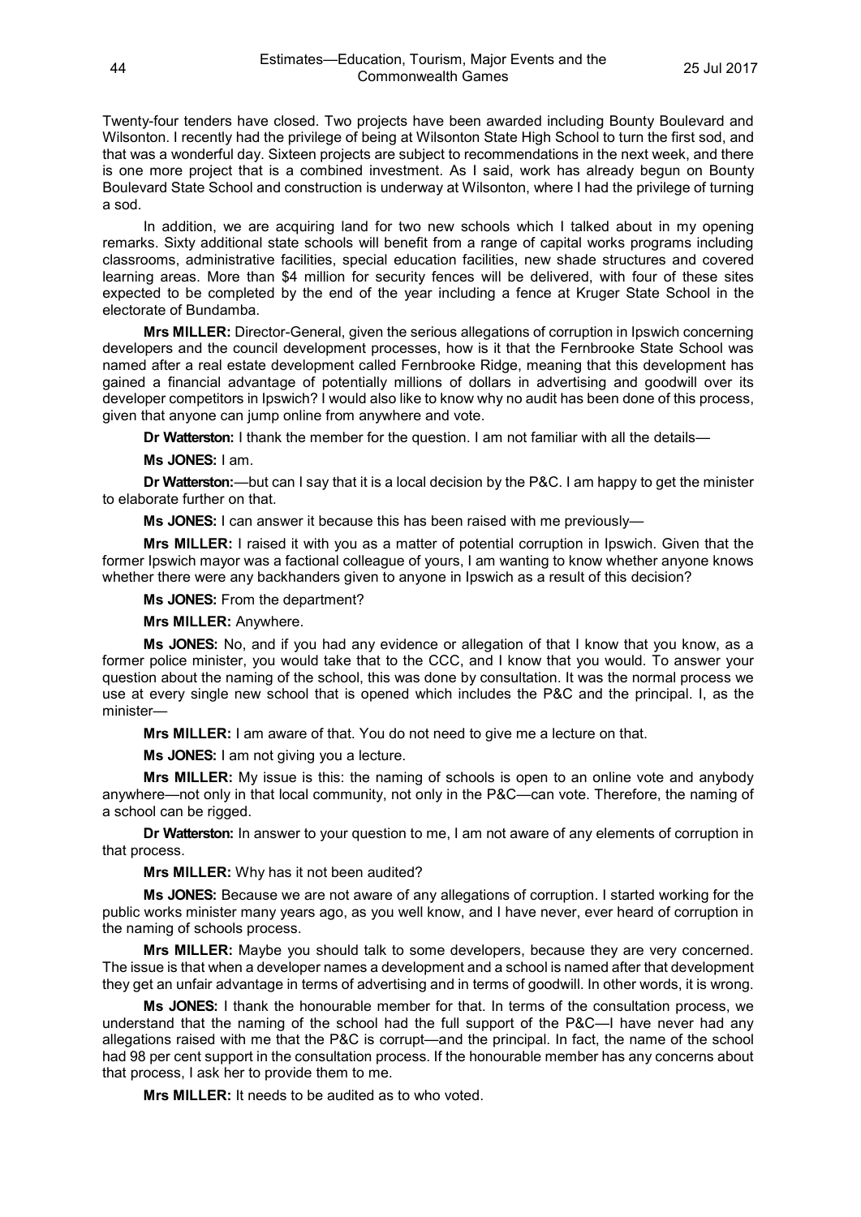Twenty-four tenders have closed. Two projects have been awarded including Bounty Boulevard and Wilsonton. I recently had the privilege of being at Wilsonton State High School to turn the first sod, and that was a wonderful day. Sixteen projects are subject to recommendations in the next week, and there is one more project that is a combined investment. As I said, work has already begun on Bounty Boulevard State School and construction is underway at Wilsonton, where I had the privilege of turning a sod.

In addition, we are acquiring land for two new schools which I talked about in my opening remarks. Sixty additional state schools will benefit from a range of capital works programs including classrooms, administrative facilities, special education facilities, new shade structures and covered learning areas. More than $4 million for security fences will be delivered, with four of these sites expected to be completed by the end of the year including a fence at Kruger State School in the electorate of Bundamba.

**Mrs MILLER:** Director-General, given the serious allegations of corruption in Ipswich concerning developers and the council development processes, how is it that the Fernbrooke State School was named after a real estate development called Fernbrooke Ridge, meaning that this development has gained a financial advantage of potentially millions of dollars in advertising and goodwill over its developer competitors in Ipswich? I would also like to know why no audit has been done of this process, given that anyone can jump online from anywhere and vote.

**Dr Watterston:** I thank the member for the question. I am not familiar with all the details—

**Ms JONES:** I am.

**Dr Watterston:**—but can I say that it is a local decision by the P&C. I am happy to get the minister to elaborate further on that.

**Ms JONES:** I can answer it because this has been raised with me previously—

**Mrs MILLER:** I raised it with you as a matter of potential corruption in Ipswich. Given that the former Ipswich mayor was a factional colleague of yours, I am wanting to know whether anyone knows whether there were any backhanders given to anyone in Ipswich as a result of this decision?

**Ms JONES:** From the department?

**Mrs MILLER:** Anywhere.

**Ms JONES:** No, and if you had any evidence or allegation of that I know that you know, as a former police minister, you would take that to the CCC, and I know that you would. To answer your question about the naming of the school, this was done by consultation. It was the normal process we use at every single new school that is opened which includes the P&C and the principal. I, as the minister—

**Mrs MILLER:** I am aware of that. You do not need to give me a lecture on that.

**Ms JONES:** I am not giving you a lecture.

**Mrs MILLER:** My issue is this: the naming of schools is open to an online vote and anybody anywhere—not only in that local community, not only in the P&C—can vote. Therefore, the naming of a school can be rigged.

**Dr Watterston:** In answer to your question to me, I am not aware of any elements of corruption in that process.

**Mrs MILLER:** Why has it not been audited?

**Ms JONES:** Because we are not aware of any allegations of corruption. I started working for the public works minister many years ago, as you well know, and I have never, ever heard of corruption in the naming of schools process.

**Mrs MILLER:** Maybe you should talk to some developers, because they are very concerned. The issue is that when a developer names a development and a school is named after that development they get an unfair advantage in terms of advertising and in terms of goodwill. In other words, it is wrong.

**Ms JONES:** I thank the honourable member for that. In terms of the consultation process, we understand that the naming of the school had the full support of the P&C—I have never had any allegations raised with me that the P&C is corrupt—and the principal. In fact, the name of the school had 98 per cent support in the consultation process. If the honourable member has any concerns about that process, I ask her to provide them to me.

**Mrs MILLER:** It needs to be audited as to who voted.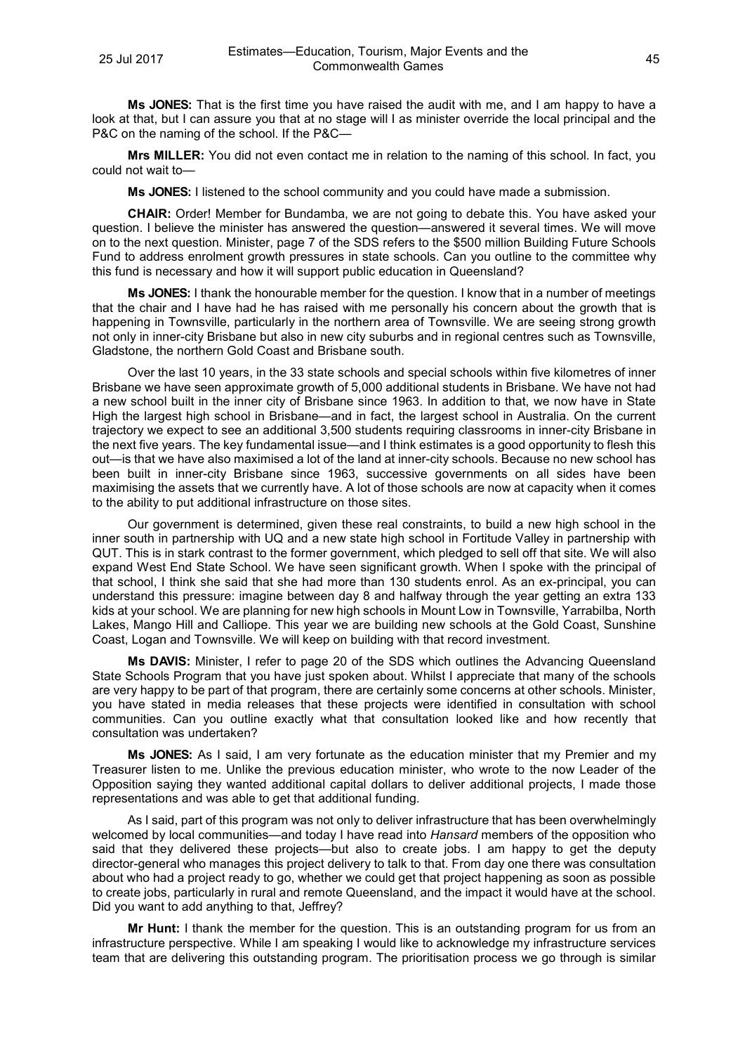**Ms JONES:** That is the first time you have raised the audit with me, and I am happy to have a look at that, but I can assure you that at no stage will I as minister override the local principal and the P&C on the naming of the school. If the P&C—

**Mrs MILLER:** You did not even contact me in relation to the naming of this school. In fact, you could not wait to—

**Ms JONES:** I listened to the school community and you could have made a submission.

**CHAIR:** Order! Member for Bundamba, we are not going to debate this. You have asked your question. I believe the minister has answered the question—answered it several times. We will move on to the next question. Minister, page 7 of the SDS refers to the $500 million Building Future Schools Fund to address enrolment growth pressures in state schools. Can you outline to the committee why this fund is necessary and how it will support public education in Queensland?

**Ms JONES:** I thank the honourable member for the question. I know that in a number of meetings that the chair and I have had he has raised with me personally his concern about the growth that is happening in Townsville, particularly in the northern area of Townsville. We are seeing strong growth not only in inner-city Brisbane but also in new city suburbs and in regional centres such as Townsville, Gladstone, the northern Gold Coast and Brisbane south.

Over the last 10 years, in the 33 state schools and special schools within five kilometres of inner Brisbane we have seen approximate growth of 5,000 additional students in Brisbane. We have not had a new school built in the inner city of Brisbane since 1963. In addition to that, we now have in State High the largest high school in Brisbane—and in fact, the largest school in Australia. On the current trajectory we expect to see an additional 3,500 students requiring classrooms in inner-city Brisbane in the next five years. The key fundamental issue—and I think estimates is a good opportunity to flesh this out—is that we have also maximised a lot of the land at inner-city schools. Because no new school has been built in inner-city Brisbane since 1963, successive governments on all sides have been maximising the assets that we currently have. A lot of those schools are now at capacity when it comes to the ability to put additional infrastructure on those sites.

Our government is determined, given these real constraints, to build a new high school in the inner south in partnership with UQ and a new state high school in Fortitude Valley in partnership with QUT. This is in stark contrast to the former government, which pledged to sell off that site. We will also expand West End State School. We have seen significant growth. When I spoke with the principal of that school, I think she said that she had more than 130 students enrol. As an ex-principal, you can understand this pressure: imagine between day 8 and halfway through the year getting an extra 133 kids at your school. We are planning for new high schools in Mount Low in Townsville, Yarrabilba, North Lakes, Mango Hill and Calliope. This year we are building new schools at the Gold Coast, Sunshine Coast, Logan and Townsville. We will keep on building with that record investment.

**Ms DAVIS:** Minister, I refer to page 20 of the SDS which outlines the Advancing Queensland State Schools Program that you have just spoken about. Whilst I appreciate that many of the schools are very happy to be part of that program, there are certainly some concerns at other schools. Minister, you have stated in media releases that these projects were identified in consultation with school communities. Can you outline exactly what that consultation looked like and how recently that consultation was undertaken?

**Ms JONES:** As I said, I am very fortunate as the education minister that my Premier and my Treasurer listen to me. Unlike the previous education minister, who wrote to the now Leader of the Opposition saying they wanted additional capital dollars to deliver additional projects, I made those representations and was able to get that additional funding.

As I said, part of this program was not only to deliver infrastructure that has been overwhelmingly welcomed by local communities—and today I have read into *Hansard* members of the opposition who said that they delivered these projects—but also to create jobs. I am happy to get the deputy director-general who manages this project delivery to talk to that. From day one there was consultation about who had a project ready to go, whether we could get that project happening as soon as possible to create jobs, particularly in rural and remote Queensland, and the impact it would have at the school. Did you want to add anything to that, Jeffrey?

**Mr Hunt:** I thank the member for the question. This is an outstanding program for us from an infrastructure perspective. While I am speaking I would like to acknowledge my infrastructure services team that are delivering this outstanding program. The prioritisation process we go through is similar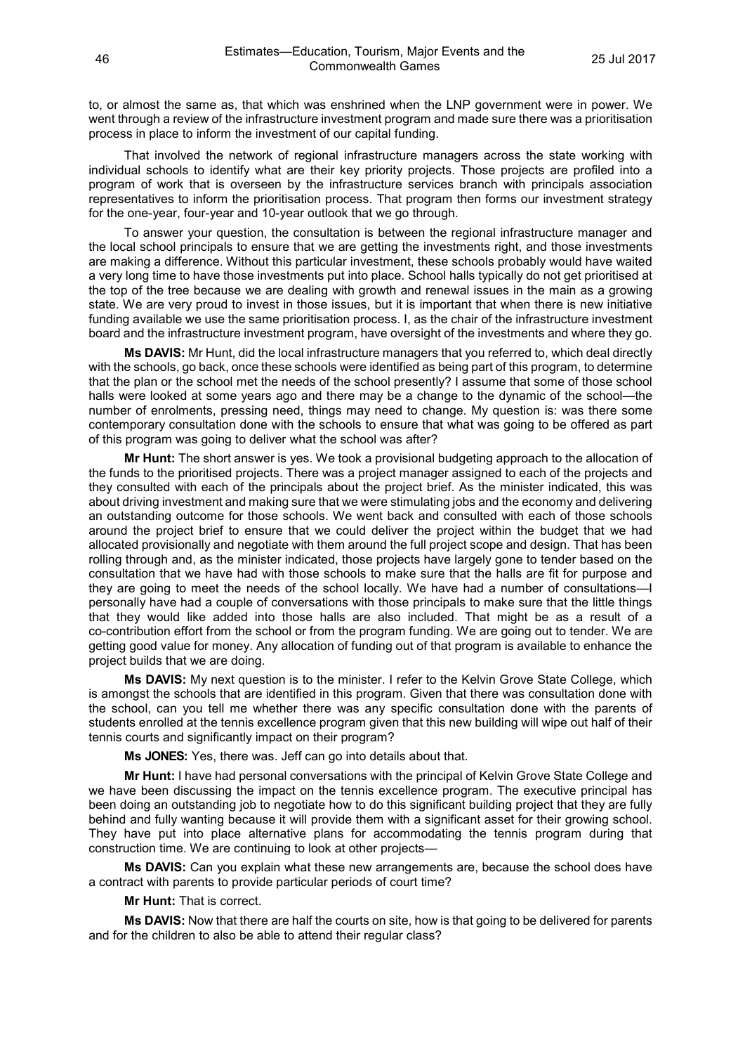to, or almost the same as, that which was enshrined when the LNP government were in power. We went through a review of the infrastructure investment program and made sure there was a prioritisation process in place to inform the investment of our capital funding.

That involved the network of regional infrastructure managers across the state working with individual schools to identify what are their key priority projects. Those projects are profiled into a program of work that is overseen by the infrastructure services branch with principals association representatives to inform the prioritisation process. That program then forms our investment strategy for the one-year, four-year and 10-year outlook that we go through.

To answer your question, the consultation is between the regional infrastructure manager and the local school principals to ensure that we are getting the investments right, and those investments are making a difference. Without this particular investment, these schools probably would have waited a very long time to have those investments put into place. School halls typically do not get prioritised at the top of the tree because we are dealing with growth and renewal issues in the main as a growing state. We are very proud to invest in those issues, but it is important that when there is new initiative funding available we use the same prioritisation process. I, as the chair of the infrastructure investment board and the infrastructure investment program, have oversight of the investments and where they go.

**Ms DAVIS:** Mr Hunt, did the local infrastructure managers that you referred to, which deal directly with the schools, go back, once these schools were identified as being part of this program, to determine that the plan or the school met the needs of the school presently? I assume that some of those school halls were looked at some years ago and there may be a change to the dynamic of the school—the number of enrolments, pressing need, things may need to change. My question is: was there some contemporary consultation done with the schools to ensure that what was going to be offered as part of this program was going to deliver what the school was after?

**Mr Hunt:** The short answer is yes. We took a provisional budgeting approach to the allocation of the funds to the prioritised projects. There was a project manager assigned to each of the projects and they consulted with each of the principals about the project brief. As the minister indicated, this was about driving investment and making sure that we were stimulating jobs and the economy and delivering an outstanding outcome for those schools. We went back and consulted with each of those schools around the project brief to ensure that we could deliver the project within the budget that we had allocated provisionally and negotiate with them around the full project scope and design. That has been rolling through and, as the minister indicated, those projects have largely gone to tender based on the consultation that we have had with those schools to make sure that the halls are fit for purpose and they are going to meet the needs of the school locally. We have had a number of consultations—I personally have had a couple of conversations with those principals to make sure that the little things that they would like added into those halls are also included. That might be as a result of a co-contribution effort from the school or from the program funding. We are going out to tender. We are getting good value for money. Any allocation of funding out of that program is available to enhance the project builds that we are doing.

**Ms DAVIS:** My next question is to the minister. I refer to the Kelvin Grove State College, which is amongst the schools that are identified in this program. Given that there was consultation done with the school, can you tell me whether there was any specific consultation done with the parents of students enrolled at the tennis excellence program given that this new building will wipe out half of their tennis courts and significantly impact on their program?

**Ms JONES:** Yes, there was. Jeff can go into details about that.

**Mr Hunt:** I have had personal conversations with the principal of Kelvin Grove State College and we have been discussing the impact on the tennis excellence program. The executive principal has been doing an outstanding job to negotiate how to do this significant building project that they are fully behind and fully wanting because it will provide them with a significant asset for their growing school. They have put into place alternative plans for accommodating the tennis program during that construction time. We are continuing to look at other projects—

**Ms DAVIS:** Can you explain what these new arrangements are, because the school does have a contract with parents to provide particular periods of court time?

**Mr Hunt:** That is correct.

**Ms DAVIS:** Now that there are half the courts on site, how is that going to be delivered for parents and for the children to also be able to attend their regular class?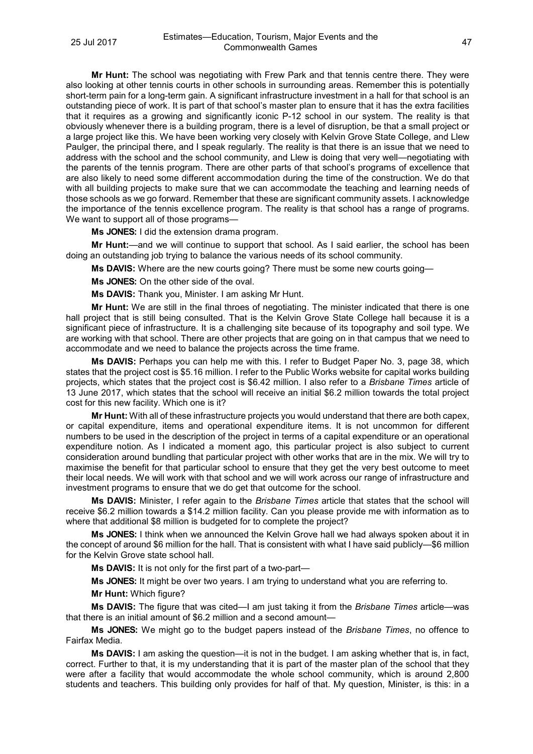**Mr Hunt:** The school was negotiating with Frew Park and that tennis centre there. They were also looking at other tennis courts in other schools in surrounding areas. Remember this is potentially short-term pain for a long-term gain. A significant infrastructure investment in a hall for that school is an outstanding piece of work. It is part of that school's master plan to ensure that it has the extra facilities that it requires as a growing and significantly iconic P-12 school in our system. The reality is that obviously whenever there is a building program, there is a level of disruption, be that a small project or a large project like this. We have been working very closely with Kelvin Grove State College, and Llew Paulger, the principal there, and I speak regularly. The reality is that there is an issue that we need to address with the school and the school community, and Llew is doing that very well—negotiating with the parents of the tennis program. There are other parts of that school's programs of excellence that are also likely to need some different accommodation during the time of the construction. We do that with all building projects to make sure that we can accommodate the teaching and learning needs of those schools as we go forward. Remember that these are significant community assets. I acknowledge the importance of the tennis excellence program. The reality is that school has a range of programs. We want to support all of those programs—

**Ms JONES:** I did the extension drama program.

**Mr Hunt:**—and we will continue to support that school. As I said earlier, the school has been doing an outstanding job trying to balance the various needs of its school community.

**Ms DAVIS:** Where are the new courts going? There must be some new courts going—

**Ms JONES:** On the other side of the oval.

**Ms DAVIS:** Thank you, Minister. I am asking Mr Hunt.

**Mr Hunt:** We are still in the final throes of negotiating. The minister indicated that there is one hall project that is still being consulted. That is the Kelvin Grove State College hall because it is a significant piece of infrastructure. It is a challenging site because of its topography and soil type. We are working with that school. There are other projects that are going on in that campus that we need to accommodate and we need to balance the projects across the time frame.

**Ms DAVIS:** Perhaps you can help me with this. I refer to Budget Paper No. 3, page 38, which states that the project cost is $5.16 million. I refer to the Public Works website for capital works building projects, which states that the project cost is $6.42 million. I also refer to a *Brisbane Times* article of 13 June 2017, which states that the school will receive an initial $6.2 million towards the total project cost for this new facility. Which one is it?

**Mr Hunt:** With all of these infrastructure projects you would understand that there are both capex, or capital expenditure, items and operational expenditure items. It is not uncommon for different numbers to be used in the description of the project in terms of a capital expenditure or an operational expenditure notion. As I indicated a moment ago, this particular project is also subject to current consideration around bundling that particular project with other works that are in the mix. We will try to maximise the benefit for that particular school to ensure that they get the very best outcome to meet their local needs. We will work with that school and we will work across our range of infrastructure and investment programs to ensure that we do get that outcome for the school.

**Ms DAVIS:** Minister, I refer again to the *Brisbane Times* article that states that the school will receive $6.2 million towards a $14.2 million facility. Can you please provide me with information as to where that additional $8 million is budgeted for to complete the project?

**Ms JONES:** I think when we announced the Kelvin Grove hall we had always spoken about it in the concept of around $6 million for the hall. That is consistent with what I have said publicly—$6 million for the Kelvin Grove state school hall.

**Ms DAVIS:** It is not only for the first part of a two-part—

**Ms JONES:** It might be over two years. I am trying to understand what you are referring to.

**Mr Hunt:** Which figure?

**Ms DAVIS:** The figure that was cited—I am just taking it from the *Brisbane Times* article—was that there is an initial amount of $6.2 million and a second amount—

**Ms JONES:** We might go to the budget papers instead of the *Brisbane Times*, no offence to Fairfax Media.

**Ms DAVIS:** I am asking the question—it is not in the budget. I am asking whether that is, in fact, correct. Further to that, it is my understanding that it is part of the master plan of the school that they were after a facility that would accommodate the whole school community, which is around 2,800 students and teachers. This building only provides for half of that. My question, Minister, is this: in a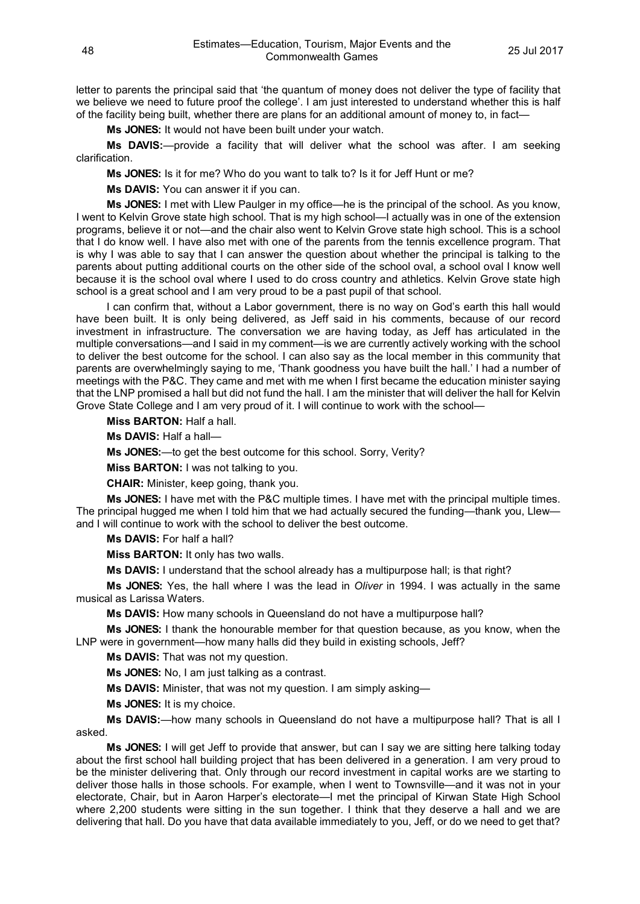letter to parents the principal said that 'the quantum of money does not deliver the type of facility that we believe we need to future proof the college'. I am just interested to understand whether this is half of the facility being built, whether there are plans for an additional amount of money to, in fact—

**Ms JONES:** It would not have been built under your watch.

**Ms DAVIS:**—provide a facility that will deliver what the school was after. I am seeking clarification.

**Ms JONES:** Is it for me? Who do you want to talk to? Is it for Jeff Hunt or me?

**Ms DAVIS:** You can answer it if you can.

**Ms JONES:** I met with Llew Paulger in my office—he is the principal of the school. As you know, I went to Kelvin Grove state high school. That is my high school—I actually was in one of the extension programs, believe it or not—and the chair also went to Kelvin Grove state high school. This is a school that I do know well. I have also met with one of the parents from the tennis excellence program. That is why I was able to say that I can answer the question about whether the principal is talking to the parents about putting additional courts on the other side of the school oval, a school oval I know well because it is the school oval where I used to do cross country and athletics. Kelvin Grove state high school is a great school and I am very proud to be a past pupil of that school.

I can confirm that, without a Labor government, there is no way on God's earth this hall would have been built. It is only being delivered, as Jeff said in his comments, because of our record investment in infrastructure. The conversation we are having today, as Jeff has articulated in the multiple conversations—and I said in my comment—is we are currently actively working with the school to deliver the best outcome for the school. I can also say as the local member in this community that parents are overwhelmingly saying to me, 'Thank goodness you have built the hall.' I had a number of meetings with the P&C. They came and met with me when I first became the education minister saying that the LNP promised a hall but did not fund the hall. I am the minister that will deliver the hall for Kelvin Grove State College and I am very proud of it. I will continue to work with the school—

**Miss BARTON:** Half a hall.

**Ms DAVIS:** Half a hall—

**Ms JONES:**—to get the best outcome for this school. Sorry, Verity?

**Miss BARTON:** I was not talking to you.

**CHAIR:** Minister, keep going, thank you.

**Ms JONES:** I have met with the P&C multiple times. I have met with the principal multiple times. The principal hugged me when I told him that we had actually secured the funding—thank you, Llew—and I will continue to work with the school to deliver the best outcome.

**Ms DAVIS:** For half a hall?

**Miss BARTON:** It only has two walls.

**Ms DAVIS:** I understand that the school already has a multipurpose hall; is that right?

**Ms JONES:** Yes, the hall where I was the lead in *Oliver* in 1994. I was actually in the same musical as Larissa Waters.

**Ms DAVIS:** How many schools in Queensland do not have a multipurpose hall?

**Ms JONES:** I thank the honourable member for that question because, as you know, when the LNP were in government—how many halls did they build in existing schools, Jeff?

**Ms DAVIS:** That was not my question.

**Ms JONES:** No, I am just talking as a contrast.

**Ms DAVIS:** Minister, that was not my question. I am simply asking—

**Ms JONES:** It is my choice.

**Ms DAVIS:**—how many schools in Queensland do not have a multipurpose hall? That is all I asked.

**Ms JONES:** I will get Jeff to provide that answer, but can I say we are sitting here talking today about the first school hall building project that has been delivered in a generation. I am very proud to be the minister delivering that. Only through our record investment in capital works are we starting to deliver those halls in those schools. For example, when I went to Townsville—and it was not in your electorate, Chair, but in Aaron Harper's electorate—I met the principal of Kirwan State High School where 2,200 students were sitting in the sun together. I think that they deserve a hall and we are delivering that hall. Do you have that data available immediately to you, Jeff, or do we need to get that?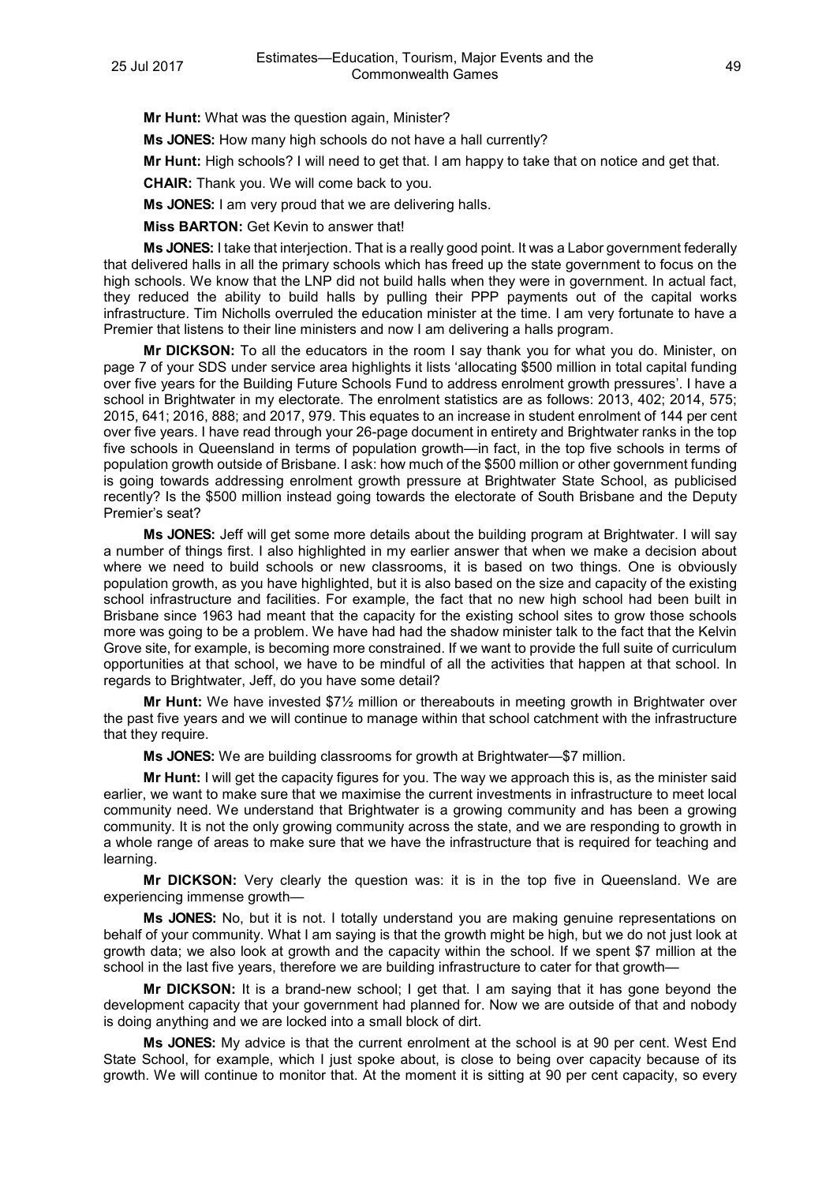**Mr Hunt:** What was the question again, Minister?

**Ms JONES:** How many high schools do not have a hall currently?

**Mr Hunt:** High schools? I will need to get that. I am happy to take that on notice and get that.

**CHAIR:** Thank you. We will come back to you.

**Ms JONES:** I am very proud that we are delivering halls.

**Miss BARTON:** Get Kevin to answer that!

**Ms JONES:** I take that interjection. That is a really good point. It was a Labor government federally that delivered halls in all the primary schools which has freed up the state government to focus on the high schools. We know that the LNP did not build halls when they were in government. In actual fact, they reduced the ability to build halls by pulling their PPP payments out of the capital works infrastructure. Tim Nicholls overruled the education minister at the time. I am very fortunate to have a Premier that listens to their line ministers and now I am delivering a halls program.

**Mr DICKSON:** To all the educators in the room I say thank you for what you do. Minister, on page 7 of your SDS under service area highlights it lists 'allocating $500 million in total capital funding over five years for the Building Future Schools Fund to address enrolment growth pressures'. I have a school in Brightwater in my electorate. The enrolment statistics are as follows: 2013, 402; 2014, 575; 2015, 641; 2016, 888; and 2017, 979. This equates to an increase in student enrolment of 144 per cent over five years. I have read through your 26-page document in entirety and Brightwater ranks in the top five schools in Queensland in terms of population growth—in fact, in the top five schools in terms of population growth outside of Brisbane. I ask: how much of the $500 million or other government funding is going towards addressing enrolment growth pressure at Brightwater State School, as publicised recently? Is the $500 million instead going towards the electorate of South Brisbane and the Deputy Premier's seat?

**Ms JONES:** Jeff will get some more details about the building program at Brightwater. I will say a number of things first. I also highlighted in my earlier answer that when we make a decision about where we need to build schools or new classrooms, it is based on two things. One is obviously population growth, as you have highlighted, but it is also based on the size and capacity of the existing school infrastructure and facilities. For example, the fact that no new high school had been built in Brisbane since 1963 had meant that the capacity for the existing school sites to grow those schools more was going to be a problem. We have had had the shadow minister talk to the fact that the Kelvin Grove site, for example, is becoming more constrained. If we want to provide the full suite of curriculum opportunities at that school, we have to be mindful of all the activities that happen at that school. In regards to Brightwater, Jeff, do you have some detail?

**Mr Hunt:** We have invested $7½ million or thereabouts in meeting growth in Brightwater over the past five years and we will continue to manage within that school catchment with the infrastructure that they require.

**Ms JONES:** We are building classrooms for growth at Brightwater—$7 million.

**Mr Hunt:** I will get the capacity figures for you. The way we approach this is, as the minister said earlier, we want to make sure that we maximise the current investments in infrastructure to meet local community need. We understand that Brightwater is a growing community and has been a growing community. It is not the only growing community across the state, and we are responding to growth in a whole range of areas to make sure that we have the infrastructure that is required for teaching and learning.

**Mr DICKSON:** Very clearly the question was: it is in the top five in Queensland. We are experiencing immense growth—

**Ms JONES:** No, but it is not. I totally understand you are making genuine representations on behalf of your community. What I am saying is that the growth might be high, but we do not just look at growth data; we also look at growth and the capacity within the school. If we spent $7 million at the school in the last five years, therefore we are building infrastructure to cater for that growth—

**Mr DICKSON:** It is a brand-new school; I get that. I am saying that it has gone beyond the development capacity that your government had planned for. Now we are outside of that and nobody is doing anything and we are locked into a small block of dirt.

**Ms JONES:** My advice is that the current enrolment at the school is at 90 per cent. West End State School, for example, which I just spoke about, is close to being over capacity because of its growth. We will continue to monitor that. At the moment it is sitting at 90 per cent capacity, so every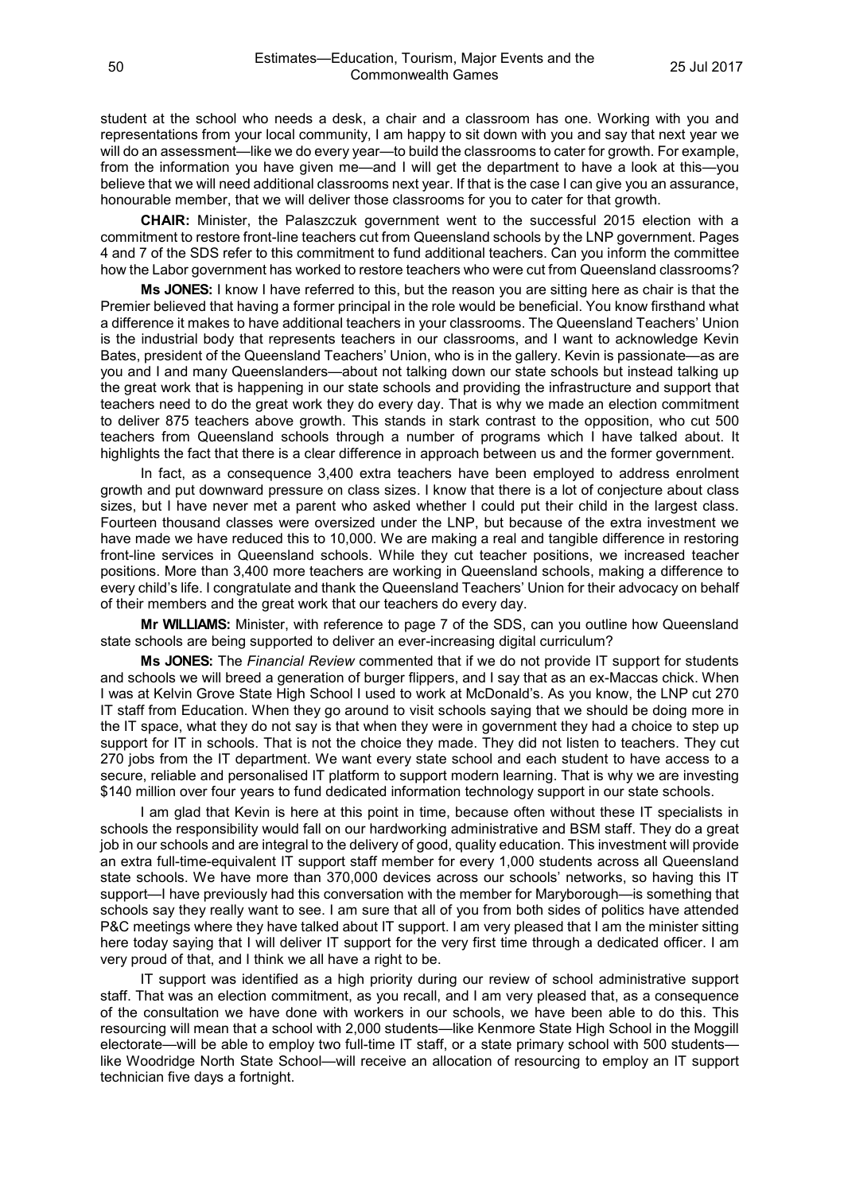student at the school who needs a desk, a chair and a classroom has one. Working with you and representations from your local community, I am happy to sit down with you and say that next year we will do an assessment—like we do every year—to build the classrooms to cater for growth. For example, from the information you have given me—and I will get the department to have a look at this—you believe that we will need additional classrooms next year. If that is the case I can give you an assurance, honourable member, that we will deliver those classrooms for you to cater for that growth.

**CHAIR:** Minister, the Palaszczuk government went to the successful 2015 election with a commitment to restore front-line teachers cut from Queensland schools by the LNP government. Pages 4 and 7 of the SDS refer to this commitment to fund additional teachers. Can you inform the committee how the Labor government has worked to restore teachers who were cut from Queensland classrooms?

**Ms JONES:** I know I have referred to this, but the reason you are sitting here as chair is that the Premier believed that having a former principal in the role would be beneficial. You know firsthand what a difference it makes to have additional teachers in your classrooms. The Queensland Teachers' Union is the industrial body that represents teachers in our classrooms, and I want to acknowledge Kevin Bates, president of the Queensland Teachers' Union, who is in the gallery. Kevin is passionate—as are you and I and many Queenslanders—about not talking down our state schools but instead talking up the great work that is happening in our state schools and providing the infrastructure and support that teachers need to do the great work they do every day. That is why we made an election commitment to deliver 875 teachers above growth. This stands in stark contrast to the opposition, who cut 500 teachers from Queensland schools through a number of programs which I have talked about. It highlights the fact that there is a clear difference in approach between us and the former government.

In fact, as a consequence 3,400 extra teachers have been employed to address enrolment growth and put downward pressure on class sizes. I know that there is a lot of conjecture about class sizes, but I have never met a parent who asked whether I could put their child in the largest class. Fourteen thousand classes were oversized under the LNP, but because of the extra investment we have made we have reduced this to 10,000. We are making a real and tangible difference in restoring front-line services in Queensland schools. While they cut teacher positions, we increased teacher positions. More than 3,400 more teachers are working in Queensland schools, making a difference to every child's life. I congratulate and thank the Queensland Teachers' Union for their advocacy on behalf of their members and the great work that our teachers do every day.

**Mr WILLIAMS:** Minister, with reference to page 7 of the SDS, can you outline how Queensland state schools are being supported to deliver an ever-increasing digital curriculum?

**Ms JONES:** The *Financial Review* commented that if we do not provide IT support for students and schools we will breed a generation of burger flippers, and I say that as an ex-Maccas chick. When I was at Kelvin Grove State High School I used to work at McDonald's. As you know, the LNP cut 270 IT staff from Education. When they go around to visit schools saying that we should be doing more in the IT space, what they do not say is that when they were in government they had a choice to step up support for IT in schools. That is not the choice they made. They did not listen to teachers. They cut 270 jobs from the IT department. We want every state school and each student to have access to a secure, reliable and personalised IT platform to support modern learning. That is why we are investing $140 million over four years to fund dedicated information technology support in our state schools.

I am glad that Kevin is here at this point in time, because often without these IT specialists in schools the responsibility would fall on our hardworking administrative and BSM staff. They do a great job in our schools and are integral to the delivery of good, quality education. This investment will provide an extra full-time-equivalent IT support staff member for every 1,000 students across all Queensland state schools. We have more than 370,000 devices across our schools' networks, so having this IT support—I have previously had this conversation with the member for Maryborough—is something that schools say they really want to see. I am sure that all of you from both sides of politics have attended P&C meetings where they have talked about IT support. I am very pleased that I am the minister sitting here today saying that I will deliver IT support for the very first time through a dedicated officer. I am very proud of that, and I think we all have a right to be.

IT support was identified as a high priority during our review of school administrative support staff. That was an election commitment, as you recall, and I am very pleased that, as a consequence of the consultation we have done with workers in our schools, we have been able to do this. This resourcing will mean that a school with 2,000 students—like Kenmore State High School in the Moggill electorate—will be able to employ two full-time IT staff, or a state primary school with 500 students—like Woodridge North State School—will receive an allocation of resourcing to employ an IT support technician five days a fortnight.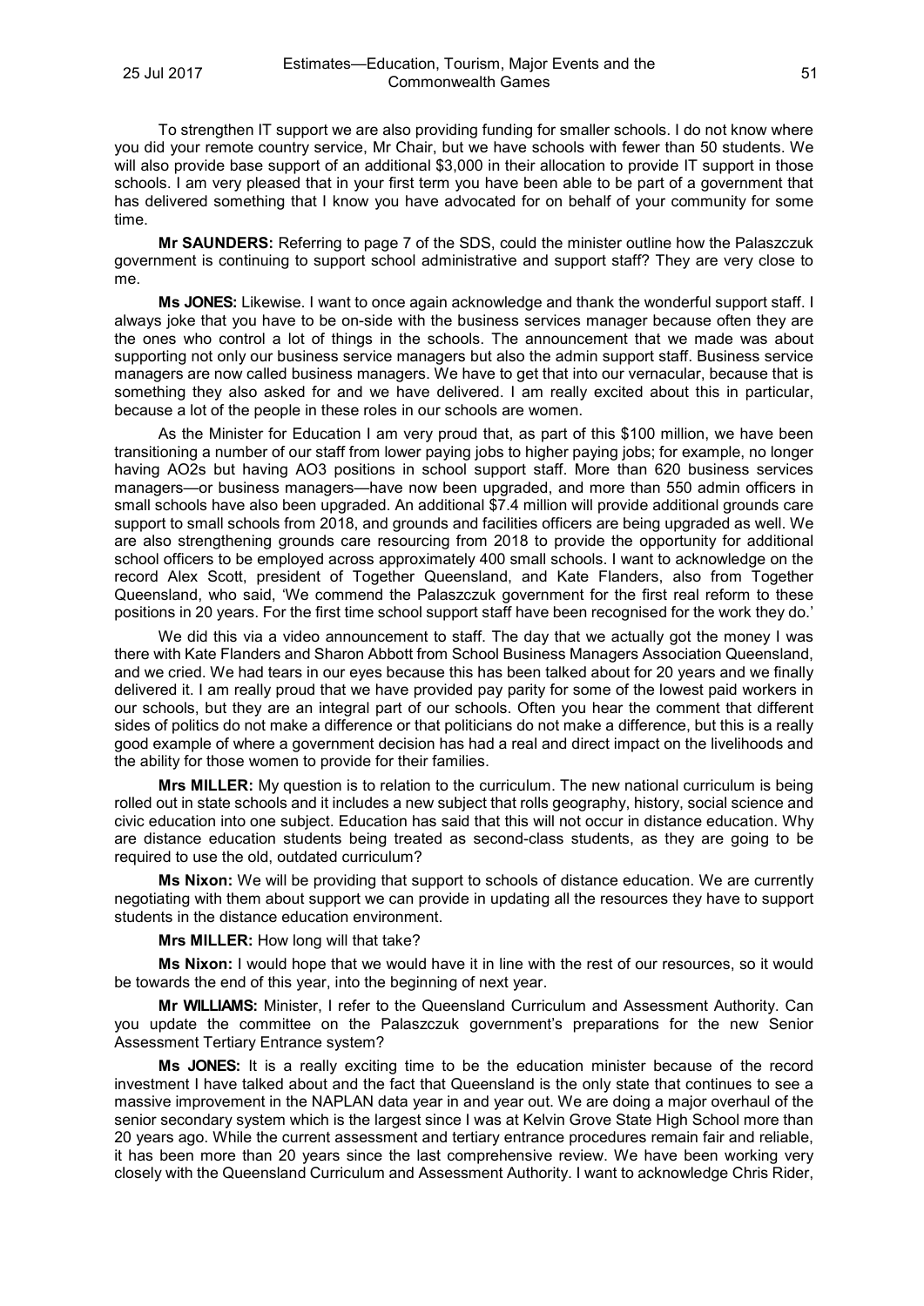To strengthen IT support we are also providing funding for smaller schools. I do not know where you did your remote country service, Mr Chair, but we have schools with fewer than 50 students. We will also provide base support of an additional $3,000 in their allocation to provide IT support in those schools. I am very pleased that in your first term you have been able to be part of a government that has delivered something that I know you have advocated for on behalf of your community for some time.

**Mr SAUNDERS:** Referring to page 7 of the SDS, could the minister outline how the Palaszczuk government is continuing to support school administrative and support staff? They are very close to me.

**Ms JONES:** Likewise. I want to once again acknowledge and thank the wonderful support staff. I always joke that you have to be on-side with the business services manager because often they are the ones who control a lot of things in the schools. The announcement that we made was about supporting not only our business service managers but also the admin support staff. Business service managers are now called business managers. We have to get that into our vernacular, because that is something they also asked for and we have delivered. I am really excited about this in particular, because a lot of the people in these roles in our schools are women.

As the Minister for Education I am very proud that, as part of this $100 million, we have been transitioning a number of our staff from lower paying jobs to higher paying jobs; for example, no longer having AO2s but having AO3 positions in school support staff. More than 620 business services managers—or business managers—have now been upgraded, and more than 550 admin officers in small schools have also been upgraded. An additional $7.4 million will provide additional grounds care support to small schools from 2018, and grounds and facilities officers are being upgraded as well. We are also strengthening grounds care resourcing from 2018 to provide the opportunity for additional school officers to be employed across approximately 400 small schools. I want to acknowledge on the record Alex Scott, president of Together Queensland, and Kate Flanders, also from Together Queensland, who said, 'We commend the Palaszczuk government for the first real reform to these positions in 20 years. For the first time school support staff have been recognised for the work they do.'

We did this via a video announcement to staff. The day that we actually got the money I was there with Kate Flanders and Sharon Abbott from School Business Managers Association Queensland, and we cried. We had tears in our eyes because this has been talked about for 20 years and we finally delivered it. I am really proud that we have provided pay parity for some of the lowest paid workers in our schools, but they are an integral part of our schools. Often you hear the comment that different sides of politics do not make a difference or that politicians do not make a difference, but this is a really good example of where a government decision has had a real and direct impact on the livelihoods and the ability for those women to provide for their families.

**Mrs MILLER:** My question is to relation to the curriculum. The new national curriculum is being rolled out in state schools and it includes a new subject that rolls geography, history, social science and civic education into one subject. Education has said that this will not occur in distance education. Why are distance education students being treated as second-class students, as they are going to be required to use the old, outdated curriculum?

**Ms Nixon:** We will be providing that support to schools of distance education. We are currently negotiating with them about support we can provide in updating all the resources they have to support students in the distance education environment.

**Mrs MILLER:** How long will that take?

**Ms Nixon:** I would hope that we would have it in line with the rest of our resources, so it would be towards the end of this year, into the beginning of next year.

**Mr WILLIAMS:** Minister, I refer to the Queensland Curriculum and Assessment Authority. Can you update the committee on the Palaszczuk government's preparations for the new Senior Assessment Tertiary Entrance system?

**Ms JONES:** It is a really exciting time to be the education minister because of the record investment I have talked about and the fact that Queensland is the only state that continues to see a massive improvement in the NAPLAN data year in and year out. We are doing a major overhaul of the senior secondary system which is the largest since I was at Kelvin Grove State High School more than 20 years ago. While the current assessment and tertiary entrance procedures remain fair and reliable, it has been more than 20 years since the last comprehensive review. We have been working very closely with the Queensland Curriculum and Assessment Authority. I want to acknowledge Chris Rider,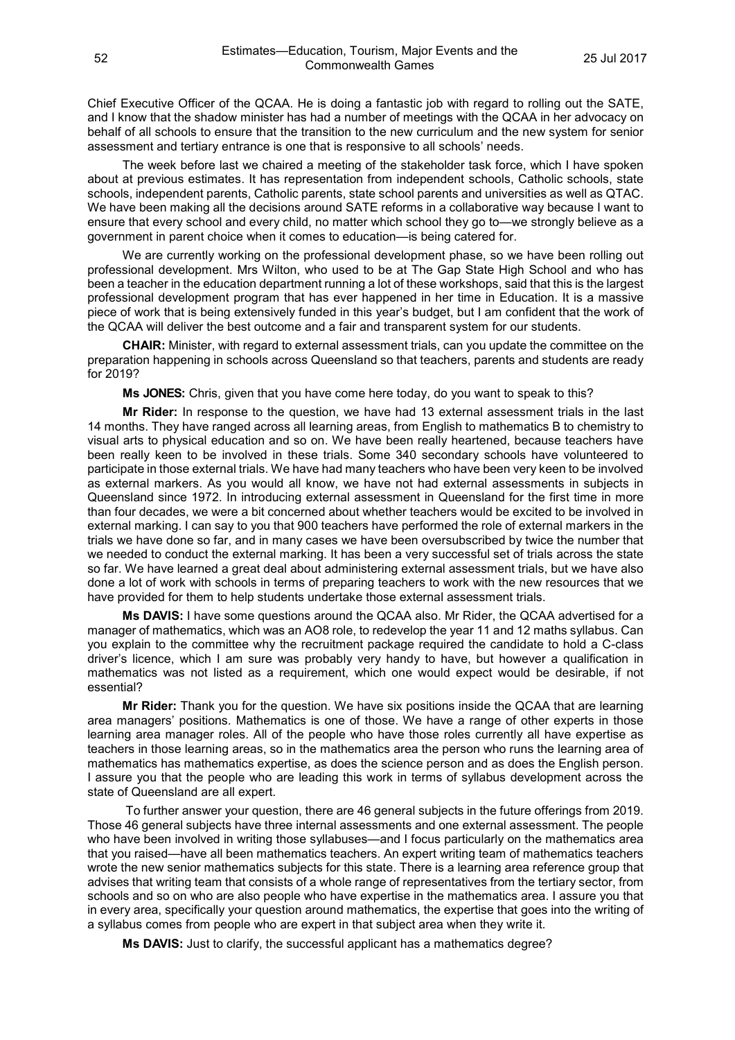Chief Executive Officer of the QCAA. He is doing a fantastic job with regard to rolling out the SATE, and I know that the shadow minister has had a number of meetings with the QCAA in her advocacy on behalf of all schools to ensure that the transition to the new curriculum and the new system for senior assessment and tertiary entrance is one that is responsive to all schools' needs.

The week before last we chaired a meeting of the stakeholder task force, which I have spoken about at previous estimates. It has representation from independent schools, Catholic schools, state schools, independent parents, Catholic parents, state school parents and universities as well as QTAC. We have been making all the decisions around SATE reforms in a collaborative way because I want to ensure that every school and every child, no matter which school they go to—we strongly believe as a government in parent choice when it comes to education—is being catered for.

We are currently working on the professional development phase, so we have been rolling out professional development. Mrs Wilton, who used to be at The Gap State High School and who has been a teacher in the education department running a lot of these workshops, said that this is the largest professional development program that has ever happened in her time in Education. It is a massive piece of work that is being extensively funded in this year's budget, but I am confident that the work of the QCAA will deliver the best outcome and a fair and transparent system for our students.

**CHAIR:** Minister, with regard to external assessment trials, can you update the committee on the preparation happening in schools across Queensland so that teachers, parents and students are ready for 2019?

**Ms JONES:** Chris, given that you have come here today, do you want to speak to this?

**Mr Rider:** In response to the question, we have had 13 external assessment trials in the last 14 months. They have ranged across all learning areas, from English to mathematics B to chemistry to visual arts to physical education and so on. We have been really heartened, because teachers have been really keen to be involved in these trials. Some 340 secondary schools have volunteered to participate in those external trials. We have had many teachers who have been very keen to be involved as external markers. As you would all know, we have not had external assessments in subjects in Queensland since 1972. In introducing external assessment in Queensland for the first time in more than four decades, we were a bit concerned about whether teachers would be excited to be involved in external marking. I can say to you that 900 teachers have performed the role of external markers in the trials we have done so far, and in many cases we have been oversubscribed by twice the number that we needed to conduct the external marking. It has been a very successful set of trials across the state so far. We have learned a great deal about administering external assessment trials, but we have also done a lot of work with schools in terms of preparing teachers to work with the new resources that we have provided for them to help students undertake those external assessment trials.

**Ms DAVIS:** I have some questions around the QCAA also. Mr Rider, the QCAA advertised for a manager of mathematics, which was an AO8 role, to redevelop the year 11 and 12 maths syllabus. Can you explain to the committee why the recruitment package required the candidate to hold a C-class driver's licence, which I am sure was probably very handy to have, but however a qualification in mathematics was not listed as a requirement, which one would expect would be desirable, if not essential?

**Mr Rider:** Thank you for the question. We have six positions inside the QCAA that are learning area managers' positions. Mathematics is one of those. We have a range of other experts in those learning area manager roles. All of the people who have those roles currently all have expertise as teachers in those learning areas, so in the mathematics area the person who runs the learning area of mathematics has mathematics expertise, as does the science person and as does the English person. I assure you that the people who are leading this work in terms of syllabus development across the state of Queensland are all expert.

To further answer your question, there are 46 general subjects in the future offerings from 2019. Those 46 general subjects have three internal assessments and one external assessment. The people who have been involved in writing those syllabuses—and I focus particularly on the mathematics area that you raised—have all been mathematics teachers. An expert writing team of mathematics teachers wrote the new senior mathematics subjects for this state. There is a learning area reference group that advises that writing team that consists of a whole range of representatives from the tertiary sector, from schools and so on who are also people who have expertise in the mathematics area. I assure you that in every area, specifically your question around mathematics, the expertise that goes into the writing of a syllabus comes from people who are expert in that subject area when they write it.

**Ms DAVIS:** Just to clarify, the successful applicant has a mathematics degree?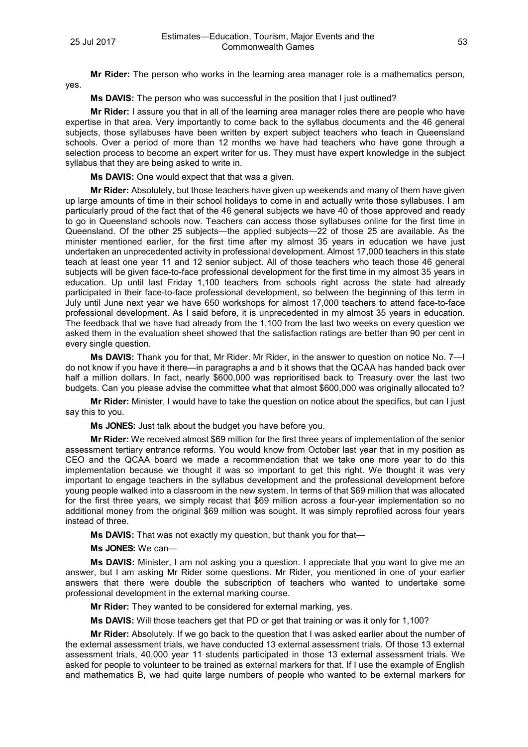**Mr Rider:** The person who works in the learning area manager role is a mathematics person, yes.

**Ms DAVIS:** The person who was successful in the position that I just outlined?

**Mr Rider:** I assure you that in all of the learning area manager roles there are people who have expertise in that area. Very importantly to come back to the syllabus documents and the 46 general subjects, those syllabuses have been written by expert subject teachers who teach in Queensland schools. Over a period of more than 12 months we have had teachers who have gone through a selection process to become an expert writer for us. They must have expert knowledge in the subject syllabus that they are being asked to write in.

**Ms DAVIS:** One would expect that that was a given.

**Mr Rider:** Absolutely, but those teachers have given up weekends and many of them have given up large amounts of time in their school holidays to come in and actually write those syllabuses. I am particularly proud of the fact that of the 46 general subjects we have 40 of those approved and ready to go in Queensland schools now. Teachers can access those syllabuses online for the first time in Queensland. Of the other 25 subjects—the applied subjects—22 of those 25 are available. As the minister mentioned earlier, for the first time after my almost 35 years in education we have just undertaken an unprecedented activity in professional development. Almost 17,000 teachers in this state teach at least one year 11 and 12 senior subject. All of those teachers who teach those 46 general subjects will be given face-to-face professional development for the first time in my almost 35 years in education. Up until last Friday 1,100 teachers from schools right across the state had already participated in their face-to-face professional development, so between the beginning of this term in July until June next year we have 650 workshops for almost 17,000 teachers to attend face-to-face professional development. As I said before, it is unprecedented in my almost 35 years in education. The feedback that we have had already from the 1,100 from the last two weeks on every question we asked them in the evaluation sheet showed that the satisfaction ratings are better than 90 per cent in every single question.

**Ms DAVIS:** Thank you for that, Mr Rider. Mr Rider, in the answer to question on notice No. 7—I do not know if you have it there—in paragraphs a and b it shows that the QCAA has handed back over half a million dollars. In fact, nearly $600,000 was reprioritised back to Treasury over the last two budgets. Can you please advise the committee what that almost $600,000 was originally allocated to?

**Mr Rider:** Minister, I would have to take the question on notice about the specifics, but can I just say this to you.

**Ms JONES:** Just talk about the budget you have before you.

**Mr Rider:** We received almost $69 million for the first three years of implementation of the senior assessment tertiary entrance reforms. You would know from October last year that in my position as CEO and the QCAA board we made a recommendation that we take one more year to do this implementation because we thought it was so important to get this right. We thought it was very important to engage teachers in the syllabus development and the professional development before young people walked into a classroom in the new system. In terms of that $69 million that was allocated for the first three years, we simply recast that $69 million across a four-year implementation so no additional money from the original $69 million was sought. It was simply reprofiled across four years instead of three.

**Ms DAVIS:** That was not exactly my question, but thank you for that—

**Ms JONES:** We can—

**Ms DAVIS:** Minister, I am not asking you a question. I appreciate that you want to give me an answer, but I am asking Mr Rider some questions. Mr Rider, you mentioned in one of your earlier answers that there were double the subscription of teachers who wanted to undertake some professional development in the external marking course.

**Mr Rider:** They wanted to be considered for external marking, yes.

**Ms DAVIS:** Will those teachers get that PD or get that training or was it only for 1,100?

**Mr Rider:** Absolutely. If we go back to the question that I was asked earlier about the number of the external assessment trials, we have conducted 13 external assessment trials. Of those 13 external assessment trials, 40,000 year 11 students participated in those 13 external assessment trials. We asked for people to volunteer to be trained as external markers for that. If I use the example of English and mathematics B, we had quite large numbers of people who wanted to be external markers for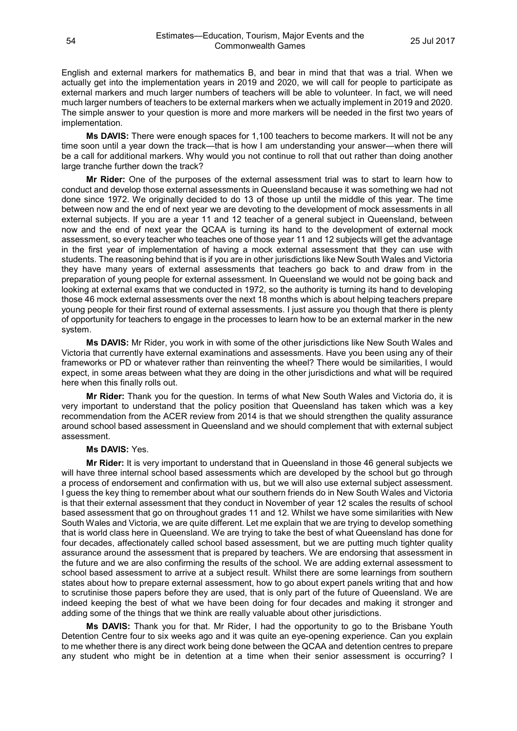English and external markers for mathematics B, and bear in mind that that was a trial. When we actually get into the implementation years in 2019 and 2020, we will call for people to participate as external markers and much larger numbers of teachers will be able to volunteer. In fact, we will need much larger numbers of teachers to be external markers when we actually implement in 2019 and 2020. The simple answer to your question is more and more markers will be needed in the first two years of implementation.

**Ms DAVIS:** There were enough spaces for 1,100 teachers to become markers. It will not be any time soon until a year down the track—that is how I am understanding your answer—when there will be a call for additional markers. Why would you not continue to roll that out rather than doing another large tranche further down the track?

**Mr Rider:** One of the purposes of the external assessment trial was to start to learn how to conduct and develop those external assessments in Queensland because it was something we had not done since 1972. We originally decided to do 13 of those up until the middle of this year. The time between now and the end of next year we are devoting to the development of mock assessments in all external subjects. If you are a year 11 and 12 teacher of a general subject in Queensland, between now and the end of next year the QCAA is turning its hand to the development of external mock assessment, so every teacher who teaches one of those year 11 and 12 subjects will get the advantage in the first year of implementation of having a mock external assessment that they can use with students. The reasoning behind that is if you are in other jurisdictions like New South Wales and Victoria they have many years of external assessments that teachers go back to and draw from in the preparation of young people for external assessment. In Queensland we would not be going back and looking at external exams that we conducted in 1972, so the authority is turning its hand to developing those 46 mock external assessments over the next 18 months which is about helping teachers prepare young people for their first round of external assessments. I just assure you though that there is plenty of opportunity for teachers to engage in the processes to learn how to be an external marker in the new system.

**Ms DAVIS:** Mr Rider, you work in with some of the other jurisdictions like New South Wales and Victoria that currently have external examinations and assessments. Have you been using any of their frameworks or PD or whatever rather than reinventing the wheel? There would be similarities, I would expect, in some areas between what they are doing in the other jurisdictions and what will be required here when this finally rolls out.

**Mr Rider:** Thank you for the question. In terms of what New South Wales and Victoria do, it is very important to understand that the policy position that Queensland has taken which was a key recommendation from the ACER review from 2014 is that we should strengthen the quality assurance around school based assessment in Queensland and we should complement that with external subject assessment.

**Ms DAVIS:** Yes.

**Mr Rider:** It is very important to understand that in Queensland in those 46 general subjects we will have three internal school based assessments which are developed by the school but go through a process of endorsement and confirmation with us, but we will also use external subject assessment. I guess the key thing to remember about what our southern friends do in New South Wales and Victoria is that their external assessment that they conduct in November of year 12 scales the results of school based assessment that go on throughout grades 11 and 12. Whilst we have some similarities with New South Wales and Victoria, we are quite different. Let me explain that we are trying to develop something that is world class here in Queensland. We are trying to take the best of what Queensland has done for four decades, affectionately called school based assessment, but we are putting much tighter quality assurance around the assessment that is prepared by teachers. We are endorsing that assessment in the future and we are also confirming the results of the school. We are adding external assessment to school based assessment to arrive at a subject result. Whilst there are some learnings from southern states about how to prepare external assessment, how to go about expert panels writing that and how to scrutinise those papers before they are used, that is only part of the future of Queensland. We are indeed keeping the best of what we have been doing for four decades and making it stronger and adding some of the things that we think are really valuable about other jurisdictions.

**Ms DAVIS:** Thank you for that. Mr Rider, I had the opportunity to go to the Brisbane Youth Detention Centre four to six weeks ago and it was quite an eye-opening experience. Can you explain to me whether there is any direct work being done between the QCAA and detention centres to prepare any student who might be in detention at a time when their senior assessment is occurring? I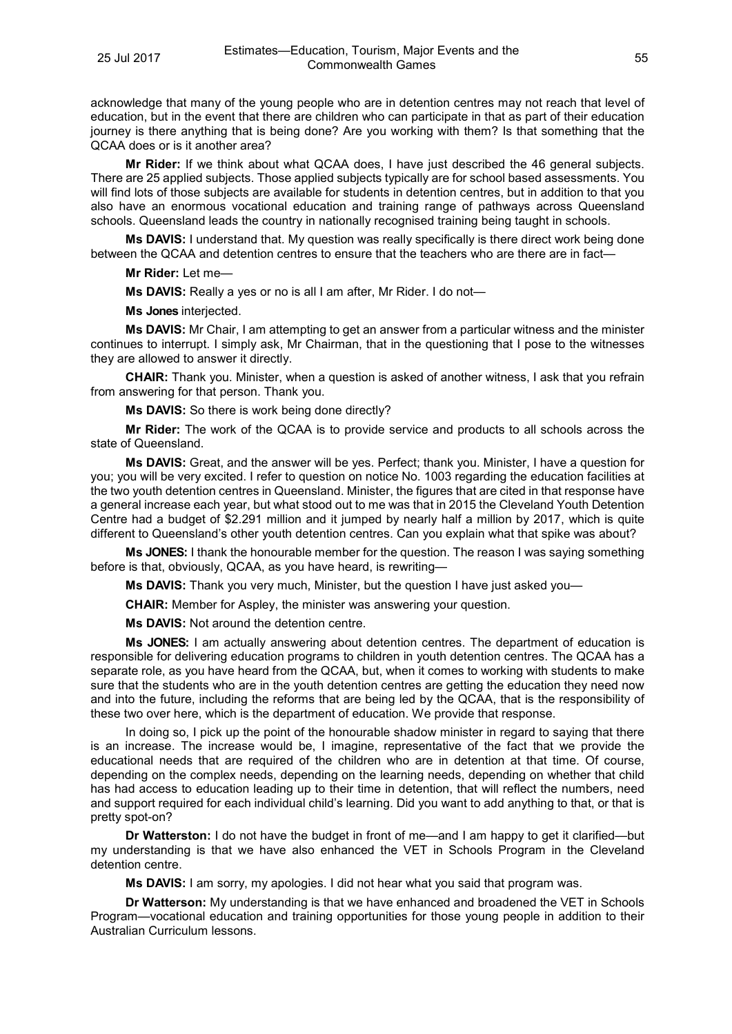acknowledge that many of the young people who are in detention centres may not reach that level of education, but in the event that there are children who can participate in that as part of their education journey is there anything that is being done? Are you working with them? Is that something that the QCAA does or is it another area?

**Mr Rider:** If we think about what QCAA does, I have just described the 46 general subjects. There are 25 applied subjects. Those applied subjects typically are for school based assessments. You will find lots of those subjects are available for students in detention centres, but in addition to that you also have an enormous vocational education and training range of pathways across Queensland schools. Queensland leads the country in nationally recognised training being taught in schools.

**Ms DAVIS:** I understand that. My question was really specifically is there direct work being done between the QCAA and detention centres to ensure that the teachers who are there are in fact—

**Mr Rider:** Let me—

**Ms DAVIS:** Really a yes or no is all I am after, Mr Rider. I do not—

**Ms Jones** interjected.

**Ms DAVIS:** Mr Chair, I am attempting to get an answer from a particular witness and the minister continues to interrupt. I simply ask, Mr Chairman, that in the questioning that I pose to the witnesses they are allowed to answer it directly.

**CHAIR:** Thank you. Minister, when a question is asked of another witness, I ask that you refrain from answering for that person. Thank you.

**Ms DAVIS:** So there is work being done directly?

**Mr Rider:** The work of the QCAA is to provide service and products to all schools across the state of Queensland.

**Ms DAVIS:** Great, and the answer will be yes. Perfect; thank you. Minister, I have a question for you; you will be very excited. I refer to question on notice No. 1003 regarding the education facilities at the two youth detention centres in Queensland. Minister, the figures that are cited in that response have a general increase each year, but what stood out to me was that in 2015 the Cleveland Youth Detention Centre had a budget of $2.291 million and it jumped by nearly half a million by 2017, which is quite different to Queensland's other youth detention centres. Can you explain what that spike was about?

**Ms JONES:** I thank the honourable member for the question. The reason I was saying something before is that, obviously, QCAA, as you have heard, is rewriting—

**Ms DAVIS:** Thank you very much, Minister, but the question I have just asked you—

**CHAIR:** Member for Aspley, the minister was answering your question.

**Ms DAVIS:** Not around the detention centre.

**Ms JONES:** I am actually answering about detention centres. The department of education is responsible for delivering education programs to children in youth detention centres. The QCAA has a separate role, as you have heard from the QCAA, but, when it comes to working with students to make sure that the students who are in the youth detention centres are getting the education they need now and into the future, including the reforms that are being led by the QCAA, that is the responsibility of these two over here, which is the department of education. We provide that response.

In doing so, I pick up the point of the honourable shadow minister in regard to saying that there is an increase. The increase would be, I imagine, representative of the fact that we provide the educational needs that are required of the children who are in detention at that time. Of course, depending on the complex needs, depending on the learning needs, depending on whether that child has had access to education leading up to their time in detention, that will reflect the numbers, need and support required for each individual child's learning. Did you want to add anything to that, or that is pretty spot-on?

**Dr Watterston:** I do not have the budget in front of me—and I am happy to get it clarified—but my understanding is that we have also enhanced the VET in Schools Program in the Cleveland detention centre.

**Ms DAVIS:** I am sorry, my apologies. I did not hear what you said that program was.

**Dr Watterson:** My understanding is that we have enhanced and broadened the VET in Schools Program—vocational education and training opportunities for those young people in addition to their Australian Curriculum lessons.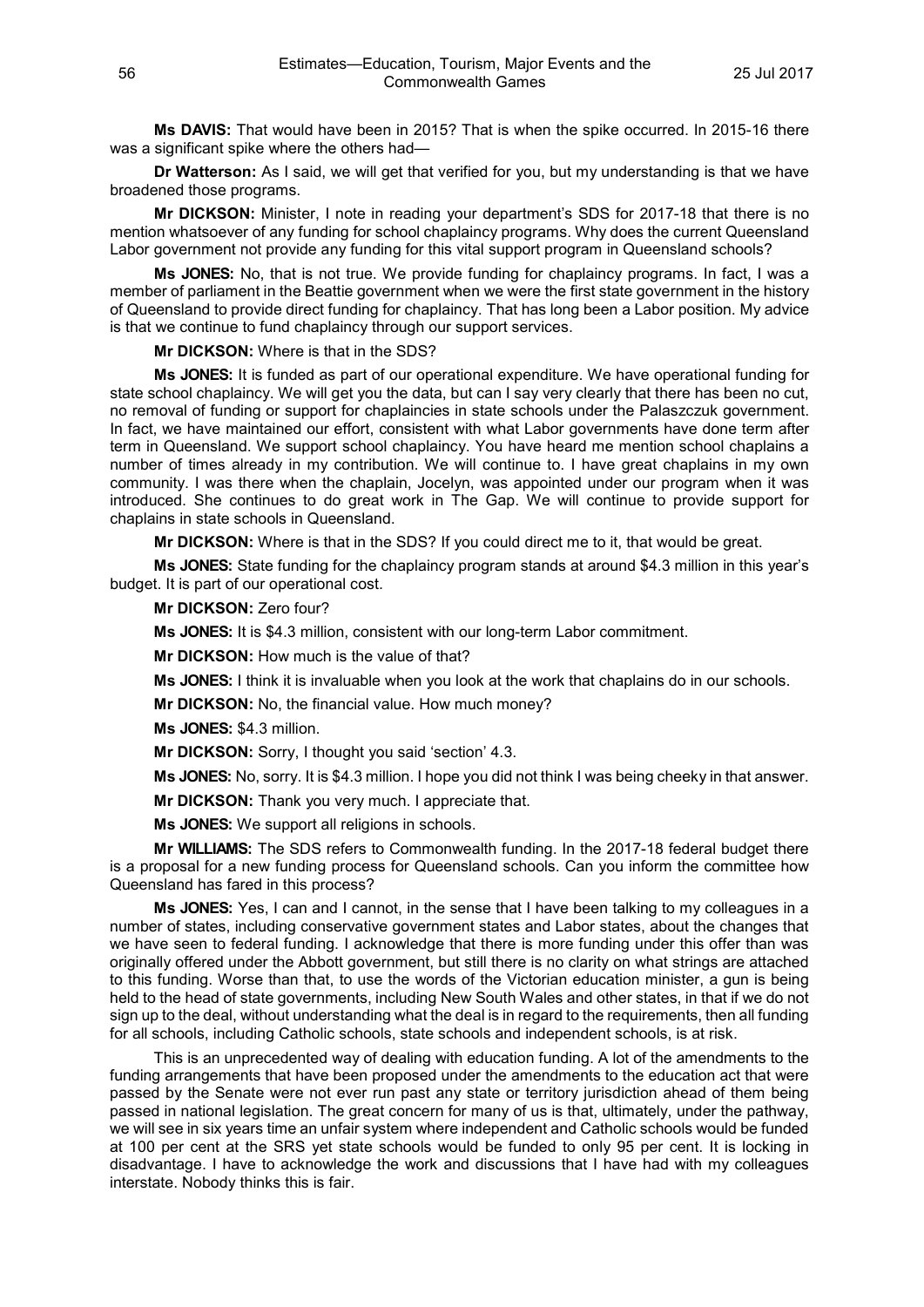**Ms DAVIS:** That would have been in 2015? That is when the spike occurred. In 2015-16 there was a significant spike where the others had—

**Dr Watterson:** As I said, we will get that verified for you, but my understanding is that we have broadened those programs.

**Mr DICKSON:** Minister, I note in reading your department's SDS for 2017-18 that there is no mention whatsoever of any funding for school chaplaincy programs. Why does the current Queensland Labor government not provide any funding for this vital support program in Queensland schools?

**Ms JONES:** No, that is not true. We provide funding for chaplaincy programs. In fact, I was a member of parliament in the Beattie government when we were the first state government in the history of Queensland to provide direct funding for chaplaincy. That has long been a Labor position. My advice is that we continue to fund chaplaincy through our support services.

**Mr DICKSON:** Where is that in the SDS?

**Ms JONES:** It is funded as part of our operational expenditure. We have operational funding for state school chaplaincy. We will get you the data, but can I say very clearly that there has been no cut, no removal of funding or support for chaplaincies in state schools under the Palaszczuk government. In fact, we have maintained our effort, consistent with what Labor governments have done term after term in Queensland. We support school chaplaincy. You have heard me mention school chaplains a number of times already in my contribution. We will continue to. I have great chaplains in my own community. I was there when the chaplain, Jocelyn, was appointed under our program when it was introduced. She continues to do great work in The Gap. We will continue to provide support for chaplains in state schools in Queensland.

**Mr DICKSON:** Where is that in the SDS? If you could direct me to it, that would be great.

**Ms JONES:** State funding for the chaplaincy program stands at around $4.3 million in this year's budget. It is part of our operational cost.

**Mr DICKSON:** Zero four?

**Ms JONES:** It is $4.3 million, consistent with our long-term Labor commitment.

**Mr DICKSON:** How much is the value of that?

**Ms JONES:** I think it is invaluable when you look at the work that chaplains do in our schools.

**Mr DICKSON:** No, the financial value. How much money?

**Ms JONES:** $4.3 million.

**Mr DICKSON:** Sorry, I thought you said 'section' 4.3.

**Ms JONES:** No, sorry. It is $4.3 million. I hope you did not think I was being cheeky in that answer.

**Mr DICKSON:** Thank you very much. I appreciate that.

**Ms JONES:** We support all religions in schools.

**Mr WILLIAMS:** The SDS refers to Commonwealth funding. In the 2017-18 federal budget there is a proposal for a new funding process for Queensland schools. Can you inform the committee how Queensland has fared in this process?

**Ms JONES:** Yes, I can and I cannot, in the sense that I have been talking to my colleagues in a number of states, including conservative government states and Labor states, about the changes that we have seen to federal funding. I acknowledge that there is more funding under this offer than was originally offered under the Abbott government, but still there is no clarity on what strings are attached to this funding. Worse than that, to use the words of the Victorian education minister, a gun is being held to the head of state governments, including New South Wales and other states, in that if we do not sign up to the deal, without understanding what the deal is in regard to the requirements, then all funding for all schools, including Catholic schools, state schools and independent schools, is at risk.

This is an unprecedented way of dealing with education funding. A lot of the amendments to the funding arrangements that have been proposed under the amendments to the education act that were passed by the Senate were not ever run past any state or territory jurisdiction ahead of them being passed in national legislation. The great concern for many of us is that, ultimately, under the pathway, we will see in six years time an unfair system where independent and Catholic schools would be funded at 100 per cent at the SRS yet state schools would be funded to only 95 per cent. It is locking in disadvantage. I have to acknowledge the work and discussions that I have had with my colleagues interstate. Nobody thinks this is fair.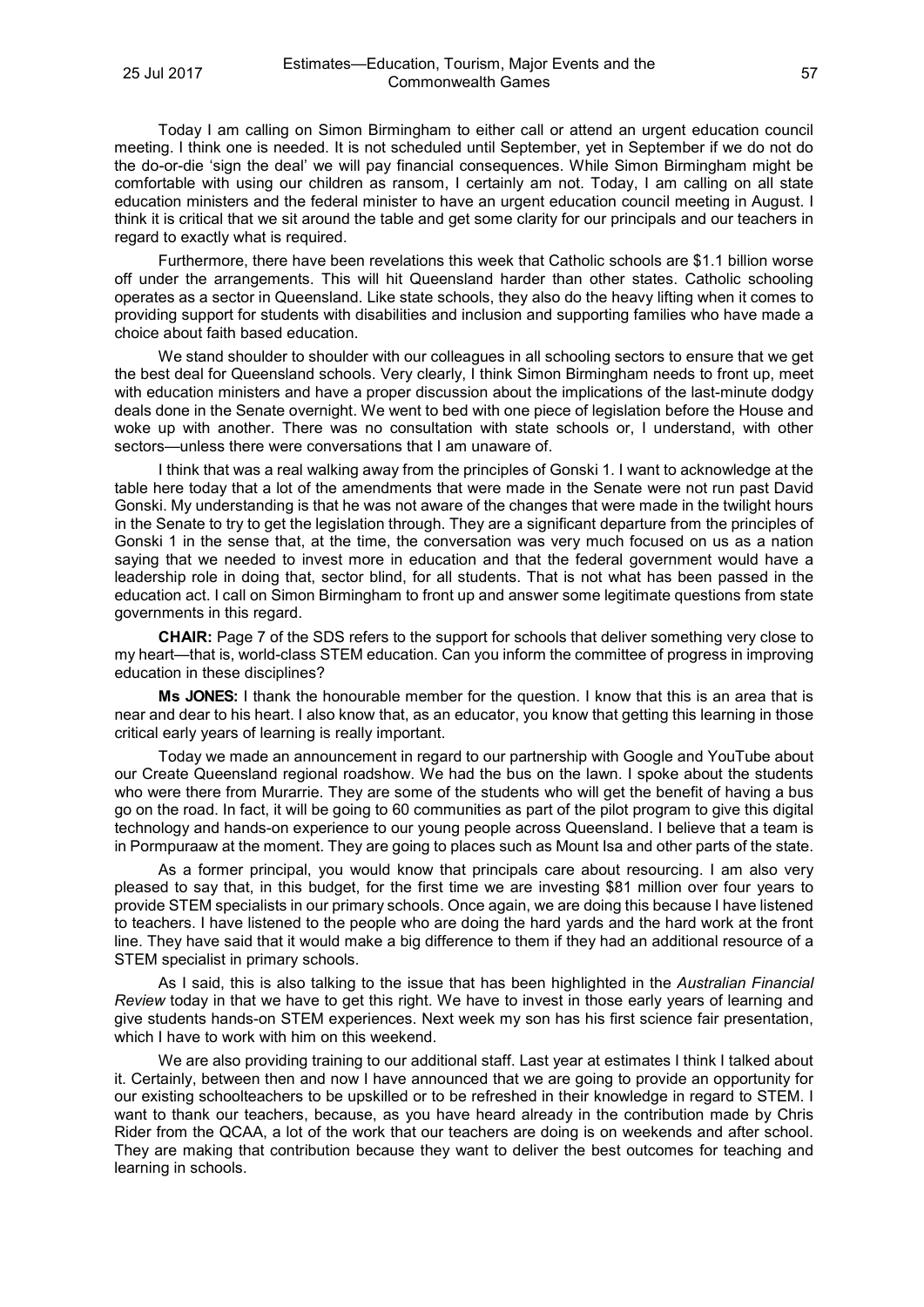Today I am calling on Simon Birmingham to either call or attend an urgent education council meeting. I think one is needed. It is not scheduled until September, yet in September if we do not do the do-or-die 'sign the deal' we will pay financial consequences. While Simon Birmingham might be comfortable with using our children as ransom, I certainly am not. Today, I am calling on all state education ministers and the federal minister to have an urgent education council meeting in August. I think it is critical that we sit around the table and get some clarity for our principals and our teachers in regard to exactly what is required.

Furthermore, there have been revelations this week that Catholic schools are $1.1 billion worse off under the arrangements. This will hit Queensland harder than other states. Catholic schooling operates as a sector in Queensland. Like state schools, they also do the heavy lifting when it comes to providing support for students with disabilities and inclusion and supporting families who have made a choice about faith based education.

We stand shoulder to shoulder with our colleagues in all schooling sectors to ensure that we get the best deal for Queensland schools. Very clearly, I think Simon Birmingham needs to front up, meet with education ministers and have a proper discussion about the implications of the last-minute dodgy deals done in the Senate overnight. We went to bed with one piece of legislation before the House and woke up with another. There was no consultation with state schools or, I understand, with other sectors—unless there were conversations that I am unaware of.

I think that was a real walking away from the principles of Gonski 1. I want to acknowledge at the table here today that a lot of the amendments that were made in the Senate were not run past David Gonski. My understanding is that he was not aware of the changes that were made in the twilight hours in the Senate to try to get the legislation through. They are a significant departure from the principles of Gonski 1 in the sense that, at the time, the conversation was very much focused on us as a nation saying that we needed to invest more in education and that the federal government would have a leadership role in doing that, sector blind, for all students. That is not what has been passed in the education act. I call on Simon Birmingham to front up and answer some legitimate questions from state governments in this regard.

**CHAIR:** Page 7 of the SDS refers to the support for schools that deliver something very close to my heart—that is, world-class STEM education. Can you inform the committee of progress in improving education in these disciplines?

**Ms JONES:** I thank the honourable member for the question. I know that this is an area that is near and dear to his heart. I also know that, as an educator, you know that getting this learning in those critical early years of learning is really important.

Today we made an announcement in regard to our partnership with Google and YouTube about our Create Queensland regional roadshow. We had the bus on the lawn. I spoke about the students who were there from Murarrie. They are some of the students who will get the benefit of having a bus go on the road. In fact, it will be going to 60 communities as part of the pilot program to give this digital technology and hands-on experience to our young people across Queensland. I believe that a team is in Pormpuraaw at the moment. They are going to places such as Mount Isa and other parts of the state.

As a former principal, you would know that principals care about resourcing. I am also very pleased to say that, in this budget, for the first time we are investing $81 million over four years to provide STEM specialists in our primary schools. Once again, we are doing this because I have listened to teachers. I have listened to the people who are doing the hard yards and the hard work at the front line. They have said that it would make a big difference to them if they had an additional resource of a STEM specialist in primary schools.

As I said, this is also talking to the issue that has been highlighted in the *Australian Financial Review* today in that we have to get this right. We have to invest in those early years of learning and give students hands-on STEM experiences. Next week my son has his first science fair presentation, which I have to work with him on this weekend.

We are also providing training to our additional staff. Last year at estimates I think I talked about it. Certainly, between then and now I have announced that we are going to provide an opportunity for our existing schoolteachers to be upskilled or to be refreshed in their knowledge in regard to STEM. I want to thank our teachers, because, as you have heard already in the contribution made by Chris Rider from the QCAA, a lot of the work that our teachers are doing is on weekends and after school. They are making that contribution because they want to deliver the best outcomes for teaching and learning in schools.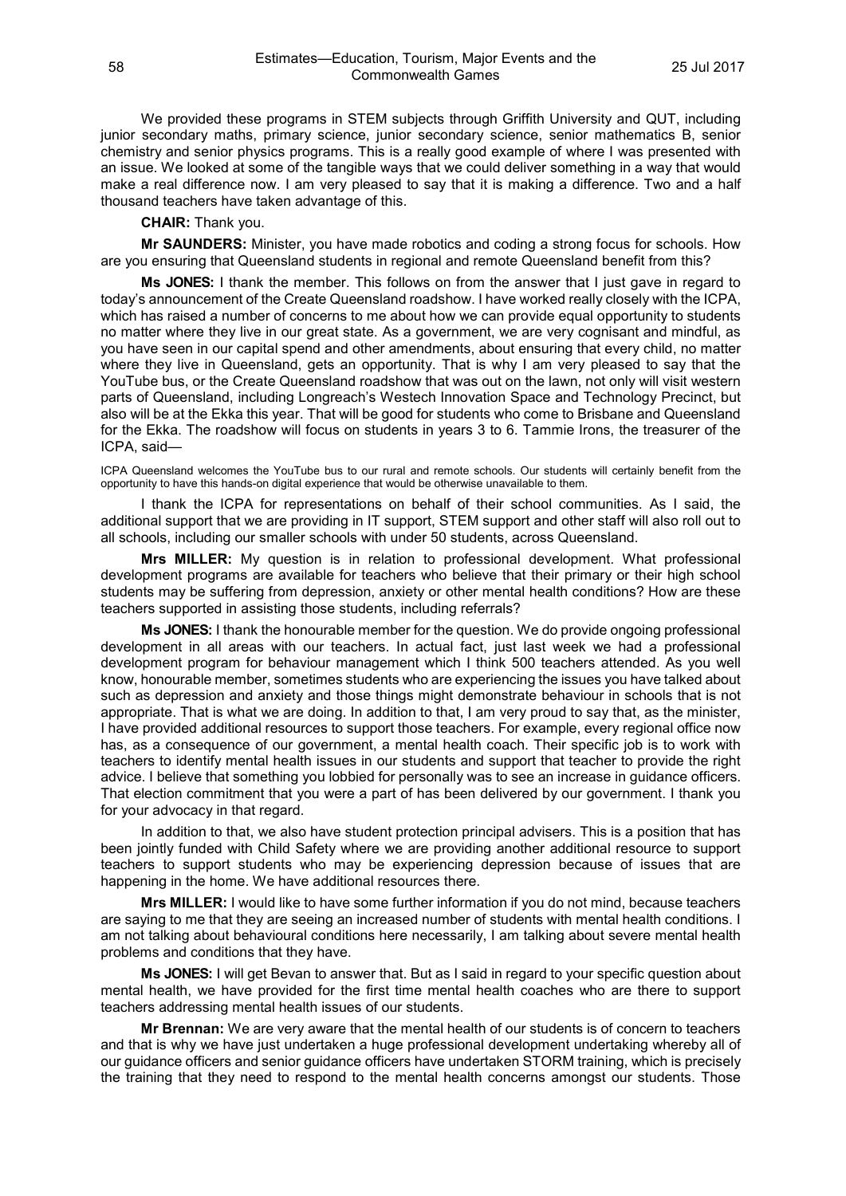We provided these programs in STEM subjects through Griffith University and QUT, including junior secondary maths, primary science, junior secondary science, senior mathematics B, senior chemistry and senior physics programs. This is a really good example of where I was presented with an issue. We looked at some of the tangible ways that we could deliver something in a way that would make a real difference now. I am very pleased to say that it is making a difference. Two and a half thousand teachers have taken advantage of this.

**CHAIR:** Thank you.

**Mr SAUNDERS:** Minister, you have made robotics and coding a strong focus for schools. How are you ensuring that Queensland students in regional and remote Queensland benefit from this?

**Ms JONES:** I thank the member. This follows on from the answer that I just gave in regard to today's announcement of the Create Queensland roadshow. I have worked really closely with the ICPA, which has raised a number of concerns to me about how we can provide equal opportunity to students no matter where they live in our great state. As a government, we are very cognisant and mindful, as you have seen in our capital spend and other amendments, about ensuring that every child, no matter where they live in Queensland, gets an opportunity. That is why I am very pleased to say that the YouTube bus, or the Create Queensland roadshow that was out on the lawn, not only will visit western parts of Queensland, including Longreach's Westech Innovation Space and Technology Precinct, but also will be at the Ekka this year. That will be good for students who come to Brisbane and Queensland for the Ekka. The roadshow will focus on students in years 3 to 6. Tammie Irons, the treasurer of the ICPA, said—

> ICPA Queensland welcomes the YouTube bus to our rural and remote schools. Our students will certainly benefit from the opportunity to have this hands-on digital experience that would be otherwise unavailable to them.

I thank the ICPA for representations on behalf of their school communities. As I said, the additional support that we are providing in IT support, STEM support and other staff will also roll out to all schools, including our smaller schools with under 50 students, across Queensland.

**Mrs MILLER:** My question is in relation to professional development. What professional development programs are available for teachers who believe that their primary or their high school students may be suffering from depression, anxiety or other mental health conditions? How are these teachers supported in assisting those students, including referrals?

**Ms JONES:** I thank the honourable member for the question. We do provide ongoing professional development in all areas with our teachers. In actual fact, just last week we had a professional development program for behaviour management which I think 500 teachers attended. As you well know, honourable member, sometimes students who are experiencing the issues you have talked about such as depression and anxiety and those things might demonstrate behaviour in schools that is not appropriate. That is what we are doing. In addition to that, I am very proud to say that, as the minister, I have provided additional resources to support those teachers. For example, every regional office now has, as a consequence of our government, a mental health coach. Their specific job is to work with teachers to identify mental health issues in our students and support that teacher to provide the right advice. I believe that something you lobbied for personally was to see an increase in guidance officers. That election commitment that you were a part of has been delivered by our government. I thank you for your advocacy in that regard.

In addition to that, we also have student protection principal advisers. This is a position that has been jointly funded with Child Safety where we are providing another additional resource to support teachers to support students who may be experiencing depression because of issues that are happening in the home. We have additional resources there.

**Mrs MILLER:** I would like to have some further information if you do not mind, because teachers are saying to me that they are seeing an increased number of students with mental health conditions. I am not talking about behavioural conditions here necessarily, I am talking about severe mental health problems and conditions that they have.

**Ms JONES:** I will get Bevan to answer that. But as I said in regard to your specific question about mental health, we have provided for the first time mental health coaches who are there to support teachers addressing mental health issues of our students.

**Mr Brennan:** We are very aware that the mental health of our students is of concern to teachers and that is why we have just undertaken a huge professional development undertaking whereby all of our guidance officers and senior guidance officers have undertaken STORM training, which is precisely the training that they need to respond to the mental health concerns amongst our students. Those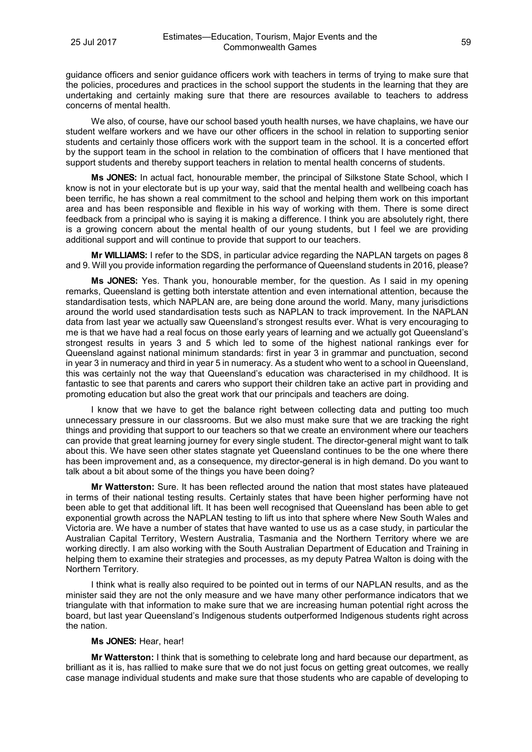guidance officers and senior guidance officers work with teachers in terms of trying to make sure that the policies, procedures and practices in the school support the students in the learning that they are undertaking and certainly making sure that there are resources available to teachers to address concerns of mental health.

We also, of course, have our school based youth health nurses, we have chaplains, we have our student welfare workers and we have our other officers in the school in relation to supporting senior students and certainly those officers work with the support team in the school. It is a concerted effort by the support team in the school in relation to the combination of officers that I have mentioned that support students and thereby support teachers in relation to mental health concerns of students.

**Ms JONES:** In actual fact, honourable member, the principal of Silkstone State School, which I know is not in your electorate but is up your way, said that the mental health and wellbeing coach has been terrific, he has shown a real commitment to the school and helping them work on this important area and has been responsible and flexible in his way of working with them. There is some direct feedback from a principal who is saying it is making a difference. I think you are absolutely right, there is a growing concern about the mental health of our young students, but I feel we are providing additional support and will continue to provide that support to our teachers.

**Mr WILLIAMS:** I refer to the SDS, in particular advice regarding the NAPLAN targets on pages 8 and 9. Will you provide information regarding the performance of Queensland students in 2016, please?

**Ms JONES:** Yes. Thank you, honourable member, for the question. As I said in my opening remarks, Queensland is getting both interstate attention and even international attention, because the standardisation tests, which NAPLAN are, are being done around the world. Many, many jurisdictions around the world used standardisation tests such as NAPLAN to track improvement. In the NAPLAN data from last year we actually saw Queensland's strongest results ever. What is very encouraging to me is that we have had a real focus on those early years of learning and we actually got Queensland's strongest results in years 3 and 5 which led to some of the highest national rankings ever for Queensland against national minimum standards: first in year 3 in grammar and punctuation, second in year 3 in numeracy and third in year 5 in numeracy. As a student who went to a school in Queensland, this was certainly not the way that Queensland's education was characterised in my childhood. It is fantastic to see that parents and carers who support their children take an active part in providing and promoting education but also the great work that our principals and teachers are doing.

I know that we have to get the balance right between collecting data and putting too much unnecessary pressure in our classrooms. But we also must make sure that we are tracking the right things and providing that support to our teachers so that we create an environment where our teachers can provide that great learning journey for every single student. The director-general might want to talk about this. We have seen other states stagnate yet Queensland continues to be the one where there has been improvement and, as a consequence, my director-general is in high demand. Do you want to talk about a bit about some of the things you have been doing?

**Mr Watterston:** Sure. It has been reflected around the nation that most states have plateaued in terms of their national testing results. Certainly states that have been higher performing have not been able to get that additional lift. It has been well recognised that Queensland has been able to get exponential growth across the NAPLAN testing to lift us into that sphere where New South Wales and Victoria are. We have a number of states that have wanted to use us as a case study, in particular the Australian Capital Territory, Western Australia, Tasmania and the Northern Territory where we are working directly. I am also working with the South Australian Department of Education and Training in helping them to examine their strategies and processes, as my deputy Patrea Walton is doing with the Northern Territory.

I think what is really also required to be pointed out in terms of our NAPLAN results, and as the minister said they are not the only measure and we have many other performance indicators that we triangulate with that information to make sure that we are increasing human potential right across the board, but last year Queensland's Indigenous students outperformed Indigenous students right across the nation.

**Ms JONES:** Hear, hear!

**Mr Watterston:** I think that is something to celebrate long and hard because our department, as brilliant as it is, has rallied to make sure that we do not just focus on getting great outcomes, we really case manage individual students and make sure that those students who are capable of developing to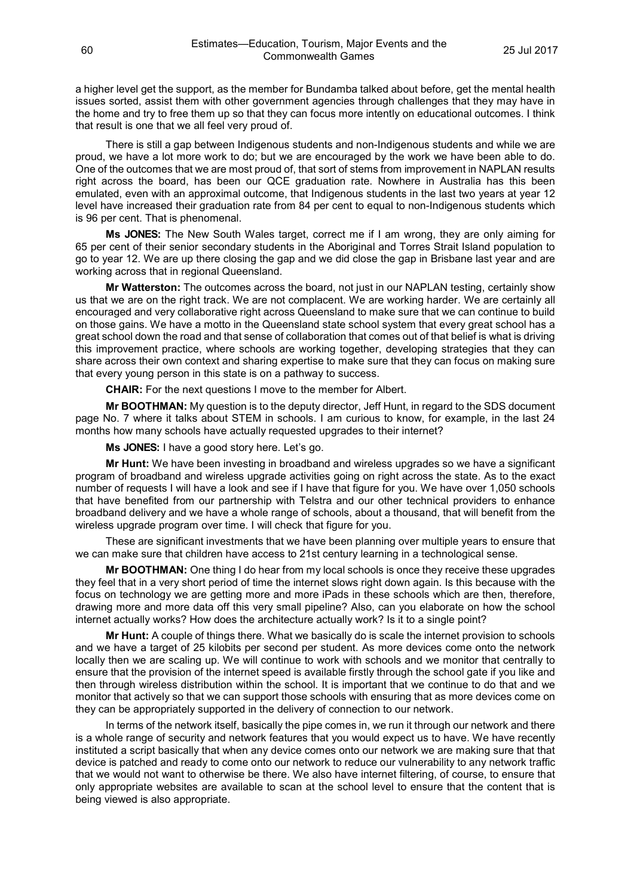a higher level get the support, as the member for Bundamba talked about before, get the mental health issues sorted, assist them with other government agencies through challenges that they may have in the home and try to free them up so that they can focus more intently on educational outcomes. I think that result is one that we all feel very proud of.

There is still a gap between Indigenous students and non-Indigenous students and while we are proud, we have a lot more work to do; but we are encouraged by the work we have been able to do. One of the outcomes that we are most proud of, that sort of stems from improvement in NAPLAN results right across the board, has been our QCE graduation rate. Nowhere in Australia has this been emulated, even with an approximal outcome, that Indigenous students in the last two years at year 12 level have increased their graduation rate from 84 per cent to equal to non-Indigenous students which is 96 per cent. That is phenomenal.

**Ms JONES:** The New South Wales target, correct me if I am wrong, they are only aiming for 65 per cent of their senior secondary students in the Aboriginal and Torres Strait Island population to go to year 12. We are up there closing the gap and we did close the gap in Brisbane last year and are working across that in regional Queensland.

**Mr Watterston:** The outcomes across the board, not just in our NAPLAN testing, certainly show us that we are on the right track. We are not complacent. We are working harder. We are certainly all encouraged and very collaborative right across Queensland to make sure that we can continue to build on those gains. We have a motto in the Queensland state school system that every great school has a great school down the road and that sense of collaboration that comes out of that belief is what is driving this improvement practice, where schools are working together, developing strategies that they can share across their own context and sharing expertise to make sure that they can focus on making sure that every young person in this state is on a pathway to success.

**CHAIR:** For the next questions I move to the member for Albert.

**Mr BOOTHMAN:** My question is to the deputy director, Jeff Hunt, in regard to the SDS document page No. 7 where it talks about STEM in schools. I am curious to know, for example, in the last 24 months how many schools have actually requested upgrades to their internet?

**Ms JONES:** I have a good story here. Let's go.

**Mr Hunt:** We have been investing in broadband and wireless upgrades so we have a significant program of broadband and wireless upgrade activities going on right across the state. As to the exact number of requests I will have a look and see if I have that figure for you. We have over 1,050 schools that have benefited from our partnership with Telstra and our other technical providers to enhance broadband delivery and we have a whole range of schools, about a thousand, that will benefit from the wireless upgrade program over time. I will check that figure for you.

These are significant investments that we have been planning over multiple years to ensure that we can make sure that children have access to 21st century learning in a technological sense.

**Mr BOOTHMAN:** One thing I do hear from my local schools is once they receive these upgrades they feel that in a very short period of time the internet slows right down again. Is this because with the focus on technology we are getting more and more iPads in these schools which are then, therefore, drawing more and more data off this very small pipeline? Also, can you elaborate on how the school internet actually works? How does the architecture actually work? Is it to a single point?

**Mr Hunt:** A couple of things there. What we basically do is scale the internet provision to schools and we have a target of 25 kilobits per second per student. As more devices come onto the network locally then we are scaling up. We will continue to work with schools and we monitor that centrally to ensure that the provision of the internet speed is available firstly through the school gate if you like and then through wireless distribution within the school. It is important that we continue to do that and we monitor that actively so that we can support those schools with ensuring that as more devices come on they can be appropriately supported in the delivery of connection to our network.

In terms of the network itself, basically the pipe comes in, we run it through our network and there is a whole range of security and network features that you would expect us to have. We have recently instituted a script basically that when any device comes onto our network we are making sure that that device is patched and ready to come onto our network to reduce our vulnerability to any network traffic that we would not want to otherwise be there. We also have internet filtering, of course, to ensure that only appropriate websites are available to scan at the school level to ensure that the content that is being viewed is also appropriate.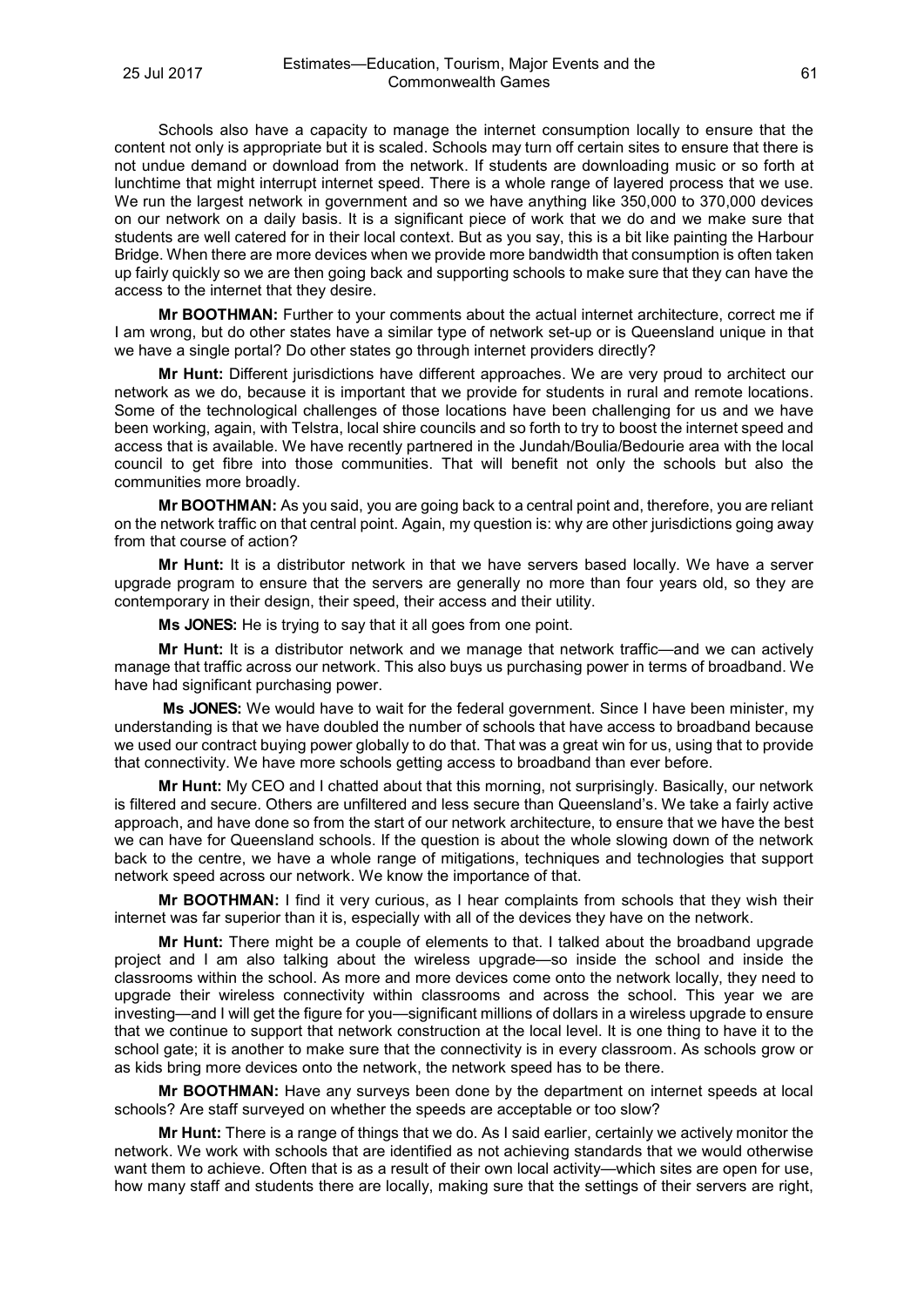Schools also have a capacity to manage the internet consumption locally to ensure that the content not only is appropriate but it is scaled. Schools may turn off certain sites to ensure that there is not undue demand or download from the network. If students are downloading music or so forth at lunchtime that might interrupt internet speed. There is a whole range of layered process that we use. We run the largest network in government and so we have anything like 350,000 to 370,000 devices on our network on a daily basis. It is a significant piece of work that we do and we make sure that students are well catered for in their local context. But as you say, this is a bit like painting the Harbour Bridge. When there are more devices when we provide more bandwidth that consumption is often taken up fairly quickly so we are then going back and supporting schools to make sure that they can have the access to the internet that they desire.

**Mr BOOTHMAN:** Further to your comments about the actual internet architecture, correct me if I am wrong, but do other states have a similar type of network set-up or is Queensland unique in that we have a single portal? Do other states go through internet providers directly?

**Mr Hunt:** Different jurisdictions have different approaches. We are very proud to architect our network as we do, because it is important that we provide for students in rural and remote locations. Some of the technological challenges of those locations have been challenging for us and we have been working, again, with Telstra, local shire councils and so forth to try to boost the internet speed and access that is available. We have recently partnered in the Jundah/Boulia/Bedourie area with the local council to get fibre into those communities. That will benefit not only the schools but also the communities more broadly.

**Mr BOOTHMAN:** As you said, you are going back to a central point and, therefore, you are reliant on the network traffic on that central point. Again, my question is: why are other jurisdictions going away from that course of action?

**Mr Hunt:** It is a distributor network in that we have servers based locally. We have a server upgrade program to ensure that the servers are generally no more than four years old, so they are contemporary in their design, their speed, their access and their utility.

**Ms JONES:** He is trying to say that it all goes from one point.

**Mr Hunt:** It is a distributor network and we manage that network traffic—and we can actively manage that traffic across our network. This also buys us purchasing power in terms of broadband. We have had significant purchasing power.

**Ms JONES:** We would have to wait for the federal government. Since I have been minister, my understanding is that we have doubled the number of schools that have access to broadband because we used our contract buying power globally to do that. That was a great win for us, using that to provide that connectivity. We have more schools getting access to broadband than ever before.

**Mr Hunt:** My CEO and I chatted about that this morning, not surprisingly. Basically, our network is filtered and secure. Others are unfiltered and less secure than Queensland's. We take a fairly active approach, and have done so from the start of our network architecture, to ensure that we have the best we can have for Queensland schools. If the question is about the whole slowing down of the network back to the centre, we have a whole range of mitigations, techniques and technologies that support network speed across our network. We know the importance of that.

**Mr BOOTHMAN:** I find it very curious, as I hear complaints from schools that they wish their internet was far superior than it is, especially with all of the devices they have on the network.

**Mr Hunt:** There might be a couple of elements to that. I talked about the broadband upgrade project and I am also talking about the wireless upgrade—so inside the school and inside the classrooms within the school. As more and more devices come onto the network locally, they need to upgrade their wireless connectivity within classrooms and across the school. This year we are investing—and I will get the figure for you—significant millions of dollars in a wireless upgrade to ensure that we continue to support that network construction at the local level. It is one thing to have it to the school gate; it is another to make sure that the connectivity is in every classroom. As schools grow or as kids bring more devices onto the network, the network speed has to be there.

**Mr BOOTHMAN:** Have any surveys been done by the department on internet speeds at local schools? Are staff surveyed on whether the speeds are acceptable or too slow?

**Mr Hunt:** There is a range of things that we do. As I said earlier, certainly we actively monitor the network. We work with schools that are identified as not achieving standards that we would otherwise want them to achieve. Often that is as a result of their own local activity—which sites are open for use, how many staff and students there are locally, making sure that the settings of their servers are right,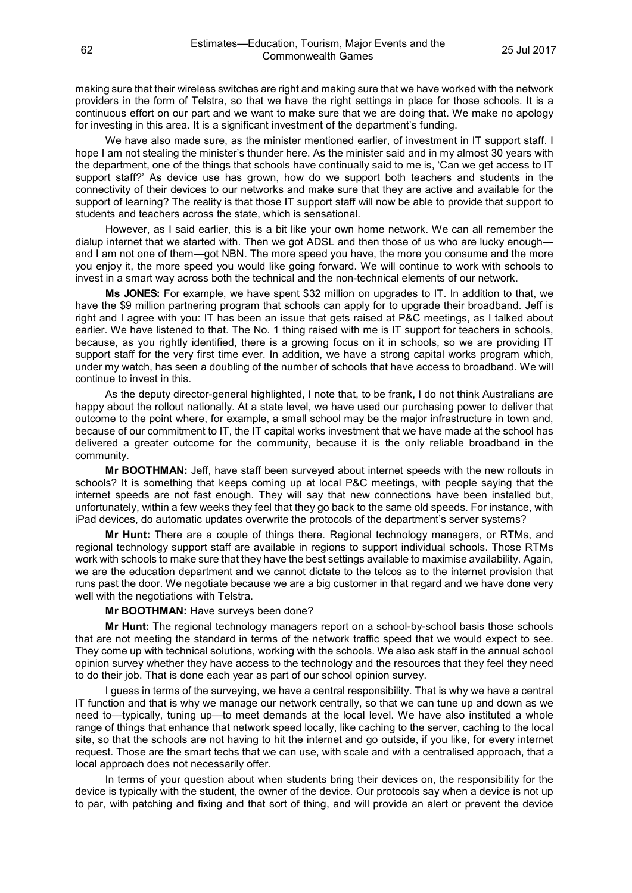making sure that their wireless switches are right and making sure that we have worked with the network providers in the form of Telstra, so that we have the right settings in place for those schools. It is a continuous effort on our part and we want to make sure that we are doing that. We make no apology for investing in this area. It is a significant investment of the department's funding.

We have also made sure, as the minister mentioned earlier, of investment in IT support staff. I hope I am not stealing the minister's thunder here. As the minister said and in my almost 30 years with the department, one of the things that schools have continually said to me is, 'Can we get access to IT support staff?' As device use has grown, how do we support both teachers and students in the connectivity of their devices to our networks and make sure that they are active and available for the support of learning? The reality is that those IT support staff will now be able to provide that support to students and teachers across the state, which is sensational.

However, as I said earlier, this is a bit like your own home network. We can all remember the dialup internet that we started with. Then we got ADSL and then those of us who are lucky enough—and I am not one of them—got NBN. The more speed you have, the more you consume and the more you enjoy it, the more speed you would like going forward. We will continue to work with schools to invest in a smart way across both the technical and the non-technical elements of our network.

**Ms JONES:** For example, we have spent $32 million on upgrades to IT. In addition to that, we have the $9 million partnering program that schools can apply for to upgrade their broadband. Jeff is right and I agree with you: IT has been an issue that gets raised at P&C meetings, as I talked about earlier. We have listened to that. The No. 1 thing raised with me is IT support for teachers in schools, because, as you rightly identified, there is a growing focus on it in schools, so we are providing IT support staff for the very first time ever. In addition, we have a strong capital works program which, under my watch, has seen a doubling of the number of schools that have access to broadband. We will continue to invest in this.

As the deputy director-general highlighted, I note that, to be frank, I do not think Australians are happy about the rollout nationally. At a state level, we have used our purchasing power to deliver that outcome to the point where, for example, a small school may be the major infrastructure in town and, because of our commitment to IT, the IT capital works investment that we have made at the school has delivered a greater outcome for the community, because it is the only reliable broadband in the community.

**Mr BOOTHMAN:** Jeff, have staff been surveyed about internet speeds with the new rollouts in schools? It is something that keeps coming up at local P&C meetings, with people saying that the internet speeds are not fast enough. They will say that new connections have been installed but, unfortunately, within a few weeks they feel that they go back to the same old speeds. For instance, with iPad devices, do automatic updates overwrite the protocols of the department's server systems?

**Mr Hunt:** There are a couple of things there. Regional technology managers, or RTMs, and regional technology support staff are available in regions to support individual schools. Those RTMs work with schools to make sure that they have the best settings available to maximise availability. Again, we are the education department and we cannot dictate to the telcos as to the internet provision that runs past the door. We negotiate because we are a big customer in that regard and we have done very well with the negotiations with Telstra.

**Mr BOOTHMAN:** Have surveys been done?

**Mr Hunt:** The regional technology managers report on a school-by-school basis those schools that are not meeting the standard in terms of the network traffic speed that we would expect to see. They come up with technical solutions, working with the schools. We also ask staff in the annual school opinion survey whether they have access to the technology and the resources that they feel they need to do their job. That is done each year as part of our school opinion survey.

I guess in terms of the surveying, we have a central responsibility. That is why we have a central IT function and that is why we manage our network centrally, so that we can tune up and down as we need to—typically, tuning up—to meet demands at the local level. We have also instituted a whole range of things that enhance that network speed locally, like caching to the server, caching to the local site, so that the schools are not having to hit the internet and go outside, if you like, for every internet request. Those are the smart techs that we can use, with scale and with a centralised approach, that a local approach does not necessarily offer.

In terms of your question about when students bring their devices on, the responsibility for the device is typically with the student, the owner of the device. Our protocols say when a device is not up to par, with patching and fixing and that sort of thing, and will provide an alert or prevent the device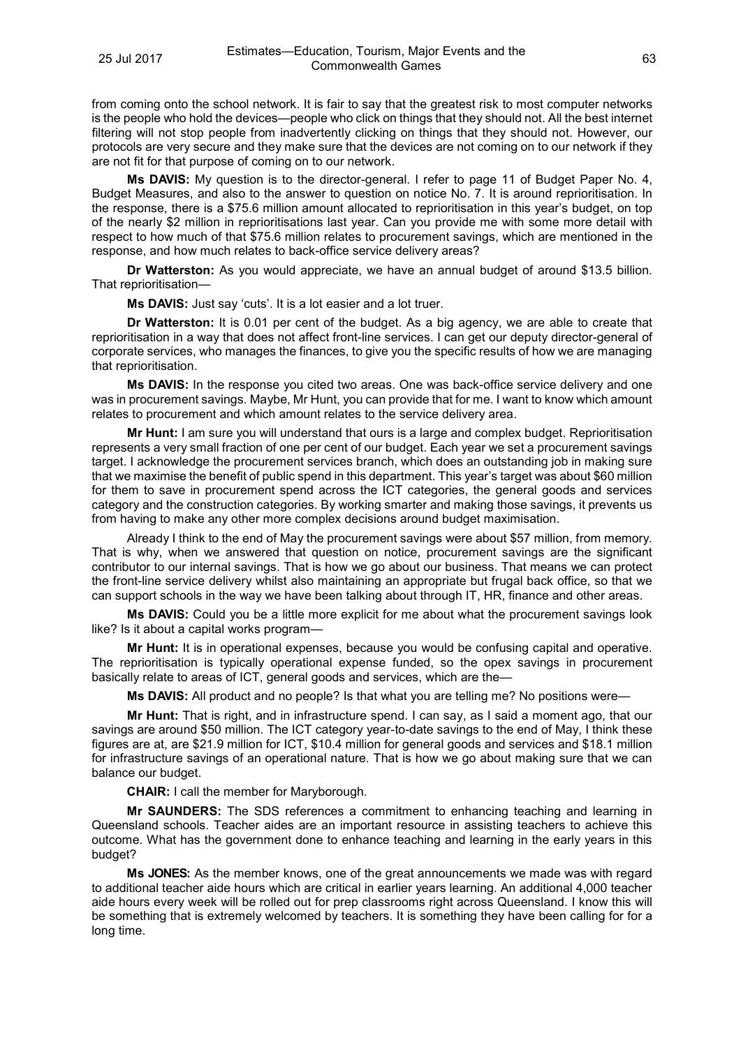from coming onto the school network. It is fair to say that the greatest risk to most computer networks is the people who hold the devices—people who click on things that they should not. All the best internet filtering will not stop people from inadvertently clicking on things that they should not. However, our protocols are very secure and they make sure that the devices are not coming on to our network if they are not fit for that purpose of coming on to our network.

**Ms DAVIS:** My question is to the director-general. I refer to page 11 of Budget Paper No. 4, Budget Measures, and also to the answer to question on notice No. 7. It is around reprioritisation. In the response, there is a $75.6 million amount allocated to reprioritisation in this year's budget, on top of the nearly $2 million in reprioritisations last year. Can you provide me with some more detail with respect to how much of that $75.6 million relates to procurement savings, which are mentioned in the response, and how much relates to back-office service delivery areas?

**Dr Watterston:** As you would appreciate, we have an annual budget of around $13.5 billion. That reprioritisation—

**Ms DAVIS:** Just say 'cuts'. It is a lot easier and a lot truer.

**Dr Watterston:** It is 0.01 per cent of the budget. As a big agency, we are able to create that reprioritisation in a way that does not affect front-line services. I can get our deputy director-general of corporate services, who manages the finances, to give you the specific results of how we are managing that reprioritisation.

**Ms DAVIS:** In the response you cited two areas. One was back-office service delivery and one was in procurement savings. Maybe, Mr Hunt, you can provide that for me. I want to know which amount relates to procurement and which amount relates to the service delivery area.

**Mr Hunt:** I am sure you will understand that ours is a large and complex budget. Reprioritisation represents a very small fraction of one per cent of our budget. Each year we set a procurement savings target. I acknowledge the procurement services branch, which does an outstanding job in making sure that we maximise the benefit of public spend in this department. This year's target was about $60 million for them to save in procurement spend across the ICT categories, the general goods and services category and the construction categories. By working smarter and making those savings, it prevents us from having to make any other more complex decisions around budget maximisation.

Already I think to the end of May the procurement savings were about $57 million, from memory. That is why, when we answered that question on notice, procurement savings are the significant contributor to our internal savings. That is how we go about our business. That means we can protect the front-line service delivery whilst also maintaining an appropriate but frugal back office, so that we can support schools in the way we have been talking about through IT, HR, finance and other areas.

**Ms DAVIS:** Could you be a little more explicit for me about what the procurement savings look like? Is it about a capital works program—

**Mr Hunt:** It is in operational expenses, because you would be confusing capital and operative. The reprioritisation is typically operational expense funded, so the opex savings in procurement basically relate to areas of ICT, general goods and services, which are the—

**Ms DAVIS:** All product and no people? Is that what you are telling me? No positions were—

**Mr Hunt:** That is right, and in infrastructure spend. I can say, as I said a moment ago, that our savings are around $50 million. The ICT category year-to-date savings to the end of May, I think these figures are at, are $21.9 million for ICT, $10.4 million for general goods and services and $18.1 million for infrastructure savings of an operational nature. That is how we go about making sure that we can balance our budget.

**CHAIR:** I call the member for Maryborough.

**Mr SAUNDERS:** The SDS references a commitment to enhancing teaching and learning in Queensland schools. Teacher aides are an important resource in assisting teachers to achieve this outcome. What has the government done to enhance teaching and learning in the early years in this budget?

**Ms JONES:** As the member knows, one of the great announcements we made was with regard to additional teacher aide hours which are critical in earlier years learning. An additional 4,000 teacher aide hours every week will be rolled out for prep classrooms right across Queensland. I know this will be something that is extremely welcomed by teachers. It is something they have been calling for for a long time.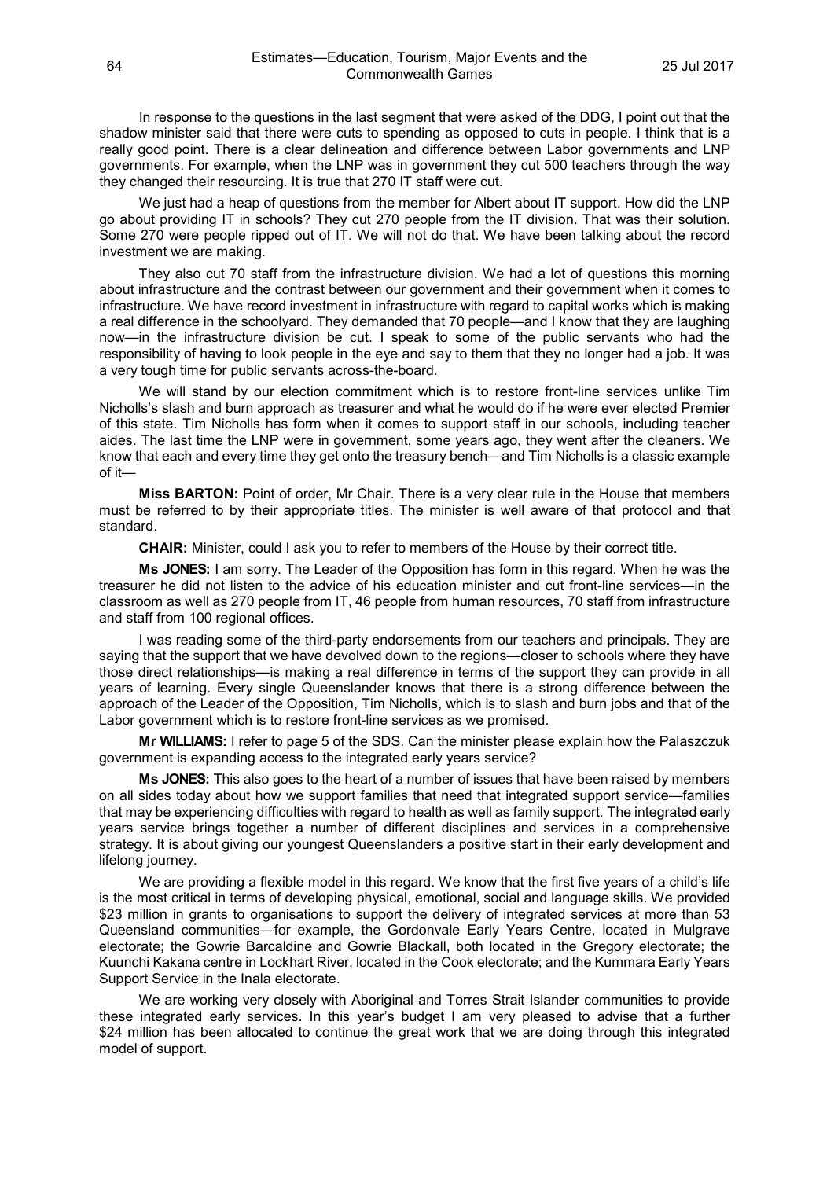In response to the questions in the last segment that were asked of the DDG, I point out that the shadow minister said that there were cuts to spending as opposed to cuts in people. I think that is a really good point. There is a clear delineation and difference between Labor governments and LNP governments. For example, when the LNP was in government they cut 500 teachers through the way they changed their resourcing. It is true that 270 IT staff were cut.

We just had a heap of questions from the member for Albert about IT support. How did the LNP go about providing IT in schools? They cut 270 people from the IT division. That was their solution. Some 270 were people ripped out of IT. We will not do that. We have been talking about the record investment we are making.

They also cut 70 staff from the infrastructure division. We had a lot of questions this morning about infrastructure and the contrast between our government and their government when it comes to infrastructure. We have record investment in infrastructure with regard to capital works which is making a real difference in the schoolyard. They demanded that 70 people—and I know that they are laughing now—in the infrastructure division be cut. I speak to some of the public servants who had the responsibility of having to look people in the eye and say to them that they no longer had a job. It was a very tough time for public servants across-the-board.

We will stand by our election commitment which is to restore front-line services unlike Tim Nicholls's slash and burn approach as treasurer and what he would do if he were ever elected Premier of this state. Tim Nicholls has form when it comes to support staff in our schools, including teacher aides. The last time the LNP were in government, some years ago, they went after the cleaners. We know that each and every time they get onto the treasury bench—and Tim Nicholls is a classic example of it—

**Miss BARTON:** Point of order, Mr Chair. There is a very clear rule in the House that members must be referred to by their appropriate titles. The minister is well aware of that protocol and that standard.

**CHAIR:** Minister, could I ask you to refer to members of the House by their correct title.

**Ms JONES:** I am sorry. The Leader of the Opposition has form in this regard. When he was the treasurer he did not listen to the advice of his education minister and cut front-line services—in the classroom as well as 270 people from IT, 46 people from human resources, 70 staff from infrastructure and staff from 100 regional offices.

I was reading some of the third-party endorsements from our teachers and principals. They are saying that the support that we have devolved down to the regions—closer to schools where they have those direct relationships—is making a real difference in terms of the support they can provide in all years of learning. Every single Queenslander knows that there is a strong difference between the approach of the Leader of the Opposition, Tim Nicholls, which is to slash and burn jobs and that of the Labor government which is to restore front-line services as we promised.

**Mr WILLIAMS:** I refer to page 5 of the SDS. Can the minister please explain how the Palaszczuk government is expanding access to the integrated early years service?

**Ms JONES:** This also goes to the heart of a number of issues that have been raised by members on all sides today about how we support families that need that integrated support service—families that may be experiencing difficulties with regard to health as well as family support. The integrated early years service brings together a number of different disciplines and services in a comprehensive strategy. It is about giving our youngest Queenslanders a positive start in their early development and lifelong journey.

We are providing a flexible model in this regard. We know that the first five years of a child's life is the most critical in terms of developing physical, emotional, social and language skills. We provided $23 million in grants to organisations to support the delivery of integrated services at more than 53 Queensland communities—for example, the Gordonvale Early Years Centre, located in Mulgrave electorate; the Gowrie Barcaldine and Gowrie Blackall, both located in the Gregory electorate; the Kuunchi Kakana centre in Lockhart River, located in the Cook electorate; and the Kummara Early Years Support Service in the Inala electorate.

We are working very closely with Aboriginal and Torres Strait Islander communities to provide these integrated early services. In this year's budget I am very pleased to advise that a further $24 million has been allocated to continue the great work that we are doing through this integrated model of support.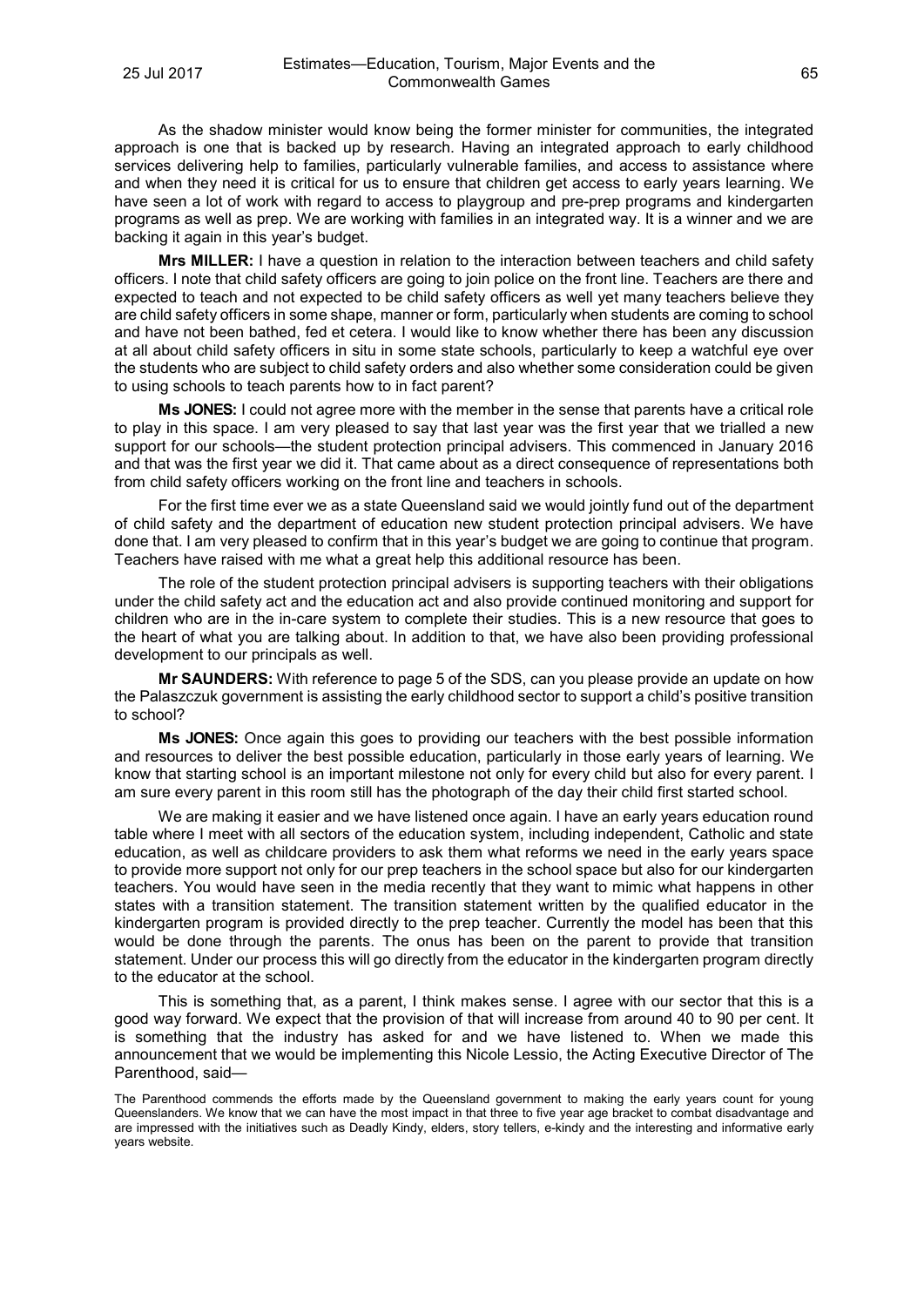As the shadow minister would know being the former minister for communities, the integrated approach is one that is backed up by research. Having an integrated approach to early childhood services delivering help to families, particularly vulnerable families, and access to assistance where and when they need it is critical for us to ensure that children get access to early years learning. We have seen a lot of work with regard to access to playgroup and pre-prep programs and kindergarten programs as well as prep. We are working with families in an integrated way. It is a winner and we are backing it again in this year's budget.

**Mrs MILLER:** I have a question in relation to the interaction between teachers and child safety officers. I note that child safety officers are going to join police on the front line. Teachers are there and expected to teach and not expected to be child safety officers as well yet many teachers believe they are child safety officers in some shape, manner or form, particularly when students are coming to school and have not been bathed, fed et cetera. I would like to know whether there has been any discussion at all about child safety officers in situ in some state schools, particularly to keep a watchful eye over the students who are subject to child safety orders and also whether some consideration could be given to using schools to teach parents how to in fact parent?

**Ms JONES:** I could not agree more with the member in the sense that parents have a critical role to play in this space. I am very pleased to say that last year was the first year that we trialled a new support for our schools—the student protection principal advisers. This commenced in January 2016 and that was the first year we did it. That came about as a direct consequence of representations both from child safety officers working on the front line and teachers in schools.

For the first time ever we as a state Queensland said we would jointly fund out of the department of child safety and the department of education new student protection principal advisers. We have done that. I am very pleased to confirm that in this year's budget we are going to continue that program. Teachers have raised with me what a great help this additional resource has been.

The role of the student protection principal advisers is supporting teachers with their obligations under the child safety act and the education act and also provide continued monitoring and support for children who are in the in-care system to complete their studies. This is a new resource that goes to the heart of what you are talking about. In addition to that, we have also been providing professional development to our principals as well.

**Mr SAUNDERS:** With reference to page 5 of the SDS, can you please provide an update on how the Palaszczuk government is assisting the early childhood sector to support a child's positive transition to school?

**Ms JONES:** Once again this goes to providing our teachers with the best possible information and resources to deliver the best possible education, particularly in those early years of learning. We know that starting school is an important milestone not only for every child but also for every parent. I am sure every parent in this room still has the photograph of the day their child first started school.

We are making it easier and we have listened once again. I have an early years education round table where I meet with all sectors of the education system, including independent, Catholic and state education, as well as childcare providers to ask them what reforms we need in the early years space to provide more support not only for our prep teachers in the school space but also for our kindergarten teachers. You would have seen in the media recently that they want to mimic what happens in other states with a transition statement. The transition statement written by the qualified educator in the kindergarten program is provided directly to the prep teacher. Currently the model has been that this would be done through the parents. The onus has been on the parent to provide that transition statement. Under our process this will go directly from the educator in the kindergarten program directly to the educator at the school.

This is something that, as a parent, I think makes sense. I agree with our sector that this is a good way forward. We expect that the provision of that will increase from around 40 to 90 per cent. It is something that the industry has asked for and we have listened to. When we made this announcement that we would be implementing this Nicole Lessio, the Acting Executive Director of The Parenthood, said—

> The Parenthood commends the efforts made by the Queensland government to making the early years count for young Queenslanders. We know that we can have the most impact in that three to five year age bracket to combat disadvantage and are impressed with the initiatives such as Deadly Kindy, elders, story tellers, e-kindy and the interesting and informative early years website.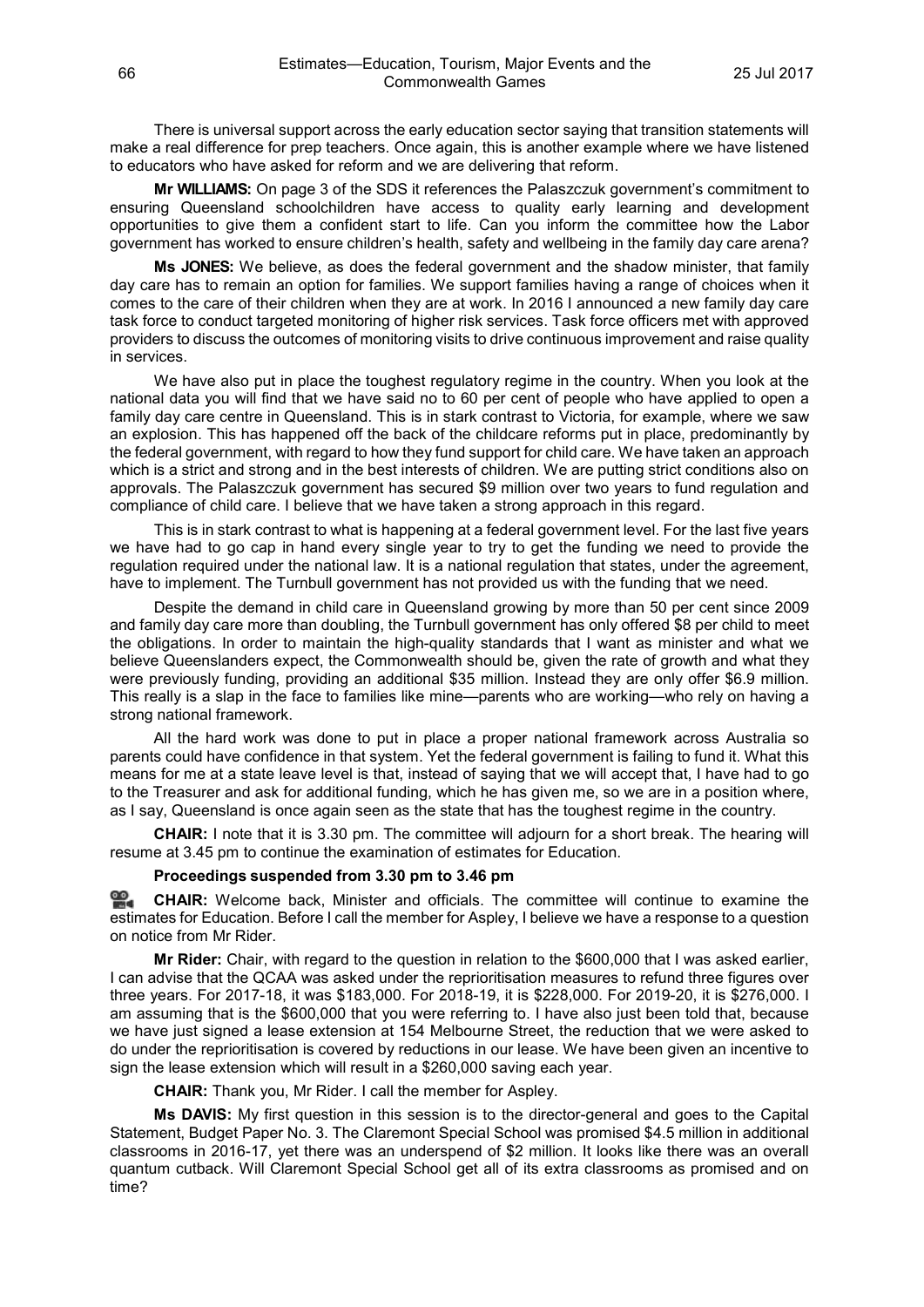There is universal support across the early education sector saying that transition statements will make a real difference for prep teachers. Once again, this is another example where we have listened to educators who have asked for reform and we are delivering that reform.

**Mr WILLIAMS:** On page 3 of the SDS it references the Palaszczuk government's commitment to ensuring Queensland schoolchildren have access to quality early learning and development opportunities to give them a confident start to life. Can you inform the committee how the Labor government has worked to ensure children's health, safety and wellbeing in the family day care arena?

**Ms JONES:** We believe, as does the federal government and the shadow minister, that family day care has to remain an option for families. We support families having a range of choices when it comes to the care of their children when they are at work. In 2016 I announced a new family day care task force to conduct targeted monitoring of higher risk services. Task force officers met with approved providers to discuss the outcomes of monitoring visits to drive continuous improvement and raise quality in services.

We have also put in place the toughest regulatory regime in the country. When you look at the national data you will find that we have said no to 60 per cent of people who have applied to open a family day care centre in Queensland. This is in stark contrast to Victoria, for example, where we saw an explosion. This has happened off the back of the childcare reforms put in place, predominantly by the federal government, with regard to how they fund support for child care. We have taken an approach which is a strict and strong and in the best interests of children. We are putting strict conditions also on approvals. The Palaszczuk government has secured $9 million over two years to fund regulation and compliance of child care. I believe that we have taken a strong approach in this regard.

This is in stark contrast to what is happening at a federal government level. For the last five years we have had to go cap in hand every single year to try to get the funding we need to provide the regulation required under the national law. It is a national regulation that states, under the agreement, have to implement. The Turnbull government has not provided us with the funding that we need.

Despite the demand in child care in Queensland growing by more than 50 per cent since 2009 and family day care more than doubling, the Turnbull government has only offered $8 per child to meet the obligations. In order to maintain the high-quality standards that I want as minister and what we believe Queenslanders expect, the Commonwealth should be, given the rate of growth and what they were previously funding, providing an additional $35 million. Instead they are only offer $6.9 million. This really is a slap in the face to families like mine—parents who are working—who rely on having a strong national framework.

All the hard work was done to put in place a proper national framework across Australia so parents could have confidence in that system. Yet the federal government is failing to fund it. What this means for me at a state leave level is that, instead of saying that we will accept that, I have had to go to the Treasurer and ask for additional funding, which he has given me, so we are in a position where, as I say, Queensland is once again seen as the state that has the toughest regime in the country.

**CHAIR:** I note that it is 3.30 pm. The committee will adjourn for a short break. The hearing will resume at 3.45 pm to continue the examination of estimates for Education.

**Proceedings suspended from 3.30 pm to 3.46 pm**

**CHAIR:** Welcome back, Minister and officials. The committee will continue to examine the estimates for Education. Before I call the member for Aspley, I believe we have a response to a question on notice from Mr Rider.

**Mr Rider:** Chair, with regard to the question in relation to the $600,000 that I was asked earlier, I can advise that the QCAA was asked under the reprioritisation measures to refund three figures over three years. For 2017-18, it was $183,000. For 2018-19, it is $228,000. For 2019-20, it is $276,000. I am assuming that is the $600,000 that you were referring to. I have also just been told that, because we have just signed a lease extension at 154 Melbourne Street, the reduction that we were asked to do under the reprioritisation is covered by reductions in our lease. We have been given an incentive to sign the lease extension which will result in a $260,000 saving each year.

**CHAIR:** Thank you, Mr Rider. I call the member for Aspley.

**Ms DAVIS:** My first question in this session is to the director-general and goes to the Capital Statement, Budget Paper No. 3. The Claremont Special School was promised $4.5 million in additional classrooms in 2016-17, yet there was an underspend of $2 million. It looks like there was an overall quantum cutback. Will Claremont Special School get all of its extra classrooms as promised and on time?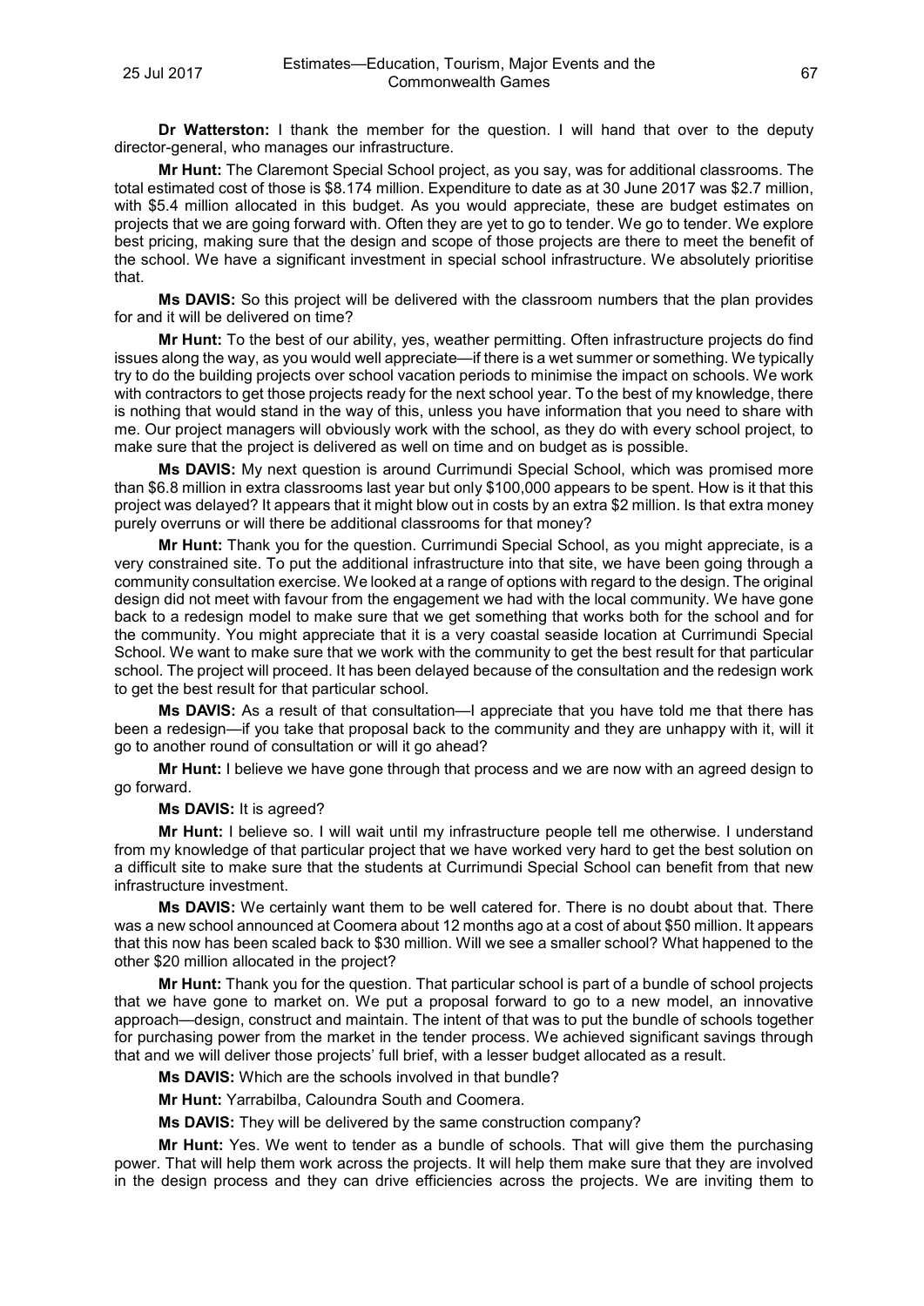**Dr Watterston:** I thank the member for the question. I will hand that over to the deputy director-general, who manages our infrastructure.

**Mr Hunt:** The Claremont Special School project, as you say, was for additional classrooms. The total estimated cost of those is $8.174 million. Expenditure to date as at 30 June 2017 was $2.7 million, with $5.4 million allocated in this budget. As you would appreciate, these are budget estimates on projects that we are going forward with. Often they are yet to go to tender. We go to tender. We explore best pricing, making sure that the design and scope of those projects are there to meet the benefit of the school. We have a significant investment in special school infrastructure. We absolutely prioritise that.

**Ms DAVIS:** So this project will be delivered with the classroom numbers that the plan provides for and it will be delivered on time?

**Mr Hunt:** To the best of our ability, yes, weather permitting. Often infrastructure projects do find issues along the way, as you would well appreciate—if there is a wet summer or something. We typically try to do the building projects over school vacation periods to minimise the impact on schools. We work with contractors to get those projects ready for the next school year. To the best of my knowledge, there is nothing that would stand in the way of this, unless you have information that you need to share with me. Our project managers will obviously work with the school, as they do with every school project, to make sure that the project is delivered as well on time and on budget as is possible.

**Ms DAVIS:** My next question is around Currimundi Special School, which was promised more than $6.8 million in extra classrooms last year but only $100,000 appears to be spent. How is it that this project was delayed? It appears that it might blow out in costs by an extra $2 million. Is that extra money purely overruns or will there be additional classrooms for that money?

**Mr Hunt:** Thank you for the question. Currimundi Special School, as you might appreciate, is a very constrained site. To put the additional infrastructure into that site, we have been going through a community consultation exercise. We looked at a range of options with regard to the design. The original design did not meet with favour from the engagement we had with the local community. We have gone back to a redesign model to make sure that we get something that works both for the school and for the community. You might appreciate that it is a very coastal seaside location at Currimundi Special School. We want to make sure that we work with the community to get the best result for that particular school. The project will proceed. It has been delayed because of the consultation and the redesign work to get the best result for that particular school.

**Ms DAVIS:** As a result of that consultation—I appreciate that you have told me that there has been a redesign—if you take that proposal back to the community and they are unhappy with it, will it go to another round of consultation or will it go ahead?

**Mr Hunt:** I believe we have gone through that process and we are now with an agreed design to go forward.

**Ms DAVIS:** It is agreed?

**Mr Hunt:** I believe so. I will wait until my infrastructure people tell me otherwise. I understand from my knowledge of that particular project that we have worked very hard to get the best solution on a difficult site to make sure that the students at Currimundi Special School can benefit from that new infrastructure investment.

**Ms DAVIS:** We certainly want them to be well catered for. There is no doubt about that. There was a new school announced at Coomera about 12 months ago at a cost of about $50 million. It appears that this now has been scaled back to $30 million. Will we see a smaller school? What happened to the other $20 million allocated in the project?

**Mr Hunt:** Thank you for the question. That particular school is part of a bundle of school projects that we have gone to market on. We put a proposal forward to go to a new model, an innovative approach—design, construct and maintain. The intent of that was to put the bundle of schools together for purchasing power from the market in the tender process. We achieved significant savings through that and we will deliver those projects' full brief, with a lesser budget allocated as a result.

**Ms DAVIS:** Which are the schools involved in that bundle?

**Mr Hunt:** Yarrabilba, Caloundra South and Coomera.

**Ms DAVIS:** They will be delivered by the same construction company?

**Mr Hunt:** Yes. We went to tender as a bundle of schools. That will give them the purchasing power. That will help them work across the projects. It will help them make sure that they are involved in the design process and they can drive efficiencies across the projects. We are inviting them to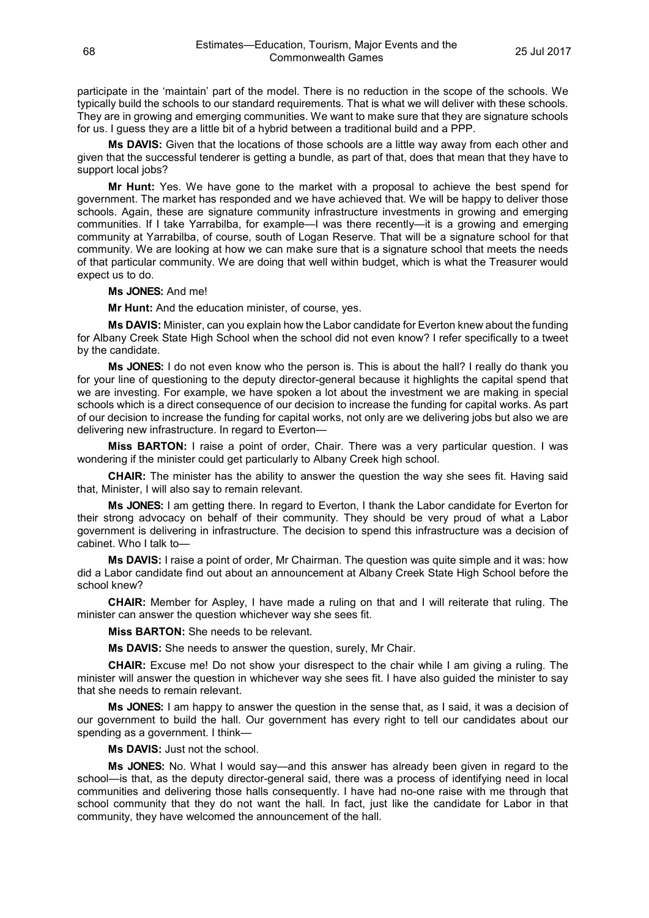participate in the 'maintain' part of the model. There is no reduction in the scope of the schools. We typically build the schools to our standard requirements. That is what we will deliver with these schools. They are in growing and emerging communities. We want to make sure that they are signature schools for us. I guess they are a little bit of a hybrid between a traditional build and a PPP.

**Ms DAVIS:** Given that the locations of those schools are a little way away from each other and given that the successful tenderer is getting a bundle, as part of that, does that mean that they have to support local jobs?

**Mr Hunt:** Yes. We have gone to the market with a proposal to achieve the best spend for government. The market has responded and we have achieved that. We will be happy to deliver those schools. Again, these are signature community infrastructure investments in growing and emerging communities. If I take Yarrabilba, for example—I was there recently—it is a growing and emerging community at Yarrabilba, of course, south of Logan Reserve. That will be a signature school for that community. We are looking at how we can make sure that is a signature school that meets the needs of that particular community. We are doing that well within budget, which is what the Treasurer would expect us to do.

**Ms JONES:** And me!

**Mr Hunt:** And the education minister, of course, yes.

**Ms DAVIS:** Minister, can you explain how the Labor candidate for Everton knew about the funding for Albany Creek State High School when the school did not even know? I refer specifically to a tweet by the candidate.

**Ms JONES:** I do not even know who the person is. This is about the hall? I really do thank you for your line of questioning to the deputy director-general because it highlights the capital spend that we are investing. For example, we have spoken a lot about the investment we are making in special schools which is a direct consequence of our decision to increase the funding for capital works. As part of our decision to increase the funding for capital works, not only are we delivering jobs but also we are delivering new infrastructure. In regard to Everton—

**Miss BARTON:** I raise a point of order, Chair. There was a very particular question. I was wondering if the minister could get particularly to Albany Creek high school.

**CHAIR:** The minister has the ability to answer the question the way she sees fit. Having said that, Minister, I will also say to remain relevant.

**Ms JONES:** I am getting there. In regard to Everton, I thank the Labor candidate for Everton for their strong advocacy on behalf of their community. They should be very proud of what a Labor government is delivering in infrastructure. The decision to spend this infrastructure was a decision of cabinet. Who I talk to—

**Ms DAVIS:** I raise a point of order, Mr Chairman. The question was quite simple and it was: how did a Labor candidate find out about an announcement at Albany Creek State High School before the school knew?

**CHAIR:** Member for Aspley, I have made a ruling on that and I will reiterate that ruling. The minister can answer the question whichever way she sees fit.

**Miss BARTON:** She needs to be relevant.

**Ms DAVIS:** She needs to answer the question, surely, Mr Chair.

**CHAIR:** Excuse me! Do not show your disrespect to the chair while I am giving a ruling. The minister will answer the question in whichever way she sees fit. I have also guided the minister to say that she needs to remain relevant.

**Ms JONES:** I am happy to answer the question in the sense that, as I said, it was a decision of our government to build the hall. Our government has every right to tell our candidates about our spending as a government. I think—

**Ms DAVIS:** Just not the school.

**Ms JONES:** No. What I would say—and this answer has already been given in regard to the school—is that, as the deputy director-general said, there was a process of identifying need in local communities and delivering those halls consequently. I have had no-one raise with me through that school community that they do not want the hall. In fact, just like the candidate for Labor in that community, they have welcomed the announcement of the hall.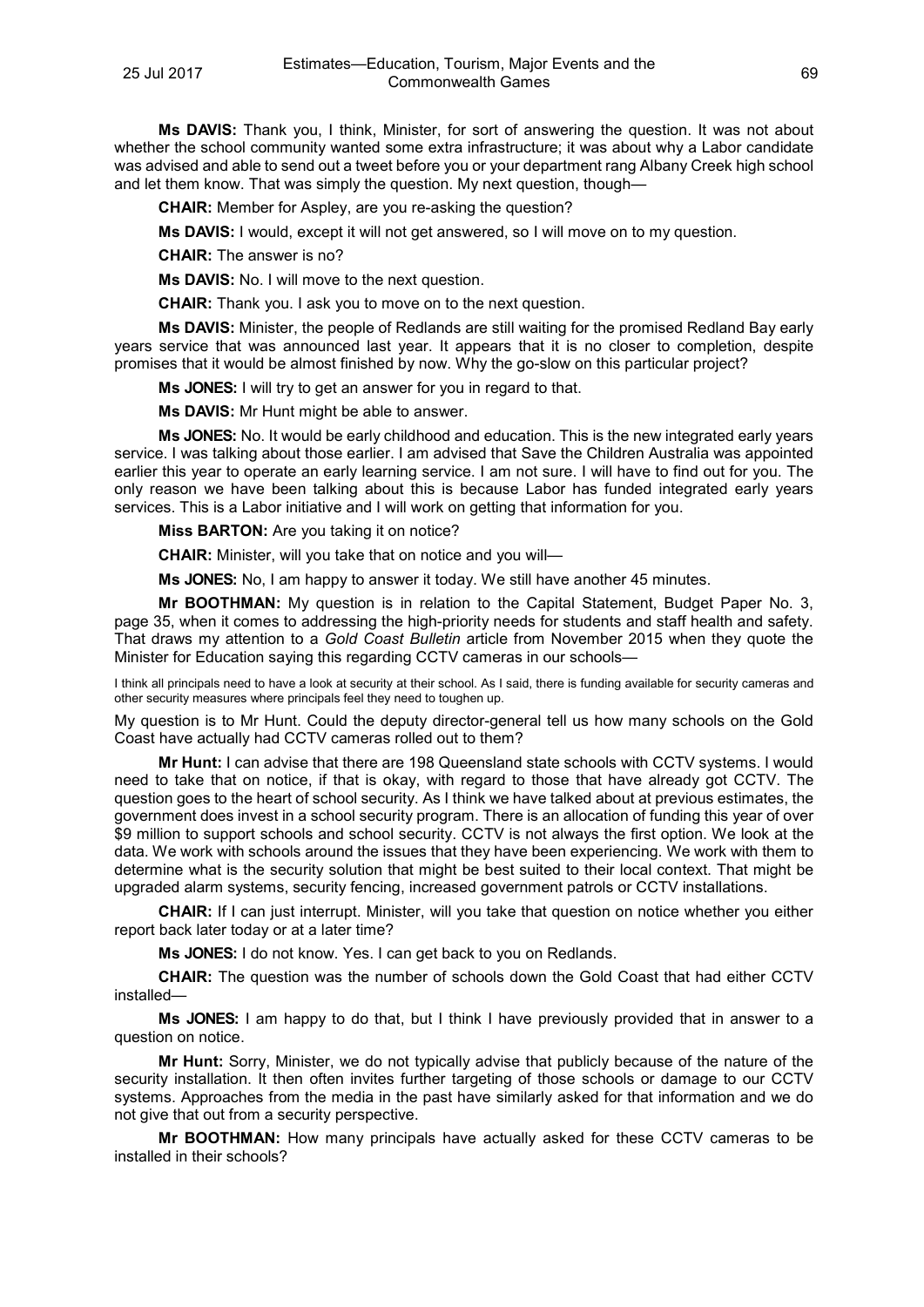**Ms DAVIS:** Thank you, I think, Minister, for sort of answering the question. It was not about whether the school community wanted some extra infrastructure; it was about why a Labor candidate was advised and able to send out a tweet before you or your department rang Albany Creek high school and let them know. That was simply the question. My next question, though—

**CHAIR:** Member for Aspley, are you re-asking the question?

**Ms DAVIS:** I would, except it will not get answered, so I will move on to my question.

**CHAIR:** The answer is no?

**Ms DAVIS:** No. I will move to the next question.

**CHAIR:** Thank you. I ask you to move on to the next question.

**Ms DAVIS:** Minister, the people of Redlands are still waiting for the promised Redland Bay early years service that was announced last year. It appears that it is no closer to completion, despite promises that it would be almost finished by now. Why the go-slow on this particular project?

**Ms JONES:** I will try to get an answer for you in regard to that.

**Ms DAVIS:** Mr Hunt might be able to answer.

**Ms JONES:** No. It would be early childhood and education. This is the new integrated early years service. I was talking about those earlier. I am advised that Save the Children Australia was appointed earlier this year to operate an early learning service. I am not sure. I will have to find out for you. The only reason we have been talking about this is because Labor has funded integrated early years services. This is a Labor initiative and I will work on getting that information for you.

**Miss BARTON:** Are you taking it on notice?

**CHAIR:** Minister, will you take that on notice and you will—

**Ms JONES:** No, I am happy to answer it today. We still have another 45 minutes.

**Mr BOOTHMAN:** My question is in relation to the Capital Statement, Budget Paper No. 3, page 35, when it comes to addressing the high-priority needs for students and staff health and safety. That draws my attention to a *Gold Coast Bulletin* article from November 2015 when they quote the Minister for Education saying this regarding CCTV cameras in our schools—

> I think all principals need to have a look at security at their school. As I said, there is funding available for security cameras and other security measures where principals feel they need to toughen up.

My question is to Mr Hunt. Could the deputy director-general tell us how many schools on the Gold Coast have actually had CCTV cameras rolled out to them?

**Mr Hunt:** I can advise that there are 198 Queensland state schools with CCTV systems. I would need to take that on notice, if that is okay, with regard to those that have already got CCTV. The question goes to the heart of school security. As I think we have talked about at previous estimates, the government does invest in a school security program. There is an allocation of funding this year of over $9 million to support schools and school security. CCTV is not always the first option. We look at the data. We work with schools around the issues that they have been experiencing. We work with them to determine what is the security solution that might be best suited to their local context. That might be upgraded alarm systems, security fencing, increased government patrols or CCTV installations.

**CHAIR:** If I can just interrupt. Minister, will you take that question on notice whether you either report back later today or at a later time?

**Ms JONES:** I do not know. Yes. I can get back to you on Redlands.

**CHAIR:** The question was the number of schools down the Gold Coast that had either CCTV installed—

**Ms JONES:** I am happy to do that, but I think I have previously provided that in answer to a question on notice.

**Mr Hunt:** Sorry, Minister, we do not typically advise that publicly because of the nature of the security installation. It then often invites further targeting of those schools or damage to our CCTV systems. Approaches from the media in the past have similarly asked for that information and we do not give that out from a security perspective.

**Mr BOOTHMAN:** How many principals have actually asked for these CCTV cameras to be installed in their schools?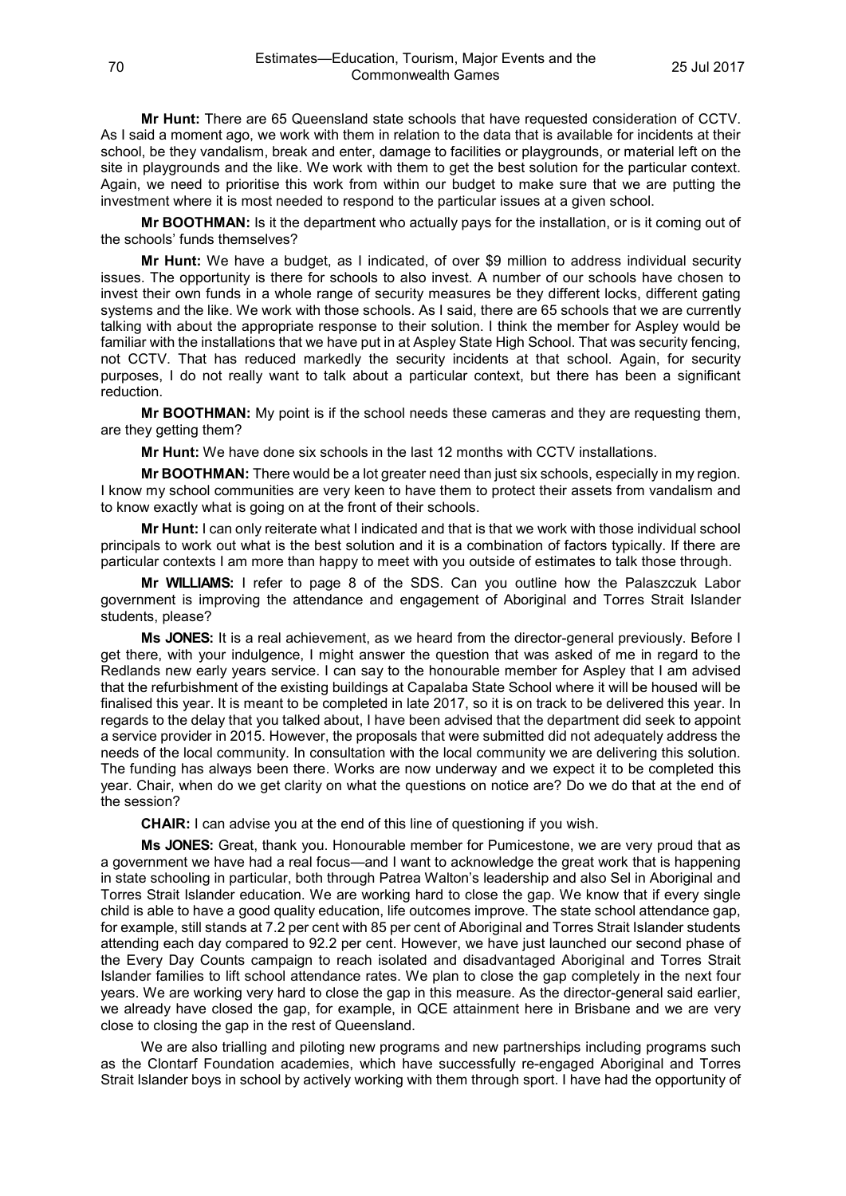**Mr Hunt:** There are 65 Queensland state schools that have requested consideration of CCTV. As I said a moment ago, we work with them in relation to the data that is available for incidents at their school, be they vandalism, break and enter, damage to facilities or playgrounds, or material left on the site in playgrounds and the like. We work with them to get the best solution for the particular context. Again, we need to prioritise this work from within our budget to make sure that we are putting the investment where it is most needed to respond to the particular issues at a given school.

**Mr BOOTHMAN:** Is it the department who actually pays for the installation, or is it coming out of the schools' funds themselves?

**Mr Hunt:** We have a budget, as I indicated, of over $9 million to address individual security issues. The opportunity is there for schools to also invest. A number of our schools have chosen to invest their own funds in a whole range of security measures be they different locks, different gating systems and the like. We work with those schools. As I said, there are 65 schools that we are currently talking with about the appropriate response to their solution. I think the member for Aspley would be familiar with the installations that we have put in at Aspley State High School. That was security fencing, not CCTV. That has reduced markedly the security incidents at that school. Again, for security purposes, I do not really want to talk about a particular context, but there has been a significant reduction.

**Mr BOOTHMAN:** My point is if the school needs these cameras and they are requesting them, are they getting them?

**Mr Hunt:** We have done six schools in the last 12 months with CCTV installations.

**Mr BOOTHMAN:** There would be a lot greater need than just six schools, especially in my region. I know my school communities are very keen to have them to protect their assets from vandalism and to know exactly what is going on at the front of their schools.

**Mr Hunt:** I can only reiterate what I indicated and that is that we work with those individual school principals to work out what is the best solution and it is a combination of factors typically. If there are particular contexts I am more than happy to meet with you outside of estimates to talk those through.

**Mr WILLIAMS:** I refer to page 8 of the SDS. Can you outline how the Palaszczuk Labor government is improving the attendance and engagement of Aboriginal and Torres Strait Islander students, please?

**Ms JONES:** It is a real achievement, as we heard from the director-general previously. Before I get there, with your indulgence, I might answer the question that was asked of me in regard to the Redlands new early years service. I can say to the honourable member for Aspley that I am advised that the refurbishment of the existing buildings at Capalaba State School where it will be housed will be finalised this year. It is meant to be completed in late 2017, so it is on track to be delivered this year. In regards to the delay that you talked about, I have been advised that the department did seek to appoint a service provider in 2015. However, the proposals that were submitted did not adequately address the needs of the local community. In consultation with the local community we are delivering this solution. The funding has always been there. Works are now underway and we expect it to be completed this year. Chair, when do we get clarity on what the questions on notice are? Do we do that at the end of the session?

**CHAIR:** I can advise you at the end of this line of questioning if you wish.

**Ms JONES:** Great, thank you. Honourable member for Pumicestone, we are very proud that as a government we have had a real focus—and I want to acknowledge the great work that is happening in state schooling in particular, both through Patrea Walton's leadership and also Sel in Aboriginal and Torres Strait Islander education. We are working hard to close the gap. We know that if every single child is able to have a good quality education, life outcomes improve. The state school attendance gap, for example, still stands at 7.2 per cent with 85 per cent of Aboriginal and Torres Strait Islander students attending each day compared to 92.2 per cent. However, we have just launched our second phase of the Every Day Counts campaign to reach isolated and disadvantaged Aboriginal and Torres Strait Islander families to lift school attendance rates. We plan to close the gap completely in the next four years. We are working very hard to close the gap in this measure. As the director-general said earlier, we already have closed the gap, for example, in QCE attainment here in Brisbane and we are very close to closing the gap in the rest of Queensland.

We are also trialling and piloting new programs and new partnerships including programs such as the Clontarf Foundation academies, which have successfully re-engaged Aboriginal and Torres Strait Islander boys in school by actively working with them through sport. I have had the opportunity of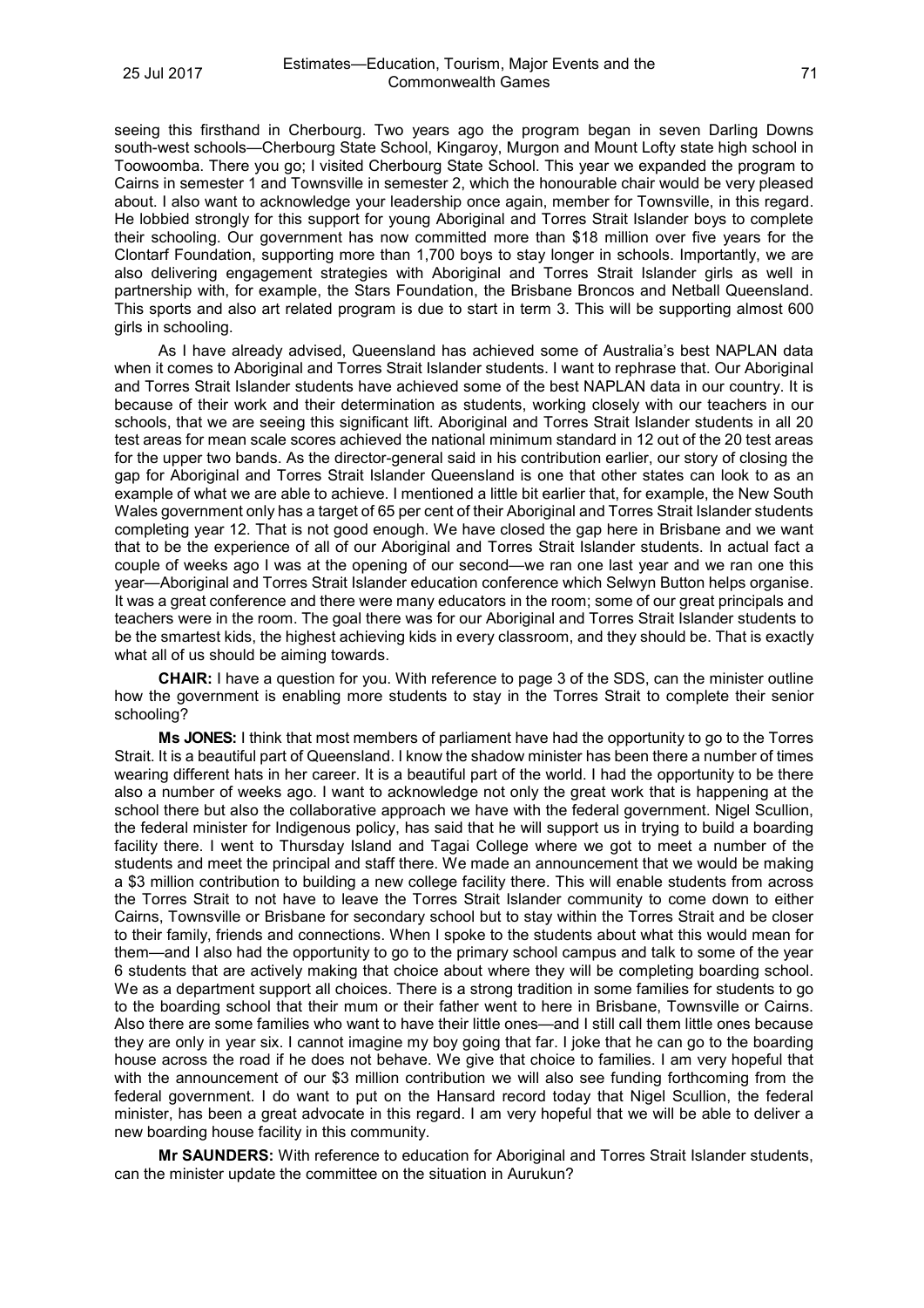seeing this firsthand in Cherbourg. Two years ago the program began in seven Darling Downs south-west schools—Cherbourg State School, Kingaroy, Murgon and Mount Lofty state high school in Toowoomba. There you go; I visited Cherbourg State School. This year we expanded the program to Cairns in semester 1 and Townsville in semester 2, which the honourable chair would be very pleased about. I also want to acknowledge your leadership once again, member for Townsville, in this regard. He lobbied strongly for this support for young Aboriginal and Torres Strait Islander boys to complete their schooling. Our government has now committed more than $18 million over five years for the Clontarf Foundation, supporting more than 1,700 boys to stay longer in schools. Importantly, we are also delivering engagement strategies with Aboriginal and Torres Strait Islander girls as well in partnership with, for example, the Stars Foundation, the Brisbane Broncos and Netball Queensland. This sports and also art related program is due to start in term 3. This will be supporting almost 600 girls in schooling.

As I have already advised, Queensland has achieved some of Australia's best NAPLAN data when it comes to Aboriginal and Torres Strait Islander students. I want to rephrase that. Our Aboriginal and Torres Strait Islander students have achieved some of the best NAPLAN data in our country. It is because of their work and their determination as students, working closely with our teachers in our schools, that we are seeing this significant lift. Aboriginal and Torres Strait Islander students in all 20 test areas for mean scale scores achieved the national minimum standard in 12 out of the 20 test areas for the upper two bands. As the director-general said in his contribution earlier, our story of closing the gap for Aboriginal and Torres Strait Islander Queensland is one that other states can look to as an example of what we are able to achieve. I mentioned a little bit earlier that, for example, the New South Wales government only has a target of 65 per cent of their Aboriginal and Torres Strait Islander students completing year 12. That is not good enough. We have closed the gap here in Brisbane and we want that to be the experience of all of our Aboriginal and Torres Strait Islander students. In actual fact a couple of weeks ago I was at the opening of our second—we ran one last year and we ran one this year—Aboriginal and Torres Strait Islander education conference which Selwyn Button helps organise. It was a great conference and there were many educators in the room; some of our great principals and teachers were in the room. The goal there was for our Aboriginal and Torres Strait Islander students to be the smartest kids, the highest achieving kids in every classroom, and they should be. That is exactly what all of us should be aiming towards.

**CHAIR:** I have a question for you. With reference to page 3 of the SDS, can the minister outline how the government is enabling more students to stay in the Torres Strait to complete their senior schooling?

**Ms JONES:** I think that most members of parliament have had the opportunity to go to the Torres Strait. It is a beautiful part of Queensland. I know the shadow minister has been there a number of times wearing different hats in her career. It is a beautiful part of the world. I had the opportunity to be there also a number of weeks ago. I want to acknowledge not only the great work that is happening at the school there but also the collaborative approach we have with the federal government. Nigel Scullion, the federal minister for Indigenous policy, has said that he will support us in trying to build a boarding facility there. I went to Thursday Island and Tagai College where we got to meet a number of the students and meet the principal and staff there. We made an announcement that we would be making a $3 million contribution to building a new college facility there. This will enable students from across the Torres Strait to not have to leave the Torres Strait Islander community to come down to either Cairns, Townsville or Brisbane for secondary school but to stay within the Torres Strait and be closer to their family, friends and connections. When I spoke to the students about what this would mean for them—and I also had the opportunity to go to the primary school campus and talk to some of the year 6 students that are actively making that choice about where they will be completing boarding school. We as a department support all choices. There is a strong tradition in some families for students to go to the boarding school that their mum or their father went to here in Brisbane, Townsville or Cairns. Also there are some families who want to have their little ones—and I still call them little ones because they are only in year six. I cannot imagine my boy going that far. I joke that he can go to the boarding house across the road if he does not behave. We give that choice to families. I am very hopeful that with the announcement of our $3 million contribution we will also see funding forthcoming from the federal government. I do want to put on the Hansard record today that Nigel Scullion, the federal minister, has been a great advocate in this regard. I am very hopeful that we will be able to deliver a new boarding house facility in this community.

**Mr SAUNDERS:** With reference to education for Aboriginal and Torres Strait Islander students, can the minister update the committee on the situation in Aurukun?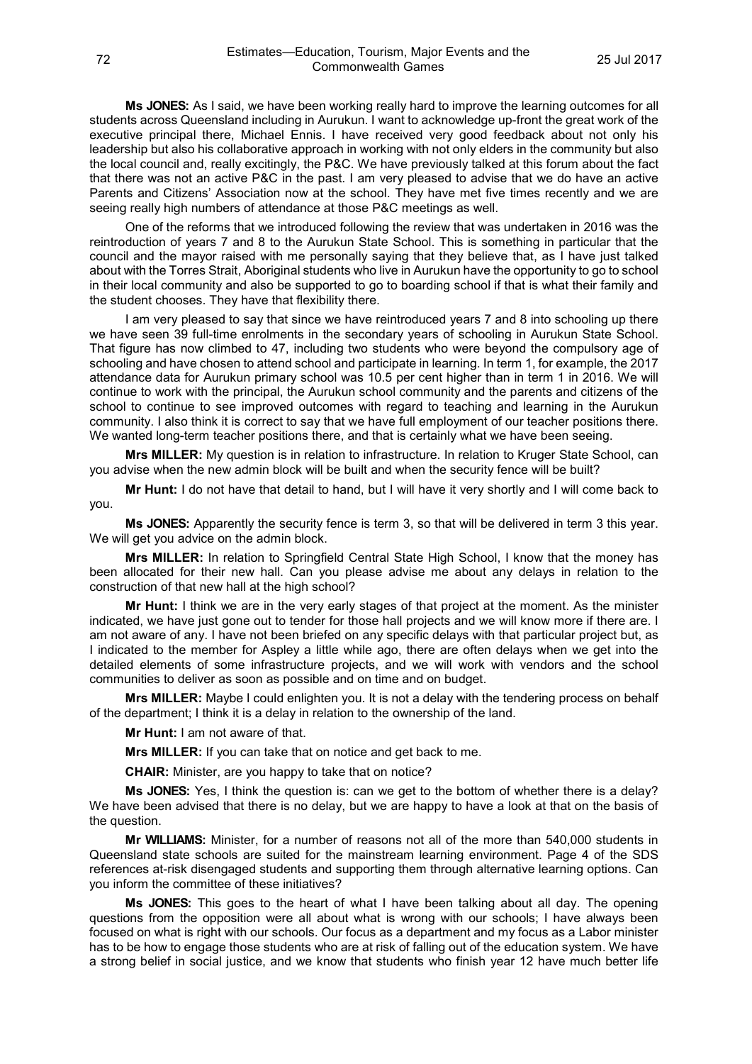**Ms JONES:** As I said, we have been working really hard to improve the learning outcomes for all students across Queensland including in Aurukun. I want to acknowledge up-front the great work of the executive principal there, Michael Ennis. I have received very good feedback about not only his leadership but also his collaborative approach in working with not only elders in the community but also the local council and, really excitingly, the P&C. We have previously talked at this forum about the fact that there was not an active P&C in the past. I am very pleased to advise that we do have an active Parents and Citizens' Association now at the school. They have met five times recently and we are seeing really high numbers of attendance at those P&C meetings as well.

One of the reforms that we introduced following the review that was undertaken in 2016 was the reintroduction of years 7 and 8 to the Aurukun State School. This is something in particular that the council and the mayor raised with me personally saying that they believe that, as I have just talked about with the Torres Strait, Aboriginal students who live in Aurukun have the opportunity to go to school in their local community and also be supported to go to boarding school if that is what their family and the student chooses. They have that flexibility there.

I am very pleased to say that since we have reintroduced years 7 and 8 into schooling up there we have seen 39 full-time enrolments in the secondary years of schooling in Aurukun State School. That figure has now climbed to 47, including two students who were beyond the compulsory age of schooling and have chosen to attend school and participate in learning. In term 1, for example, the 2017 attendance data for Aurukun primary school was 10.5 per cent higher than in term 1 in 2016. We will continue to work with the principal, the Aurukun school community and the parents and citizens of the school to continue to see improved outcomes with regard to teaching and learning in the Aurukun community. I also think it is correct to say that we have full employment of our teacher positions there. We wanted long-term teacher positions there, and that is certainly what we have been seeing.

**Mrs MILLER:** My question is in relation to infrastructure. In relation to Kruger State School, can you advise when the new admin block will be built and when the security fence will be built?

**Mr Hunt:** I do not have that detail to hand, but I will have it very shortly and I will come back to you.

**Ms JONES:** Apparently the security fence is term 3, so that will be delivered in term 3 this year. We will get you advice on the admin block.

**Mrs MILLER:** In relation to Springfield Central State High School, I know that the money has been allocated for their new hall. Can you please advise me about any delays in relation to the construction of that new hall at the high school?

**Mr Hunt:** I think we are in the very early stages of that project at the moment. As the minister indicated, we have just gone out to tender for those hall projects and we will know more if there are. I am not aware of any. I have not been briefed on any specific delays with that particular project but, as I indicated to the member for Aspley a little while ago, there are often delays when we get into the detailed elements of some infrastructure projects, and we will work with vendors and the school communities to deliver as soon as possible and on time and on budget.

**Mrs MILLER:** Maybe I could enlighten you. It is not a delay with the tendering process on behalf of the department; I think it is a delay in relation to the ownership of the land.

**Mr Hunt:** I am not aware of that.

**Mrs MILLER:** If you can take that on notice and get back to me.

**CHAIR:** Minister, are you happy to take that on notice?

**Ms JONES:** Yes, I think the question is: can we get to the bottom of whether there is a delay? We have been advised that there is no delay, but we are happy to have a look at that on the basis of the question.

**Mr WILLIAMS:** Minister, for a number of reasons not all of the more than 540,000 students in Queensland state schools are suited for the mainstream learning environment. Page 4 of the SDS references at-risk disengaged students and supporting them through alternative learning options. Can you inform the committee of these initiatives?

**Ms JONES:** This goes to the heart of what I have been talking about all day. The opening questions from the opposition were all about what is wrong with our schools; I have always been focused on what is right with our schools. Our focus as a department and my focus as a Labor minister has to be how to engage those students who are at risk of falling out of the education system. We have a strong belief in social justice, and we know that students who finish year 12 have much better life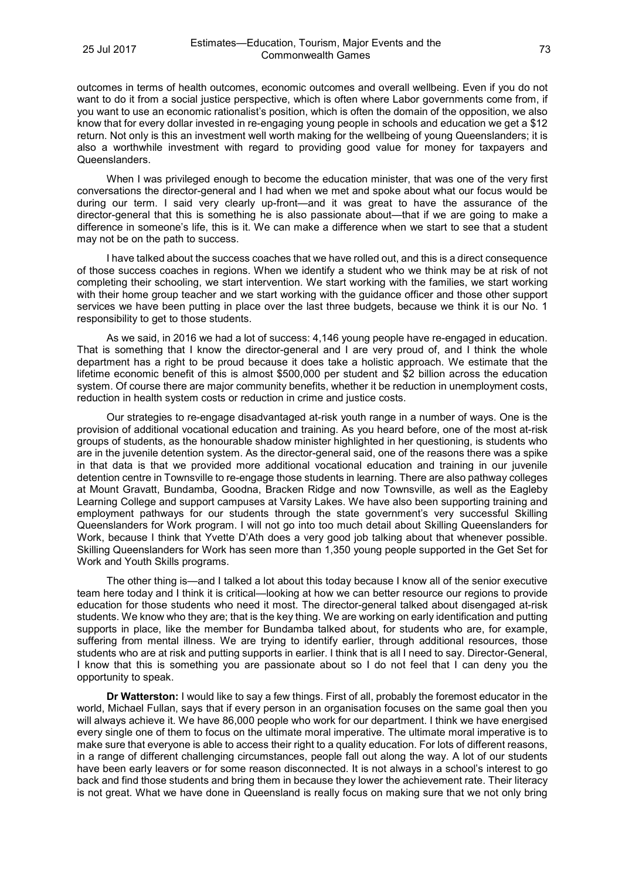outcomes in terms of health outcomes, economic outcomes and overall wellbeing. Even if you do not want to do it from a social justice perspective, which is often where Labor governments come from, if you want to use an economic rationalist's position, which is often the domain of the opposition, we also know that for every dollar invested in re-engaging young people in schools and education we get a $12 return. Not only is this an investment well worth making for the wellbeing of young Queenslanders; it is also a worthwhile investment with regard to providing good value for money for taxpayers and Queenslanders.

When I was privileged enough to become the education minister, that was one of the very first conversations the director-general and I had when we met and spoke about what our focus would be during our term. I said very clearly up-front—and it was great to have the assurance of the director-general that this is something he is also passionate about—that if we are going to make a difference in someone's life, this is it. We can make a difference when we start to see that a student may not be on the path to success.

I have talked about the success coaches that we have rolled out, and this is a direct consequence of those success coaches in regions. When we identify a student who we think may be at risk of not completing their schooling, we start intervention. We start working with the families, we start working with their home group teacher and we start working with the guidance officer and those other support services we have been putting in place over the last three budgets, because we think it is our No. 1 responsibility to get to those students.

As we said, in 2016 we had a lot of success: 4,146 young people have re-engaged in education. That is something that I know the director-general and I are very proud of, and I think the whole department has a right to be proud because it does take a holistic approach. We estimate that the lifetime economic benefit of this is almost $500,000 per student and $2 billion across the education system. Of course there are major community benefits, whether it be reduction in unemployment costs, reduction in health system costs or reduction in crime and justice costs.

Our strategies to re-engage disadvantaged at-risk youth range in a number of ways. One is the provision of additional vocational education and training. As you heard before, one of the most at-risk groups of students, as the honourable shadow minister highlighted in her questioning, is students who are in the juvenile detention system. As the director-general said, one of the reasons there was a spike in that data is that we provided more additional vocational education and training in our juvenile detention centre in Townsville to re-engage those students in learning. There are also pathway colleges at Mount Gravatt, Bundamba, Goodna, Bracken Ridge and now Townsville, as well as the Eagleby Learning College and support campuses at Varsity Lakes. We have also been supporting training and employment pathways for our students through the state government's very successful Skilling Queenslanders for Work program. I will not go into too much detail about Skilling Queenslanders for Work, because I think that Yvette D'Ath does a very good job talking about that whenever possible. Skilling Queenslanders for Work has seen more than 1,350 young people supported in the Get Set for Work and Youth Skills programs.

The other thing is—and I talked a lot about this today because I know all of the senior executive team here today and I think it is critical—looking at how we can better resource our regions to provide education for those students who need it most. The director-general talked about disengaged at-risk students. We know who they are; that is the key thing. We are working on early identification and putting supports in place, like the member for Bundamba talked about, for students who are, for example, suffering from mental illness. We are trying to identify earlier, through additional resources, those students who are at risk and putting supports in earlier. I think that is all I need to say. Director-General, I know that this is something you are passionate about so I do not feel that I can deny you the opportunity to speak.

**Dr Watterston:** I would like to say a few things. First of all, probably the foremost educator in the world, Michael Fullan, says that if every person in an organisation focuses on the same goal then you will always achieve it. We have 86,000 people who work for our department. I think we have energised every single one of them to focus on the ultimate moral imperative. The ultimate moral imperative is to make sure that everyone is able to access their right to a quality education. For lots of different reasons, in a range of different challenging circumstances, people fall out along the way. A lot of our students have been early leavers or for some reason disconnected. It is not always in a school's interest to go back and find those students and bring them in because they lower the achievement rate. Their literacy is not great. What we have done in Queensland is really focus on making sure that we not only bring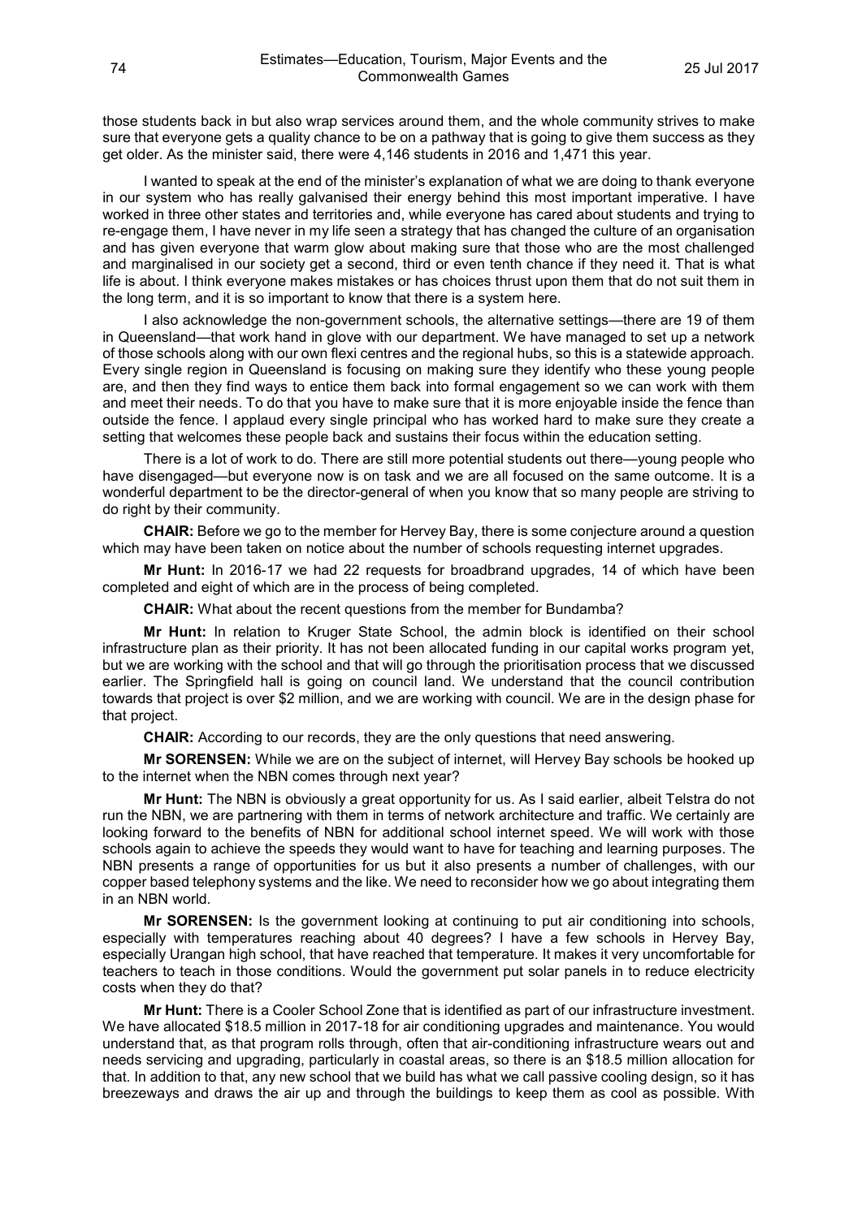those students back in but also wrap services around them, and the whole community strives to make sure that everyone gets a quality chance to be on a pathway that is going to give them success as they get older. As the minister said, there were 4,146 students in 2016 and 1,471 this year.

I wanted to speak at the end of the minister's explanation of what we are doing to thank everyone in our system who has really galvanised their energy behind this most important imperative. I have worked in three other states and territories and, while everyone has cared about students and trying to re-engage them, I have never in my life seen a strategy that has changed the culture of an organisation and has given everyone that warm glow about making sure that those who are the most challenged and marginalised in our society get a second, third or even tenth chance if they need it. That is what life is about. I think everyone makes mistakes or has choices thrust upon them that do not suit them in the long term, and it is so important to know that there is a system here.

I also acknowledge the non-government schools, the alternative settings—there are 19 of them in Queensland—that work hand in glove with our department. We have managed to set up a network of those schools along with our own flexi centres and the regional hubs, so this is a statewide approach. Every single region in Queensland is focusing on making sure they identify who these young people are, and then they find ways to entice them back into formal engagement so we can work with them and meet their needs. To do that you have to make sure that it is more enjoyable inside the fence than outside the fence. I applaud every single principal who has worked hard to make sure they create a setting that welcomes these people back and sustains their focus within the education setting.

There is a lot of work to do. There are still more potential students out there—young people who have disengaged—but everyone now is on task and we are all focused on the same outcome. It is a wonderful department to be the director-general of when you know that so many people are striving to do right by their community.

**CHAIR:** Before we go to the member for Hervey Bay, there is some conjecture around a question which may have been taken on notice about the number of schools requesting internet upgrades.

**Mr Hunt:** In 2016-17 we had 22 requests for broadbrand upgrades, 14 of which have been completed and eight of which are in the process of being completed.

**CHAIR:** What about the recent questions from the member for Bundamba?

**Mr Hunt:** In relation to Kruger State School, the admin block is identified on their school infrastructure plan as their priority. It has not been allocated funding in our capital works program yet, but we are working with the school and that will go through the prioritisation process that we discussed earlier. The Springfield hall is going on council land. We understand that the council contribution towards that project is over $2 million, and we are working with council. We are in the design phase for that project.

**CHAIR:** According to our records, they are the only questions that need answering.

**Mr SORENSEN:** While we are on the subject of internet, will Hervey Bay schools be hooked up to the internet when the NBN comes through next year?

**Mr Hunt:** The NBN is obviously a great opportunity for us. As I said earlier, albeit Telstra do not run the NBN, we are partnering with them in terms of network architecture and traffic. We certainly are looking forward to the benefits of NBN for additional school internet speed. We will work with those schools again to achieve the speeds they would want to have for teaching and learning purposes. The NBN presents a range of opportunities for us but it also presents a number of challenges, with our copper based telephony systems and the like. We need to reconsider how we go about integrating them in an NBN world.

**Mr SORENSEN:** Is the government looking at continuing to put air conditioning into schools, especially with temperatures reaching about 40 degrees? I have a few schools in Hervey Bay, especially Urangan high school, that have reached that temperature. It makes it very uncomfortable for teachers to teach in those conditions. Would the government put solar panels in to reduce electricity costs when they do that?

**Mr Hunt:** There is a Cooler School Zone that is identified as part of our infrastructure investment. We have allocated $18.5 million in 2017-18 for air conditioning upgrades and maintenance. You would understand that, as that program rolls through, often that air-conditioning infrastructure wears out and needs servicing and upgrading, particularly in coastal areas, so there is an $18.5 million allocation for that. In addition to that, any new school that we build has what we call passive cooling design, so it has breezeways and draws the air up and through the buildings to keep them as cool as possible. With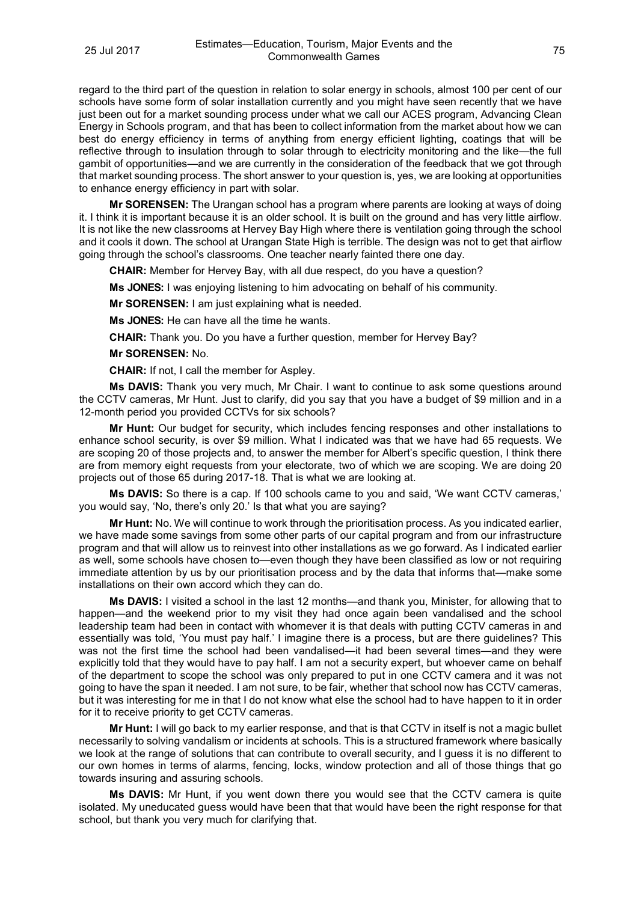regard to the third part of the question in relation to solar energy in schools, almost 100 per cent of our schools have some form of solar installation currently and you might have seen recently that we have just been out for a market sounding process under what we call our ACES program, Advancing Clean Energy in Schools program, and that has been to collect information from the market about how we can best do energy efficiency in terms of anything from energy efficient lighting, coatings that will be reflective through to insulation through to solar through to electricity monitoring and the like—the full gambit of opportunities—and we are currently in the consideration of the feedback that we got through that market sounding process. The short answer to your question is, yes, we are looking at opportunities to enhance energy efficiency in part with solar.

**Mr SORENSEN:** The Urangan school has a program where parents are looking at ways of doing it. I think it is important because it is an older school. It is built on the ground and has very little airflow. It is not like the new classrooms at Hervey Bay High where there is ventilation going through the school and it cools it down. The school at Urangan State High is terrible. The design was not to get that airflow going through the school's classrooms. One teacher nearly fainted there one day.

**CHAIR:** Member for Hervey Bay, with all due respect, do you have a question?

**Ms JONES:** I was enjoying listening to him advocating on behalf of his community.

**Mr SORENSEN:** I am just explaining what is needed.

**Ms JONES:** He can have all the time he wants.

**CHAIR:** Thank you. Do you have a further question, member for Hervey Bay?

**Mr SORENSEN:** No.

**CHAIR:** If not, I call the member for Aspley.

**Ms DAVIS:** Thank you very much, Mr Chair. I want to continue to ask some questions around the CCTV cameras, Mr Hunt. Just to clarify, did you say that you have a budget of $9 million and in a 12-month period you provided CCTVs for six schools?

**Mr Hunt:** Our budget for security, which includes fencing responses and other installations to enhance school security, is over $9 million. What I indicated was that we have had 65 requests. We are scoping 20 of those projects and, to answer the member for Albert's specific question, I think there are from memory eight requests from your electorate, two of which we are scoping. We are doing 20 projects out of those 65 during 2017-18. That is what we are looking at.

**Ms DAVIS:** So there is a cap. If 100 schools came to you and said, 'We want CCTV cameras,' you would say, 'No, there's only 20.' Is that what you are saying?

**Mr Hunt:** No. We will continue to work through the prioritisation process. As you indicated earlier, we have made some savings from some other parts of our capital program and from our infrastructure program and that will allow us to reinvest into other installations as we go forward. As I indicated earlier as well, some schools have chosen to—even though they have been classified as low or not requiring immediate attention by us by our prioritisation process and by the data that informs that—make some installations on their own accord which they can do.

**Ms DAVIS:** I visited a school in the last 12 months—and thank you, Minister, for allowing that to happen—and the weekend prior to my visit they had once again been vandalised and the school leadership team had been in contact with whomever it is that deals with putting CCTV cameras in and essentially was told, 'You must pay half.' I imagine there is a process, but are there guidelines? This was not the first time the school had been vandalised—it had been several times—and they were explicitly told that they would have to pay half. I am not a security expert, but whoever came on behalf of the department to scope the school was only prepared to put in one CCTV camera and it was not going to have the span it needed. I am not sure, to be fair, whether that school now has CCTV cameras, but it was interesting for me in that I do not know what else the school had to have happen to it in order for it to receive priority to get CCTV cameras.

**Mr Hunt:** I will go back to my earlier response, and that is that CCTV in itself is not a magic bullet necessarily to solving vandalism or incidents at schools. This is a structured framework where basically we look at the range of solutions that can contribute to overall security, and I guess it is no different to our own homes in terms of alarms, fencing, locks, window protection and all of those things that go towards insuring and assuring schools.

**Ms DAVIS:** Mr Hunt, if you went down there you would see that the CCTV camera is quite isolated. My uneducated guess would have been that that would have been the right response for that school, but thank you very much for clarifying that.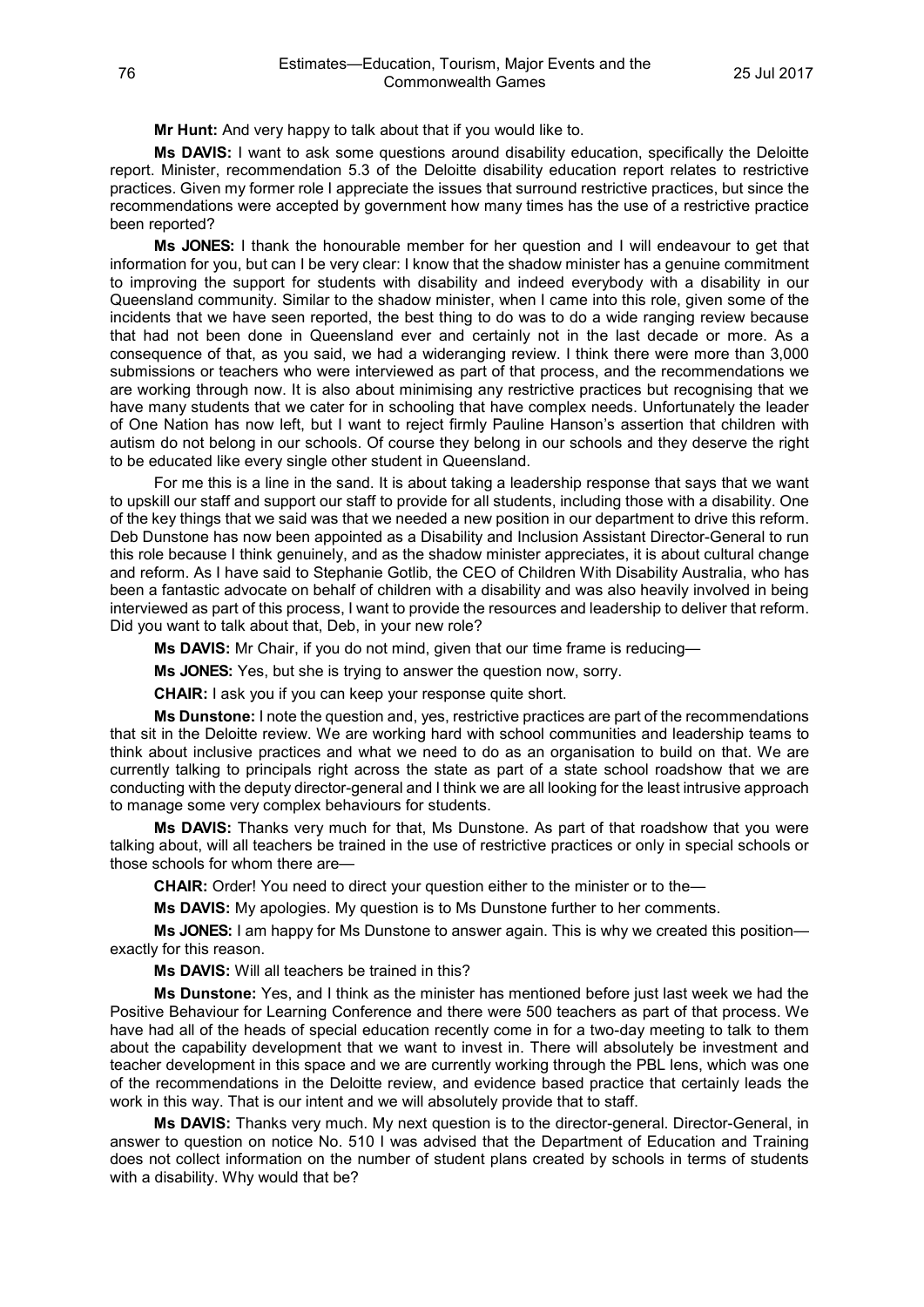**Mr Hunt:** And very happy to talk about that if you would like to.

**Ms DAVIS:** I want to ask some questions around disability education, specifically the Deloitte report. Minister, recommendation 5.3 of the Deloitte disability education report relates to restrictive practices. Given my former role I appreciate the issues that surround restrictive practices, but since the recommendations were accepted by government how many times has the use of a restrictive practice been reported?

**Ms JONES:** I thank the honourable member for her question and I will endeavour to get that information for you, but can I be very clear: I know that the shadow minister has a genuine commitment to improving the support for students with disability and indeed everybody with a disability in our Queensland community. Similar to the shadow minister, when I came into this role, given some of the incidents that we have seen reported, the best thing to do was to do a wide ranging review because that had not been done in Queensland ever and certainly not in the last decade or more. As a consequence of that, as you said, we had a wideranging review. I think there were more than 3,000 submissions or teachers who were interviewed as part of that process, and the recommendations we are working through now. It is also about minimising any restrictive practices but recognising that we have many students that we cater for in schooling that have complex needs. Unfortunately the leader of One Nation has now left, but I want to reject firmly Pauline Hanson's assertion that children with autism do not belong in our schools. Of course they belong in our schools and they deserve the right to be educated like every single other student in Queensland.

For me this is a line in the sand. It is about taking a leadership response that says that we want to upskill our staff and support our staff to provide for all students, including those with a disability. One of the key things that we said was that we needed a new position in our department to drive this reform. Deb Dunstone has now been appointed as a Disability and Inclusion Assistant Director-General to run this role because I think genuinely, and as the shadow minister appreciates, it is about cultural change and reform. As I have said to Stephanie Gotlib, the CEO of Children With Disability Australia, who has been a fantastic advocate on behalf of children with a disability and was also heavily involved in being interviewed as part of this process, I want to provide the resources and leadership to deliver that reform. Did you want to talk about that, Deb, in your new role?

**Ms DAVIS:** Mr Chair, if you do not mind, given that our time frame is reducing—

**Ms JONES:** Yes, but she is trying to answer the question now, sorry.

**CHAIR:** I ask you if you can keep your response quite short.

**Ms Dunstone:** I note the question and, yes, restrictive practices are part of the recommendations that sit in the Deloitte review. We are working hard with school communities and leadership teams to think about inclusive practices and what we need to do as an organisation to build on that. We are currently talking to principals right across the state as part of a state school roadshow that we are conducting with the deputy director-general and I think we are all looking for the least intrusive approach to manage some very complex behaviours for students.

**Ms DAVIS:** Thanks very much for that, Ms Dunstone. As part of that roadshow that you were talking about, will all teachers be trained in the use of restrictive practices or only in special schools or those schools for whom there are—

**CHAIR:** Order! You need to direct your question either to the minister or to the—

**Ms DAVIS:** My apologies. My question is to Ms Dunstone further to her comments.

**Ms JONES:** I am happy for Ms Dunstone to answer again. This is why we created this position—exactly for this reason.

**Ms DAVIS:** Will all teachers be trained in this?

**Ms Dunstone:** Yes, and I think as the minister has mentioned before just last week we had the Positive Behaviour for Learning Conference and there were 500 teachers as part of that process. We have had all of the heads of special education recently come in for a two-day meeting to talk to them about the capability development that we want to invest in. There will absolutely be investment and teacher development in this space and we are currently working through the PBL lens, which was one of the recommendations in the Deloitte review, and evidence based practice that certainly leads the work in this way. That is our intent and we will absolutely provide that to staff.

**Ms DAVIS:** Thanks very much. My next question is to the director-general. Director-General, in answer to question on notice No. 510 I was advised that the Department of Education and Training does not collect information on the number of student plans created by schools in terms of students with a disability. Why would that be?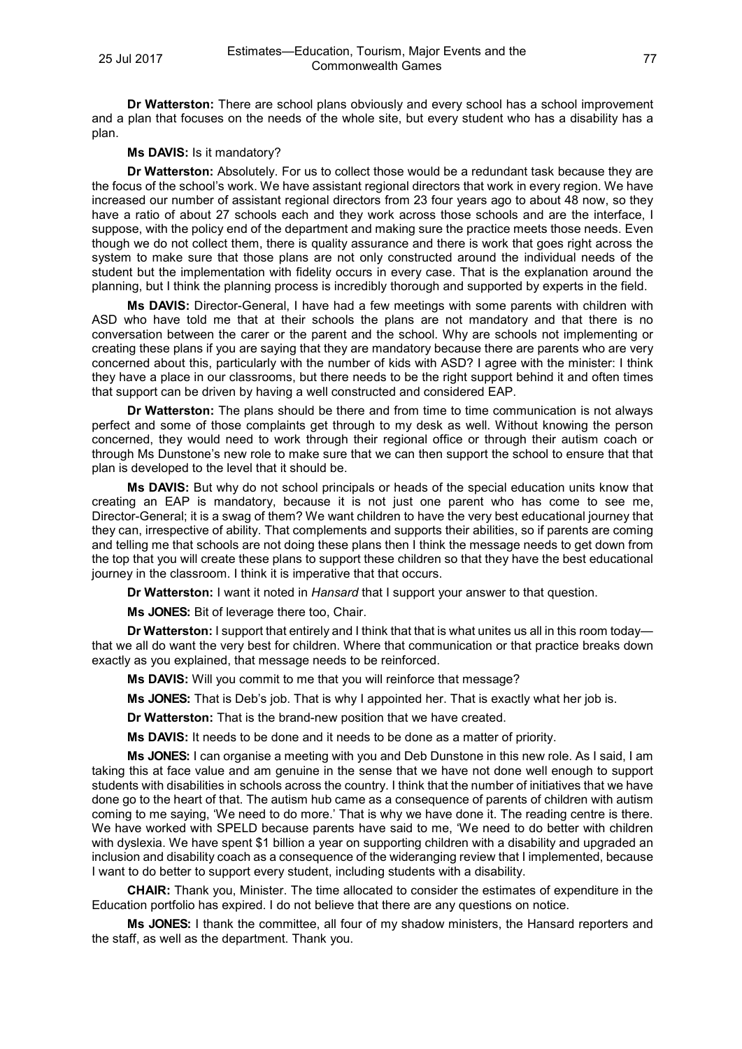**Dr Watterston:** There are school plans obviously and every school has a school improvement and a plan that focuses on the needs of the whole site, but every student who has a disability has a plan.

**Ms DAVIS:** Is it mandatory?

**Dr Watterston:** Absolutely. For us to collect those would be a redundant task because they are the focus of the school's work. We have assistant regional directors that work in every region. We have increased our number of assistant regional directors from 23 four years ago to about 48 now, so they have a ratio of about 27 schools each and they work across those schools and are the interface, I suppose, with the policy end of the department and making sure the practice meets those needs. Even though we do not collect them, there is quality assurance and there is work that goes right across the system to make sure that those plans are not only constructed around the individual needs of the student but the implementation with fidelity occurs in every case. That is the explanation around the planning, but I think the planning process is incredibly thorough and supported by experts in the field.

**Ms DAVIS:** Director-General, I have had a few meetings with some parents with children with ASD who have told me that at their schools the plans are not mandatory and that there is no conversation between the carer or the parent and the school. Why are schools not implementing or creating these plans if you are saying that they are mandatory because there are parents who are very concerned about this, particularly with the number of kids with ASD? I agree with the minister: I think they have a place in our classrooms, but there needs to be the right support behind it and often times that support can be driven by having a well constructed and considered EAP.

**Dr Watterston:** The plans should be there and from time to time communication is not always perfect and some of those complaints get through to my desk as well. Without knowing the person concerned, they would need to work through their regional office or through their autism coach or through Ms Dunstone's new role to make sure that we can then support the school to ensure that that plan is developed to the level that it should be.

**Ms DAVIS:** But why do not school principals or heads of the special education units know that creating an EAP is mandatory, because it is not just one parent who has come to see me, Director-General; it is a swag of them? We want children to have the very best educational journey that they can, irrespective of ability. That complements and supports their abilities, so if parents are coming and telling me that schools are not doing these plans then I think the message needs to get down from the top that you will create these plans to support these children so that they have the best educational journey in the classroom. I think it is imperative that that occurs.

**Dr Watterston:** I want it noted in *Hansard* that I support your answer to that question.

**Ms JONES:** Bit of leverage there too, Chair.

**Dr Watterston:** I support that entirely and I think that that is what unites us all in this room today—that we all do want the very best for children. Where that communication or that practice breaks down exactly as you explained, that message needs to be reinforced.

**Ms DAVIS:** Will you commit to me that you will reinforce that message?

**Ms JONES:** That is Deb's job. That is why I appointed her. That is exactly what her job is.

**Dr Watterston:** That is the brand-new position that we have created.

**Ms DAVIS:** It needs to be done and it needs to be done as a matter of priority.

**Ms JONES:** I can organise a meeting with you and Deb Dunstone in this new role. As I said, I am taking this at face value and am genuine in the sense that we have not done well enough to support students with disabilities in schools across the country. I think that the number of initiatives that we have done go to the heart of that. The autism hub came as a consequence of parents of children with autism coming to me saying, 'We need to do more.' That is why we have done it. The reading centre is there. We have worked with SPELD because parents have said to me, 'We need to do better with children with dyslexia. We have spent $1 billion a year on supporting children with a disability and upgraded an inclusion and disability coach as a consequence of the wideranging review that I implemented, because I want to do better to support every student, including students with a disability.

**CHAIR:** Thank you, Minister. The time allocated to consider the estimates of expenditure in the Education portfolio has expired. I do not believe that there are any questions on notice.

**Ms JONES:** I thank the committee, all four of my shadow ministers, the Hansard reporters and the staff, as well as the department. Thank you.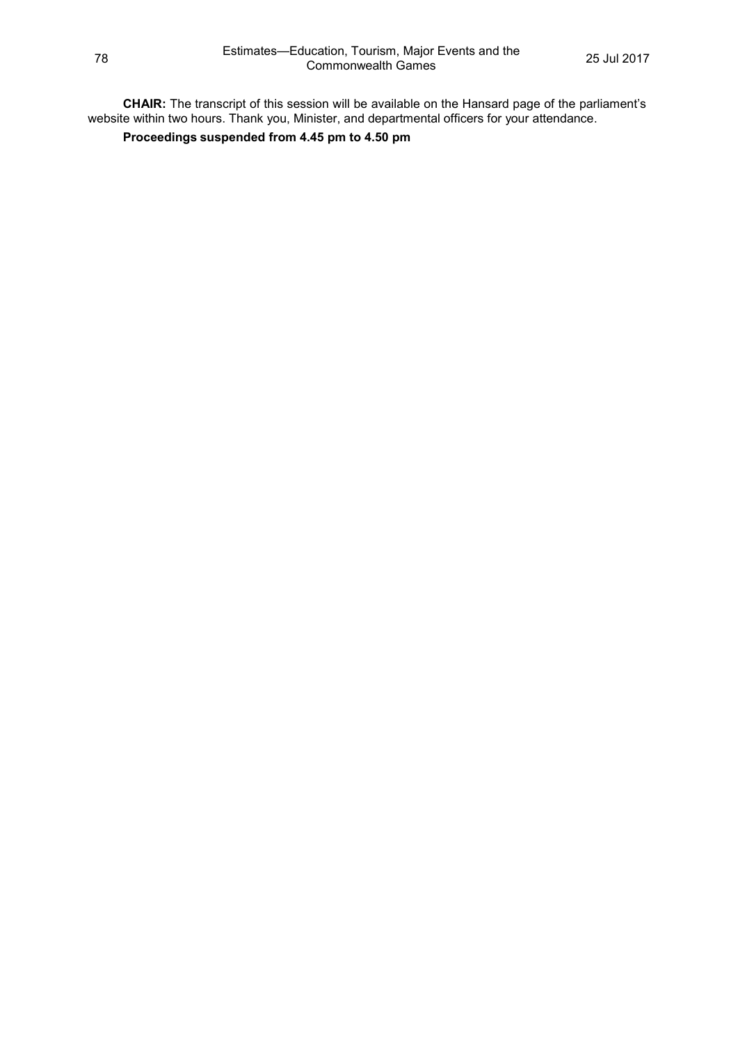**CHAIR:** The transcript of this session will be available on the Hansard page of the parliament's website within two hours. Thank you, Minister, and departmental officers for your attendance.

**Proceedings suspended from 4.45 pm to 4.50 pm**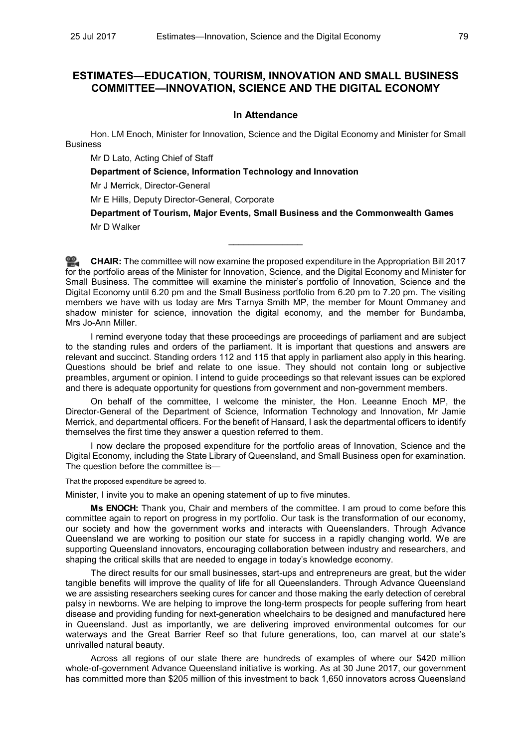## ESTIMATES—EDUCATION, TOURISM, INNOVATION AND SMALL BUSINESS COMMITTEE—INNOVATION, SCIENCE AND THE DIGITAL ECONOMY

### In Attendance

Hon. LM Enoch, Minister for Innovation, Science and the Digital Economy and Minister for Small Business

Mr D Lato, Acting Chief of Staff

**Department of Science, Information Technology and Innovation**

Mr J Merrick, Director-General

Mr E Hills, Deputy Director-General, Corporate

**Department of Tourism, Major Events, Small Business and the Commonwealth Games**

Mr D Walker

---

**CHAIR:** The committee will now examine the proposed expenditure in the Appropriation Bill 2017 for the portfolio areas of the Minister for Innovation, Science, and the Digital Economy and Minister for Small Business. The committee will examine the minister's portfolio of Innovation, Science and the Digital Economy until 6.20 pm and the Small Business portfolio from 6.20 pm to 7.20 pm. The visiting members we have with us today are Mrs Tarnya Smith MP, the member for Mount Ommaney and shadow minister for science, innovation the digital economy, and the member for Bundamba, Mrs Jo-Ann Miller.

I remind everyone today that these proceedings are proceedings of parliament and are subject to the standing rules and orders of the parliament. It is important that questions and answers are relevant and succinct. Standing orders 112 and 115 that apply in parliament also apply in this hearing. Questions should be brief and relate to one issue. They should not contain long or subjective preambles, argument or opinion. I intend to guide proceedings so that relevant issues can be explored and there is adequate opportunity for questions from government and non-government members.

On behalf of the committee, I welcome the minister, the Hon. Leeanne Enoch MP, the Director-General of the Department of Science, Information Technology and Innovation, Mr Jamie Merrick, and departmental officers. For the benefit of Hansard, I ask the departmental officers to identify themselves the first time they answer a question referred to them.

I now declare the proposed expenditure for the portfolio areas of Innovation, Science and the Digital Economy, including the State Library of Queensland, and Small Business open for examination. The question before the committee is—

That the proposed expenditure be agreed to.

Minister, I invite you to make an opening statement of up to five minutes.

**Ms ENOCH:** Thank you, Chair and members of the committee. I am proud to come before this committee again to report on progress in my portfolio. Our task is the transformation of our economy, our society and how the government works and interacts with Queenslanders. Through Advance Queensland we are working to position our state for success in a rapidly changing world. We are supporting Queensland innovators, encouraging collaboration between industry and researchers, and shaping the critical skills that are needed to engage in today's knowledge economy.

The direct results for our small businesses, start-ups and entrepreneurs are great, but the wider tangible benefits will improve the quality of life for all Queenslanders. Through Advance Queensland we are assisting researchers seeking cures for cancer and those making the early detection of cerebral palsy in newborns. We are helping to improve the long-term prospects for people suffering from heart disease and providing funding for next-generation wheelchairs to be designed and manufactured here in Queensland. Just as importantly, we are delivering improved environmental outcomes for our waterways and the Great Barrier Reef so that future generations, too, can marvel at our state's unrivalled natural beauty.

Across all regions of our state there are hundreds of examples of where our $420 million whole-of-government Advance Queensland initiative is working. As at 30 June 2017, our government has committed more than $205 million of this investment to back 1,650 innovators across Queensland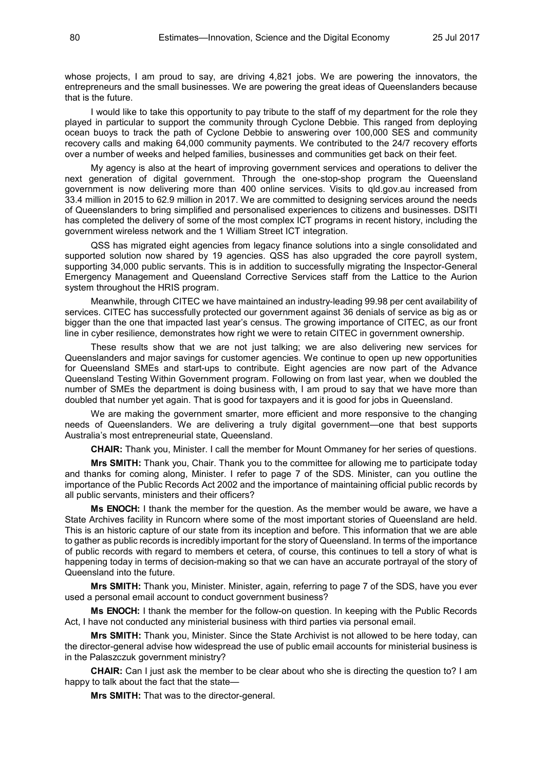whose projects, I am proud to say, are driving 4,821 jobs. We are powering the innovators, the entrepreneurs and the small businesses. We are powering the great ideas of Queenslanders because that is the future.

I would like to take this opportunity to pay tribute to the staff of my department for the role they played in particular to support the community through Cyclone Debbie. This ranged from deploying ocean buoys to track the path of Cyclone Debbie to answering over 100,000 SES and community recovery calls and making 64,000 community payments. We contributed to the 24/7 recovery efforts over a number of weeks and helped families, businesses and communities get back on their feet.

My agency is also at the heart of improving government services and operations to deliver the next generation of digital government. Through the one-stop-shop program the Queensland government is now delivering more than 400 online services. Visits to qld.gov.au increased from 33.4 million in 2015 to 62.9 million in 2017. We are committed to designing services around the needs of Queenslanders to bring simplified and personalised experiences to citizens and businesses. DSITI has completed the delivery of some of the most complex ICT programs in recent history, including the government wireless network and the 1 William Street ICT integration.

QSS has migrated eight agencies from legacy finance solutions into a single consolidated and supported solution now shared by 19 agencies. QSS has also upgraded the core payroll system, supporting 34,000 public servants. This is in addition to successfully migrating the Inspector-General Emergency Management and Queensland Corrective Services staff from the Lattice to the Aurion system throughout the HRIS program.

Meanwhile, through CITEC we have maintained an industry-leading 99.98 per cent availability of services. CITEC has successfully protected our government against 36 denials of service as big as or bigger than the one that impacted last year's census. The growing importance of CITEC, as our front line in cyber resilience, demonstrates how right we were to retain CITEC in government ownership.

These results show that we are not just talking; we are also delivering new services for Queenslanders and major savings for customer agencies. We continue to open up new opportunities for Queensland SMEs and start-ups to contribute. Eight agencies are now part of the Advance Queensland Testing Within Government program. Following on from last year, when we doubled the number of SMEs the department is doing business with, I am proud to say that we have more than doubled that number yet again. That is good for taxpayers and it is good for jobs in Queensland.

We are making the government smarter, more efficient and more responsive to the changing needs of Queenslanders. We are delivering a truly digital government—one that best supports Australia's most entrepreneurial state, Queensland.

**CHAIR:** Thank you, Minister. I call the member for Mount Ommaney for her series of questions.

**Mrs SMITH:** Thank you, Chair. Thank you to the committee for allowing me to participate today and thanks for coming along, Minister. I refer to page 7 of the SDS. Minister, can you outline the importance of the Public Records Act 2002 and the importance of maintaining official public records by all public servants, ministers and their officers?

**Ms ENOCH:** I thank the member for the question. As the member would be aware, we have a State Archives facility in Runcorn where some of the most important stories of Queensland are held. This is an historic capture of our state from its inception and before. This information that we are able to gather as public records is incredibly important for the story of Queensland. In terms of the importance of public records with regard to members et cetera, of course, this continues to tell a story of what is happening today in terms of decision-making so that we can have an accurate portrayal of the story of Queensland into the future.

**Mrs SMITH:** Thank you, Minister. Minister, again, referring to page 7 of the SDS, have you ever used a personal email account to conduct government business?

**Ms ENOCH:** I thank the member for the follow-on question. In keeping with the Public Records Act, I have not conducted any ministerial business with third parties via personal email.

**Mrs SMITH:** Thank you, Minister. Since the State Archivist is not allowed to be here today, can the director-general advise how widespread the use of public email accounts for ministerial business is in the Palaszczuk government ministry?

**CHAIR:** Can I just ask the member to be clear about who she is directing the question to? I am happy to talk about the fact that the state—

**Mrs SMITH:** That was to the director-general.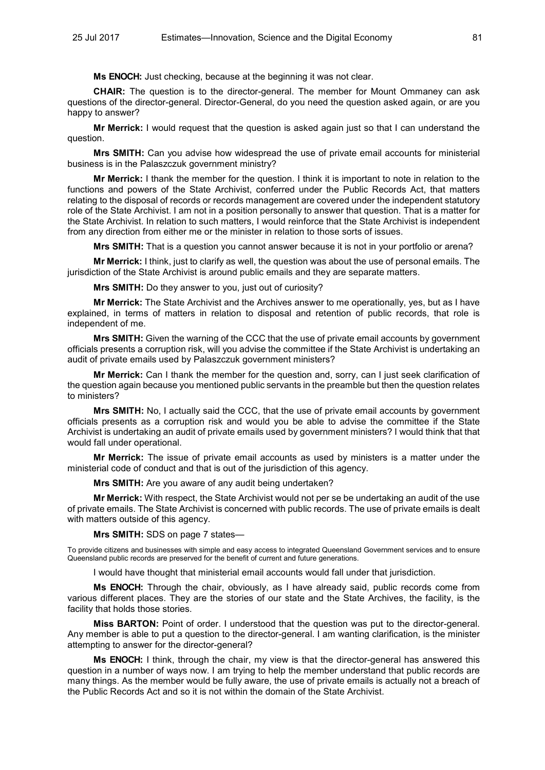**Ms ENOCH:** Just checking, because at the beginning it was not clear.

**CHAIR:** The question is to the director-general. The member for Mount Ommaney can ask questions of the director-general. Director-General, do you need the question asked again, or are you happy to answer?

**Mr Merrick:** I would request that the question is asked again just so that I can understand the question.

**Mrs SMITH:** Can you advise how widespread the use of private email accounts for ministerial business is in the Palaszczuk government ministry?

**Mr Merrick:** I thank the member for the question. I think it is important to note in relation to the functions and powers of the State Archivist, conferred under the Public Records Act, that matters relating to the disposal of records or records management are covered under the independent statutory role of the State Archivist. I am not in a position personally to answer that question. That is a matter for the State Archivist. In relation to such matters, I would reinforce that the State Archivist is independent from any direction from either me or the minister in relation to those sorts of issues.

**Mrs SMITH:** That is a question you cannot answer because it is not in your portfolio or arena?

**Mr Merrick:** I think, just to clarify as well, the question was about the use of personal emails. The jurisdiction of the State Archivist is around public emails and they are separate matters.

**Mrs SMITH:** Do they answer to you, just out of curiosity?

**Mr Merrick:** The State Archivist and the Archives answer to me operationally, yes, but as I have explained, in terms of matters in relation to disposal and retention of public records, that role is independent of me.

**Mrs SMITH:** Given the warning of the CCC that the use of private email accounts by government officials presents a corruption risk, will you advise the committee if the State Archivist is undertaking an audit of private emails used by Palaszczuk government ministers?

**Mr Merrick:** Can I thank the member for the question and, sorry, can I just seek clarification of the question again because you mentioned public servants in the preamble but then the question relates to ministers?

**Mrs SMITH:** No, I actually said the CCC, that the use of private email accounts by government officials presents as a corruption risk and would you be able to advise the committee if the State Archivist is undertaking an audit of private emails used by government ministers? I would think that that would fall under operational.

**Mr Merrick:** The issue of private email accounts as used by ministers is a matter under the ministerial code of conduct and that is out of the jurisdiction of this agency.

**Mrs SMITH:** Are you aware of any audit being undertaken?

**Mr Merrick:** With respect, the State Archivist would not per se be undertaking an audit of the use of private emails. The State Archivist is concerned with public records. The use of private emails is dealt with matters outside of this agency.

**Mrs SMITH:** SDS on page 7 states—

To provide citizens and businesses with simple and easy access to integrated Queensland Government services and to ensure Queensland public records are preserved for the benefit of current and future generations.

I would have thought that ministerial email accounts would fall under that jurisdiction.

**Ms ENOCH:** Through the chair, obviously, as I have already said, public records come from various different places. They are the stories of our state and the State Archives, the facility, is the facility that holds those stories.

**Miss BARTON:** Point of order. I understood that the question was put to the director-general. Any member is able to put a question to the director-general. I am wanting clarification, is the minister attempting to answer for the director-general?

**Ms ENOCH:** I think, through the chair, my view is that the director-general has answered this question in a number of ways now. I am trying to help the member understand that public records are many things. As the member would be fully aware, the use of private emails is actually not a breach of the Public Records Act and so it is not within the domain of the State Archivist.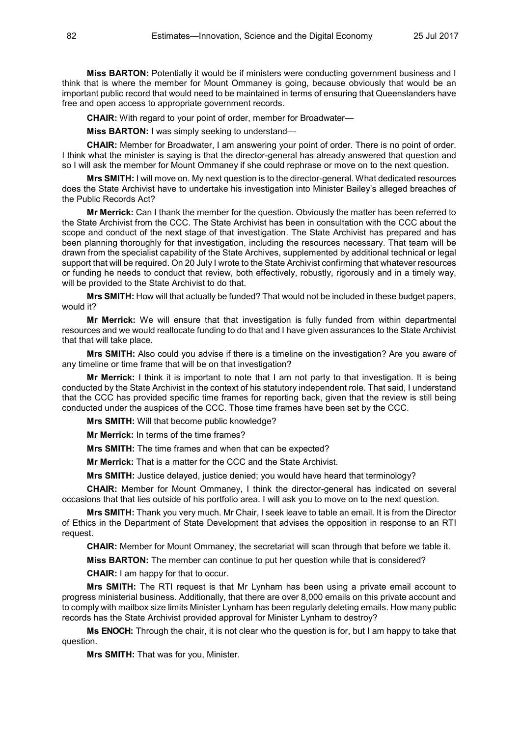**Miss BARTON:** Potentially it would be if ministers were conducting government business and I think that is where the member for Mount Ommaney is going, because obviously that would be an important public record that would need to be maintained in terms of ensuring that Queenslanders have free and open access to appropriate government records.

**CHAIR:** With regard to your point of order, member for Broadwater—

**Miss BARTON:** I was simply seeking to understand—

**CHAIR:** Member for Broadwater, I am answering your point of order. There is no point of order. I think what the minister is saying is that the director-general has already answered that question and so I will ask the member for Mount Ommaney if she could rephrase or move on to the next question.

**Mrs SMITH:** I will move on. My next question is to the director-general. What dedicated resources does the State Archivist have to undertake his investigation into Minister Bailey's alleged breaches of the Public Records Act?

**Mr Merrick:** Can I thank the member for the question. Obviously the matter has been referred to the State Archivist from the CCC. The State Archivist has been in consultation with the CCC about the scope and conduct of the next stage of that investigation. The State Archivist has prepared and has been planning thoroughly for that investigation, including the resources necessary. That team will be drawn from the specialist capability of the State Archives, supplemented by additional technical or legal support that will be required. On 20 July I wrote to the State Archivist confirming that whatever resources or funding he needs to conduct that review, both effectively, robustly, rigorously and in a timely way, will be provided to the State Archivist to do that.

**Mrs SMITH:** How will that actually be funded? That would not be included in these budget papers, would it?

**Mr Merrick:** We will ensure that that investigation is fully funded from within departmental resources and we would reallocate funding to do that and I have given assurances to the State Archivist that that will take place.

**Mrs SMITH:** Also could you advise if there is a timeline on the investigation? Are you aware of any timeline or time frame that will be on that investigation?

**Mr Merrick:** I think it is important to note that I am not party to that investigation. It is being conducted by the State Archivist in the context of his statutory independent role. That said, I understand that the CCC has provided specific time frames for reporting back, given that the review is still being conducted under the auspices of the CCC. Those time frames have been set by the CCC.

**Mrs SMITH:** Will that become public knowledge?

**Mr Merrick:** In terms of the time frames?

**Mrs SMITH:** The time frames and when that can be expected?

**Mr Merrick:** That is a matter for the CCC and the State Archivist.

**Mrs SMITH:** Justice delayed, justice denied; you would have heard that terminology?

**CHAIR:** Member for Mount Ommaney, I think the director-general has indicated on several occasions that that lies outside of his portfolio area. I will ask you to move on to the next question.

**Mrs SMITH:** Thank you very much. Mr Chair, I seek leave to table an email. It is from the Director of Ethics in the Department of State Development that advises the opposition in response to an RTI request.

**CHAIR:** Member for Mount Ommaney, the secretariat will scan through that before we table it.

**Miss BARTON:** The member can continue to put her question while that is considered?

**CHAIR:** I am happy for that to occur.

**Mrs SMITH:** The RTI request is that Mr Lynham has been using a private email account to progress ministerial business. Additionally, that there are over 8,000 emails on this private account and to comply with mailbox size limits Minister Lynham has been regularly deleting emails. How many public records has the State Archivist provided approval for Minister Lynham to destroy?

**Ms ENOCH:** Through the chair, it is not clear who the question is for, but I am happy to take that question.

**Mrs SMITH:** That was for you, Minister.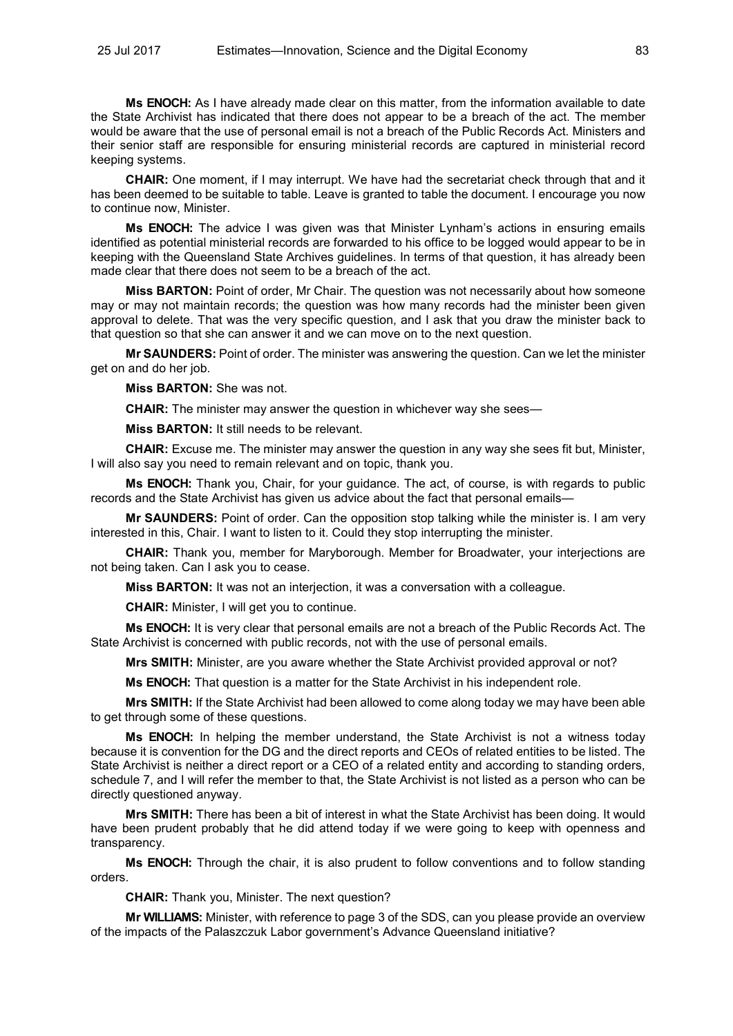**Ms ENOCH:** As I have already made clear on this matter, from the information available to date the State Archivist has indicated that there does not appear to be a breach of the act. The member would be aware that the use of personal email is not a breach of the Public Records Act. Ministers and their senior staff are responsible for ensuring ministerial records are captured in ministerial record keeping systems.

**CHAIR:** One moment, if I may interrupt. We have had the secretariat check through that and it has been deemed to be suitable to table. Leave is granted to table the document. I encourage you now to continue now, Minister.

**Ms ENOCH:** The advice I was given was that Minister Lynham's actions in ensuring emails identified as potential ministerial records are forwarded to his office to be logged would appear to be in keeping with the Queensland State Archives guidelines. In terms of that question, it has already been made clear that there does not seem to be a breach of the act.

**Miss BARTON:** Point of order, Mr Chair. The question was not necessarily about how someone may or may not maintain records; the question was how many records had the minister been given approval to delete. That was the very specific question, and I ask that you draw the minister back to that question so that she can answer it and we can move on to the next question.

**Mr SAUNDERS:** Point of order. The minister was answering the question. Can we let the minister get on and do her job.

**Miss BARTON:** She was not.

**CHAIR:** The minister may answer the question in whichever way she sees—

**Miss BARTON:** It still needs to be relevant.

**CHAIR:** Excuse me. The minister may answer the question in any way she sees fit but, Minister, I will also say you need to remain relevant and on topic, thank you.

**Ms ENOCH:** Thank you, Chair, for your guidance. The act, of course, is with regards to public records and the State Archivist has given us advice about the fact that personal emails—

**Mr SAUNDERS:** Point of order. Can the opposition stop talking while the minister is. I am very interested in this, Chair. I want to listen to it. Could they stop interrupting the minister.

**CHAIR:** Thank you, member for Maryborough. Member for Broadwater, your interjections are not being taken. Can I ask you to cease.

**Miss BARTON:** It was not an interjection, it was a conversation with a colleague.

**CHAIR:** Minister, I will get you to continue.

**Ms ENOCH:** It is very clear that personal emails are not a breach of the Public Records Act. The State Archivist is concerned with public records, not with the use of personal emails.

**Mrs SMITH:** Minister, are you aware whether the State Archivist provided approval or not?

**Ms ENOCH:** That question is a matter for the State Archivist in his independent role.

**Mrs SMITH:** If the State Archivist had been allowed to come along today we may have been able to get through some of these questions.

**Ms ENOCH:** In helping the member understand, the State Archivist is not a witness today because it is convention for the DG and the direct reports and CEOs of related entities to be listed. The State Archivist is neither a direct report or a CEO of a related entity and according to standing orders, schedule 7, and I will refer the member to that, the State Archivist is not listed as a person who can be directly questioned anyway.

**Mrs SMITH:** There has been a bit of interest in what the State Archivist has been doing. It would have been prudent probably that he did attend today if we were going to keep with openness and transparency.

**Ms ENOCH:** Through the chair, it is also prudent to follow conventions and to follow standing orders.

**CHAIR:** Thank you, Minister. The next question?

**Mr WILLIAMS:** Minister, with reference to page 3 of the SDS, can you please provide an overview of the impacts of the Palaszczuk Labor government's Advance Queensland initiative?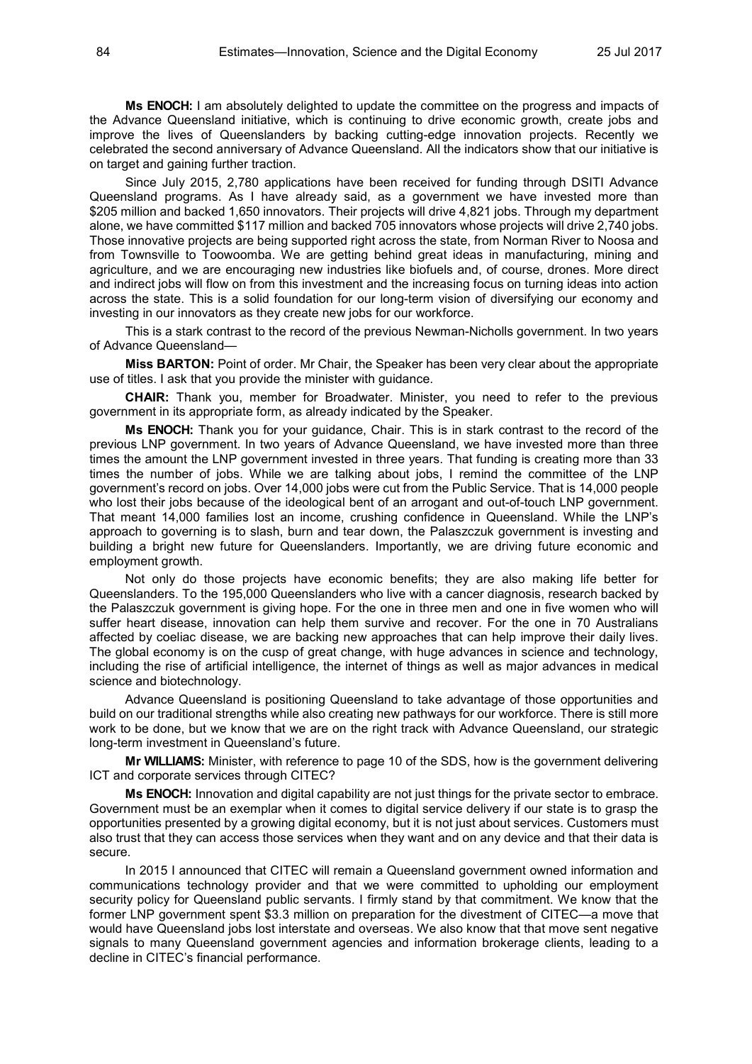**Ms ENOCH:** I am absolutely delighted to update the committee on the progress and impacts of the Advance Queensland initiative, which is continuing to drive economic growth, create jobs and improve the lives of Queenslanders by backing cutting-edge innovation projects. Recently we celebrated the second anniversary of Advance Queensland. All the indicators show that our initiative is on target and gaining further traction.

Since July 2015, 2,780 applications have been received for funding through DSITI Advance Queensland programs. As I have already said, as a government we have invested more than $205 million and backed 1,650 innovators. Their projects will drive 4,821 jobs. Through my department alone, we have committed $117 million and backed 705 innovators whose projects will drive 2,740 jobs. Those innovative projects are being supported right across the state, from Norman River to Noosa and from Townsville to Toowoomba. We are getting behind great ideas in manufacturing, mining and agriculture, and we are encouraging new industries like biofuels and, of course, drones. More direct and indirect jobs will flow on from this investment and the increasing focus on turning ideas into action across the state. This is a solid foundation for our long-term vision of diversifying our economy and investing in our innovators as they create new jobs for our workforce.

This is a stark contrast to the record of the previous Newman-Nicholls government. In two years of Advance Queensland—

**Miss BARTON:** Point of order. Mr Chair, the Speaker has been very clear about the appropriate use of titles. I ask that you provide the minister with guidance.

**CHAIR:** Thank you, member for Broadwater. Minister, you need to refer to the previous government in its appropriate form, as already indicated by the Speaker.

**Ms ENOCH:** Thank you for your guidance, Chair. This is in stark contrast to the record of the previous LNP government. In two years of Advance Queensland, we have invested more than three times the amount the LNP government invested in three years. That funding is creating more than 33 times the number of jobs. While we are talking about jobs, I remind the committee of the LNP government's record on jobs. Over 14,000 jobs were cut from the Public Service. That is 14,000 people who lost their jobs because of the ideological bent of an arrogant and out-of-touch LNP government. That meant 14,000 families lost an income, crushing confidence in Queensland. While the LNP's approach to governing is to slash, burn and tear down, the Palaszczuk government is investing and building a bright new future for Queenslanders. Importantly, we are driving future economic and employment growth.

Not only do those projects have economic benefits; they are also making life better for Queenslanders. To the 195,000 Queenslanders who live with a cancer diagnosis, research backed by the Palaszczuk government is giving hope. For the one in three men and one in five women who will suffer heart disease, innovation can help them survive and recover. For the one in 70 Australians affected by coeliac disease, we are backing new approaches that can help improve their daily lives. The global economy is on the cusp of great change, with huge advances in science and technology, including the rise of artificial intelligence, the internet of things as well as major advances in medical science and biotechnology.

Advance Queensland is positioning Queensland to take advantage of those opportunities and build on our traditional strengths while also creating new pathways for our workforce. There is still more work to be done, but we know that we are on the right track with Advance Queensland, our strategic long-term investment in Queensland's future.

**Mr WILLIAMS:** Minister, with reference to page 10 of the SDS, how is the government delivering ICT and corporate services through CITEC?

**Ms ENOCH:** Innovation and digital capability are not just things for the private sector to embrace. Government must be an exemplar when it comes to digital service delivery if our state is to grasp the opportunities presented by a growing digital economy, but it is not just about services. Customers must also trust that they can access those services when they want and on any device and that their data is secure.

In 2015 I announced that CITEC will remain a Queensland government owned information and communications technology provider and that we were committed to upholding our employment security policy for Queensland public servants. I firmly stand by that commitment. We know that the former LNP government spent $3.3 million on preparation for the divestment of CITEC—a move that would have Queensland jobs lost interstate and overseas. We also know that that move sent negative signals to many Queensland government agencies and information brokerage clients, leading to a decline in CITEC's financial performance.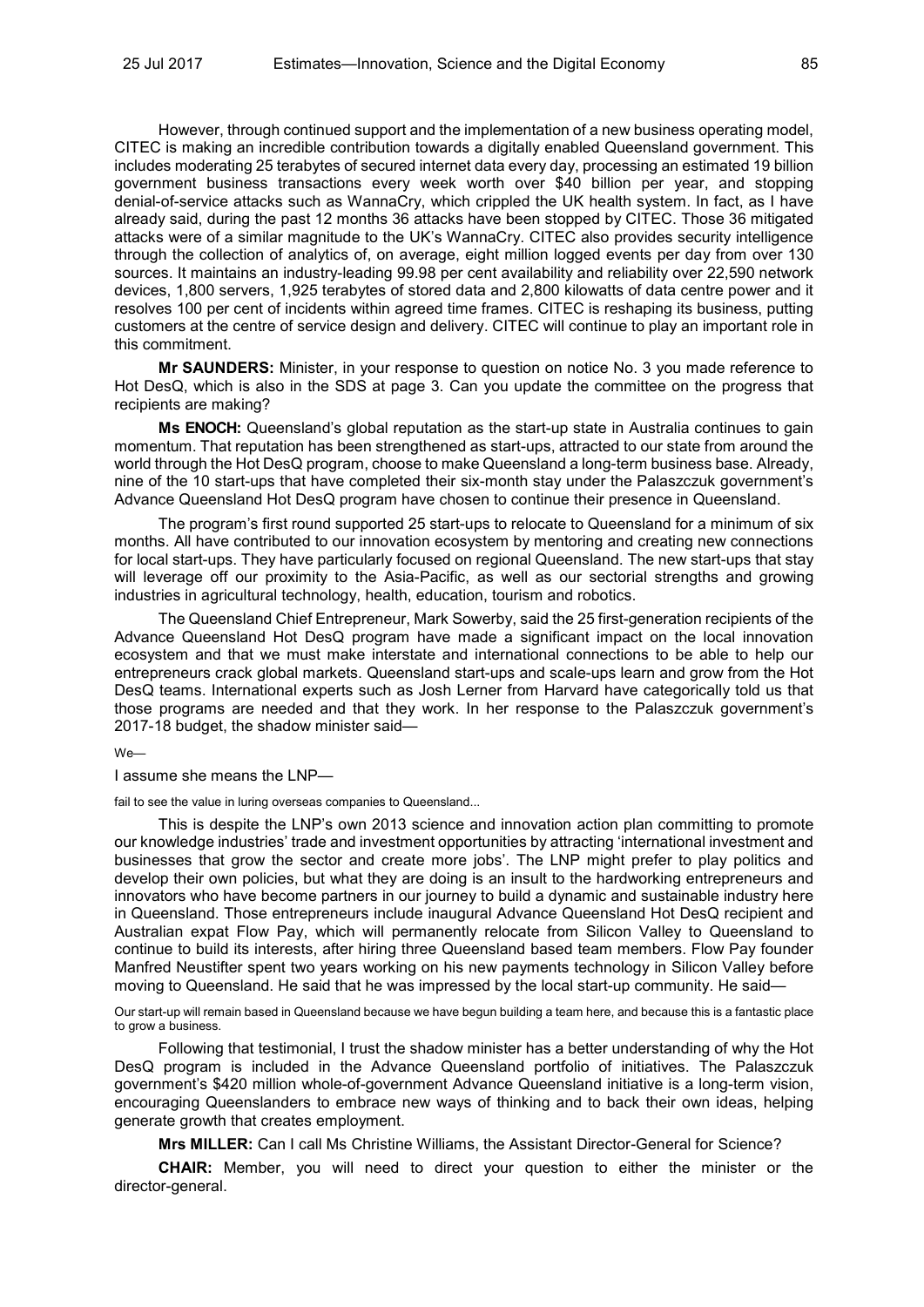However, through continued support and the implementation of a new business operating model, CITEC is making an incredible contribution towards a digitally enabled Queensland government. This includes moderating 25 terabytes of secured internet data every day, processing an estimated 19 billion government business transactions every week worth over $40 billion per year, and stopping denial-of-service attacks such as WannaCry, which crippled the UK health system. In fact, as I have already said, during the past 12 months 36 attacks have been stopped by CITEC. Those 36 mitigated attacks were of a similar magnitude to the UK's WannaCry. CITEC also provides security intelligence through the collection of analytics of, on average, eight million logged events per day from over 130 sources. It maintains an industry-leading 99.98 per cent availability and reliability over 22,590 network devices, 1,800 servers, 1,925 terabytes of stored data and 2,800 kilowatts of data centre power and it resolves 100 per cent of incidents within agreed time frames. CITEC is reshaping its business, putting customers at the centre of service design and delivery. CITEC will continue to play an important role in this commitment.

**Mr SAUNDERS:** Minister, in your response to question on notice No. 3 you made reference to Hot DesQ, which is also in the SDS at page 3. Can you update the committee on the progress that recipients are making?

**Ms ENOCH:** Queensland's global reputation as the start-up state in Australia continues to gain momentum. That reputation has been strengthened as start-ups, attracted to our state from around the world through the Hot DesQ program, choose to make Queensland a long-term business base. Already, nine of the 10 start-ups that have completed their six-month stay under the Palaszczuk government's Advance Queensland Hot DesQ program have chosen to continue their presence in Queensland.

The program's first round supported 25 start-ups to relocate to Queensland for a minimum of six months. All have contributed to our innovation ecosystem by mentoring and creating new connections for local start-ups. They have particularly focused on regional Queensland. The new start-ups that stay will leverage off our proximity to the Asia-Pacific, as well as our sectorial strengths and growing industries in agricultural technology, health, education, tourism and robotics.

The Queensland Chief Entrepreneur, Mark Sowerby, said the 25 first-generation recipients of the Advance Queensland Hot DesQ program have made a significant impact on the local innovation ecosystem and that we must make interstate and international connections to be able to help our entrepreneurs crack global markets. Queensland start-ups and scale-ups learn and grow from the Hot DesQ teams. International experts such as Josh Lerner from Harvard have categorically told us that those programs are needed and that they work. In her response to the Palaszczuk government's 2017-18 budget, the shadow minister said—

We—

I assume she means the LNP—

fail to see the value in luring overseas companies to Queensland...

This is despite the LNP's own 2013 science and innovation action plan committing to promote our knowledge industries' trade and investment opportunities by attracting 'international investment and businesses that grow the sector and create more jobs'. The LNP might prefer to play politics and develop their own policies, but what they are doing is an insult to the hardworking entrepreneurs and innovators who have become partners in our journey to build a dynamic and sustainable industry here in Queensland. Those entrepreneurs include inaugural Advance Queensland Hot DesQ recipient and Australian expat Flow Pay, which will permanently relocate from Silicon Valley to Queensland to continue to build its interests, after hiring three Queensland based team members. Flow Pay founder Manfred Neustifter spent two years working on his new payments technology in Silicon Valley before moving to Queensland. He said that he was impressed by the local start-up community. He said—

Our start-up will remain based in Queensland because we have begun building a team here, and because this is a fantastic place to grow a business.

Following that testimonial, I trust the shadow minister has a better understanding of why the Hot DesQ program is included in the Advance Queensland portfolio of initiatives. The Palaszczuk government's $420 million whole-of-government Advance Queensland initiative is a long-term vision, encouraging Queenslanders to embrace new ways of thinking and to back their own ideas, helping generate growth that creates employment.

**Mrs MILLER:** Can I call Ms Christine Williams, the Assistant Director-General for Science?

**CHAIR:** Member, you will need to direct your question to either the minister or the director-general.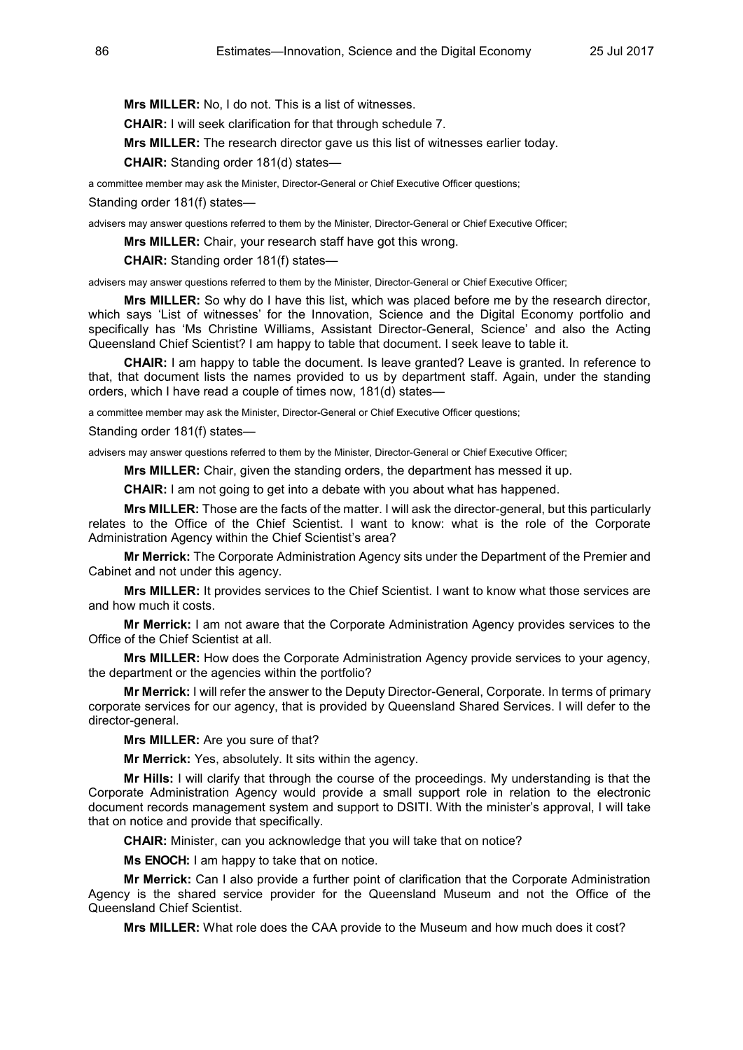**Mrs MILLER:** No, I do not. This is a list of witnesses.

**CHAIR:** I will seek clarification for that through schedule 7.

**Mrs MILLER:** The research director gave us this list of witnesses earlier today.

**CHAIR:** Standing order 181(d) states—

a committee member may ask the Minister, Director-General or Chief Executive Officer questions;

Standing order 181(f) states—

advisers may answer questions referred to them by the Minister, Director-General or Chief Executive Officer;

**Mrs MILLER:** Chair, your research staff have got this wrong.

**CHAIR:** Standing order 181(f) states—

advisers may answer questions referred to them by the Minister, Director-General or Chief Executive Officer;

**Mrs MILLER:** So why do I have this list, which was placed before me by the research director, which says 'List of witnesses' for the Innovation, Science and the Digital Economy portfolio and specifically has 'Ms Christine Williams, Assistant Director-General, Science' and also the Acting Queensland Chief Scientist? I am happy to table that document. I seek leave to table it.

**CHAIR:** I am happy to table the document. Is leave granted? Leave is granted. In reference to that, that document lists the names provided to us by department staff. Again, under the standing orders, which I have read a couple of times now, 181(d) states—

a committee member may ask the Minister, Director-General or Chief Executive Officer questions;

Standing order 181(f) states—

advisers may answer questions referred to them by the Minister, Director-General or Chief Executive Officer;

**Mrs MILLER:** Chair, given the standing orders, the department has messed it up.

**CHAIR:** I am not going to get into a debate with you about what has happened.

**Mrs MILLER:** Those are the facts of the matter. I will ask the director-general, but this particularly relates to the Office of the Chief Scientist. I want to know: what is the role of the Corporate Administration Agency within the Chief Scientist's area?

**Mr Merrick:** The Corporate Administration Agency sits under the Department of the Premier and Cabinet and not under this agency.

**Mrs MILLER:** It provides services to the Chief Scientist. I want to know what those services are and how much it costs.

**Mr Merrick:** I am not aware that the Corporate Administration Agency provides services to the Office of the Chief Scientist at all.

**Mrs MILLER:** How does the Corporate Administration Agency provide services to your agency, the department or the agencies within the portfolio?

**Mr Merrick:** I will refer the answer to the Deputy Director-General, Corporate. In terms of primary corporate services for our agency, that is provided by Queensland Shared Services. I will defer to the director-general.

**Mrs MILLER:** Are you sure of that?

**Mr Merrick:** Yes, absolutely. It sits within the agency.

**Mr Hills:** I will clarify that through the course of the proceedings. My understanding is that the Corporate Administration Agency would provide a small support role in relation to the electronic document records management system and support to DSITI. With the minister's approval, I will take that on notice and provide that specifically.

**CHAIR:** Minister, can you acknowledge that you will take that on notice?

**Ms ENOCH:** I am happy to take that on notice.

**Mr Merrick:** Can I also provide a further point of clarification that the Corporate Administration Agency is the shared service provider for the Queensland Museum and not the Office of the Queensland Chief Scientist.

**Mrs MILLER:** What role does the CAA provide to the Museum and how much does it cost?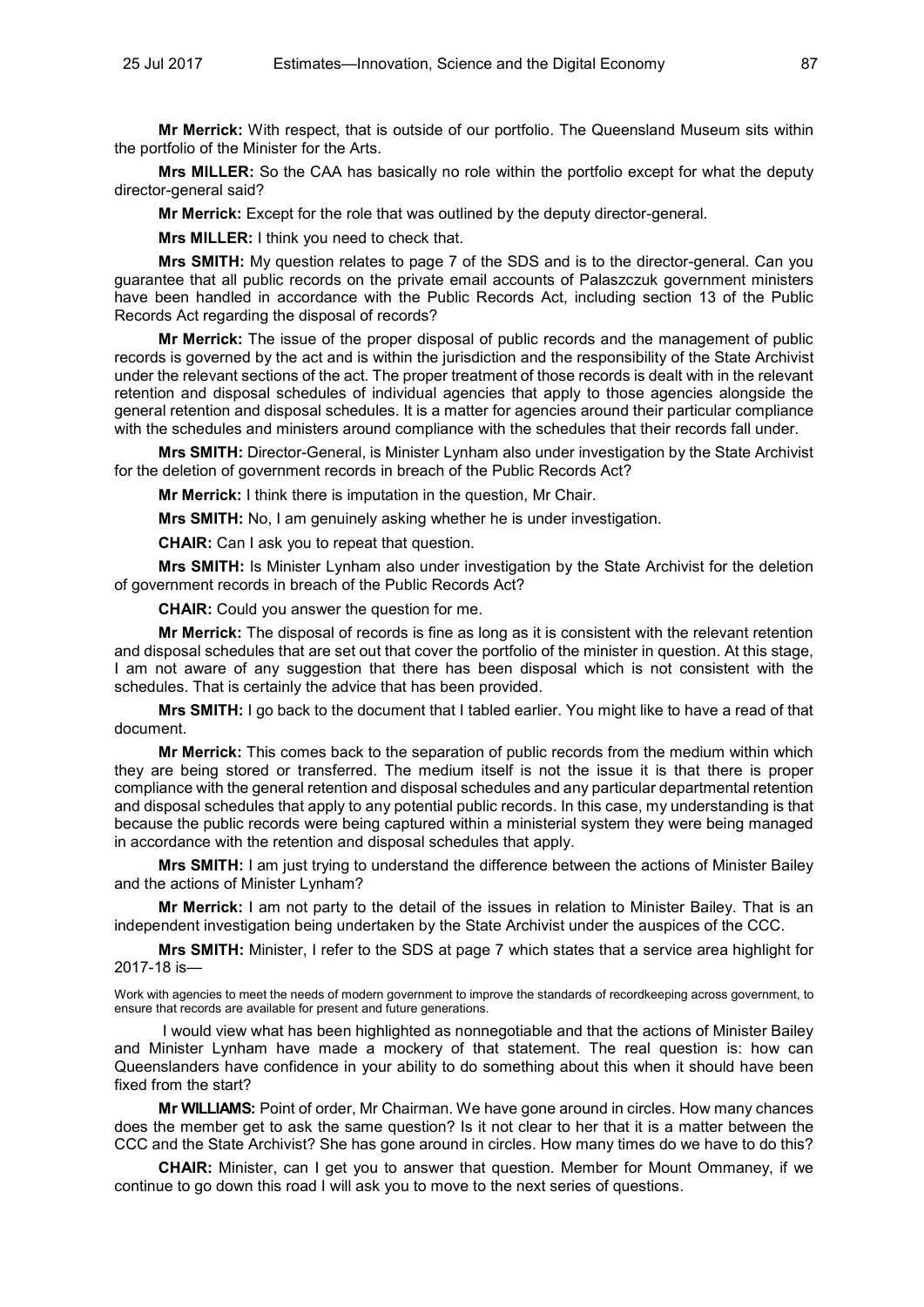**Mr Merrick:** With respect, that is outside of our portfolio. The Queensland Museum sits within the portfolio of the Minister for the Arts.

**Mrs MILLER:** So the CAA has basically no role within the portfolio except for what the deputy director-general said?

**Mr Merrick:** Except for the role that was outlined by the deputy director-general.

**Mrs MILLER:** I think you need to check that.

**Mrs SMITH:** My question relates to page 7 of the SDS and is to the director-general. Can you guarantee that all public records on the private email accounts of Palaszczuk government ministers have been handled in accordance with the Public Records Act, including section 13 of the Public Records Act regarding the disposal of records?

**Mr Merrick:** The issue of the proper disposal of public records and the management of public records is governed by the act and is within the jurisdiction and the responsibility of the State Archivist under the relevant sections of the act. The proper treatment of those records is dealt with in the relevant retention and disposal schedules of individual agencies that apply to those agencies alongside the general retention and disposal schedules. It is a matter for agencies around their particular compliance with the schedules and ministers around compliance with the schedules that their records fall under.

**Mrs SMITH:** Director-General, is Minister Lynham also under investigation by the State Archivist for the deletion of government records in breach of the Public Records Act?

**Mr Merrick:** I think there is imputation in the question, Mr Chair.

**Mrs SMITH:** No, I am genuinely asking whether he is under investigation.

**CHAIR:** Can I ask you to repeat that question.

**Mrs SMITH:** Is Minister Lynham also under investigation by the State Archivist for the deletion of government records in breach of the Public Records Act?

**CHAIR:** Could you answer the question for me.

**Mr Merrick:** The disposal of records is fine as long as it is consistent with the relevant retention and disposal schedules that are set out that cover the portfolio of the minister in question. At this stage, I am not aware of any suggestion that there has been disposal which is not consistent with the schedules. That is certainly the advice that has been provided.

**Mrs SMITH:** I go back to the document that I tabled earlier. You might like to have a read of that document.

**Mr Merrick:** This comes back to the separation of public records from the medium within which they are being stored or transferred. The medium itself is not the issue it is that there is proper compliance with the general retention and disposal schedules and any particular departmental retention and disposal schedules that apply to any potential public records. In this case, my understanding is that because the public records were being captured within a ministerial system they were being managed in accordance with the retention and disposal schedules that apply.

**Mrs SMITH:** I am just trying to understand the difference between the actions of Minister Bailey and the actions of Minister Lynham?

**Mr Merrick:** I am not party to the detail of the issues in relation to Minister Bailey. That is an independent investigation being undertaken by the State Archivist under the auspices of the CCC.

**Mrs SMITH:** Minister, I refer to the SDS at page 7 which states that a service area highlight for 2017-18 is—

> Work with agencies to meet the needs of modern government to improve the standards of recordkeeping across government, to ensure that records are available for present and future generations.

I would view what has been highlighted as nonnegotiable and that the actions of Minister Bailey and Minister Lynham have made a mockery of that statement. The real question is: how can Queenslanders have confidence in your ability to do something about this when it should have been fixed from the start?

**Mr WILLIAMS:** Point of order, Mr Chairman. We have gone around in circles. How many chances does the member get to ask the same question? Is it not clear to her that it is a matter between the CCC and the State Archivist? She has gone around in circles. How many times do we have to do this?

**CHAIR:** Minister, can I get you to answer that question. Member for Mount Ommaney, if we continue to go down this road I will ask you to move to the next series of questions.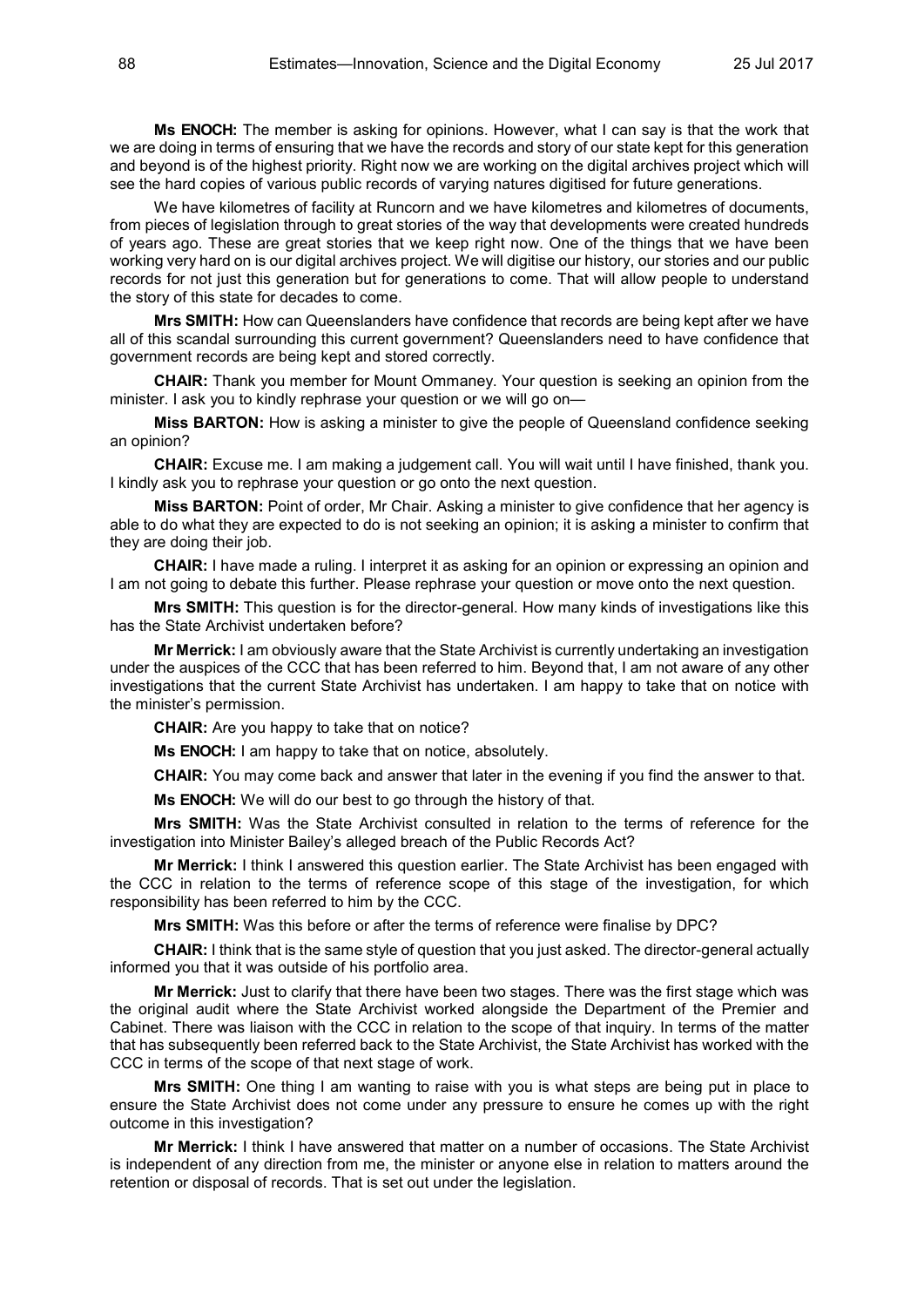**Ms ENOCH:** The member is asking for opinions. However, what I can say is that the work that we are doing in terms of ensuring that we have the records and story of our state kept for this generation and beyond is of the highest priority. Right now we are working on the digital archives project which will see the hard copies of various public records of varying natures digitised for future generations.

We have kilometres of facility at Runcorn and we have kilometres and kilometres of documents, from pieces of legislation through to great stories of the way that developments were created hundreds of years ago. These are great stories that we keep right now. One of the things that we have been working very hard on is our digital archives project. We will digitise our history, our stories and our public records for not just this generation but for generations to come. That will allow people to understand the story of this state for decades to come.

**Mrs SMITH:** How can Queenslanders have confidence that records are being kept after we have all of this scandal surrounding this current government? Queenslanders need to have confidence that government records are being kept and stored correctly.

**CHAIR:** Thank you member for Mount Ommaney. Your question is seeking an opinion from the minister. I ask you to kindly rephrase your question or we will go on—

**Miss BARTON:** How is asking a minister to give the people of Queensland confidence seeking an opinion?

**CHAIR:** Excuse me. I am making a judgement call. You will wait until I have finished, thank you. I kindly ask you to rephrase your question or go onto the next question.

**Miss BARTON:** Point of order, Mr Chair. Asking a minister to give confidence that her agency is able to do what they are expected to do is not seeking an opinion; it is asking a minister to confirm that they are doing their job.

**CHAIR:** I have made a ruling. I interpret it as asking for an opinion or expressing an opinion and I am not going to debate this further. Please rephrase your question or move onto the next question.

**Mrs SMITH:** This question is for the director-general. How many kinds of investigations like this has the State Archivist undertaken before?

**Mr Merrick:** I am obviously aware that the State Archivist is currently undertaking an investigation under the auspices of the CCC that has been referred to him. Beyond that, I am not aware of any other investigations that the current State Archivist has undertaken. I am happy to take that on notice with the minister's permission.

**CHAIR:** Are you happy to take that on notice?

**Ms ENOCH:** I am happy to take that on notice, absolutely.

**CHAIR:** You may come back and answer that later in the evening if you find the answer to that.

**Ms ENOCH:** We will do our best to go through the history of that.

**Mrs SMITH:** Was the State Archivist consulted in relation to the terms of reference for the investigation into Minister Bailey's alleged breach of the Public Records Act?

**Mr Merrick:** I think I answered this question earlier. The State Archivist has been engaged with the CCC in relation to the terms of reference scope of this stage of the investigation, for which responsibility has been referred to him by the CCC.

**Mrs SMITH:** Was this before or after the terms of reference were finalise by DPC?

**CHAIR:** I think that is the same style of question that you just asked. The director-general actually informed you that it was outside of his portfolio area.

**Mr Merrick:** Just to clarify that there have been two stages. There was the first stage which was the original audit where the State Archivist worked alongside the Department of the Premier and Cabinet. There was liaison with the CCC in relation to the scope of that inquiry. In terms of the matter that has subsequently been referred back to the State Archivist, the State Archivist has worked with the CCC in terms of the scope of that next stage of work.

**Mrs SMITH:** One thing I am wanting to raise with you is what steps are being put in place to ensure the State Archivist does not come under any pressure to ensure he comes up with the right outcome in this investigation?

**Mr Merrick:** I think I have answered that matter on a number of occasions. The State Archivist is independent of any direction from me, the minister or anyone else in relation to matters around the retention or disposal of records. That is set out under the legislation.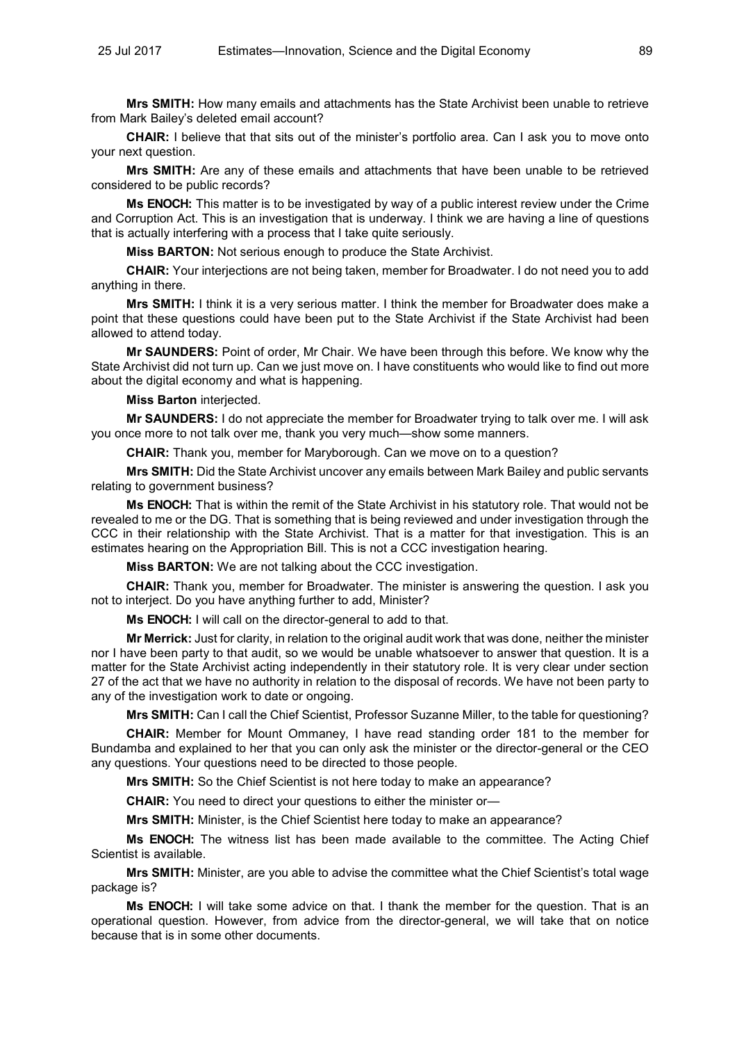**Mrs SMITH:** How many emails and attachments has the State Archivist been unable to retrieve from Mark Bailey's deleted email account?

**CHAIR:** I believe that that sits out of the minister's portfolio area. Can I ask you to move onto your next question.

**Mrs SMITH:** Are any of these emails and attachments that have been unable to be retrieved considered to be public records?

**Ms ENOCH:** This matter is to be investigated by way of a public interest review under the Crime and Corruption Act. This is an investigation that is underway. I think we are having a line of questions that is actually interfering with a process that I take quite seriously.

**Miss BARTON:** Not serious enough to produce the State Archivist.

**CHAIR:** Your interjections are not being taken, member for Broadwater. I do not need you to add anything in there.

**Mrs SMITH:** I think it is a very serious matter. I think the member for Broadwater does make a point that these questions could have been put to the State Archivist if the State Archivist had been allowed to attend today.

**Mr SAUNDERS:** Point of order, Mr Chair. We have been through this before. We know why the State Archivist did not turn up. Can we just move on. I have constituents who would like to find out more about the digital economy and what is happening.

**Miss Barton** interjected.

**Mr SAUNDERS:** I do not appreciate the member for Broadwater trying to talk over me. I will ask you once more to not talk over me, thank you very much—show some manners.

**CHAIR:** Thank you, member for Maryborough. Can we move on to a question?

**Mrs SMITH:** Did the State Archivist uncover any emails between Mark Bailey and public servants relating to government business?

**Ms ENOCH:** That is within the remit of the State Archivist in his statutory role. That would not be revealed to me or the DG. That is something that is being reviewed and under investigation through the CCC in their relationship with the State Archivist. That is a matter for that investigation. This is an estimates hearing on the Appropriation Bill. This is not a CCC investigation hearing.

**Miss BARTON:** We are not talking about the CCC investigation.

**CHAIR:** Thank you, member for Broadwater. The minister is answering the question. I ask you not to interject. Do you have anything further to add, Minister?

**Ms ENOCH:** I will call on the director-general to add to that.

**Mr Merrick:** Just for clarity, in relation to the original audit work that was done, neither the minister nor I have been party to that audit, so we would be unable whatsoever to answer that question. It is a matter for the State Archivist acting independently in their statutory role. It is very clear under section 27 of the act that we have no authority in relation to the disposal of records. We have not been party to any of the investigation work to date or ongoing.

**Mrs SMITH:** Can I call the Chief Scientist, Professor Suzanne Miller, to the table for questioning?

**CHAIR:** Member for Mount Ommaney, I have read standing order 181 to the member for Bundamba and explained to her that you can only ask the minister or the director-general or the CEO any questions. Your questions need to be directed to those people.

**Mrs SMITH:** So the Chief Scientist is not here today to make an appearance?

**CHAIR:** You need to direct your questions to either the minister or—

**Mrs SMITH:** Minister, is the Chief Scientist here today to make an appearance?

**Ms ENOCH:** The witness list has been made available to the committee. The Acting Chief Scientist is available.

**Mrs SMITH:** Minister, are you able to advise the committee what the Chief Scientist's total wage package is?

**Ms ENOCH:** I will take some advice on that. I thank the member for the question. That is an operational question. However, from advice from the director-general, we will take that on notice because that is in some other documents.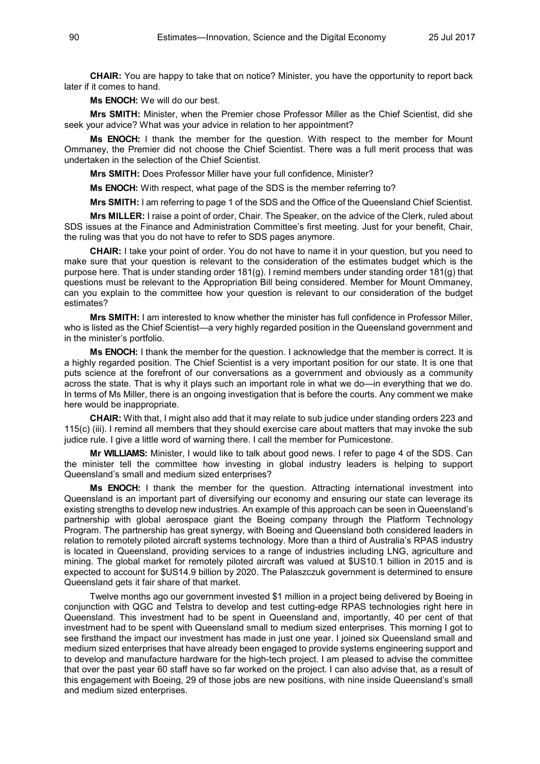**CHAIR:** You are happy to take that on notice? Minister, you have the opportunity to report back later if it comes to hand.

**Ms ENOCH:** We will do our best.

**Mrs SMITH:** Minister, when the Premier chose Professor Miller as the Chief Scientist, did she seek your advice? What was your advice in relation to her appointment?

**Ms ENOCH:** I thank the member for the question. With respect to the member for Mount Ommaney, the Premier did not choose the Chief Scientist. There was a full merit process that was undertaken in the selection of the Chief Scientist.

**Mrs SMITH:** Does Professor Miller have your full confidence, Minister?

**Ms ENOCH:** With respect, what page of the SDS is the member referring to?

**Mrs SMITH:** I am referring to page 1 of the SDS and the Office of the Queensland Chief Scientist.

**Mrs MILLER:** I raise a point of order, Chair. The Speaker, on the advice of the Clerk, ruled about SDS issues at the Finance and Administration Committee's first meeting. Just for your benefit, Chair, the ruling was that you do not have to refer to SDS pages anymore.

**CHAIR:** I take your point of order. You do not have to name it in your question, but you need to make sure that your question is relevant to the consideration of the estimates budget which is the purpose here. That is under standing order 181(g). I remind members under standing order 181(g) that questions must be relevant to the Appropriation Bill being considered. Member for Mount Ommaney, can you explain to the committee how your question is relevant to our consideration of the budget estimates?

**Mrs SMITH:** I am interested to know whether the minister has full confidence in Professor Miller, who is listed as the Chief Scientist—a very highly regarded position in the Queensland government and in the minister's portfolio.

**Ms ENOCH:** I thank the member for the question. I acknowledge that the member is correct. It is a highly regarded position. The Chief Scientist is a very important position for our state. It is one that puts science at the forefront of our conversations as a government and obviously as a community across the state. That is why it plays such an important role in what we do—in everything that we do. In terms of Ms Miller, there is an ongoing investigation that is before the courts. Any comment we make here would be inappropriate.

**CHAIR:** With that, I might also add that it may relate to sub judice under standing orders 223 and 115(c) (iii). I remind all members that they should exercise care about matters that may invoke the sub judice rule. I give a little word of warning there. I call the member for Pumicestone.

**Mr WILLIAMS:** Minister, I would like to talk about good news. I refer to page 4 of the SDS. Can the minister tell the committee how investing in global industry leaders is helping to support Queensland's small and medium sized enterprises?

**Ms ENOCH:** I thank the member for the question. Attracting international investment into Queensland is an important part of diversifying our economy and ensuring our state can leverage its existing strengths to develop new industries. An example of this approach can be seen in Queensland's partnership with global aerospace giant the Boeing company through the Platform Technology Program. The partnership has great synergy, with Boeing and Queensland both considered leaders in relation to remotely piloted aircraft systems technology. More than a third of Australia's RPAS industry is located in Queensland, providing services to a range of industries including LNG, agriculture and mining. The global market for remotely piloted aircraft was valued at $US10.1 billion in 2015 and is expected to account for $US14.9 billion by 2020. The Palaszczuk government is determined to ensure Queensland gets it fair share of that market.

Twelve months ago our government invested $1 million in a project being delivered by Boeing in conjunction with QGC and Telstra to develop and test cutting-edge RPAS technologies right here in Queensland. This investment had to be spent in Queensland and, importantly, 40 per cent of that investment had to be spent with Queensland small to medium sized enterprises. This morning I got to see firsthand the impact our investment has made in just one year. I joined six Queensland small and medium sized enterprises that have already been engaged to provide systems engineering support and to develop and manufacture hardware for the high-tech project. I am pleased to advise the committee that over the past year 60 staff have so far worked on the project. I can also advise that, as a result of this engagement with Boeing, 29 of those jobs are new positions, with nine inside Queensland's small and medium sized enterprises.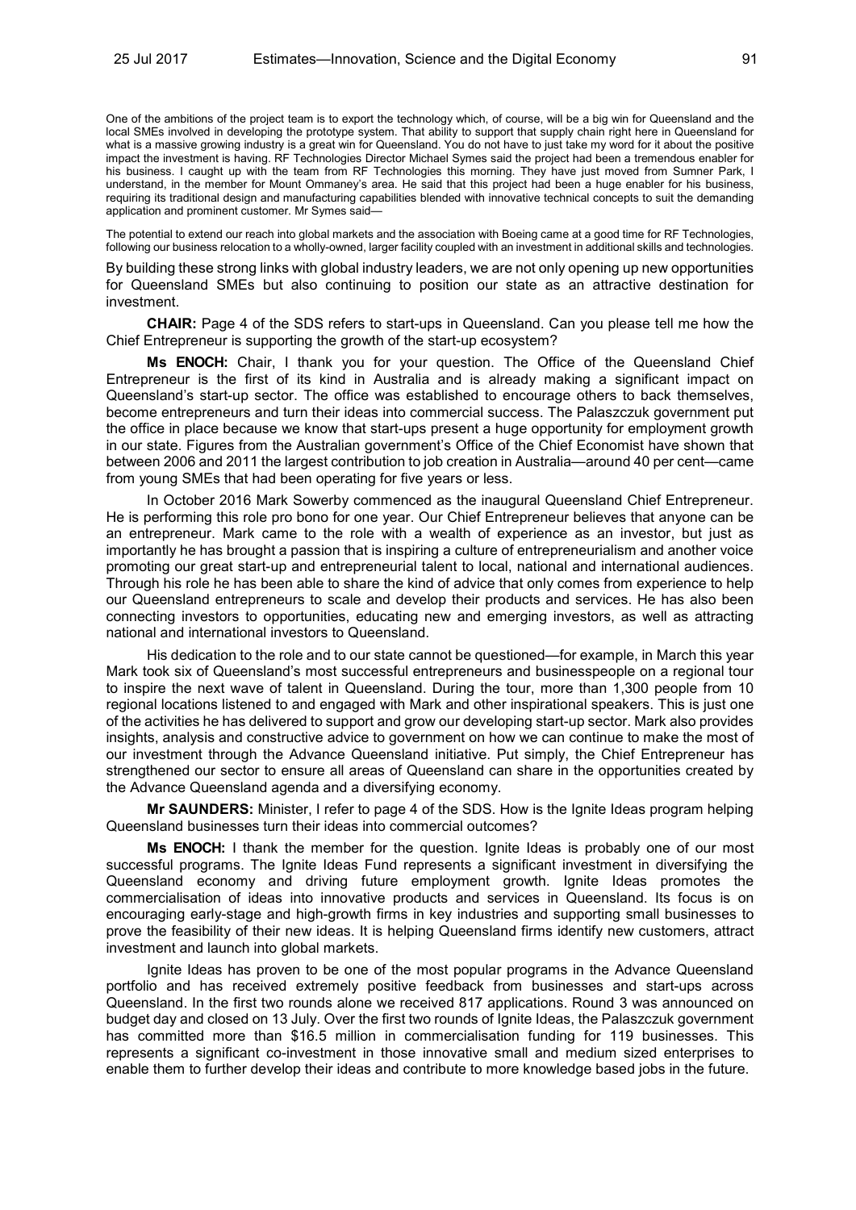One of the ambitions of the project team is to export the technology which, of course, will be a big win for Queensland and the local SMEs involved in developing the prototype system. That ability to support that supply chain right here in Queensland for what is a massive growing industry is a great win for Queensland. You do not have to just take my word for it about the positive impact the investment is having. RF Technologies Director Michael Symes said the project had been a tremendous enabler for his business. I caught up with the team from RF Technologies this morning. They have just moved from Sumner Park, I understand, in the member for Mount Ommaney's area. He said that this project had been a huge enabler for his business, requiring its traditional design and manufacturing capabilities blended with innovative technical concepts to suit the demanding application and prominent customer. Mr Symes said—

The potential to extend our reach into global markets and the association with Boeing came at a good time for RF Technologies, following our business relocation to a wholly-owned, larger facility coupled with an investment in additional skills and technologies.

By building these strong links with global industry leaders, we are not only opening up new opportunities for Queensland SMEs but also continuing to position our state as an attractive destination for investment.

**CHAIR:** Page 4 of the SDS refers to start-ups in Queensland. Can you please tell me how the Chief Entrepreneur is supporting the growth of the start-up ecosystem?

**Ms ENOCH:** Chair, I thank you for your question. The Office of the Queensland Chief Entrepreneur is the first of its kind in Australia and is already making a significant impact on Queensland's start-up sector. The office was established to encourage others to back themselves, become entrepreneurs and turn their ideas into commercial success. The Palaszczuk government put the office in place because we know that start-ups present a huge opportunity for employment growth in our state. Figures from the Australian government's Office of the Chief Economist have shown that between 2006 and 2011 the largest contribution to job creation in Australia—around 40 per cent—came from young SMEs that had been operating for five years or less.

In October 2016 Mark Sowerby commenced as the inaugural Queensland Chief Entrepreneur. He is performing this role pro bono for one year. Our Chief Entrepreneur believes that anyone can be an entrepreneur. Mark came to the role with a wealth of experience as an investor, but just as importantly he has brought a passion that is inspiring a culture of entrepreneurialism and another voice promoting our great start-up and entrepreneurial talent to local, national and international audiences. Through his role he has been able to share the kind of advice that only comes from experience to help our Queensland entrepreneurs to scale and develop their products and services. He has also been connecting investors to opportunities, educating new and emerging investors, as well as attracting national and international investors to Queensland.

His dedication to the role and to our state cannot be questioned—for example, in March this year Mark took six of Queensland's most successful entrepreneurs and businesspeople on a regional tour to inspire the next wave of talent in Queensland. During the tour, more than 1,300 people from 10 regional locations listened to and engaged with Mark and other inspirational speakers. This is just one of the activities he has delivered to support and grow our developing start-up sector. Mark also provides insights, analysis and constructive advice to government on how we can continue to make the most of our investment through the Advance Queensland initiative. Put simply, the Chief Entrepreneur has strengthened our sector to ensure all areas of Queensland can share in the opportunities created by the Advance Queensland agenda and a diversifying economy.

**Mr SAUNDERS:** Minister, I refer to page 4 of the SDS. How is the Ignite Ideas program helping Queensland businesses turn their ideas into commercial outcomes?

**Ms ENOCH:** I thank the member for the question. Ignite Ideas is probably one of our most successful programs. The Ignite Ideas Fund represents a significant investment in diversifying the Queensland economy and driving future employment growth. Ignite Ideas promotes the commercialisation of ideas into innovative products and services in Queensland. Its focus is on encouraging early-stage and high-growth firms in key industries and supporting small businesses to prove the feasibility of their new ideas. It is helping Queensland firms identify new customers, attract investment and launch into global markets.

Ignite Ideas has proven to be one of the most popular programs in the Advance Queensland portfolio and has received extremely positive feedback from businesses and start-ups across Queensland. In the first two rounds alone we received 817 applications. Round 3 was announced on budget day and closed on 13 July. Over the first two rounds of Ignite Ideas, the Palaszczuk government has committed more than $16.5 million in commercialisation funding for 119 businesses. This represents a significant co-investment in those innovative small and medium sized enterprises to enable them to further develop their ideas and contribute to more knowledge based jobs in the future.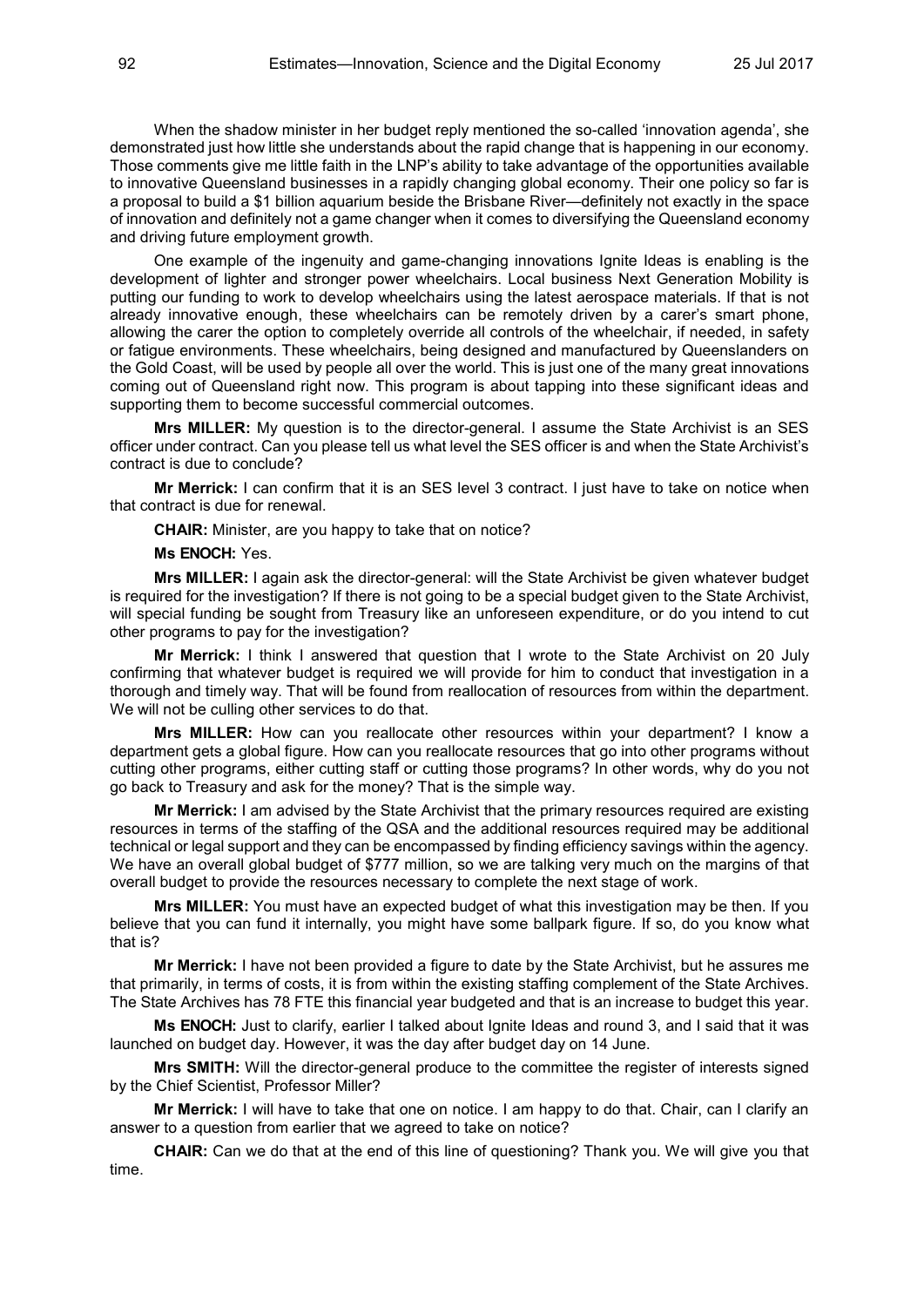When the shadow minister in her budget reply mentioned the so-called 'innovation agenda', she demonstrated just how little she understands about the rapid change that is happening in our economy. Those comments give me little faith in the LNP's ability to take advantage of the opportunities available to innovative Queensland businesses in a rapidly changing global economy. Their one policy so far is a proposal to build a $1 billion aquarium beside the Brisbane River—definitely not exactly in the space of innovation and definitely not a game changer when it comes to diversifying the Queensland economy and driving future employment growth.

One example of the ingenuity and game-changing innovations Ignite Ideas is enabling is the development of lighter and stronger power wheelchairs. Local business Next Generation Mobility is putting our funding to work to develop wheelchairs using the latest aerospace materials. If that is not already innovative enough, these wheelchairs can be remotely driven by a carer's smart phone, allowing the carer the option to completely override all controls of the wheelchair, if needed, in safety or fatigue environments. These wheelchairs, being designed and manufactured by Queenslanders on the Gold Coast, will be used by people all over the world. This is just one of the many great innovations coming out of Queensland right now. This program is about tapping into these significant ideas and supporting them to become successful commercial outcomes.

**Mrs MILLER:** My question is to the director-general. I assume the State Archivist is an SES officer under contract. Can you please tell us what level the SES officer is and when the State Archivist's contract is due to conclude?

**Mr Merrick:** I can confirm that it is an SES level 3 contract. I just have to take on notice when that contract is due for renewal.

**CHAIR:** Minister, are you happy to take that on notice?

**Ms ENOCH:** Yes.

**Mrs MILLER:** I again ask the director-general: will the State Archivist be given whatever budget is required for the investigation? If there is not going to be a special budget given to the State Archivist, will special funding be sought from Treasury like an unforeseen expenditure, or do you intend to cut other programs to pay for the investigation?

**Mr Merrick:** I think I answered that question that I wrote to the State Archivist on 20 July confirming that whatever budget is required we will provide for him to conduct that investigation in a thorough and timely way. That will be found from reallocation of resources from within the department. We will not be culling other services to do that.

**Mrs MILLER:** How can you reallocate other resources within your department? I know a department gets a global figure. How can you reallocate resources that go into other programs without cutting other programs, either cutting staff or cutting those programs? In other words, why do you not go back to Treasury and ask for the money? That is the simple way.

**Mr Merrick:** I am advised by the State Archivist that the primary resources required are existing resources in terms of the staffing of the QSA and the additional resources required may be additional technical or legal support and they can be encompassed by finding efficiency savings within the agency. We have an overall global budget of $777 million, so we are talking very much on the margins of that overall budget to provide the resources necessary to complete the next stage of work.

**Mrs MILLER:** You must have an expected budget of what this investigation may be then. If you believe that you can fund it internally, you might have some ballpark figure. If so, do you know what that is?

**Mr Merrick:** I have not been provided a figure to date by the State Archivist, but he assures me that primarily, in terms of costs, it is from within the existing staffing complement of the State Archives. The State Archives has 78 FTE this financial year budgeted and that is an increase to budget this year.

**Ms ENOCH:** Just to clarify, earlier I talked about Ignite Ideas and round 3, and I said that it was launched on budget day. However, it was the day after budget day on 14 June.

**Mrs SMITH:** Will the director-general produce to the committee the register of interests signed by the Chief Scientist, Professor Miller?

**Mr Merrick:** I will have to take that one on notice. I am happy to do that. Chair, can I clarify an answer to a question from earlier that we agreed to take on notice?

**CHAIR:** Can we do that at the end of this line of questioning? Thank you. We will give you that time.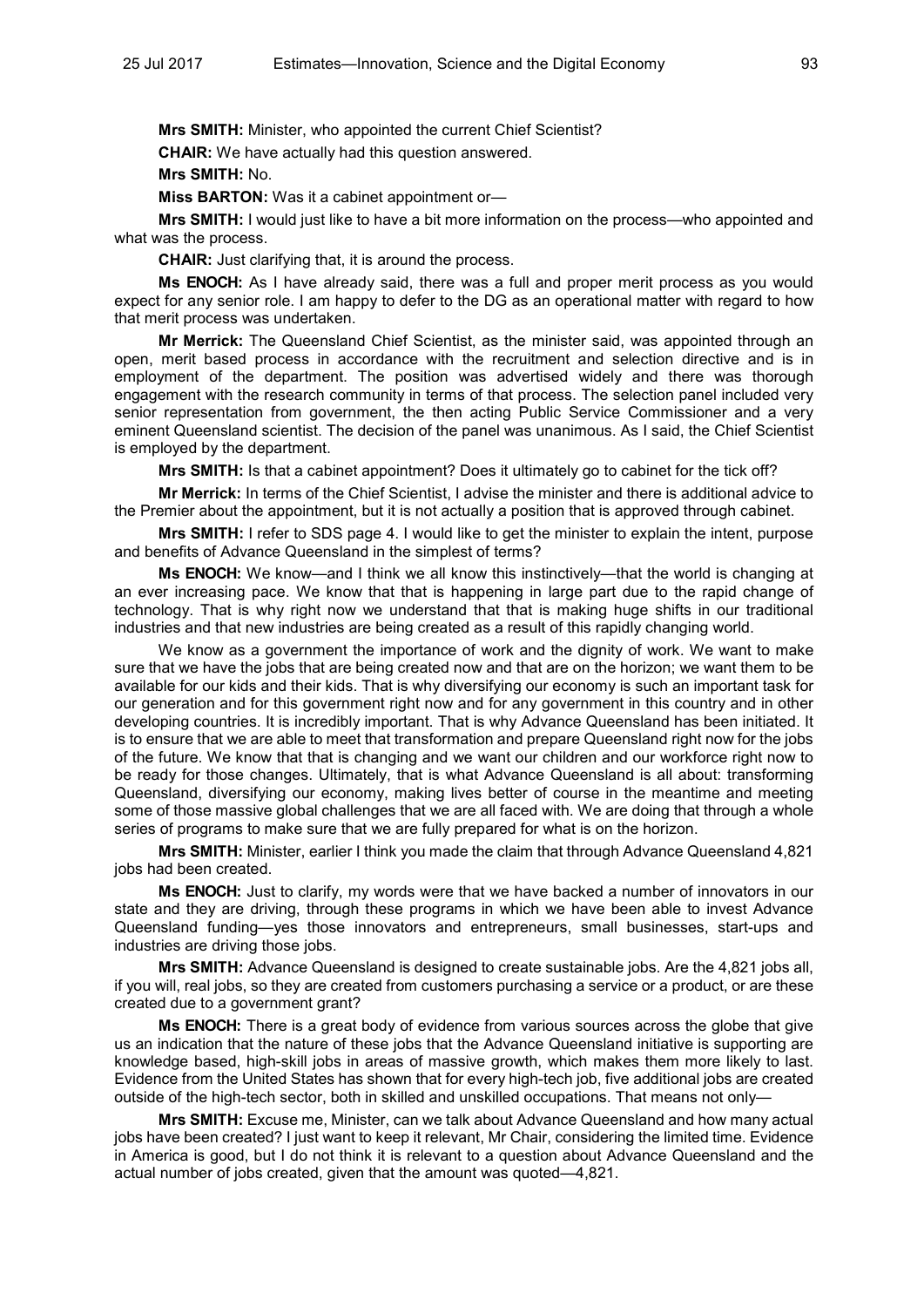**Mrs SMITH:** Minister, who appointed the current Chief Scientist?

**CHAIR:** We have actually had this question answered.

**Mrs SMITH:** No.

**Miss BARTON:** Was it a cabinet appointment or—

**Mrs SMITH:** I would just like to have a bit more information on the process—who appointed and what was the process.

**CHAIR:** Just clarifying that, it is around the process.

**Ms ENOCH:** As I have already said, there was a full and proper merit process as you would expect for any senior role. I am happy to defer to the DG as an operational matter with regard to how that merit process was undertaken.

**Mr Merrick:** The Queensland Chief Scientist, as the minister said, was appointed through an open, merit based process in accordance with the recruitment and selection directive and is in employment of the department. The position was advertised widely and there was thorough engagement with the research community in terms of that process. The selection panel included very senior representation from government, the then acting Public Service Commissioner and a very eminent Queensland scientist. The decision of the panel was unanimous. As I said, the Chief Scientist is employed by the department.

**Mrs SMITH:** Is that a cabinet appointment? Does it ultimately go to cabinet for the tick off?

**Mr Merrick:** In terms of the Chief Scientist, I advise the minister and there is additional advice to the Premier about the appointment, but it is not actually a position that is approved through cabinet.

**Mrs SMITH:** I refer to SDS page 4. I would like to get the minister to explain the intent, purpose and benefits of Advance Queensland in the simplest of terms?

**Ms ENOCH:** We know—and I think we all know this instinctively—that the world is changing at an ever increasing pace. We know that that is happening in large part due to the rapid change of technology. That is why right now we understand that that is making huge shifts in our traditional industries and that new industries are being created as a result of this rapidly changing world.

We know as a government the importance of work and the dignity of work. We want to make sure that we have the jobs that are being created now and that are on the horizon; we want them to be available for our kids and their kids. That is why diversifying our economy is such an important task for our generation and for this government right now and for any government in this country and in other developing countries. It is incredibly important. That is why Advance Queensland has been initiated. It is to ensure that we are able to meet that transformation and prepare Queensland right now for the jobs of the future. We know that that is changing and we want our children and our workforce right now to be ready for those changes. Ultimately, that is what Advance Queensland is all about: transforming Queensland, diversifying our economy, making lives better of course in the meantime and meeting some of those massive global challenges that we are all faced with. We are doing that through a whole series of programs to make sure that we are fully prepared for what is on the horizon.

**Mrs SMITH:** Minister, earlier I think you made the claim that through Advance Queensland 4,821 jobs had been created.

**Ms ENOCH:** Just to clarify, my words were that we have backed a number of innovators in our state and they are driving, through these programs in which we have been able to invest Advance Queensland funding—yes those innovators and entrepreneurs, small businesses, start-ups and industries are driving those jobs.

**Mrs SMITH:** Advance Queensland is designed to create sustainable jobs. Are the 4,821 jobs all, if you will, real jobs, so they are created from customers purchasing a service or a product, or are these created due to a government grant?

**Ms ENOCH:** There is a great body of evidence from various sources across the globe that give us an indication that the nature of these jobs that the Advance Queensland initiative is supporting are knowledge based, high-skill jobs in areas of massive growth, which makes them more likely to last. Evidence from the United States has shown that for every high-tech job, five additional jobs are created outside of the high-tech sector, both in skilled and unskilled occupations. That means not only—

**Mrs SMITH:** Excuse me, Minister, can we talk about Advance Queensland and how many actual jobs have been created? I just want to keep it relevant, Mr Chair, considering the limited time. Evidence in America is good, but I do not think it is relevant to a question about Advance Queensland and the actual number of jobs created, given that the amount was quoted—4,821.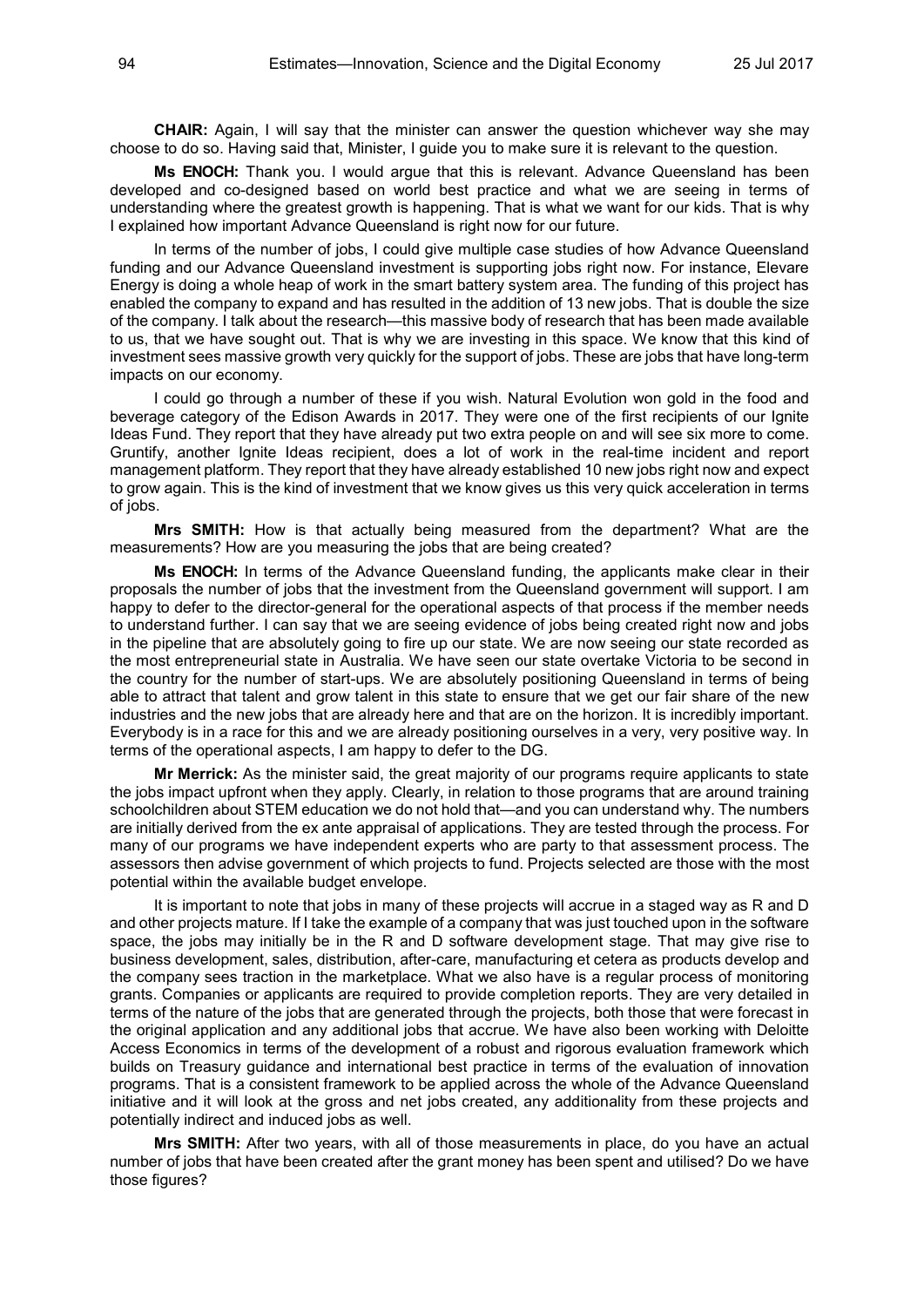**CHAIR:** Again, I will say that the minister can answer the question whichever way she may choose to do so. Having said that, Minister, I guide you to make sure it is relevant to the question.

**Ms ENOCH:** Thank you. I would argue that this is relevant. Advance Queensland has been developed and co-designed based on world best practice and what we are seeing in terms of understanding where the greatest growth is happening. That is what we want for our kids. That is why I explained how important Advance Queensland is right now for our future.

In terms of the number of jobs, I could give multiple case studies of how Advance Queensland funding and our Advance Queensland investment is supporting jobs right now. For instance, Elevare Energy is doing a whole heap of work in the smart battery system area. The funding of this project has enabled the company to expand and has resulted in the addition of 13 new jobs. That is double the size of the company. I talk about the research—this massive body of research that has been made available to us, that we have sought out. That is why we are investing in this space. We know that this kind of investment sees massive growth very quickly for the support of jobs. These are jobs that have long-term impacts on our economy.

I could go through a number of these if you wish. Natural Evolution won gold in the food and beverage category of the Edison Awards in 2017. They were one of the first recipients of our Ignite Ideas Fund. They report that they have already put two extra people on and will see six more to come. Gruntify, another Ignite Ideas recipient, does a lot of work in the real-time incident and report management platform. They report that they have already established 10 new jobs right now and expect to grow again. This is the kind of investment that we know gives us this very quick acceleration in terms of jobs.

**Mrs SMITH:** How is that actually being measured from the department? What are the measurements? How are you measuring the jobs that are being created?

**Ms ENOCH:** In terms of the Advance Queensland funding, the applicants make clear in their proposals the number of jobs that the investment from the Queensland government will support. I am happy to defer to the director-general for the operational aspects of that process if the member needs to understand further. I can say that we are seeing evidence of jobs being created right now and jobs in the pipeline that are absolutely going to fire up our state. We are now seeing our state recorded as the most entrepreneurial state in Australia. We have seen our state overtake Victoria to be second in the country for the number of start-ups. We are absolutely positioning Queensland in terms of being able to attract that talent and grow talent in this state to ensure that we get our fair share of the new industries and the new jobs that are already here and that are on the horizon. It is incredibly important. Everybody is in a race for this and we are already positioning ourselves in a very, very positive way. In terms of the operational aspects, I am happy to defer to the DG.

**Mr Merrick:** As the minister said, the great majority of our programs require applicants to state the jobs impact upfront when they apply. Clearly, in relation to those programs that are around training schoolchildren about STEM education we do not hold that—and you can understand why. The numbers are initially derived from the ex ante appraisal of applications. They are tested through the process. For many of our programs we have independent experts who are party to that assessment process. The assessors then advise government of which projects to fund. Projects selected are those with the most potential within the available budget envelope.

It is important to note that jobs in many of these projects will accrue in a staged way as R and D and other projects mature. If I take the example of a company that was just touched upon in the software space, the jobs may initially be in the R and D software development stage. That may give rise to business development, sales, distribution, after-care, manufacturing et cetera as products develop and the company sees traction in the marketplace. What we also have is a regular process of monitoring grants. Companies or applicants are required to provide completion reports. They are very detailed in terms of the nature of the jobs that are generated through the projects, both those that were forecast in the original application and any additional jobs that accrue. We have also been working with Deloitte Access Economics in terms of the development of a robust and rigorous evaluation framework which builds on Treasury guidance and international best practice in terms of the evaluation of innovation programs. That is a consistent framework to be applied across the whole of the Advance Queensland initiative and it will look at the gross and net jobs created, any additionality from these projects and potentially indirect and induced jobs as well.

**Mrs SMITH:** After two years, with all of those measurements in place, do you have an actual number of jobs that have been created after the grant money has been spent and utilised? Do we have those figures?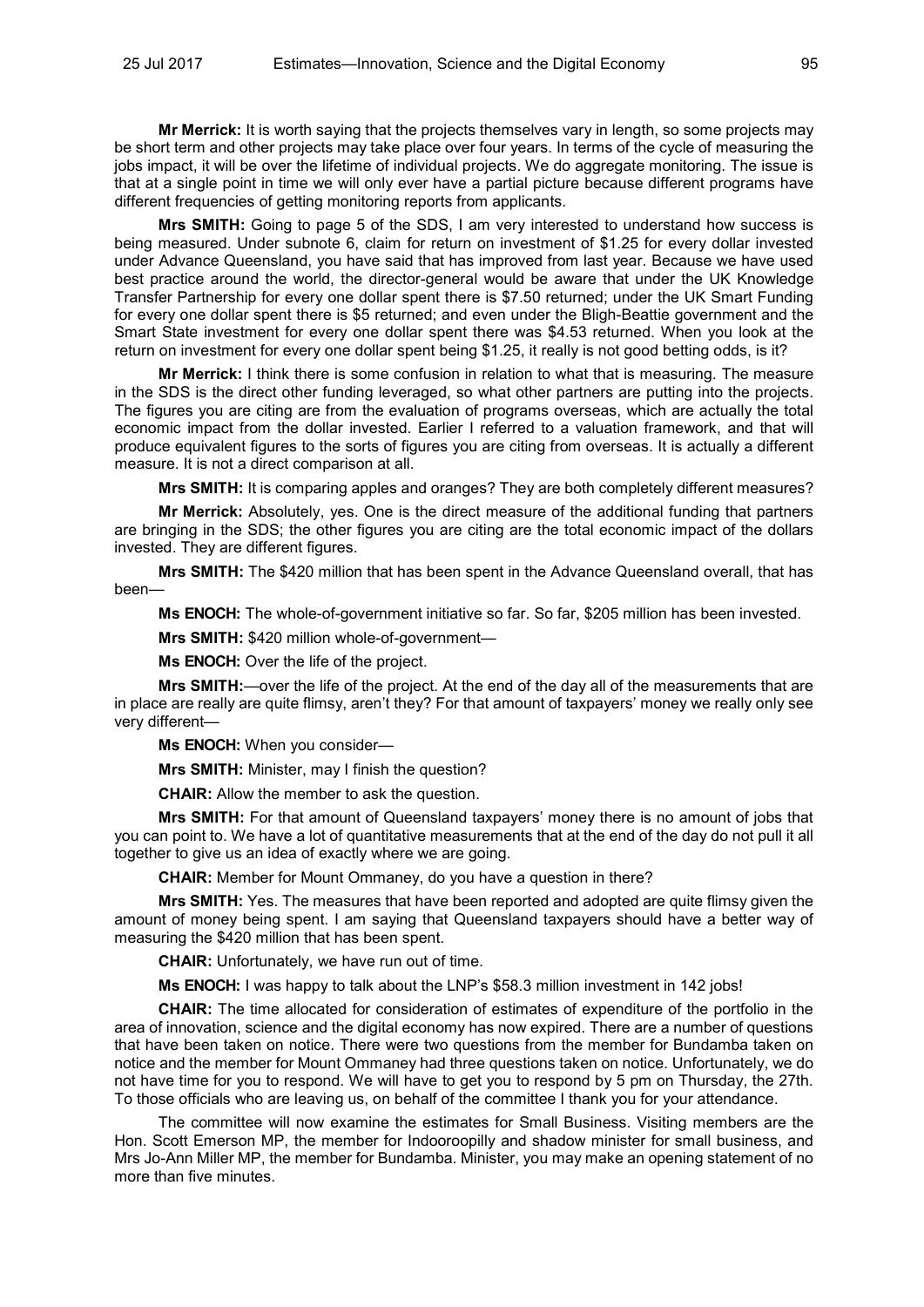**Mr Merrick:** It is worth saying that the projects themselves vary in length, so some projects may be short term and other projects may take place over four years. In terms of the cycle of measuring the jobs impact, it will be over the lifetime of individual projects. We do aggregate monitoring. The issue is that at a single point in time we will only ever have a partial picture because different programs have different frequencies of getting monitoring reports from applicants.

**Mrs SMITH:** Going to page 5 of the SDS, I am very interested to understand how success is being measured. Under subnote 6, claim for return on investment of $1.25 for every dollar invested under Advance Queensland, you have said that has improved from last year. Because we have used best practice around the world, the director-general would be aware that under the UK Knowledge Transfer Partnership for every one dollar spent there is $7.50 returned; under the UK Smart Funding for every one dollar spent there is $5 returned; and even under the Bligh-Beattie government and the Smart State investment for every one dollar spent there was $4.53 returned. When you look at the return on investment for every one dollar spent being $1.25, it really is not good betting odds, is it?

**Mr Merrick:** I think there is some confusion in relation to what that is measuring. The measure in the SDS is the direct other funding leveraged, so what other partners are putting into the projects. The figures you are citing are from the evaluation of programs overseas, which are actually the total economic impact from the dollar invested. Earlier I referred to a valuation framework, and that will produce equivalent figures to the sorts of figures you are citing from overseas. It is actually a different measure. It is not a direct comparison at all.

**Mrs SMITH:** It is comparing apples and oranges? They are both completely different measures?

**Mr Merrick:** Absolutely, yes. One is the direct measure of the additional funding that partners are bringing in the SDS; the other figures you are citing are the total economic impact of the dollars invested. They are different figures.

**Mrs SMITH:** The $420 million that has been spent in the Advance Queensland overall, that has been—

**Ms ENOCH:** The whole-of-government initiative so far. So far, $205 million has been invested.

**Mrs SMITH:** $420 million whole-of-government—

**Ms ENOCH:** Over the life of the project.

**Mrs SMITH:**—over the life of the project. At the end of the day all of the measurements that are in place are really are quite flimsy, aren't they? For that amount of taxpayers' money we really only see very different—

**Ms ENOCH:** When you consider—

**Mrs SMITH:** Minister, may I finish the question?

**CHAIR:** Allow the member to ask the question.

**Mrs SMITH:** For that amount of Queensland taxpayers' money there is no amount of jobs that you can point to. We have a lot of quantitative measurements that at the end of the day do not pull it all together to give us an idea of exactly where we are going.

**CHAIR:** Member for Mount Ommaney, do you have a question in there?

**Mrs SMITH:** Yes. The measures that have been reported and adopted are quite flimsy given the amount of money being spent. I am saying that Queensland taxpayers should have a better way of measuring the $420 million that has been spent.

**CHAIR:** Unfortunately, we have run out of time.

**Ms ENOCH:** I was happy to talk about the LNP's $58.3 million investment in 142 jobs!

**CHAIR:** The time allocated for consideration of estimates of expenditure of the portfolio in the area of innovation, science and the digital economy has now expired. There are a number of questions that have been taken on notice. There were two questions from the member for Bundamba taken on notice and the member for Mount Ommaney had three questions taken on notice. Unfortunately, we do not have time for you to respond. We will have to get you to respond by 5 pm on Thursday, the 27th. To those officials who are leaving us, on behalf of the committee I thank you for your attendance.

The committee will now examine the estimates for Small Business. Visiting members are the Hon. Scott Emerson MP, the member for Indooroopilly and shadow minister for small business, and Mrs Jo-Ann Miller MP, the member for Bundamba. Minister, you may make an opening statement of no more than five minutes.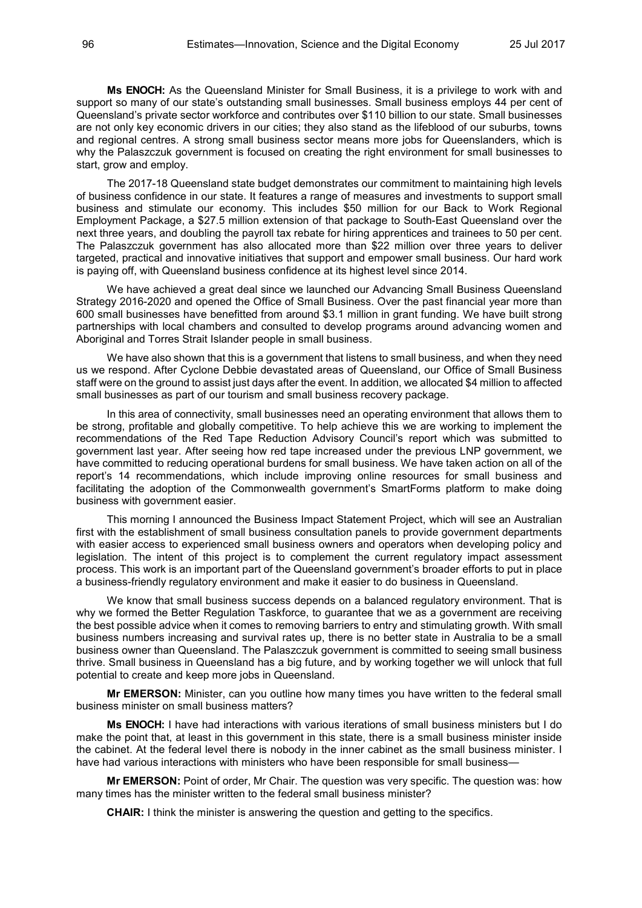**Ms ENOCH:** As the Queensland Minister for Small Business, it is a privilege to work with and support so many of our state's outstanding small businesses. Small business employs 44 per cent of Queensland's private sector workforce and contributes over $110 billion to our state. Small businesses are not only key economic drivers in our cities; they also stand as the lifeblood of our suburbs, towns and regional centres. A strong small business sector means more jobs for Queenslanders, which is why the Palaszczuk government is focused on creating the right environment for small businesses to start, grow and employ.

The 2017-18 Queensland state budget demonstrates our commitment to maintaining high levels of business confidence in our state. It features a range of measures and investments to support small business and stimulate our economy. This includes $50 million for our Back to Work Regional Employment Package, a $27.5 million extension of that package to South-East Queensland over the next three years, and doubling the payroll tax rebate for hiring apprentices and trainees to 50 per cent. The Palaszczuk government has also allocated more than $22 million over three years to deliver targeted, practical and innovative initiatives that support and empower small business. Our hard work is paying off, with Queensland business confidence at its highest level since 2014.

We have achieved a great deal since we launched our Advancing Small Business Queensland Strategy 2016-2020 and opened the Office of Small Business. Over the past financial year more than 600 small businesses have benefitted from around $3.1 million in grant funding. We have built strong partnerships with local chambers and consulted to develop programs around advancing women and Aboriginal and Torres Strait Islander people in small business.

We have also shown that this is a government that listens to small business, and when they need us we respond. After Cyclone Debbie devastated areas of Queensland, our Office of Small Business staff were on the ground to assist just days after the event. In addition, we allocated $4 million to affected small businesses as part of our tourism and small business recovery package.

In this area of connectivity, small businesses need an operating environment that allows them to be strong, profitable and globally competitive. To help achieve this we are working to implement the recommendations of the Red Tape Reduction Advisory Council's report which was submitted to government last year. After seeing how red tape increased under the previous LNP government, we have committed to reducing operational burdens for small business. We have taken action on all of the report's 14 recommendations, which include improving online resources for small business and facilitating the adoption of the Commonwealth government's SmartForms platform to make doing business with government easier.

This morning I announced the Business Impact Statement Project, which will see an Australian first with the establishment of small business consultation panels to provide government departments with easier access to experienced small business owners and operators when developing policy and legislation. The intent of this project is to complement the current regulatory impact assessment process. This work is an important part of the Queensland government's broader efforts to put in place a business-friendly regulatory environment and make it easier to do business in Queensland.

We know that small business success depends on a balanced regulatory environment. That is why we formed the Better Regulation Taskforce, to guarantee that we as a government are receiving the best possible advice when it comes to removing barriers to entry and stimulating growth. With small business numbers increasing and survival rates up, there is no better state in Australia to be a small business owner than Queensland. The Palaszczuk government is committed to seeing small business thrive. Small business in Queensland has a big future, and by working together we will unlock that full potential to create and keep more jobs in Queensland.

**Mr EMERSON:** Minister, can you outline how many times you have written to the federal small business minister on small business matters?

**Ms ENOCH:** I have had interactions with various iterations of small business ministers but I do make the point that, at least in this government in this state, there is a small business minister inside the cabinet. At the federal level there is nobody in the inner cabinet as the small business minister. I have had various interactions with ministers who have been responsible for small business—

**Mr EMERSON:** Point of order, Mr Chair. The question was very specific. The question was: how many times has the minister written to the federal small business minister?

**CHAIR:** I think the minister is answering the question and getting to the specifics.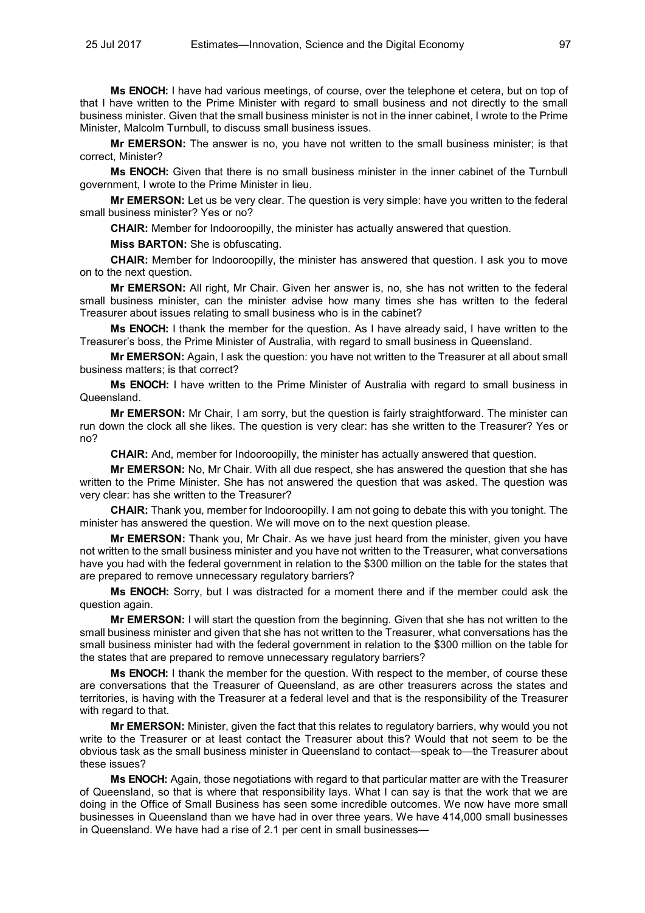**Ms ENOCH:** I have had various meetings, of course, over the telephone et cetera, but on top of that I have written to the Prime Minister with regard to small business and not directly to the small business minister. Given that the small business minister is not in the inner cabinet, I wrote to the Prime Minister, Malcolm Turnbull, to discuss small business issues.

**Mr EMERSON:** The answer is no, you have not written to the small business minister; is that correct, Minister?

**Ms ENOCH:** Given that there is no small business minister in the inner cabinet of the Turnbull government, I wrote to the Prime Minister in lieu.

**Mr EMERSON:** Let us be very clear. The question is very simple: have you written to the federal small business minister? Yes or no?

**CHAIR:** Member for Indooroopilly, the minister has actually answered that question.

**Miss BARTON:** She is obfuscating.

**CHAIR:** Member for Indooroopilly, the minister has answered that question. I ask you to move on to the next question.

**Mr EMERSON:** All right, Mr Chair. Given her answer is, no, she has not written to the federal small business minister, can the minister advise how many times she has written to the federal Treasurer about issues relating to small business who is in the cabinet?

**Ms ENOCH:** I thank the member for the question. As I have already said, I have written to the Treasurer's boss, the Prime Minister of Australia, with regard to small business in Queensland.

**Mr EMERSON:** Again, I ask the question: you have not written to the Treasurer at all about small business matters; is that correct?

**Ms ENOCH:** I have written to the Prime Minister of Australia with regard to small business in Queensland.

**Mr EMERSON:** Mr Chair, I am sorry, but the question is fairly straightforward. The minister can run down the clock all she likes. The question is very clear: has she written to the Treasurer? Yes or no?

**CHAIR:** And, member for Indooroopilly, the minister has actually answered that question.

**Mr EMERSON:** No, Mr Chair. With all due respect, she has answered the question that she has written to the Prime Minister. She has not answered the question that was asked. The question was very clear: has she written to the Treasurer?

**CHAIR:** Thank you, member for Indooroopilly. I am not going to debate this with you tonight. The minister has answered the question. We will move on to the next question please.

**Mr EMERSON:** Thank you, Mr Chair. As we have just heard from the minister, given you have not written to the small business minister and you have not written to the Treasurer, what conversations have you had with the federal government in relation to the $300 million on the table for the states that are prepared to remove unnecessary regulatory barriers?

**Ms ENOCH:** Sorry, but I was distracted for a moment there and if the member could ask the question again.

**Mr EMERSON:** I will start the question from the beginning. Given that she has not written to the small business minister and given that she has not written to the Treasurer, what conversations has the small business minister had with the federal government in relation to the $300 million on the table for the states that are prepared to remove unnecessary regulatory barriers?

**Ms ENOCH:** I thank the member for the question. With respect to the member, of course these are conversations that the Treasurer of Queensland, as are other treasurers across the states and territories, is having with the Treasurer at a federal level and that is the responsibility of the Treasurer with regard to that.

**Mr EMERSON:** Minister, given the fact that this relates to regulatory barriers, why would you not write to the Treasurer or at least contact the Treasurer about this? Would that not seem to be the obvious task as the small business minister in Queensland to contact—speak to—the Treasurer about these issues?

**Ms ENOCH:** Again, those negotiations with regard to that particular matter are with the Treasurer of Queensland, so that is where that responsibility lays. What I can say is that the work that we are doing in the Office of Small Business has seen some incredible outcomes. We now have more small businesses in Queensland than we have had in over three years. We have 414,000 small businesses in Queensland. We have had a rise of 2.1 per cent in small businesses—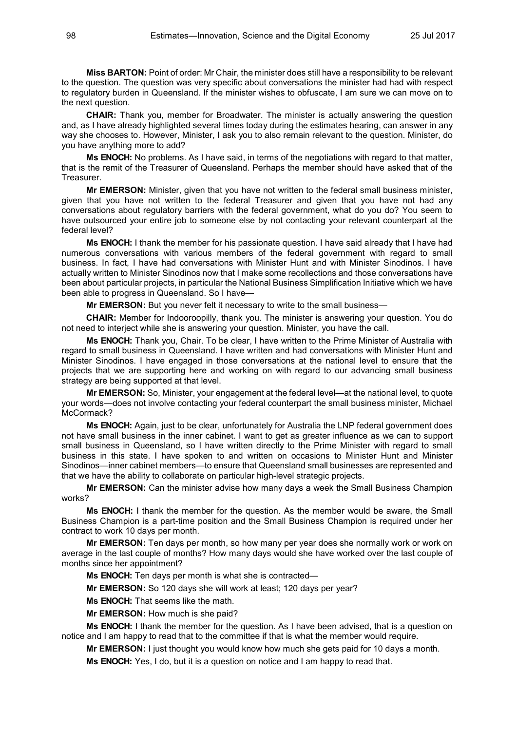**Miss BARTON:** Point of order: Mr Chair, the minister does still have a responsibility to be relevant to the question. The question was very specific about conversations the minister had had with respect to regulatory burden in Queensland. If the minister wishes to obfuscate, I am sure we can move on to the next question.

**CHAIR:** Thank you, member for Broadwater. The minister is actually answering the question and, as I have already highlighted several times today during the estimates hearing, can answer in any way she chooses to. However, Minister, I ask you to also remain relevant to the question. Minister, do you have anything more to add?

**Ms ENOCH:** No problems. As I have said, in terms of the negotiations with regard to that matter, that is the remit of the Treasurer of Queensland. Perhaps the member should have asked that of the Treasurer.

**Mr EMERSON:** Minister, given that you have not written to the federal small business minister, given that you have not written to the federal Treasurer and given that you have not had any conversations about regulatory barriers with the federal government, what do you do? You seem to have outsourced your entire job to someone else by not contacting your relevant counterpart at the federal level?

**Ms ENOCH:** I thank the member for his passionate question. I have said already that I have had numerous conversations with various members of the federal government with regard to small business. In fact, I have had conversations with Minister Hunt and with Minister Sinodinos. I have actually written to Minister Sinodinos now that I make some recollections and those conversations have been about particular projects, in particular the National Business Simplification Initiative which we have been able to progress in Queensland. So I have—

**Mr EMERSON:** But you never felt it necessary to write to the small business—

**CHAIR:** Member for Indooroopilly, thank you. The minister is answering your question. You do not need to interject while she is answering your question. Minister, you have the call.

**Ms ENOCH:** Thank you, Chair. To be clear, I have written to the Prime Minister of Australia with regard to small business in Queensland. I have written and had conversations with Minister Hunt and Minister Sinodinos. I have engaged in those conversations at the national level to ensure that the projects that we are supporting here and working on with regard to our advancing small business strategy are being supported at that level.

**Mr EMERSON:** So, Minister, your engagement at the federal level—at the national level, to quote your words—does not involve contacting your federal counterpart the small business minister, Michael McCormack?

**Ms ENOCH:** Again, just to be clear, unfortunately for Australia the LNP federal government does not have small business in the inner cabinet. I want to get as greater influence as we can to support small business in Queensland, so I have written directly to the Prime Minister with regard to small business in this state. I have spoken to and written on occasions to Minister Hunt and Minister Sinodinos—inner cabinet members—to ensure that Queensland small businesses are represented and that we have the ability to collaborate on particular high-level strategic projects.

**Mr EMERSON:** Can the minister advise how many days a week the Small Business Champion works?

**Ms ENOCH:** I thank the member for the question. As the member would be aware, the Small Business Champion is a part-time position and the Small Business Champion is required under her contract to work 10 days per month.

**Mr EMERSON:** Ten days per month, so how many per year does she normally work or work on average in the last couple of months? How many days would she have worked over the last couple of months since her appointment?

**Ms ENOCH:** Ten days per month is what she is contracted—

**Mr EMERSON:** So 120 days she will work at least; 120 days per year?

**Ms ENOCH:** That seems like the math.

**Mr EMERSON:** How much is she paid?

**Ms ENOCH:** I thank the member for the question. As I have been advised, that is a question on notice and I am happy to read that to the committee if that is what the member would require.

**Mr EMERSON:** I just thought you would know how much she gets paid for 10 days a month.

**Ms ENOCH:** Yes, I do, but it is a question on notice and I am happy to read that.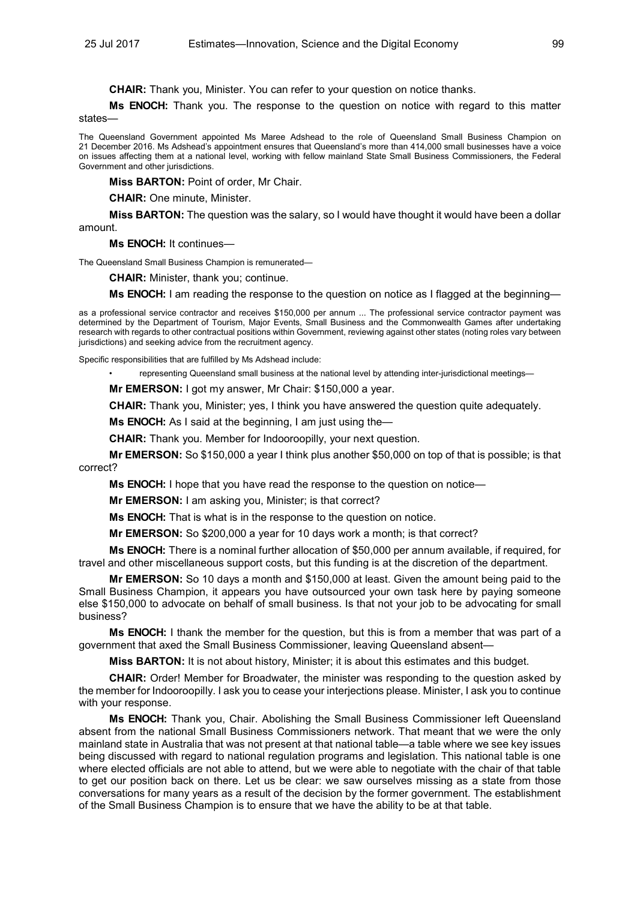**CHAIR:** Thank you, Minister. You can refer to your question on notice thanks.

**Ms ENOCH:** Thank you. The response to the question on notice with regard to this matter states—

The Queensland Government appointed Ms Maree Adshead to the role of Queensland Small Business Champion on 21 December 2016. Ms Adshead's appointment ensures that Queensland's more than 414,000 small businesses have a voice on issues affecting them at a national level, working with fellow mainland State Small Business Commissioners, the Federal Government and other jurisdictions.

**Miss BARTON:** Point of order, Mr Chair.

**CHAIR:** One minute, Minister.

**Miss BARTON:** The question was the salary, so I would have thought it would have been a dollar amount.

**Ms ENOCH:** It continues—

The Queensland Small Business Champion is remunerated—

**CHAIR:** Minister, thank you; continue.

**Ms ENOCH:** I am reading the response to the question on notice as I flagged at the beginning—

as a professional service contractor and receives $150,000 per annum ... The professional service contractor payment was determined by the Department of Tourism, Major Events, Small Business and the Commonwealth Games after undertaking research with regards to other contractual positions within Government, reviewing against other states (noting roles vary between jurisdictions) and seeking advice from the recruitment agency.

Specific responsibilities that are fulfilled by Ms Adshead include:

- representing Queensland small business at the national level by attending inter-jurisdictional meetings—

**Mr EMERSON:** I got my answer, Mr Chair: $150,000 a year.

**CHAIR:** Thank you, Minister; yes, I think you have answered the question quite adequately.

**Ms ENOCH:** As I said at the beginning, I am just using the—

**CHAIR:** Thank you. Member for Indooroopilly, your next question.

**Mr EMERSON:** So $150,000 a year I think plus another $50,000 on top of that is possible; is that correct?

**Ms ENOCH:** I hope that you have read the response to the question on notice—

**Mr EMERSON:** I am asking you, Minister; is that correct?

**Ms ENOCH:** That is what is in the response to the question on notice.

**Mr EMERSON:** So $200,000 a year for 10 days work a month; is that correct?

**Ms ENOCH:** There is a nominal further allocation of $50,000 per annum available, if required, for travel and other miscellaneous support costs, but this funding is at the discretion of the department.

**Mr EMERSON:** So 10 days a month and $150,000 at least. Given the amount being paid to the Small Business Champion, it appears you have outsourced your own task here by paying someone else $150,000 to advocate on behalf of small business. Is that not your job to be advocating for small business?

**Ms ENOCH:** I thank the member for the question, but this is from a member that was part of a government that axed the Small Business Commissioner, leaving Queensland absent—

**Miss BARTON:** It is not about history, Minister; it is about this estimates and this budget.

**CHAIR:** Order! Member for Broadwater, the minister was responding to the question asked by the member for Indooroopilly. I ask you to cease your interjections please. Minister, I ask you to continue with your response.

**Ms ENOCH:** Thank you, Chair. Abolishing the Small Business Commissioner left Queensland absent from the national Small Business Commissioners network. That meant that we were the only mainland state in Australia that was not present at that national table—a table where we see key issues being discussed with regard to national regulation programs and legislation. This national table is one where elected officials are not able to attend, but we were able to negotiate with the chair of that table to get our position back on there. Let us be clear: we saw ourselves missing as a state from those conversations for many years as a result of the decision by the former government. The establishment of the Small Business Champion is to ensure that we have the ability to be at that table.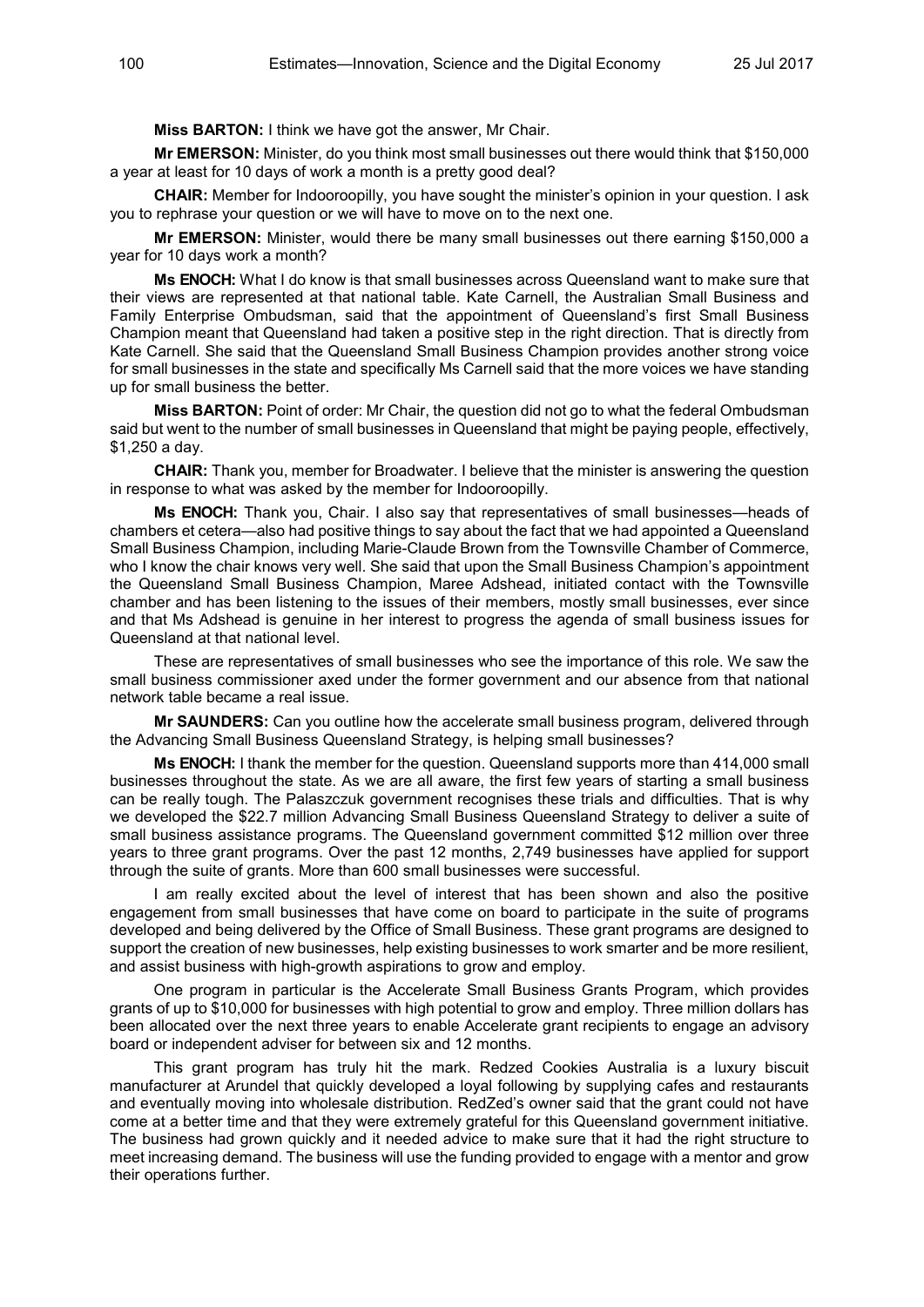**Miss BARTON:** I think we have got the answer, Mr Chair.

**Mr EMERSON:** Minister, do you think most small businesses out there would think that $150,000 a year at least for 10 days of work a month is a pretty good deal?

**CHAIR:** Member for Indooroopilly, you have sought the minister's opinion in your question. I ask you to rephrase your question or we will have to move on to the next one.

**Mr EMERSON:** Minister, would there be many small businesses out there earning $150,000 a year for 10 days work a month?

**Ms ENOCH:** What I do know is that small businesses across Queensland want to make sure that their views are represented at that national table. Kate Carnell, the Australian Small Business and Family Enterprise Ombudsman, said that the appointment of Queensland's first Small Business Champion meant that Queensland had taken a positive step in the right direction. That is directly from Kate Carnell. She said that the Queensland Small Business Champion provides another strong voice for small businesses in the state and specifically Ms Carnell said that the more voices we have standing up for small business the better.

**Miss BARTON:** Point of order: Mr Chair, the question did not go to what the federal Ombudsman said but went to the number of small businesses in Queensland that might be paying people, effectively, $1,250 a day.

**CHAIR:** Thank you, member for Broadwater. I believe that the minister is answering the question in response to what was asked by the member for Indooroopilly.

**Ms ENOCH:** Thank you, Chair. I also say that representatives of small businesses—heads of chambers et cetera—also had positive things to say about the fact that we had appointed a Queensland Small Business Champion, including Marie-Claude Brown from the Townsville Chamber of Commerce, who I know the chair knows very well. She said that upon the Small Business Champion's appointment the Queensland Small Business Champion, Maree Adshead, initiated contact with the Townsville chamber and has been listening to the issues of their members, mostly small businesses, ever since and that Ms Adshead is genuine in her interest to progress the agenda of small business issues for Queensland at that national level.

These are representatives of small businesses who see the importance of this role. We saw the small business commissioner axed under the former government and our absence from that national network table became a real issue.

**Mr SAUNDERS:** Can you outline how the accelerate small business program, delivered through the Advancing Small Business Queensland Strategy, is helping small businesses?

**Ms ENOCH:** I thank the member for the question. Queensland supports more than 414,000 small businesses throughout the state. As we are all aware, the first few years of starting a small business can be really tough. The Palaszczuk government recognises these trials and difficulties. That is why we developed the $22.7 million Advancing Small Business Queensland Strategy to deliver a suite of small business assistance programs. The Queensland government committed $12 million over three years to three grant programs. Over the past 12 months, 2,749 businesses have applied for support through the suite of grants. More than 600 small businesses were successful.

I am really excited about the level of interest that has been shown and also the positive engagement from small businesses that have come on board to participate in the suite of programs developed and being delivered by the Office of Small Business. These grant programs are designed to support the creation of new businesses, help existing businesses to work smarter and be more resilient, and assist business with high-growth aspirations to grow and employ.

One program in particular is the Accelerate Small Business Grants Program, which provides grants of up to $10,000 for businesses with high potential to grow and employ. Three million dollars has been allocated over the next three years to enable Accelerate grant recipients to engage an advisory board or independent adviser for between six and 12 months.

This grant program has truly hit the mark. Redzed Cookies Australia is a luxury biscuit manufacturer at Arundel that quickly developed a loyal following by supplying cafes and restaurants and eventually moving into wholesale distribution. RedZed's owner said that the grant could not have come at a better time and that they were extremely grateful for this Queensland government initiative. The business had grown quickly and it needed advice to make sure that it had the right structure to meet increasing demand. The business will use the funding provided to engage with a mentor and grow their operations further.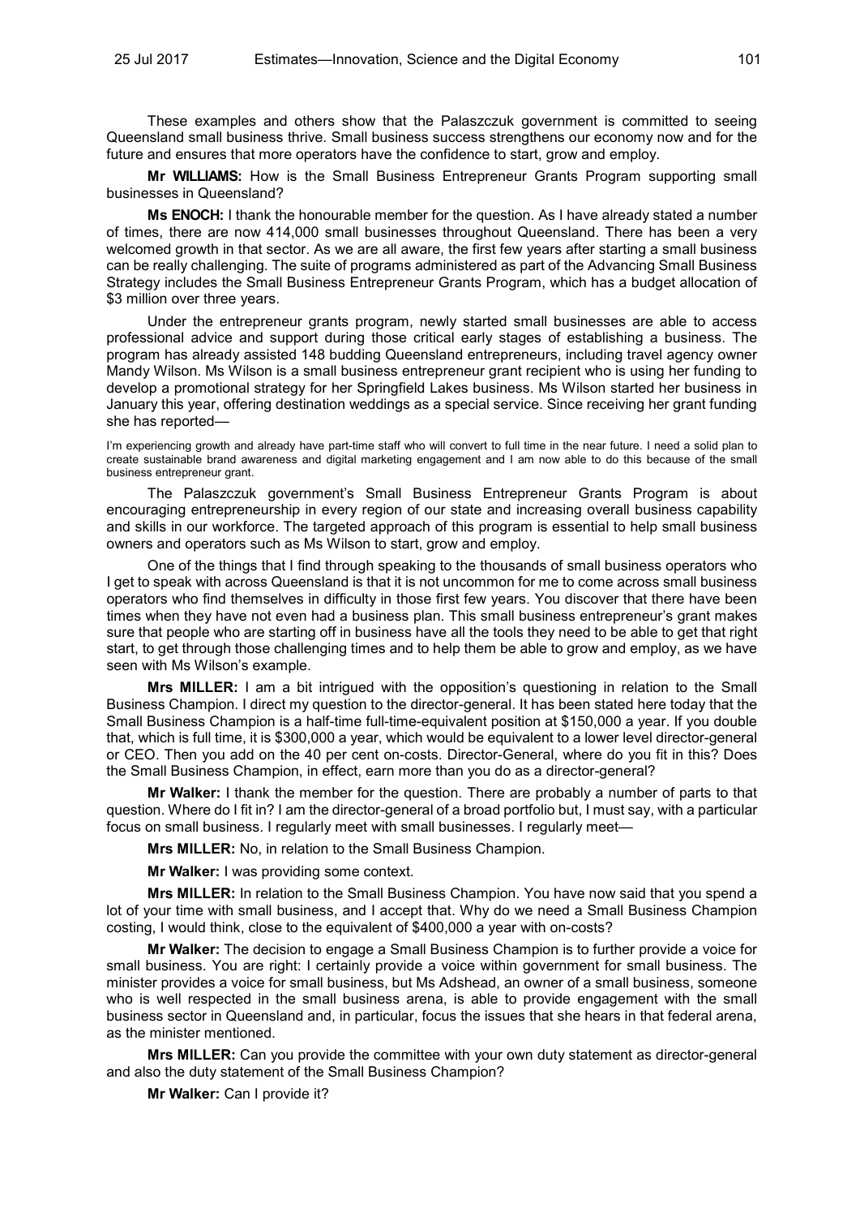These examples and others show that the Palaszczuk government is committed to seeing Queensland small business thrive. Small business success strengthens our economy now and for the future and ensures that more operators have the confidence to start, grow and employ.

**Mr WILLIAMS:** How is the Small Business Entrepreneur Grants Program supporting small businesses in Queensland?

**Ms ENOCH:** I thank the honourable member for the question. As I have already stated a number of times, there are now 414,000 small businesses throughout Queensland. There has been a very welcomed growth in that sector. As we are all aware, the first few years after starting a small business can be really challenging. The suite of programs administered as part of the Advancing Small Business Strategy includes the Small Business Entrepreneur Grants Program, which has a budget allocation of $3 million over three years.

Under the entrepreneur grants program, newly started small businesses are able to access professional advice and support during those critical early stages of establishing a business. The program has already assisted 148 budding Queensland entrepreneurs, including travel agency owner Mandy Wilson. Ms Wilson is a small business entrepreneur grant recipient who is using her funding to develop a promotional strategy for her Springfield Lakes business. Ms Wilson started her business in January this year, offering destination weddings as a special service. Since receiving her grant funding she has reported—

> I'm experiencing growth and already have part-time staff who will convert to full time in the near future. I need a solid plan to create sustainable brand awareness and digital marketing engagement and I am now able to do this because of the small business entrepreneur grant.

The Palaszczuk government's Small Business Entrepreneur Grants Program is about encouraging entrepreneurship in every region of our state and increasing overall business capability and skills in our workforce. The targeted approach of this program is essential to help small business owners and operators such as Ms Wilson to start, grow and employ.

One of the things that I find through speaking to the thousands of small business operators who I get to speak with across Queensland is that it is not uncommon for me to come across small business operators who find themselves in difficulty in those first few years. You discover that there have been times when they have not even had a business plan. This small business entrepreneur's grant makes sure that people who are starting off in business have all the tools they need to be able to get that right start, to get through those challenging times and to help them be able to grow and employ, as we have seen with Ms Wilson's example.

**Mrs MILLER:** I am a bit intrigued with the opposition's questioning in relation to the Small Business Champion. I direct my question to the director-general. It has been stated here today that the Small Business Champion is a half-time full-time-equivalent position at $150,000 a year. If you double that, which is full time, it is $300,000 a year, which would be equivalent to a lower level director-general or CEO. Then you add on the 40 per cent on-costs. Director-General, where do you fit in this? Does the Small Business Champion, in effect, earn more than you do as a director-general?

**Mr Walker:** I thank the member for the question. There are probably a number of parts to that question. Where do I fit in? I am the director-general of a broad portfolio but, I must say, with a particular focus on small business. I regularly meet with small businesses. I regularly meet—

**Mrs MILLER:** No, in relation to the Small Business Champion.

**Mr Walker:** I was providing some context.

**Mrs MILLER:** In relation to the Small Business Champion. You have now said that you spend a lot of your time with small business, and I accept that. Why do we need a Small Business Champion costing, I would think, close to the equivalent of $400,000 a year with on-costs?

**Mr Walker:** The decision to engage a Small Business Champion is to further provide a voice for small business. You are right: I certainly provide a voice within government for small business. The minister provides a voice for small business, but Ms Adshead, an owner of a small business, someone who is well respected in the small business arena, is able to provide engagement with the small business sector in Queensland and, in particular, focus the issues that she hears in that federal arena, as the minister mentioned.

**Mrs MILLER:** Can you provide the committee with your own duty statement as director-general and also the duty statement of the Small Business Champion?

**Mr Walker:** Can I provide it?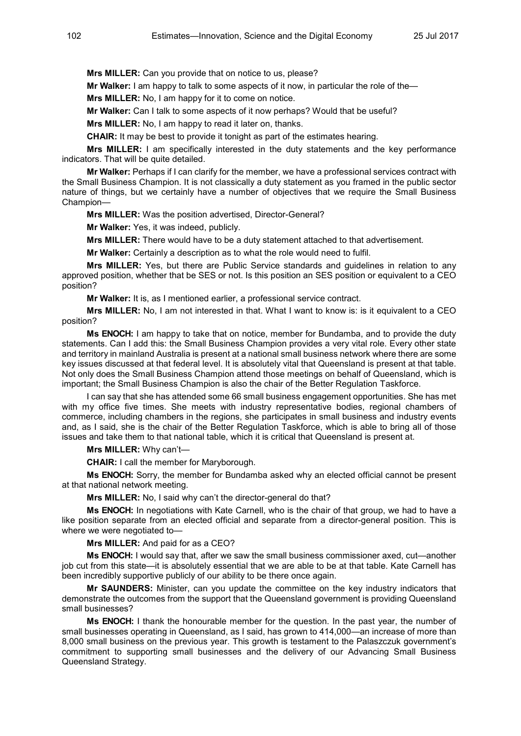**Mrs MILLER:** Can you provide that on notice to us, please?

**Mr Walker:** I am happy to talk to some aspects of it now, in particular the role of the—

**Mrs MILLER:** No, I am happy for it to come on notice.

**Mr Walker:** Can I talk to some aspects of it now perhaps? Would that be useful?

**Mrs MILLER:** No, I am happy to read it later on, thanks.

**CHAIR:** It may be best to provide it tonight as part of the estimates hearing.

**Mrs MILLER:** I am specifically interested in the duty statements and the key performance indicators. That will be quite detailed.

**Mr Walker:** Perhaps if I can clarify for the member, we have a professional services contract with the Small Business Champion. It is not classically a duty statement as you framed in the public sector nature of things, but we certainly have a number of objectives that we require the Small Business Champion—

**Mrs MILLER:** Was the position advertised, Director-General?

**Mr Walker:** Yes, it was indeed, publicly.

**Mrs MILLER:** There would have to be a duty statement attached to that advertisement.

**Mr Walker:** Certainly a description as to what the role would need to fulfil.

**Mrs MILLER:** Yes, but there are Public Service standards and guidelines in relation to any approved position, whether that be SES or not. Is this position an SES position or equivalent to a CEO position?

**Mr Walker:** It is, as I mentioned earlier, a professional service contract.

**Mrs MILLER:** No, I am not interested in that. What I want to know is: is it equivalent to a CEO position?

**Ms ENOCH:** I am happy to take that on notice, member for Bundamba, and to provide the duty statements. Can I add this: the Small Business Champion provides a very vital role. Every other state and territory in mainland Australia is present at a national small business network where there are some key issues discussed at that federal level. It is absolutely vital that Queensland is present at that table. Not only does the Small Business Champion attend those meetings on behalf of Queensland, which is important; the Small Business Champion is also the chair of the Better Regulation Taskforce.

I can say that she has attended some 66 small business engagement opportunities. She has met with my office five times. She meets with industry representative bodies, regional chambers of commerce, including chambers in the regions, she participates in small business and industry events and, as I said, she is the chair of the Better Regulation Taskforce, which is able to bring all of those issues and take them to that national table, which it is critical that Queensland is present at.

**Mrs MILLER:** Why can't—

**CHAIR:** I call the member for Maryborough.

**Ms ENOCH:** Sorry, the member for Bundamba asked why an elected official cannot be present at that national network meeting.

**Mrs MILLER:** No, I said why can't the director-general do that?

**Ms ENOCH:** In negotiations with Kate Carnell, who is the chair of that group, we had to have a like position separate from an elected official and separate from a director-general position. This is where we were negotiated to—

**Mrs MILLER:** And paid for as a CEO?

**Ms ENOCH:** I would say that, after we saw the small business commissioner axed, cut—another job cut from this state—it is absolutely essential that we are able to be at that table. Kate Carnell has been incredibly supportive publicly of our ability to be there once again.

**Mr SAUNDERS:** Minister, can you update the committee on the key industry indicators that demonstrate the outcomes from the support that the Queensland government is providing Queensland small businesses?

**Ms ENOCH:** I thank the honourable member for the question. In the past year, the number of small businesses operating in Queensland, as I said, has grown to 414,000—an increase of more than 8,000 small business on the previous year. This growth is testament to the Palaszczuk government's commitment to supporting small businesses and the delivery of our Advancing Small Business Queensland Strategy.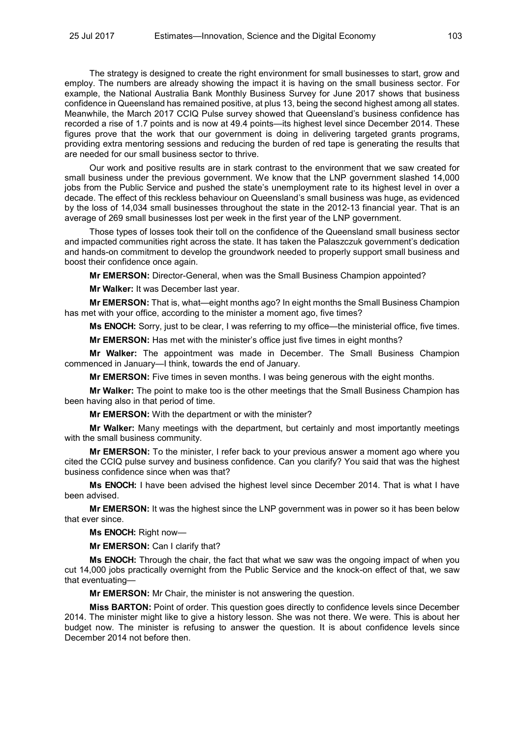The strategy is designed to create the right environment for small businesses to start, grow and employ. The numbers are already showing the impact it is having on the small business sector. For example, the National Australia Bank Monthly Business Survey for June 2017 shows that business confidence in Queensland has remained positive, at plus 13, being the second highest among all states. Meanwhile, the March 2017 CCIQ Pulse survey showed that Queensland's business confidence has recorded a rise of 1.7 points and is now at 49.4 points—its highest level since December 2014. These figures prove that the work that our government is doing in delivering targeted grants programs, providing extra mentoring sessions and reducing the burden of red tape is generating the results that are needed for our small business sector to thrive.

Our work and positive results are in stark contrast to the environment that we saw created for small business under the previous government. We know that the LNP government slashed 14,000 jobs from the Public Service and pushed the state's unemployment rate to its highest level in over a decade. The effect of this reckless behaviour on Queensland's small business was huge, as evidenced by the loss of 14,034 small businesses throughout the state in the 2012-13 financial year. That is an average of 269 small businesses lost per week in the first year of the LNP government.

Those types of losses took their toll on the confidence of the Queensland small business sector and impacted communities right across the state. It has taken the Palaszczuk government's dedication and hands-on commitment to develop the groundwork needed to properly support small business and boost their confidence once again.

**Mr EMERSON:** Director-General, when was the Small Business Champion appointed?

**Mr Walker:** It was December last year.

**Mr EMERSON:** That is, what—eight months ago? In eight months the Small Business Champion has met with your office, according to the minister a moment ago, five times?

**Ms ENOCH:** Sorry, just to be clear, I was referring to my office—the ministerial office, five times.

**Mr EMERSON:** Has met with the minister's office just five times in eight months?

**Mr Walker:** The appointment was made in December. The Small Business Champion commenced in January—I think, towards the end of January.

**Mr EMERSON:** Five times in seven months. I was being generous with the eight months.

**Mr Walker:** The point to make too is the other meetings that the Small Business Champion has been having also in that period of time.

**Mr EMERSON:** With the department or with the minister?

**Mr Walker:** Many meetings with the department, but certainly and most importantly meetings with the small business community.

**Mr EMERSON:** To the minister, I refer back to your previous answer a moment ago where you cited the CCIQ pulse survey and business confidence. Can you clarify? You said that was the highest business confidence since when was that?

**Ms ENOCH:** I have been advised the highest level since December 2014. That is what I have been advised.

**Mr EMERSON:** It was the highest since the LNP government was in power so it has been below that ever since.

**Ms ENOCH:** Right now—

**Mr EMERSON:** Can I clarify that?

**Ms ENOCH:** Through the chair, the fact that what we saw was the ongoing impact of when you cut 14,000 jobs practically overnight from the Public Service and the knock-on effect of that, we saw that eventuating—

**Mr EMERSON:** Mr Chair, the minister is not answering the question.

**Miss BARTON:** Point of order. This question goes directly to confidence levels since December 2014. The minister might like to give a history lesson. She was not there. We were. This is about her budget now. The minister is refusing to answer the question. It is about confidence levels since December 2014 not before then.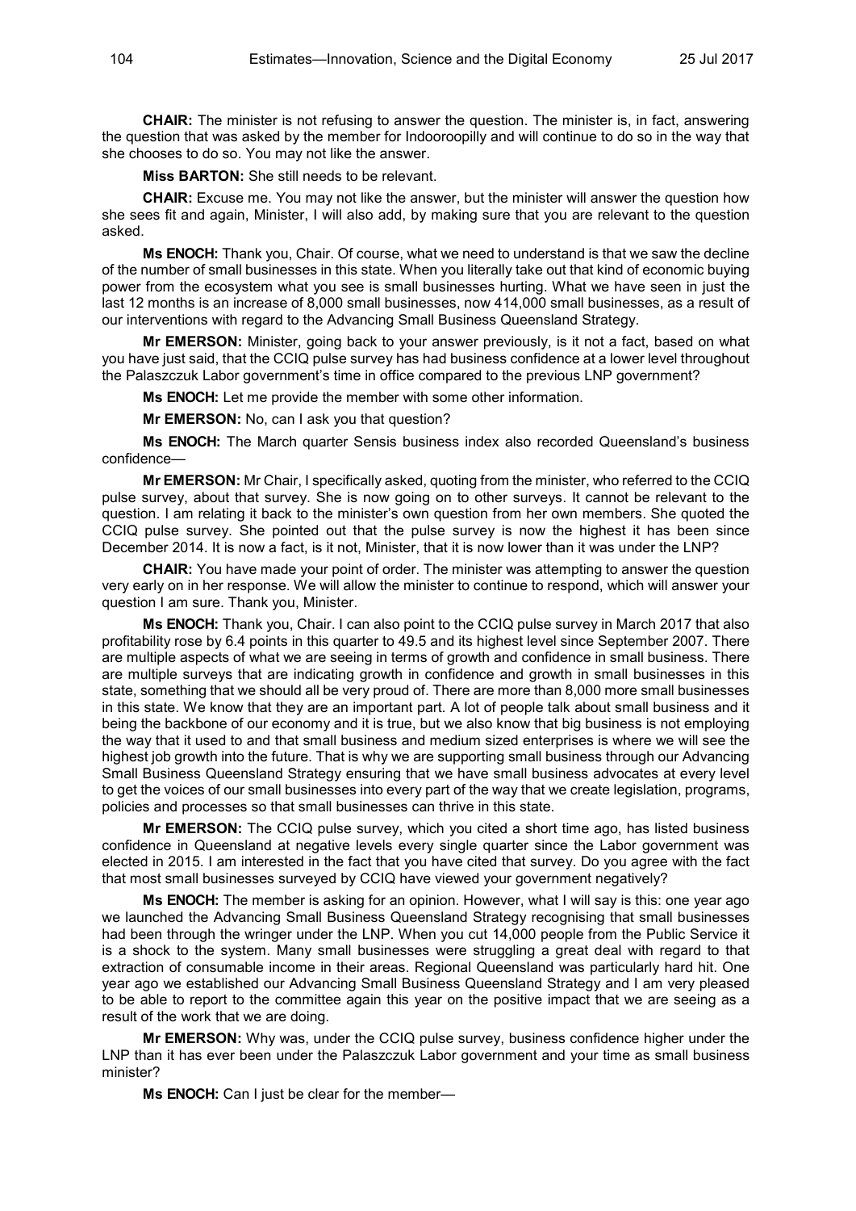**CHAIR:** The minister is not refusing to answer the question. The minister is, in fact, answering the question that was asked by the member for Indooroopilly and will continue to do so in the way that she chooses to do so. You may not like the answer.

**Miss BARTON:** She still needs to be relevant.

**CHAIR:** Excuse me. You may not like the answer, but the minister will answer the question how she sees fit and again, Minister, I will also add, by making sure that you are relevant to the question asked.

**Ms ENOCH:** Thank you, Chair. Of course, what we need to understand is that we saw the decline of the number of small businesses in this state. When you literally take out that kind of economic buying power from the ecosystem what you see is small businesses hurting. What we have seen in just the last 12 months is an increase of 8,000 small businesses, now 414,000 small businesses, as a result of our interventions with regard to the Advancing Small Business Queensland Strategy.

**Mr EMERSON:** Minister, going back to your answer previously, is it not a fact, based on what you have just said, that the CCIQ pulse survey has had business confidence at a lower level throughout the Palaszczuk Labor government's time in office compared to the previous LNP government?

**Ms ENOCH:** Let me provide the member with some other information.

**Mr EMERSON:** No, can I ask you that question?

**Ms ENOCH:** The March quarter Sensis business index also recorded Queensland's business confidence—

**Mr EMERSON:** Mr Chair, I specifically asked, quoting from the minister, who referred to the CCIQ pulse survey, about that survey. She is now going on to other surveys. It cannot be relevant to the question. I am relating it back to the minister's own question from her own members. She quoted the CCIQ pulse survey. She pointed out that the pulse survey is now the highest it has been since December 2014. It is now a fact, is it not, Minister, that it is now lower than it was under the LNP?

**CHAIR:** You have made your point of order. The minister was attempting to answer the question very early on in her response. We will allow the minister to continue to respond, which will answer your question I am sure. Thank you, Minister.

**Ms ENOCH:** Thank you, Chair. I can also point to the CCIQ pulse survey in March 2017 that also profitability rose by 6.4 points in this quarter to 49.5 and its highest level since September 2007. There are multiple aspects of what we are seeing in terms of growth and confidence in small business. There are multiple surveys that are indicating growth in confidence and growth in small businesses in this state, something that we should all be very proud of. There are more than 8,000 more small businesses in this state. We know that they are an important part. A lot of people talk about small business and it being the backbone of our economy and it is true, but we also know that big business is not employing the way that it used to and that small business and medium sized enterprises is where we will see the highest job growth into the future. That is why we are supporting small business through our Advancing Small Business Queensland Strategy ensuring that we have small business advocates at every level to get the voices of our small businesses into every part of the way that we create legislation, programs, policies and processes so that small businesses can thrive in this state.

**Mr EMERSON:** The CCIQ pulse survey, which you cited a short time ago, has listed business confidence in Queensland at negative levels every single quarter since the Labor government was elected in 2015. I am interested in the fact that you have cited that survey. Do you agree with the fact that most small businesses surveyed by CCIQ have viewed your government negatively?

**Ms ENOCH:** The member is asking for an opinion. However, what I will say is this: one year ago we launched the Advancing Small Business Queensland Strategy recognising that small businesses had been through the wringer under the LNP. When you cut 14,000 people from the Public Service it is a shock to the system. Many small businesses were struggling a great deal with regard to that extraction of consumable income in their areas. Regional Queensland was particularly hard hit. One year ago we established our Advancing Small Business Queensland Strategy and I am very pleased to be able to report to the committee again this year on the positive impact that we are seeing as a result of the work that we are doing.

**Mr EMERSON:** Why was, under the CCIQ pulse survey, business confidence higher under the LNP than it has ever been under the Palaszczuk Labor government and your time as small business minister?

**Ms ENOCH:** Can I just be clear for the member—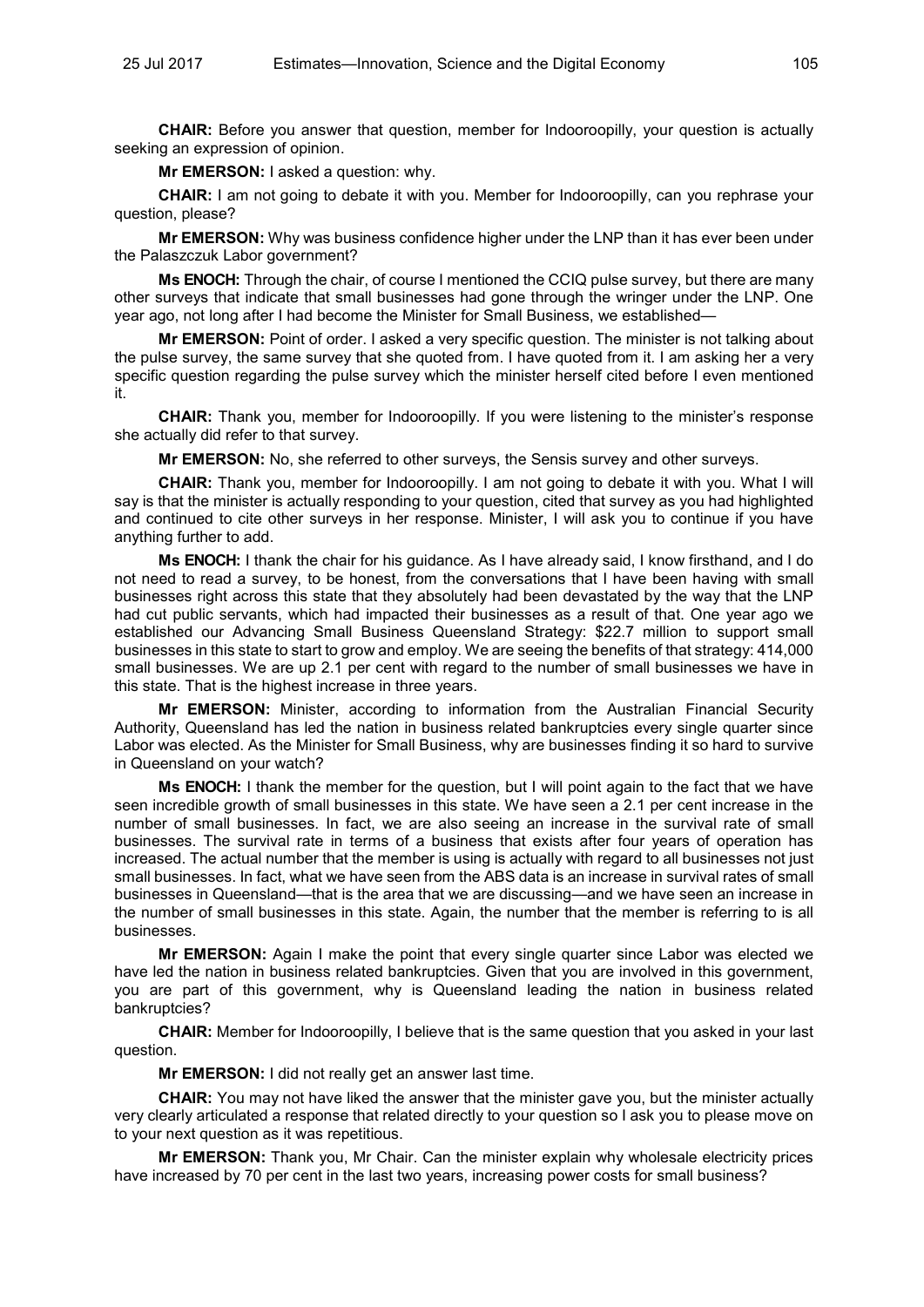**CHAIR:** Before you answer that question, member for Indooroopilly, your question is actually seeking an expression of opinion.

**Mr EMERSON:** I asked a question: why.

**CHAIR:** I am not going to debate it with you. Member for Indooroopilly, can you rephrase your question, please?

**Mr EMERSON:** Why was business confidence higher under the LNP than it has ever been under the Palaszczuk Labor government?

**Ms ENOCH:** Through the chair, of course I mentioned the CCIQ pulse survey, but there are many other surveys that indicate that small businesses had gone through the wringer under the LNP. One year ago, not long after I had become the Minister for Small Business, we established—

**Mr EMERSON:** Point of order. I asked a very specific question. The minister is not talking about the pulse survey, the same survey that she quoted from. I have quoted from it. I am asking her a very specific question regarding the pulse survey which the minister herself cited before I even mentioned it.

**CHAIR:** Thank you, member for Indooroopilly. If you were listening to the minister's response she actually did refer to that survey.

**Mr EMERSON:** No, she referred to other surveys, the Sensis survey and other surveys.

**CHAIR:** Thank you, member for Indooroopilly. I am not going to debate it with you. What I will say is that the minister is actually responding to your question, cited that survey as you had highlighted and continued to cite other surveys in her response. Minister, I will ask you to continue if you have anything further to add.

**Ms ENOCH:** I thank the chair for his guidance. As I have already said, I know firsthand, and I do not need to read a survey, to be honest, from the conversations that I have been having with small businesses right across this state that they absolutely had been devastated by the way that the LNP had cut public servants, which had impacted their businesses as a result of that. One year ago we established our Advancing Small Business Queensland Strategy: $22.7 million to support small businesses in this state to start to grow and employ. We are seeing the benefits of that strategy: 414,000 small businesses. We are up 2.1 per cent with regard to the number of small businesses we have in this state. That is the highest increase in three years.

**Mr EMERSON:** Minister, according to information from the Australian Financial Security Authority, Queensland has led the nation in business related bankruptcies every single quarter since Labor was elected. As the Minister for Small Business, why are businesses finding it so hard to survive in Queensland on your watch?

**Ms ENOCH:** I thank the member for the question, but I will point again to the fact that we have seen incredible growth of small businesses in this state. We have seen a 2.1 per cent increase in the number of small businesses. In fact, we are also seeing an increase in the survival rate of small businesses. The survival rate in terms of a business that exists after four years of operation has increased. The actual number that the member is using is actually with regard to all businesses not just small businesses. In fact, what we have seen from the ABS data is an increase in survival rates of small businesses in Queensland—that is the area that we are discussing—and we have seen an increase in the number of small businesses in this state. Again, the number that the member is referring to is all businesses.

**Mr EMERSON:** Again I make the point that every single quarter since Labor was elected we have led the nation in business related bankruptcies. Given that you are involved in this government, you are part of this government, why is Queensland leading the nation in business related bankruptcies?

**CHAIR:** Member for Indooroopilly, I believe that is the same question that you asked in your last question.

**Mr EMERSON:** I did not really get an answer last time.

**CHAIR:** You may not have liked the answer that the minister gave you, but the minister actually very clearly articulated a response that related directly to your question so I ask you to please move on to your next question as it was repetitious.

**Mr EMERSON:** Thank you, Mr Chair. Can the minister explain why wholesale electricity prices have increased by 70 per cent in the last two years, increasing power costs for small business?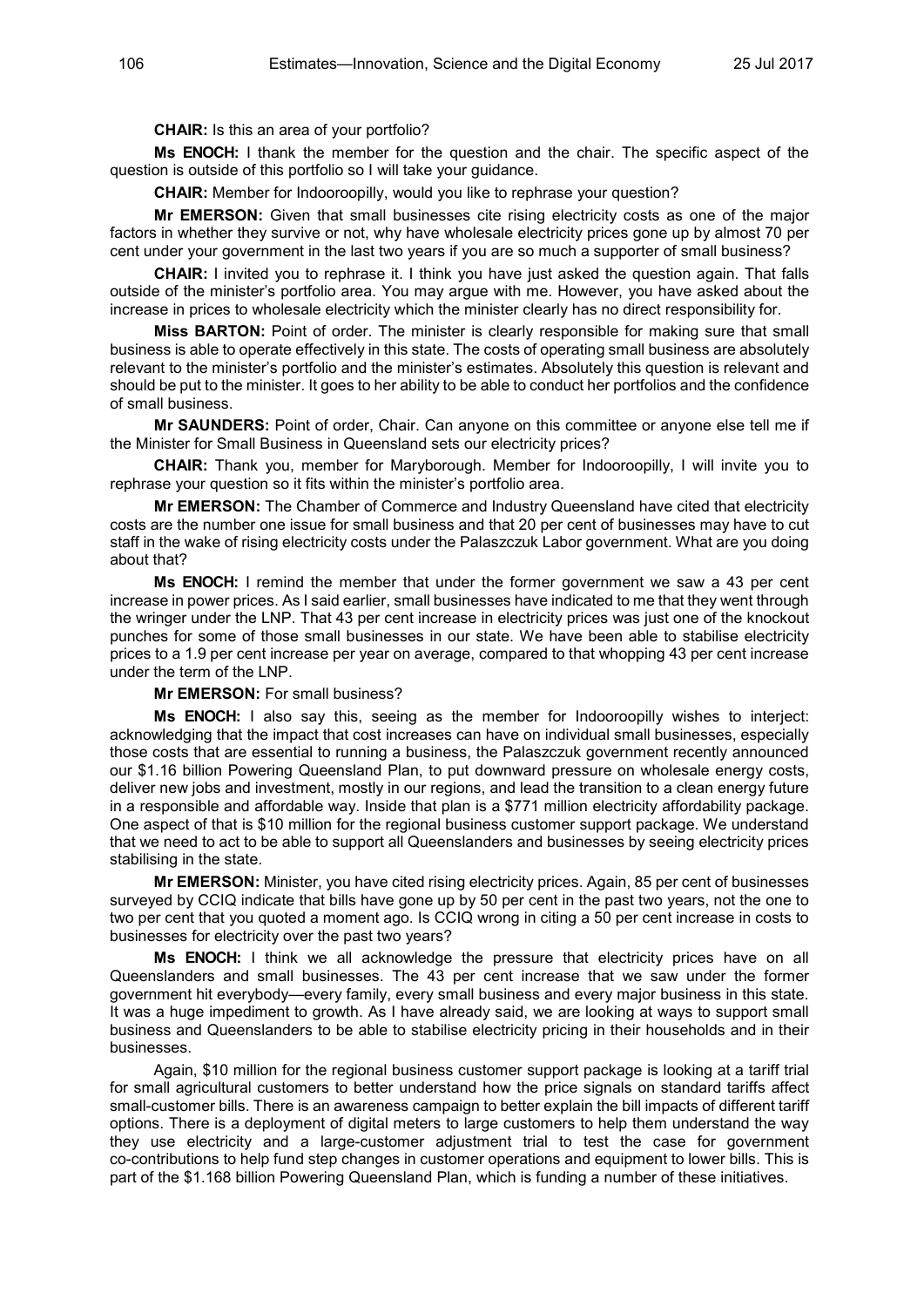**CHAIR:** Is this an area of your portfolio?

**Ms ENOCH:** I thank the member for the question and the chair. The specific aspect of the question is outside of this portfolio so I will take your guidance.

**CHAIR:** Member for Indooroopilly, would you like to rephrase your question?

**Mr EMERSON:** Given that small businesses cite rising electricity costs as one of the major factors in whether they survive or not, why have wholesale electricity prices gone up by almost 70 per cent under your government in the last two years if you are so much a supporter of small business?

**CHAIR:** I invited you to rephrase it. I think you have just asked the question again. That falls outside of the minister's portfolio area. You may argue with me. However, you have asked about the increase in prices to wholesale electricity which the minister clearly has no direct responsibility for.

**Miss BARTON:** Point of order. The minister is clearly responsible for making sure that small business is able to operate effectively in this state. The costs of operating small business are absolutely relevant to the minister's portfolio and the minister's estimates. Absolutely this question is relevant and should be put to the minister. It goes to her ability to be able to conduct her portfolios and the confidence of small business.

**Mr SAUNDERS:** Point of order, Chair. Can anyone on this committee or anyone else tell me if the Minister for Small Business in Queensland sets our electricity prices?

**CHAIR:** Thank you, member for Maryborough. Member for Indooroopilly, I will invite you to rephrase your question so it fits within the minister's portfolio area.

**Mr EMERSON:** The Chamber of Commerce and Industry Queensland have cited that electricity costs are the number one issue for small business and that 20 per cent of businesses may have to cut staff in the wake of rising electricity costs under the Palaszczuk Labor government. What are you doing about that?

**Ms ENOCH:** I remind the member that under the former government we saw a 43 per cent increase in power prices. As I said earlier, small businesses have indicated to me that they went through the wringer under the LNP. That 43 per cent increase in electricity prices was just one of the knockout punches for some of those small businesses in our state. We have been able to stabilise electricity prices to a 1.9 per cent increase per year on average, compared to that whopping 43 per cent increase under the term of the LNP.

**Mr EMERSON:** For small business?

**Ms ENOCH:** I also say this, seeing as the member for Indooroopilly wishes to interject: acknowledging that the impact that cost increases can have on individual small businesses, especially those costs that are essential to running a business, the Palaszczuk government recently announced our $1.16 billion Powering Queensland Plan, to put downward pressure on wholesale energy costs, deliver new jobs and investment, mostly in our regions, and lead the transition to a clean energy future in a responsible and affordable way. Inside that plan is a $771 million electricity affordability package. One aspect of that is $10 million for the regional business customer support package. We understand that we need to act to be able to support all Queenslanders and businesses by seeing electricity prices stabilising in the state.

**Mr EMERSON:** Minister, you have cited rising electricity prices. Again, 85 per cent of businesses surveyed by CCIQ indicate that bills have gone up by 50 per cent in the past two years, not the one to two per cent that you quoted a moment ago. Is CCIQ wrong in citing a 50 per cent increase in costs to businesses for electricity over the past two years?

**Ms ENOCH:** I think we all acknowledge the pressure that electricity prices have on all Queenslanders and small businesses. The 43 per cent increase that we saw under the former government hit everybody—every family, every small business and every major business in this state. It was a huge impediment to growth. As I have already said, we are looking at ways to support small business and Queenslanders to be able to stabilise electricity pricing in their households and in their businesses.

Again, $10 million for the regional business customer support package is looking at a tariff trial for small agricultural customers to better understand how the price signals on standard tariffs affect small-customer bills. There is an awareness campaign to better explain the bill impacts of different tariff options. There is a deployment of digital meters to large customers to help them understand the way they use electricity and a large-customer adjustment trial to test the case for government co-contributions to help fund step changes in customer operations and equipment to lower bills. This is part of the $1.168 billion Powering Queensland Plan, which is funding a number of these initiatives.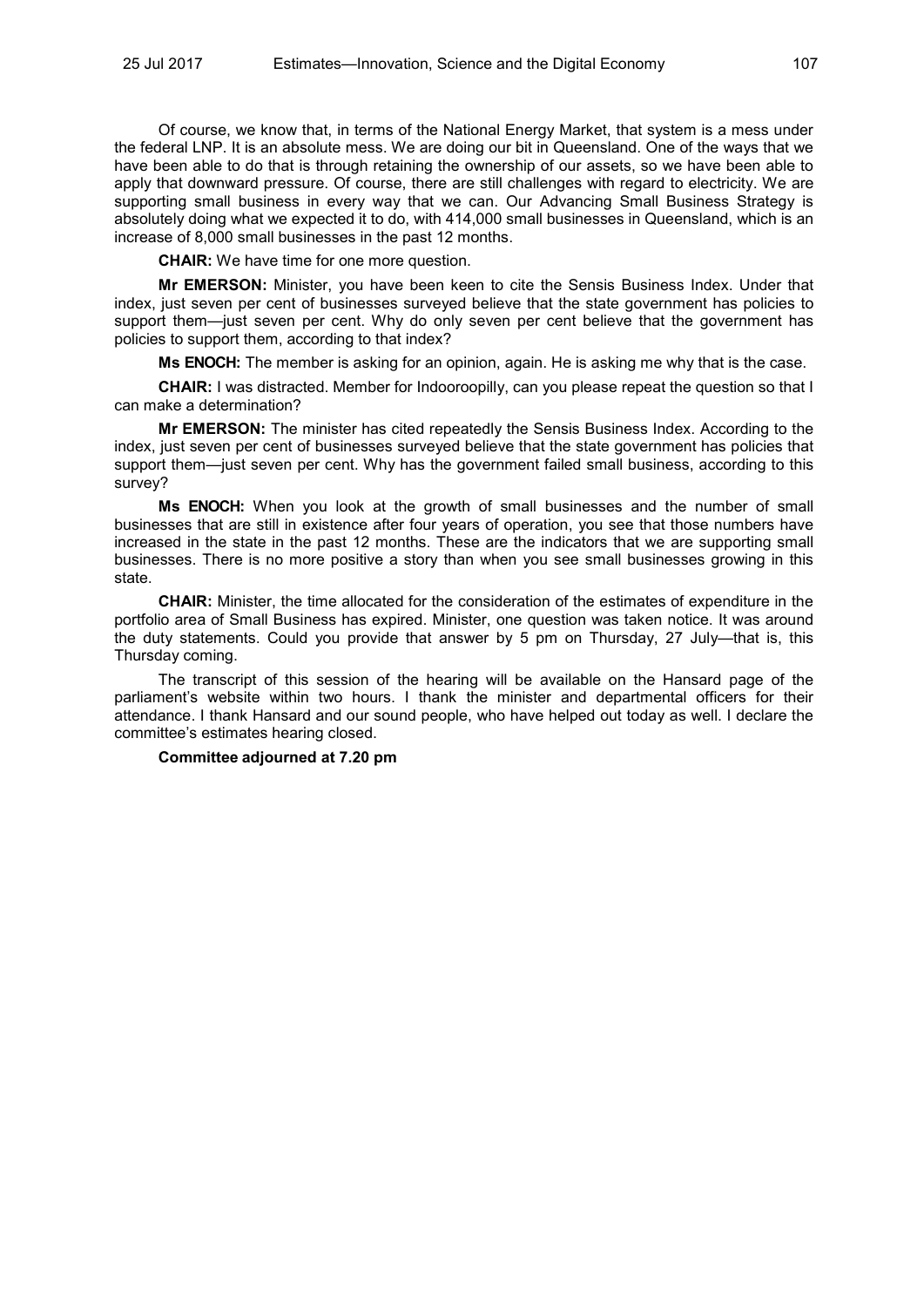Of course, we know that, in terms of the National Energy Market, that system is a mess under the federal LNP. It is an absolute mess. We are doing our bit in Queensland. One of the ways that we have been able to do that is through retaining the ownership of our assets, so we have been able to apply that downward pressure. Of course, there are still challenges with regard to electricity. We are supporting small business in every way that we can. Our Advancing Small Business Strategy is absolutely doing what we expected it to do, with 414,000 small businesses in Queensland, which is an increase of 8,000 small businesses in the past 12 months.

**CHAIR:** We have time for one more question.

**Mr EMERSON:** Minister, you have been keen to cite the Sensis Business Index. Under that index, just seven per cent of businesses surveyed believe that the state government has policies to support them—just seven per cent. Why do only seven per cent believe that the government has policies to support them, according to that index?

**Ms ENOCH:** The member is asking for an opinion, again. He is asking me why that is the case.

**CHAIR:** I was distracted. Member for Indooroopilly, can you please repeat the question so that I can make a determination?

**Mr EMERSON:** The minister has cited repeatedly the Sensis Business Index. According to the index, just seven per cent of businesses surveyed believe that the state government has policies that support them—just seven per cent. Why has the government failed small business, according to this survey?

**Ms ENOCH:** When you look at the growth of small businesses and the number of small businesses that are still in existence after four years of operation, you see that those numbers have increased in the state in the past 12 months. These are the indicators that we are supporting small businesses. There is no more positive a story than when you see small businesses growing in this state.

**CHAIR:** Minister, the time allocated for the consideration of the estimates of expenditure in the portfolio area of Small Business has expired. Minister, one question was taken notice. It was around the duty statements. Could you provide that answer by 5 pm on Thursday, 27 July—that is, this Thursday coming.

The transcript of this session of the hearing will be available on the Hansard page of the parliament's website within two hours. I thank the minister and departmental officers for their attendance. I thank Hansard and our sound people, who have helped out today as well. I declare the committee's estimates hearing closed.

**Committee adjourned at 7.20 pm**